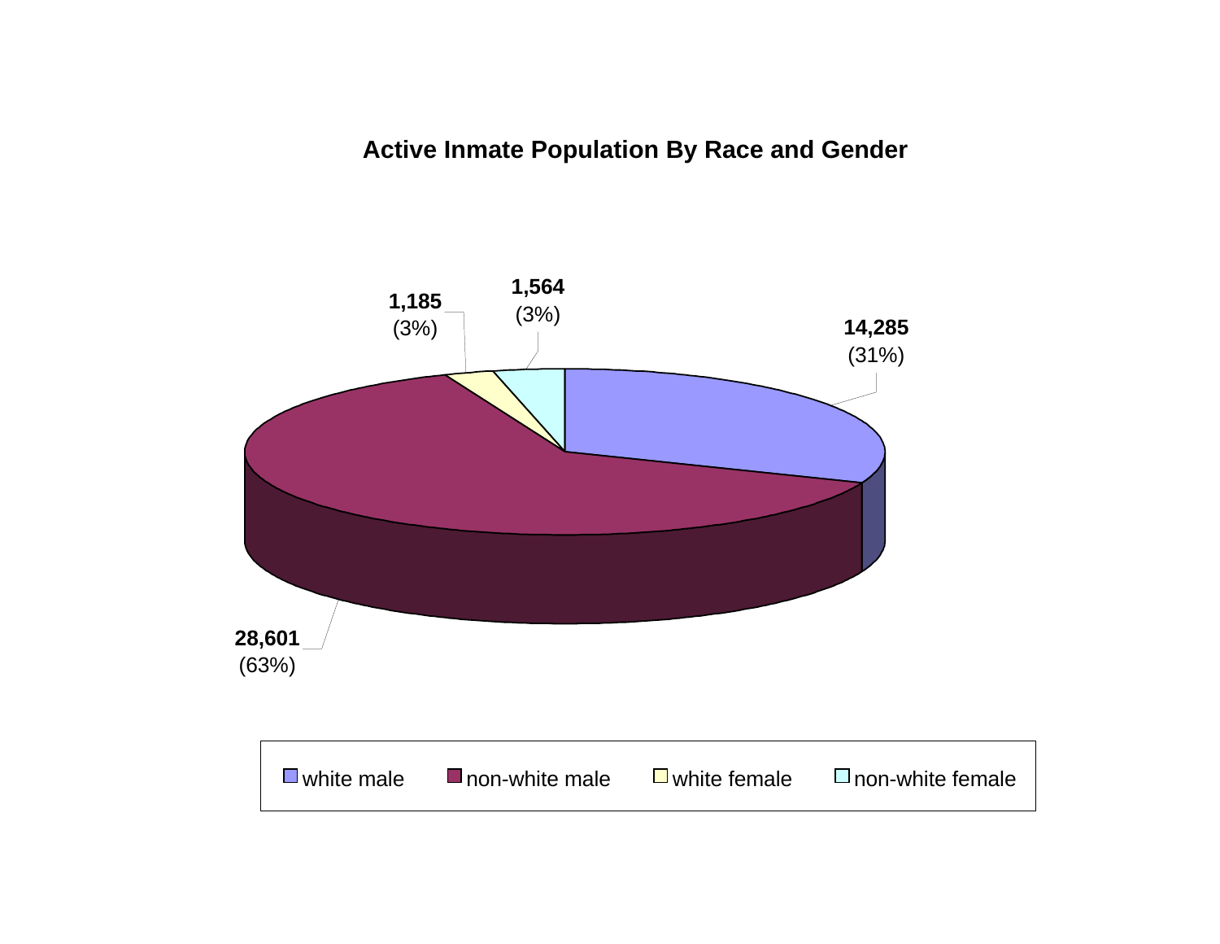## Active Inmate Population By Race and Gender

| Category | Count | Percent |
|---|---|---|
| white male | 14,285 | (31%) |
| non-white male | 28,601 | (63%) |
| white female | 1,185 | (3%) |
| non-white female | 1,564 | (3%) |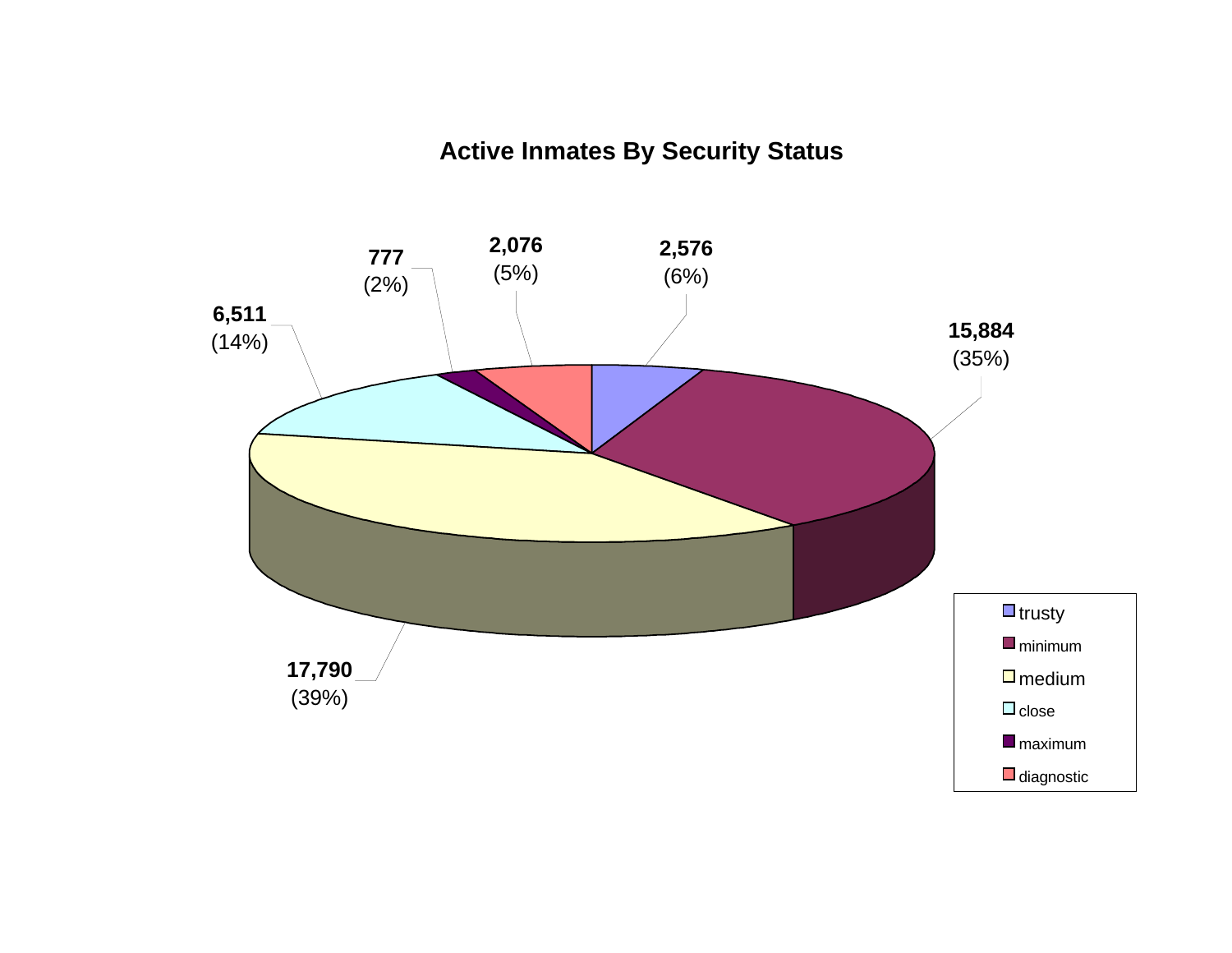## Active Inmates By Security Status

| Security Status | Inmates | Percent |
|---|---|---|
| trusty | 2,576 | (6%) |
| minimum | 15,884 | (35%) |
| medium | 17,790 | (39%) |
| close | 6,511 | (14%) |
| maximum | 777 | (2%) |
| diagnostic | 2,076 | (5%) |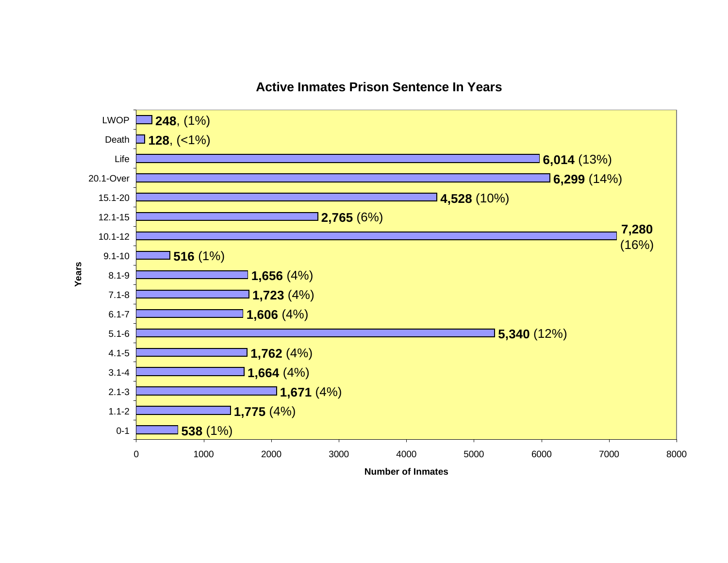## Active Inmates Prison Sentence In Years

| Years | Number of Inmates |
| --- | --- |
| LWOP | **248**, (1%) |
| Death | **128**, (<1%) |
| Life | **6,014** (13%) |
| 20.1-Over | **6,299** (14%) |
| 15.1-20 | **4,528** (10%) |
| 12.1-15 | **2,765** (6%) |
| 10.1-12 | **7,280** (16%) |
| 9.1-10 | **516** (1%) |
| 8.1-9 | **1,656** (4%) |
| 7.1-8 | **1,723** (4%) |
| 6.1-7 | **1,606** (4%) |
| 5.1-6 | **5,340** (12%) |
| 4.1-5 | **1,762** (4%) |
| 3.1-4 | **1,664** (4%) |
| 2.1-3 | **1,671** (4%) |
| 1.1-2 | **1,775** (4%) |
| 0-1 | **538** (1%) |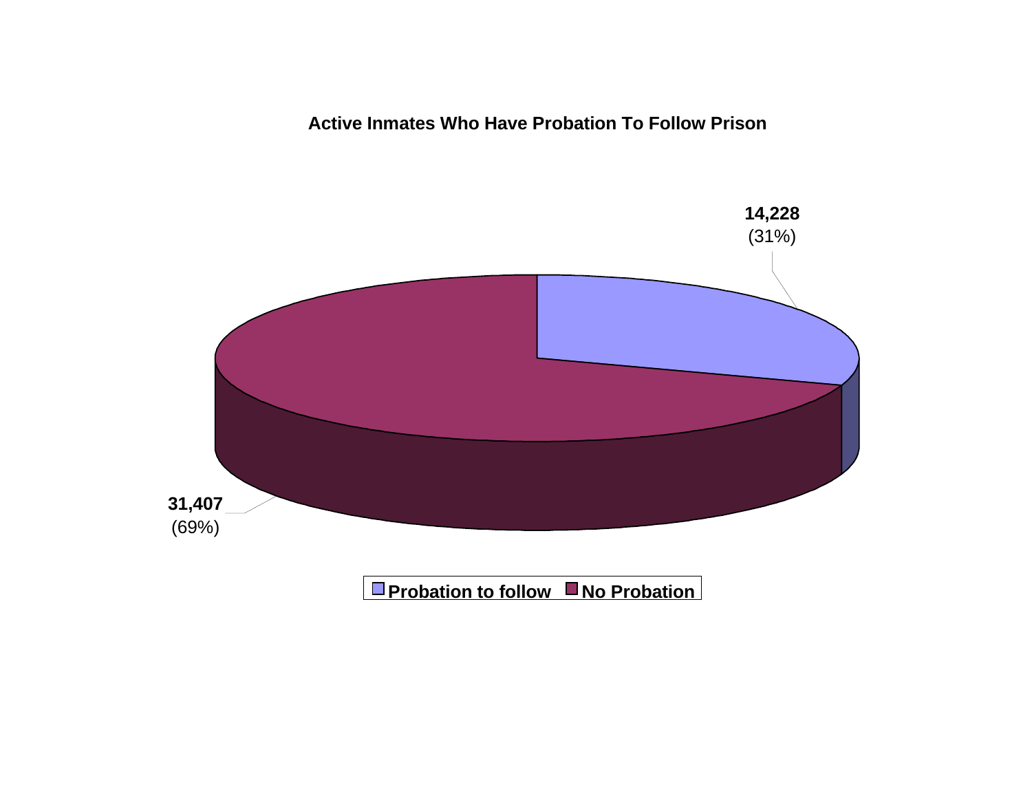## Active Inmates Who Have Probation To Follow Prison

**14,228**
(31%)

**31,407**
(69%)

**Probation to follow** **No Probation**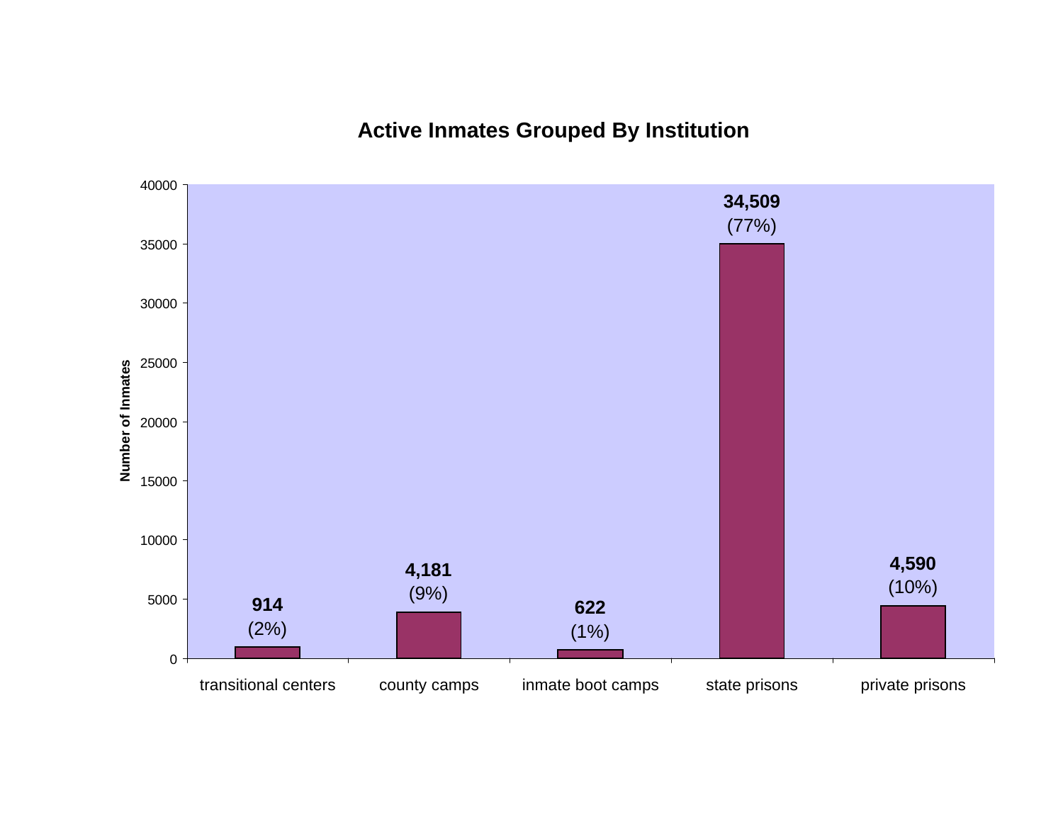## Active Inmates Grouped By Institution

| Institution | Number of Inmates | Percent |
|---|---|---|
| transitional centers | 914 | (2%) |
| county camps | 4,181 | (9%) |
| inmate boot camps | 622 | (1%) |
| state prisons | 34,509 | (77%) |
| private prisons | 4,590 | (10%) |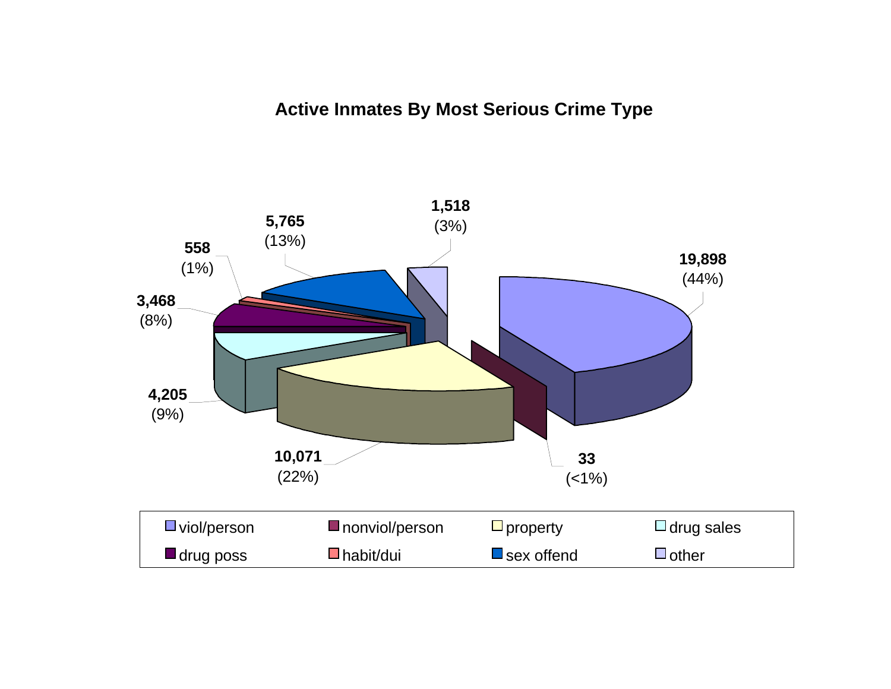## Active Inmates By Most Serious Crime Type

| Crime Type | Count | Percent |
|---|---|---|
| viol/person | 19,898 | (44%) |
| nonviol/person | 33 | (<1%) |
| property | 10,071 | (22%) |
| drug sales | 4,205 | (9%) |
| drug poss | 3,468 | (8%) |
| habit/dui | 558 | (1%) |
| sex offend | 5,765 | (13%) |
| other | 1,518 | (3%) |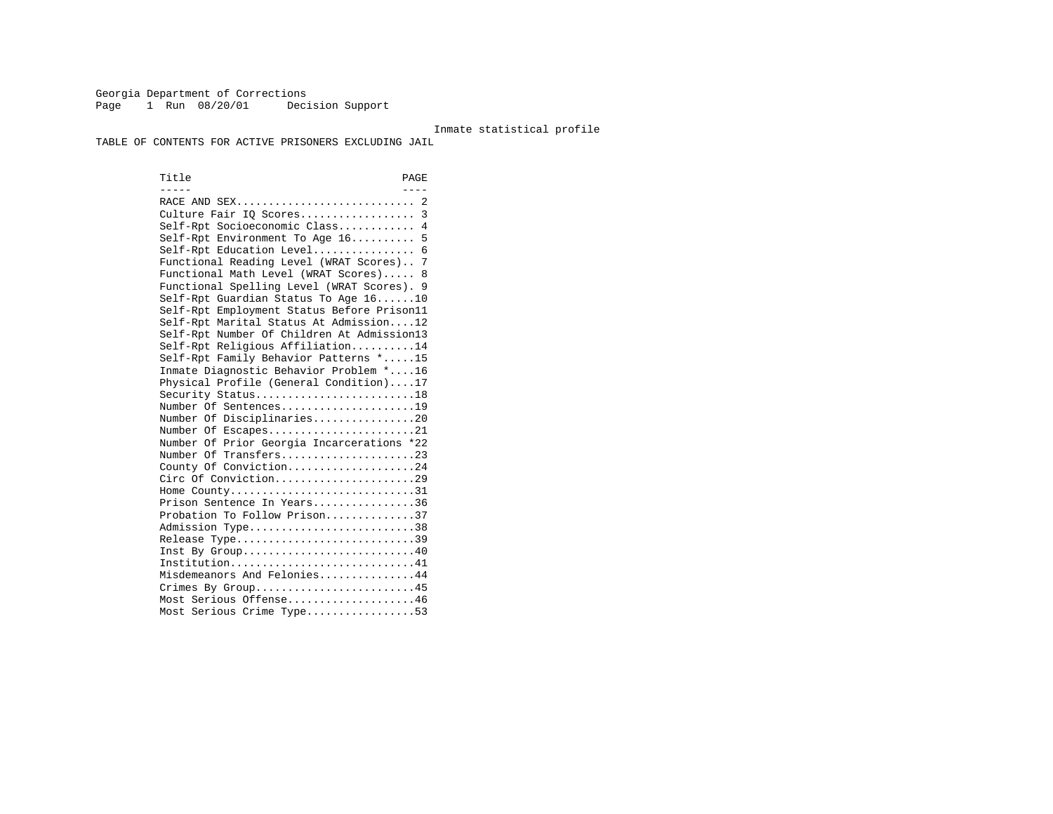Georgia Department of Corrections
Page 1 Run 08/20/01 Decision Support

Inmate statistical profile

TABLE OF CONTENTS FOR ACTIVE PRISONERS EXCLUDING JAIL

| Title | PAGE |
| --- | --- |
| RACE AND SEX | 2 |
| Culture Fair IQ Scores | 3 |
| Self-Rpt Socioeconomic Class | 4 |
| Self-Rpt Environment To Age 16 | 5 |
| Self-Rpt Education Level | 6 |
| Functional Reading Level (WRAT Scores) | 7 |
| Functional Math Level (WRAT Scores) | 8 |
| Functional Spelling Level (WRAT Scores) | 9 |
| Self-Rpt Guardian Status To Age 16 | 10 |
| Self-Rpt Employment Status Before Prison | 11 |
| Self-Rpt Marital Status At Admission | 12 |
| Self-Rpt Number Of Children At Admission | 13 |
| Self-Rpt Religious Affiliation | 14 |
| Self-Rpt Family Behavior Patterns * | 15 |
| Inmate Diagnostic Behavior Problem * | 16 |
| Physical Profile (General Condition) | 17 |
| Security Status | 18 |
| Number Of Sentences | 19 |
| Number Of Disciplinaries | 20 |
| Number Of Escapes | 21 |
| Number Of Prior Georgia Incarcerations * | 22 |
| Number Of Transfers | 23 |
| County Of Conviction | 24 |
| Circ Of Conviction | 29 |
| Home County | 31 |
| Prison Sentence In Years | 36 |
| Probation To Follow Prison | 37 |
| Admission Type | 38 |
| Release Type | 39 |
| Inst By Group | 40 |
| Institution | 41 |
| Misdemeanors And Felonies | 44 |
| Crimes By Group | 45 |
| Most Serious Offense | 46 |
| Most Serious Crime Type | 53 |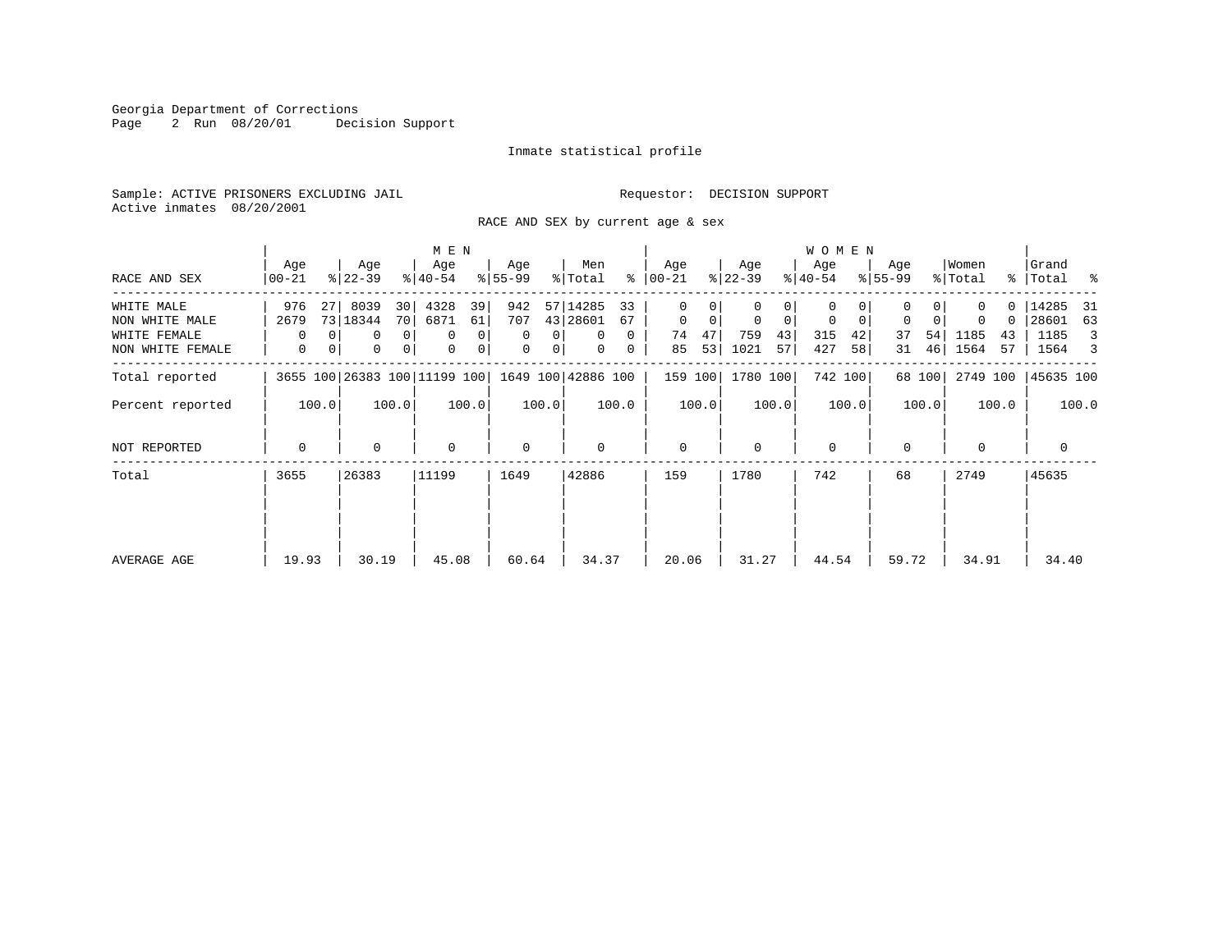Georgia Department of Corrections
Page 2 Run 08/20/01 Decision Support

Inmate statistical profile

Sample: ACTIVE PRISONERS EXCLUDING JAIL
Requestor: DECISION SUPPORT
Active inmates 08/20/2001

RACE AND SEX by current age & sex

| RACE AND SEX | MEN Age 00-21 | % | Age 22-39 | % | Age 40-54 | % | Age 55-99 | % | Men Total | % | WOMEN Age 00-21 | % | Age 22-39 | % | Age 40-54 | % | Age 55-99 | % | Women Total | % | Grand Total | % |
|---|---|---|---|---|---|---|---|---|---|---|---|---|---|---|---|---|---|---|---|---|---|---|
| WHITE MALE | 976 | 27 | 8039 | 30 | 4328 | 39 | 942 | 57 | 14285 | 33 | 0 | 0 | 0 | 0 | 0 | 0 | 0 | 0 | 0 | 0 | 14285 | 31 |
| NON WHITE MALE | 2679 | 73 | 18344 | 70 | 6871 | 61 | 707 | 43 | 28601 | 67 | 0 | 0 | 0 | 0 | 0 | 0 | 0 | 0 | 0 | 0 | 28601 | 63 |
| WHITE FEMALE | 0 | 0 | 0 | 0 | 0 | 0 | 0 | 0 | 0 | 0 | 74 | 47 | 759 | 43 | 315 | 42 | 37 | 54 | 1185 | 43 | 1185 | 3 |
| NON WHITE FEMALE | 0 | 0 | 0 | 0 | 0 | 0 | 0 | 0 | 0 | 0 | 85 | 53 | 1021 | 57 | 427 | 58 | 31 | 46 | 1564 | 57 | 1564 | 3 |
| Total reported | 3655 | 100 | 26383 | 100 | 11199 | 100 | 1649 | 100 | 42886 | 100 | 159 | 100 | 1780 | 100 | 742 | 100 | 68 | 100 | 2749 | 100 | 45635 | 100 |
| Percent reported | | 100.0 | | 100.0 | | 100.0 | | 100.0 | | 100.0 | | 100.0 | | 100.0 | | 100.0 | | 100.0 | | 100.0 | | 100.0 |
| NOT REPORTED | 0 | | 0 | | 0 | | 0 | | 0 | | 0 | | 0 | | 0 | | 0 | | 0 | | 0 | |
| Total | 3655 | | 26383 | | 11199 | | 1649 | | 42886 | | 159 | | 1780 | | 742 | | 68 | | 2749 | | 45635 | |
| AVERAGE AGE | 19.93 | | 30.19 | | 45.08 | | 60.64 | | 34.37 | | 20.06 | | 31.27 | | 44.54 | | 59.72 | | 34.91 | | 34.40 | |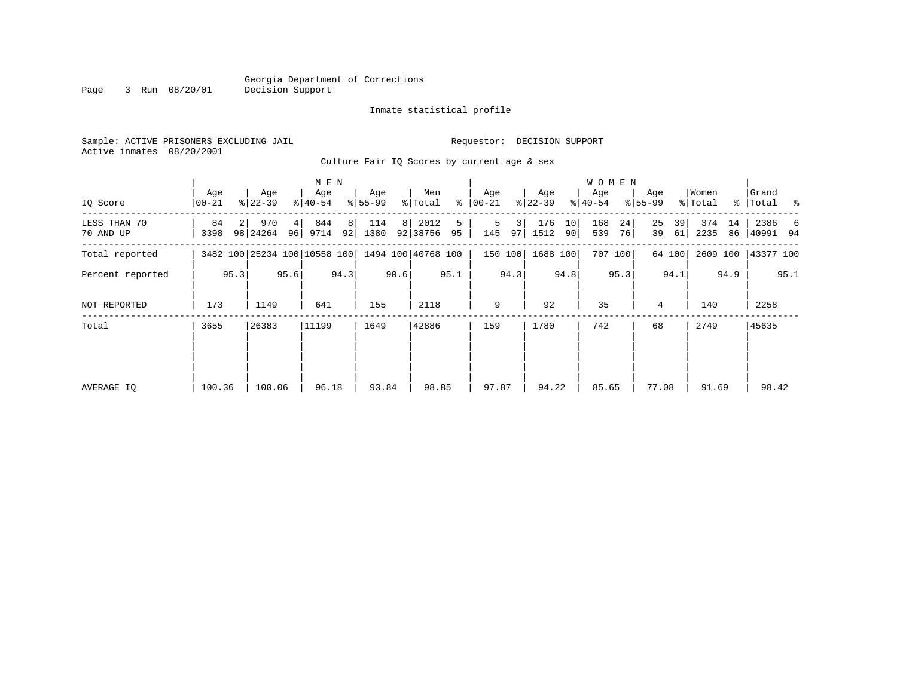Georgia Department of Corrections
Decision Support

Inmate statistical profile

Sample: ACTIVE PRISONERS EXCLUDING JAIL          Requestor: DECISION SUPPORT
Active inmates 08/20/2001

Culture Fair IQ Scores by current age & sex

| | MEN | | | | | | | | | | WOMEN | | | | | | | | | | | |
|---|---|---|---|---|---|---|---|---|---|---|---|---|---|---|---|---|---|---|---|---|---|---|
| IQ Score | Age 00-21 | % | Age 22-39 | % | Age 40-54 | % | Age 55-99 | % | Men Total | % | Age 00-21 | % | Age 22-39 | % | Age 40-54 | % | Age 55-99 | % | Women Total | % | Grand Total | % |
| LESS THAN 70 | 84 | 2 | 970 | 4 | 844 | 8 | 114 | 8 | 2012 | 5 | 5 | 3 | 176 | 10 | 168 | 24 | 25 | 39 | 374 | 14 | 2386 | 6 |
| 70 AND UP | 3398 | 98 | 24264 | 96 | 9714 | 92 | 1380 | 92 | 38756 | 95 | 145 | 97 | 1512 | 90 | 539 | 76 | 39 | 61 | 2235 | 86 | 40991 | 94 |
| Total reported | 3482 | 100 | 25234 | 100 | 10558 | 100 | 1494 | 100 | 40768 | 100 | 150 | 100 | 1688 | 100 | 707 | 100 | 64 | 100 | 2609 | 100 | 43377 | 100 |
| Percent reported | | 95.3 | | 95.6 | | 94.3 | | 90.6 | | 95.1 | | 94.3 | | 94.8 | | 95.3 | | 94.1 | | 94.9 | | 95.1 |
| NOT REPORTED | 173 | | 1149 | | 641 | | 155 | | 2118 | | 9 | | 92 | | 35 | | 4 | | 140 | | 2258 | |
| Total | 3655 | | 26383 | | 11199 | | 1649 | | 42886 | | 159 | | 1780 | | 742 | | 68 | | 2749 | | 45635 | |
| AVERAGE IQ | 100.36 | | 100.06 | | 96.18 | | 93.84 | | 98.85 | | 97.87 | | 94.22 | | 85.65 | | 77.08 | | 91.69 | | 98.42 | |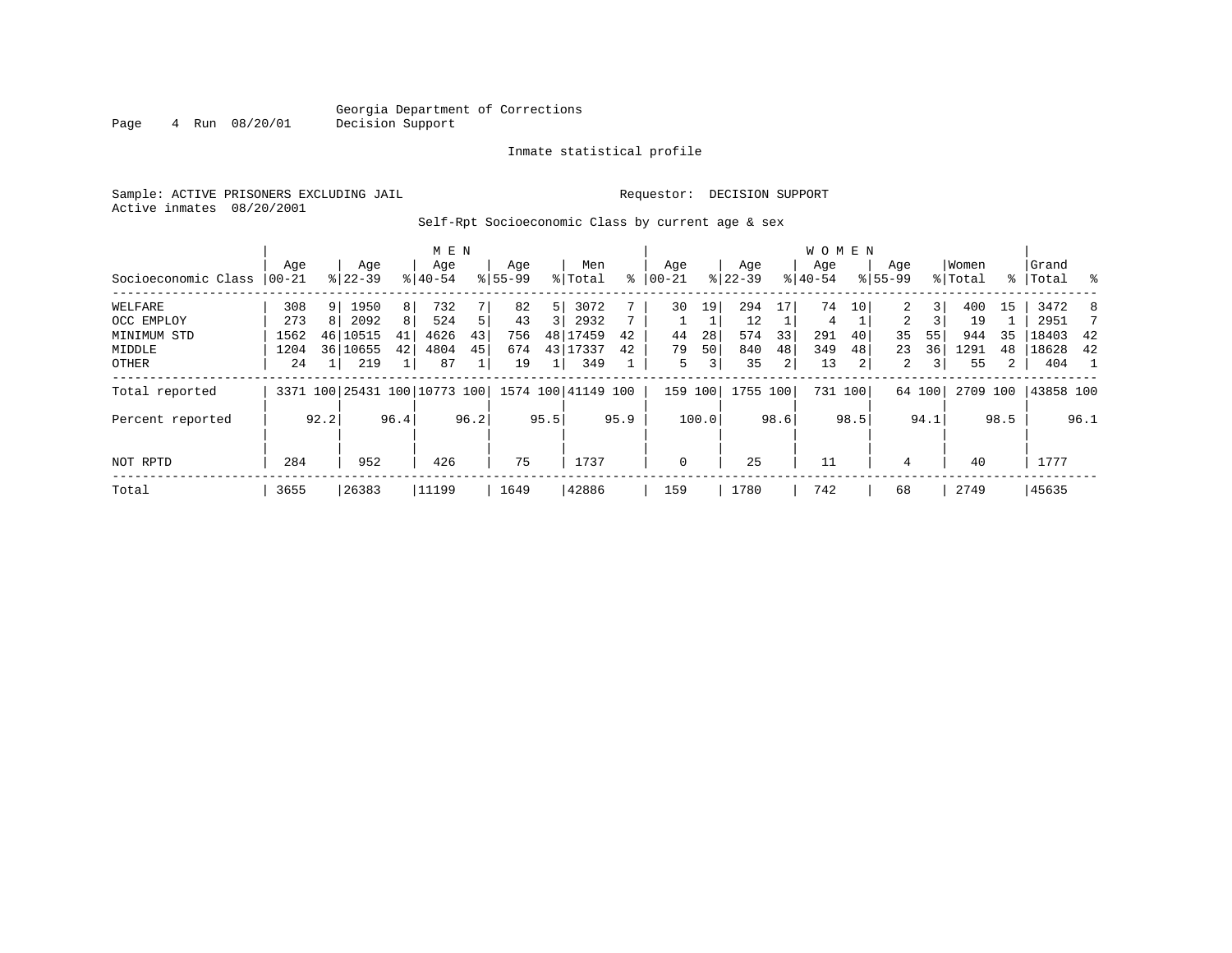Georgia Department of Corrections
Decision Support

Inmate statistical profile

Sample: ACTIVE PRISONERS EXCLUDING JAIL    Requestor: DECISION SUPPORT
Active inmates 08/20/2001

Self-Rpt Socioeconomic Class by current age & sex

| Socioeconomic Class | MEN Age 00-21 | % | Age 22-39 | % | Age 40-54 | % | Age 55-99 | % | Men Total | % | WOMEN Age 00-21 | % | Age 22-39 | % | Age 40-54 | % | Age 55-99 | % | Women Total | % | Grand Total | % |
|---|---|---|---|---|---|---|---|---|---|---|---|---|---|---|---|---|---|---|---|---|---|---|
| WELFARE | 308 | 9 | 1950 | 8 | 732 | 7 | 82 | 5 | 3072 | 7 | 30 | 19 | 294 | 17 | 74 | 10 | 2 | 3 | 400 | 15 | 3472 | 8 |
| OCC EMPLOY | 273 | 8 | 2092 | 8 | 524 | 5 | 43 | 3 | 2932 | 7 | 1 | 1 | 12 | 1 | 4 | 1 | 2 | 3 | 19 | 1 | 2951 | 7 |
| MINIMUM STD | 1562 | 46 | 10515 | 41 | 4626 | 43 | 756 | 48 | 17459 | 42 | 44 | 28 | 574 | 33 | 291 | 40 | 35 | 55 | 944 | 35 | 18403 | 42 |
| MIDDLE | 1204 | 36 | 10655 | 42 | 4804 | 45 | 674 | 43 | 17337 | 42 | 79 | 50 | 840 | 48 | 349 | 48 | 23 | 36 | 1291 | 48 | 18628 | 42 |
| OTHER | 24 | 1 | 219 | 1 | 87 | 1 | 19 | 1 | 349 | 1 | 5 | 3 | 35 | 2 | 13 | 2 | 2 | 3 | 55 | 2 | 404 | 1 |
| Total reported | 3371 | 100 | 25431 | 100 | 10773 | 100 | 1574 | 100 | 41149 | 100 | 159 | 100 | 1755 | 100 | 731 | 100 | 64 | 100 | 2709 | 100 | 43858 | 100 |
| Percent reported | | 92.2 | | 96.4 | | 96.2 | | 95.5 | | 95.9 | | 100.0 | | 98.6 | | 98.5 | | 94.1 | | 98.5 | | 96.1 |
| NOT RPTD | 284 | | 952 | | 426 | | 75 | | 1737 | | 0 | | 25 | | 11 | | 4 | | 40 | | 1777 | |
| Total | 3655 | | 26383 | | 11199 | | 1649 | | 42886 | | 159 | | 1780 | | 742 | | 68 | | 2749 | | 45635 | |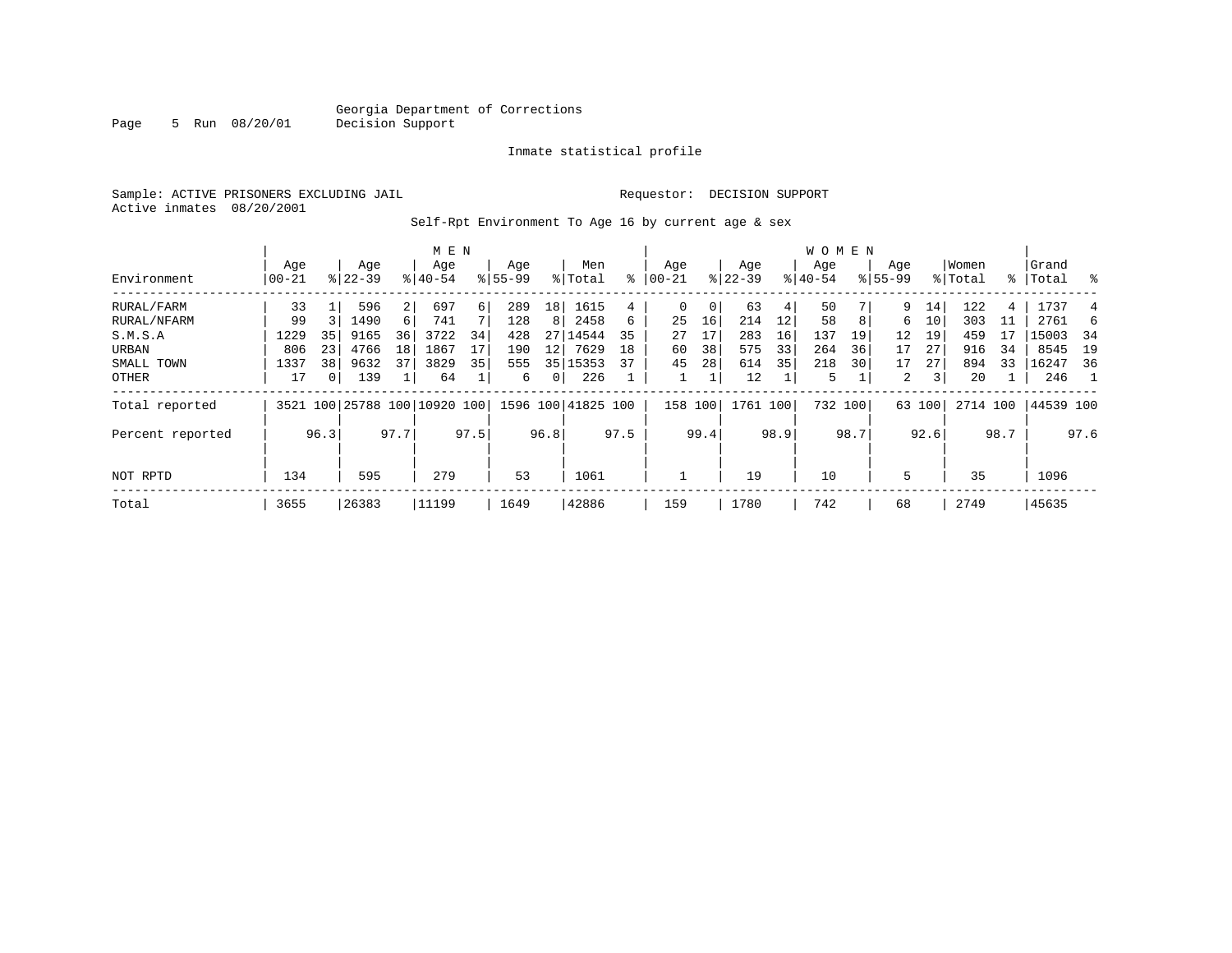Georgia Department of Corrections
Decision Support

Inmate statistical profile

Sample: ACTIVE PRISONERS EXCLUDING JAIL

Requestor: DECISION SUPPORT

Active inmates 08/20/2001

Self-Rpt Environment To Age 16 by current age & sex

| Environment | MEN Age 00-21 | % | Age 22-39 | % | Age 40-54 | % | Age 55-99 | % | Men Total | % | WOMEN Age 00-21 | % | Age 22-39 | % | Age 40-54 | % | Age 55-99 | % | Women Total | % | Grand Total | % |
|---|---|---|---|---|---|---|---|---|---|---|---|---|---|---|---|---|---|---|---|---|---|---|
| RURAL/FARM | 33 | 1 | 596 | 2 | 697 | 6 | 289 | 18 | 1615 | 4 | 0 | 0 | 63 | 4 | 50 | 7 | 9 | 14 | 122 | 4 | 1737 | 4 |
| RURAL/NFARM | 99 | 3 | 1490 | 6 | 741 | 7 | 128 | 8 | 2458 | 6 | 25 | 16 | 214 | 12 | 58 | 8 | 6 | 10 | 303 | 11 | 2761 | 6 |
| S.M.S.A | 1229 | 35 | 9165 | 36 | 3722 | 34 | 428 | 27 | 14544 | 35 | 27 | 17 | 283 | 16 | 137 | 19 | 12 | 19 | 459 | 17 | 15003 | 34 |
| URBAN | 806 | 23 | 4766 | 18 | 1867 | 17 | 190 | 12 | 7629 | 18 | 60 | 38 | 575 | 33 | 264 | 36 | 17 | 27 | 916 | 34 | 8545 | 19 |
| SMALL TOWN | 1337 | 38 | 9632 | 37 | 3829 | 35 | 555 | 35 | 15353 | 37 | 45 | 28 | 614 | 35 | 218 | 30 | 17 | 27 | 894 | 33 | 16247 | 36 |
| OTHER | 17 | 0 | 139 | 1 | 64 | 1 | 6 | 0 | 226 | 1 | 1 | 1 | 12 | 1 | 5 | 1 | 2 | 3 | 20 | 1 | 246 | 1 |
| Total reported | 3521 | 100 | 25788 | 100 | 10920 | 100 | 1596 | 100 | 41825 | 100 | 158 | 100 | 1761 | 100 | 732 | 100 | 63 | 100 | 2714 | 100 | 44539 | 100 |
| Percent reported | | 96.3 | | 97.7 | | 97.5 | | 96.8 | | 97.5 | | 99.4 | | 98.9 | | 98.7 | | 92.6 | | 98.7 | | 97.6 |
| NOT RPTD | 134 | | 595 | | 279 | | 53 | | 1061 | | 1 | | 19 | | 10 | | 5 | | 35 | | 1096 | |
| Total | 3655 | | 26383 | | 11199 | | 1649 | | 42886 | | 159 | | 1780 | | 742 | | 68 | | 2749 | | 45635 | |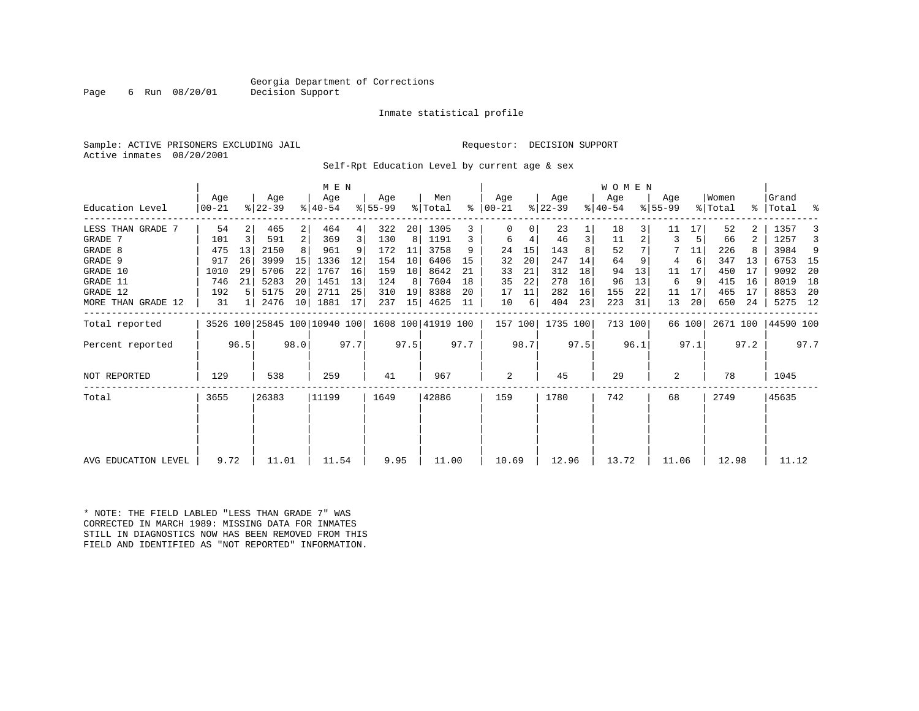Georgia Department of Corrections
Decision Support

Inmate statistical profile

Sample: ACTIVE PRISONERS EXCLUDING JAIL                    Requestor: DECISION SUPPORT
Active inmates 08/20/2001

Self-Rpt Education Level by current age & sex

| Education Level | MEN Age 00-21 | % | Age 22-39 | % | Age 40-54 | % | Age 55-99 | % | Men Total | % | WOMEN Age 00-21 | % | Age 22-39 | % | Age 40-54 | % | Age 55-99 | % | Women Total | % | Grand Total | % |
|---|---|---|---|---|---|---|---|---|---|---|---|---|---|---|---|---|---|---|---|---|---|---|
| LESS THAN GRADE 7 | 54 | 2 | 465 | 2 | 464 | 4 | 322 | 20 | 1305 | 3 | 0 | 0 | 23 | 1 | 18 | 3 | 11 | 17 | 52 | 2 | 1357 | 3 |
| GRADE 7 | 101 | 3 | 591 | 2 | 369 | 3 | 130 | 8 | 1191 | 3 | 6 | 4 | 46 | 3 | 11 | 2 | 3 | 5 | 66 | 2 | 1257 | 3 |
| GRADE 8 | 475 | 13 | 2150 | 8 | 961 | 9 | 172 | 11 | 3758 | 9 | 24 | 15 | 143 | 8 | 52 | 7 | 7 | 11 | 226 | 8 | 3984 | 9 |
| GRADE 9 | 917 | 26 | 3999 | 15 | 1336 | 12 | 154 | 10 | 6406 | 15 | 32 | 20 | 247 | 14 | 64 | 9 | 4 | 6 | 347 | 13 | 6753 | 15 |
| GRADE 10 | 1010 | 29 | 5706 | 22 | 1767 | 16 | 159 | 10 | 8642 | 21 | 33 | 21 | 312 | 18 | 94 | 13 | 11 | 17 | 450 | 17 | 9092 | 20 |
| GRADE 11 | 746 | 21 | 5283 | 20 | 1451 | 13 | 124 | 8 | 7604 | 18 | 35 | 22 | 278 | 16 | 96 | 13 | 6 | 9 | 415 | 16 | 8019 | 18 |
| GRADE 12 | 192 | 5 | 5175 | 20 | 2711 | 25 | 310 | 19 | 8388 | 20 | 17 | 11 | 282 | 16 | 155 | 22 | 11 | 17 | 465 | 17 | 8853 | 20 |
| MORE THAN GRADE 12 | 31 | 1 | 2476 | 10 | 1881 | 17 | 237 | 15 | 4625 | 11 | 10 | 6 | 404 | 23 | 223 | 31 | 13 | 20 | 650 | 24 | 5275 | 12 |
| Total reported | 3526 | 100 | 25845 | 100 | 10940 | 100 | 1608 | 100 | 41919 | 100 | 157 | 100 | 1735 | 100 | 713 | 100 | 66 | 100 | 2671 | 100 | 44590 | 100 |
| Percent reported | | 96.5 | | 98.0 | | 97.7 | | 97.5 | | 97.7 | | 98.7 | | 97.5 | | 96.1 | | 97.1 | | 97.2 | | 97.7 |
| NOT REPORTED | 129 | | 538 | | 259 | | 41 | | 967 | | 2 | | 45 | | 29 | | 2 | | 78 | | 1045 | |
| Total | 3655 | | 26383 | | 11199 | | 1649 | | 42886 | | 159 | | 1780 | | 742 | | 68 | | 2749 | | 45635 | |
| AVG EDUCATION LEVEL | 9.72 | | 11.01 | | 11.54 | | 9.95 | | 11.00 | | 10.69 | | 12.96 | | 13.72 | | 11.06 | | 12.98 | | 11.12 | |

* NOTE: THE FIELD LABLED "LESS THAN GRADE 7" WAS CORRECTED IN MARCH 1989: MISSING DATA FOR INMATES STILL IN DIAGNOSTICS NOW HAS BEEN REMOVED FROM THIS FIELD AND IDENTIFIED AS "NOT REPORTED" INFORMATION.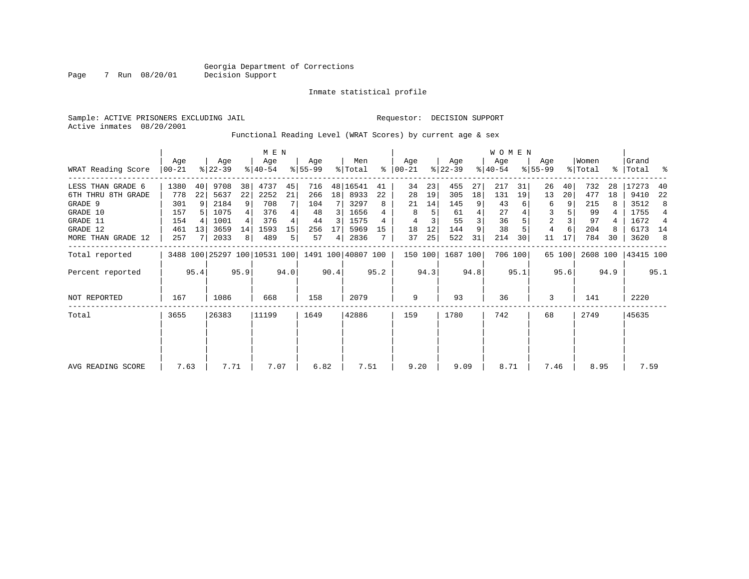Georgia Department of Corrections
Decision Support

Inmate statistical profile

Sample: ACTIVE PRISONERS EXCLUDING JAIL

Requestor: DECISION SUPPORT

Active inmates 08/20/2001

Functional Reading Level (WRAT Scores) by current age & sex

| WRAT Reading Score | MEN Age 00-21 | % | Age 22-39 | % | Age 40-54 | % | Age 55-99 | % | Men Total | % | WOMEN Age 00-21 | % | Age 22-39 | % | Age 40-54 | % | Age 55-99 | % | Women Total | % | Grand Total | % |
|---|---|---|---|---|---|---|---|---|---|---|---|---|---|---|---|---|---|---|---|---|---|---|
| LESS THAN GRADE 6 | 1380 | 40 | 9708 | 38 | 4737 | 45 | 716 | 48 | 16541 | 41 | 34 | 23 | 455 | 27 | 217 | 31 | 26 | 40 | 732 | 28 | 17273 | 40 |
| 6TH THRU 8TH GRADE | 778 | 22 | 5637 | 22 | 2252 | 21 | 266 | 18 | 8933 | 22 | 28 | 19 | 305 | 18 | 131 | 19 | 13 | 20 | 477 | 18 | 9410 | 22 |
| GRADE 9 | 301 | 9 | 2184 | 9 | 708 | 7 | 104 | 7 | 3297 | 8 | 21 | 14 | 145 | 9 | 43 | 6 | 6 | 9 | 215 | 8 | 3512 | 8 |
| GRADE 10 | 157 | 5 | 1075 | 4 | 376 | 4 | 48 | 3 | 1656 | 4 | 8 | 5 | 61 | 4 | 27 | 4 | 3 | 5 | 99 | 4 | 1755 | 4 |
| GRADE 11 | 154 | 4 | 1001 | 4 | 376 | 4 | 44 | 3 | 1575 | 4 | 4 | 3 | 55 | 3 | 36 | 5 | 2 | 3 | 97 | 4 | 1672 | 4 |
| GRADE 12 | 461 | 13 | 3659 | 14 | 1593 | 15 | 256 | 17 | 5969 | 15 | 18 | 12 | 144 | 9 | 38 | 5 | 4 | 6 | 204 | 8 | 6173 | 14 |
| MORE THAN GRADE 12 | 257 | 7 | 2033 | 8 | 489 | 5 | 57 | 4 | 2836 | 7 | 37 | 25 | 522 | 31 | 214 | 30 | 11 | 17 | 784 | 30 | 3620 | 8 |
| Total reported | 3488 | 100 | 25297 | 100 | 10531 | 100 | 1491 | 100 | 40807 | 100 | 150 | 100 | 1687 | 100 | 706 | 100 | 65 | 100 | 2608 | 100 | 43415 | 100 |
| Percent reported | | 95.4 | | 95.9 | | 94.0 | | 90.4 | | 95.2 | | 94.3 | | 94.8 | | 95.1 | | 95.6 | | 94.9 | | 95.1 |
| NOT REPORTED | 167 | | 1086 | | 668 | | 158 | | 2079 | | 9 | | 93 | | 36 | | 3 | | 141 | | 2220 | |
| Total | 3655 | | 26383 | | 11199 | | 1649 | | 42886 | | 159 | | 1780 | | 742 | | 68 | | 2749 | | 45635 | |
| AVG READING SCORE | 7.63 | | 7.71 | | 7.07 | | 6.82 | | 7.51 | | 9.20 | | 9.09 | | 8.71 | | 7.46 | | 8.95 | | 7.59 | |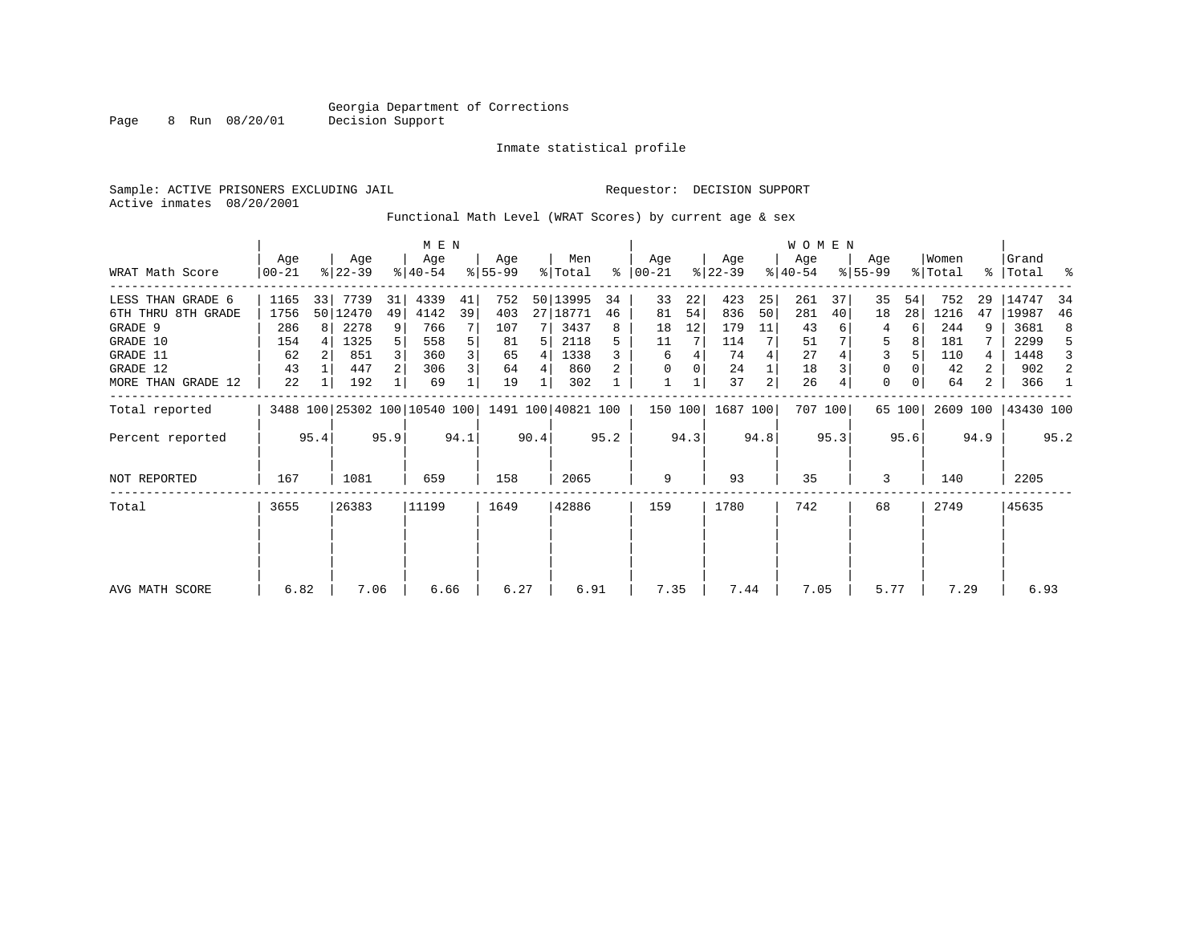Georgia Department of Corrections
Decision Support

Inmate statistical profile

Sample: ACTIVE PRISONERS EXCLUDING JAIL

Requestor: DECISION SUPPORT

Active inmates 08/20/2001

Functional Math Level (WRAT Scores) by current age & sex

| WRAT Math Score | MEN Age 00-21 | % | Age 22-39 | % | Age 40-54 | % | Age 55-99 | % | Men Total | % | WOMEN Age 00-21 | % | Age 22-39 | % | Age 40-54 | % | Age 55-99 | % | Women Total | % | Grand Total | % |
|---|---|---|---|---|---|---|---|---|---|---|---|---|---|---|---|---|---|---|---|---|---|---|
| LESS THAN GRADE 6 | 1165 | 33 | 7739 | 31 | 4339 | 41 | 752 | 50 | 13995 | 34 | 33 | 22 | 423 | 25 | 261 | 37 | 35 | 54 | 752 | 29 | 14747 | 34 |
| 6TH THRU 8TH GRADE | 1756 | 50 | 12470 | 49 | 4142 | 39 | 403 | 27 | 18771 | 46 | 81 | 54 | 836 | 50 | 281 | 40 | 18 | 28 | 1216 | 47 | 19987 | 46 |
| GRADE 9 | 286 | 8 | 2278 | 9 | 766 | 7 | 107 | 7 | 3437 | 8 | 18 | 12 | 179 | 11 | 43 | 6 | 4 | 6 | 244 | 9 | 3681 | 8 |
| GRADE 10 | 154 | 4 | 1325 | 5 | 558 | 5 | 81 | 5 | 2118 | 5 | 11 | 7 | 114 | 7 | 51 | 7 | 5 | 8 | 181 | 7 | 2299 | 5 |
| GRADE 11 | 62 | 2 | 851 | 3 | 360 | 3 | 65 | 4 | 1338 | 3 | 6 | 4 | 74 | 4 | 27 | 4 | 3 | 5 | 110 | 4 | 1448 | 3 |
| GRADE 12 | 43 | 1 | 447 | 2 | 306 | 3 | 64 | 4 | 860 | 2 | 0 | 0 | 24 | 1 | 18 | 3 | 0 | 0 | 42 | 2 | 902 | 2 |
| MORE THAN GRADE 12 | 22 | 1 | 192 | 1 | 69 | 1 | 19 | 1 | 302 | 1 | 1 | 1 | 37 | 2 | 26 | 4 | 0 | 0 | 64 | 2 | 366 | 1 |
| Total reported | 3488 | 100 | 25302 | 100 | 10540 | 100 | 1491 | 100 | 40821 | 100 | 150 | 100 | 1687 | 100 | 707 | 100 | 65 | 100 | 2609 | 100 | 43430 | 100 |
| Percent reported | | 95.4 | | 95.9 | | 94.1 | | 90.4 | | 95.2 | | 94.3 | | 94.8 | | 95.3 | | 95.6 | | 94.9 | | 95.2 |
| NOT REPORTED | 167 | | 1081 | | 659 | | 158 | | 2065 | | 9 | | 93 | | 35 | | 3 | | 140 | | 2205 | |
| Total | 3655 | | 26383 | | 11199 | | 1649 | | 42886 | | 159 | | 1780 | | 742 | | 68 | | 2749 | | 45635 | |
| AVG MATH SCORE | 6.82 | | 7.06 | | 6.66 | | 6.27 | | 6.91 | | 7.35 | | 7.44 | | 7.05 | | 5.77 | | 7.29 | | 6.93 | |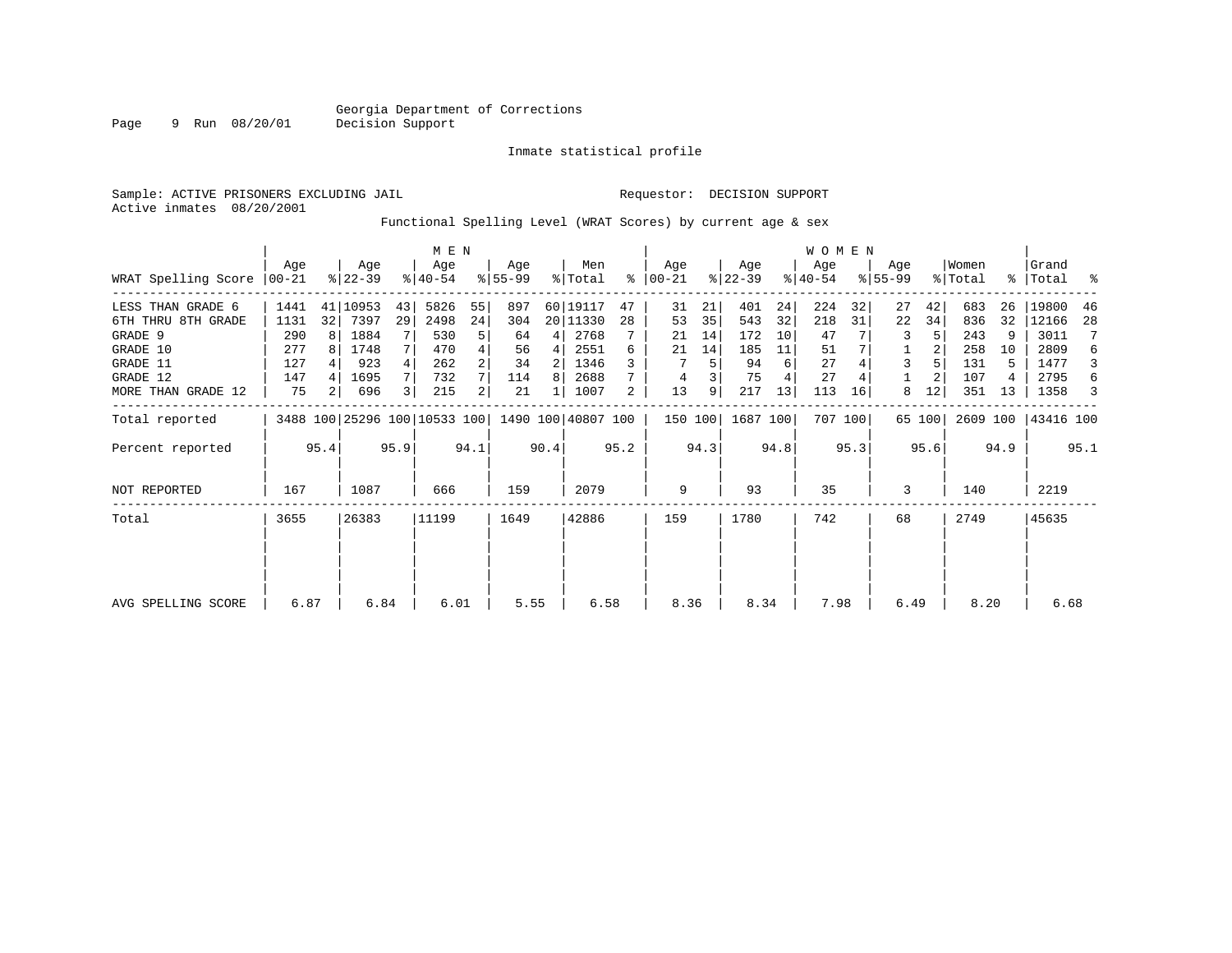Georgia Department of Corrections
Decision Support

Inmate statistical profile

Sample: ACTIVE PRISONERS EXCLUDING JAIL    Requestor: DECISION SUPPORT
Active inmates 08/20/2001

Functional Spelling Level (WRAT Scores) by current age & sex

| WRAT Spelling Score | MEN Age 00-21 | % | Age 22-39 | % | Age 40-54 | % | Age 55-99 | % | Men Total | % | WOMEN Age 00-21 | % | Age 22-39 | % | Age 40-54 | % | Age 55-99 | % | Women Total | % | Grand Total | % |
|---|---|---|---|---|---|---|---|---|---|---|---|---|---|---|---|---|---|---|---|---|---|---|
| LESS THAN GRADE 6 | 1441 | 41 | 10953 | 43 | 5826 | 55 | 897 | 60 | 19117 | 47 | 31 | 21 | 401 | 24 | 224 | 32 | 27 | 42 | 683 | 26 | 19800 | 46 |
| 6TH THRU 8TH GRADE | 1131 | 32 | 7397 | 29 | 2498 | 24 | 304 | 20 | 11330 | 28 | 53 | 35 | 543 | 32 | 218 | 31 | 22 | 34 | 836 | 32 | 12166 | 28 |
| GRADE 9 | 290 | 8 | 1884 | 7 | 530 | 5 | 64 | 4 | 2768 | 7 | 21 | 14 | 172 | 10 | 47 | 7 | 3 | 5 | 243 | 9 | 3011 | 7 |
| GRADE 10 | 277 | 8 | 1748 | 7 | 470 | 4 | 56 | 4 | 2551 | 6 | 21 | 14 | 185 | 11 | 51 | 7 | 1 | 2 | 258 | 10 | 2809 | 6 |
| GRADE 11 | 127 | 4 | 923 | 4 | 262 | 2 | 34 | 2 | 1346 | 3 | 7 | 5 | 94 | 6 | 27 | 4 | 3 | 5 | 131 | 5 | 1477 | 3 |
| GRADE 12 | 147 | 4 | 1695 | 7 | 732 | 7 | 114 | 8 | 2688 | 7 | 4 | 3 | 75 | 4 | 27 | 4 | 1 | 2 | 107 | 4 | 2795 | 6 |
| MORE THAN GRADE 12 | 75 | 2 | 696 | 3 | 215 | 2 | 21 | 1 | 1007 | 2 | 13 | 9 | 217 | 13 | 113 | 16 | 8 | 12 | 351 | 13 | 1358 | 3 |
| Total reported | 3488 | 100 | 25296 | 100 | 10533 | 100 | 1490 | 100 | 40807 | 100 | 150 | 100 | 1687 | 100 | 707 | 100 | 65 | 100 | 2609 | 100 | 43416 | 100 |
| Percent reported | | 95.4 | | 95.9 | | 94.1 | | 90.4 | | 95.2 | | 94.3 | | 94.8 | | 95.3 | | 95.6 | | 94.9 | | 95.1 |
| NOT REPORTED | 167 | | 1087 | | 666 | | 159 | | 2079 | | 9 | | 93 | | 35 | | 3 | | 140 | | 2219 | |
| Total | 3655 | | 26383 | | 11199 | | 1649 | | 42886 | | 159 | | 1780 | | 742 | | 68 | | 2749 | | 45635 | |
| AVG SPELLING SCORE | 6.87 | | 6.84 | | 6.01 | | 5.55 | | 6.58 | | 8.36 | | 8.34 | | 7.98 | | 6.49 | | 8.20 | | 6.68 | |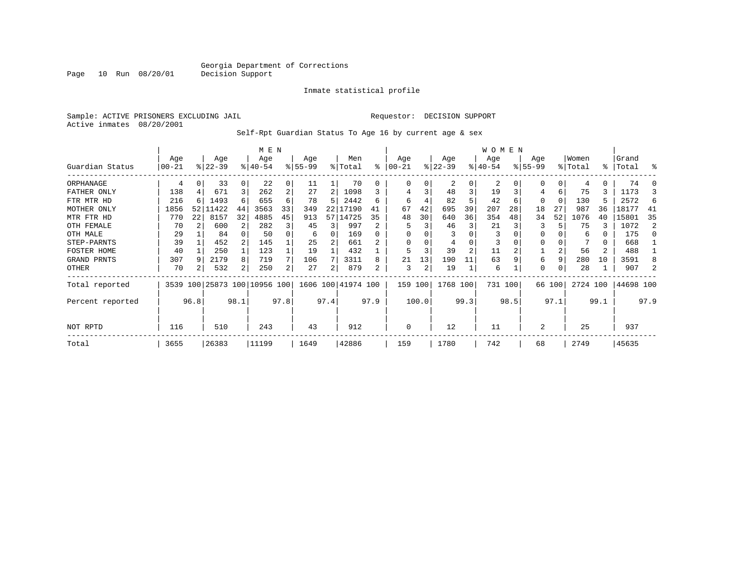Georgia Department of Corrections
Decision Support

Inmate statistical profile

Sample: ACTIVE PRISONERS EXCLUDING JAIL

Requestor: DECISION SUPPORT

Active inmates 08/20/2001

Self-Rpt Guardian Status To Age 16 by current age & sex

| Guardian Status | MEN Age 00-21 | % | Age 22-39 | % | Age 40-54 | % | Age 55-99 | % | Men Total | % | WOMEN Age 00-21 | % | Age 22-39 | % | Age 40-54 | % | Age 55-99 | % | Women Total | % | Grand Total | % |
|---|---|---|---|---|---|---|---|---|---|---|---|---|---|---|---|---|---|---|---|---|---|---|
| ORPHANAGE | 4 | 0 | 33 | 0 | 22 | 0 | 11 | 1 | 70 | 0 | 0 | 0 | 2 | 0 | 2 | 0 | 0 | 0 | 4 | 0 | 74 | 0 |
| FATHER ONLY | 138 | 4 | 671 | 3 | 262 | 2 | 27 | 2 | 1098 | 3 | 4 | 3 | 48 | 3 | 19 | 3 | 4 | 6 | 75 | 3 | 1173 | 3 |
| FTR MTR HD | 216 | 6 | 1493 | 6 | 655 | 6 | 78 | 5 | 2442 | 6 | 6 | 4 | 82 | 5 | 42 | 6 | 0 | 0 | 130 | 5 | 2572 | 6 |
| MOTHER ONLY | 1856 | 52 | 11422 | 44 | 3563 | 33 | 349 | 22 | 17190 | 41 | 67 | 42 | 695 | 39 | 207 | 28 | 18 | 27 | 987 | 36 | 18177 | 41 |
| MTR FTR HD | 770 | 22 | 8157 | 32 | 4885 | 45 | 913 | 57 | 14725 | 35 | 48 | 30 | 640 | 36 | 354 | 48 | 34 | 52 | 1076 | 40 | 15801 | 35 |
| OTH FEMALE | 70 | 2 | 600 | 2 | 282 | 3 | 45 | 3 | 997 | 2 | 5 | 3 | 46 | 3 | 21 | 3 | 3 | 5 | 75 | 3 | 1072 | 2 |
| OTH MALE | 29 | 1 | 84 | 0 | 50 | 0 | 6 | 0 | 169 | 0 | 0 | 0 | 3 | 0 | 3 | 0 | 0 | 0 | 6 | 0 | 175 | 0 |
| STEP-PARNTS | 39 | 1 | 452 | 2 | 145 | 1 | 25 | 2 | 661 | 2 | 0 | 0 | 4 | 0 | 3 | 0 | 0 | 0 | 7 | 0 | 668 | 1 |
| FOSTER HOME | 40 | 1 | 250 | 1 | 123 | 1 | 19 | 1 | 432 | 1 | 5 | 3 | 39 | 2 | 11 | 2 | 1 | 2 | 56 | 2 | 488 | 1 |
| GRAND PRNTS | 307 | 9 | 2179 | 8 | 719 | 7 | 106 | 7 | 3311 | 8 | 21 | 13 | 190 | 11 | 63 | 9 | 6 | 9 | 280 | 10 | 3591 | 8 |
| OTHER | 70 | 2 | 532 | 2 | 250 | 2 | 27 | 2 | 879 | 2 | 3 | 2 | 19 | 1 | 6 | 1 | 0 | 0 | 28 | 1 | 907 | 2 |
| Total reported | 3539 | 100 | 25873 | 100 | 10956 | 100 | 1606 | 100 | 41974 | 100 | 159 | 100 | 1768 | 100 | 731 | 100 | 66 | 100 | 2724 | 100 | 44698 | 100 |
| Percent reported | | 96.8 | | 98.1 | | 97.8 | | 97.4 | | 97.9 | | 100.0 | | 99.3 | | 98.5 | | 97.1 | | 99.1 | | 97.9 |
| NOT RPTD | 116 | | 510 | | 243 | | 43 | | 912 | | 0 | | 12 | | 11 | | 2 | | 25 | | 937 | |
| Total | 3655 | | 26383 | | 11199 | | 1649 | | 42886 | | 159 | | 1780 | | 742 | | 68 | | 2749 | | 45635 | |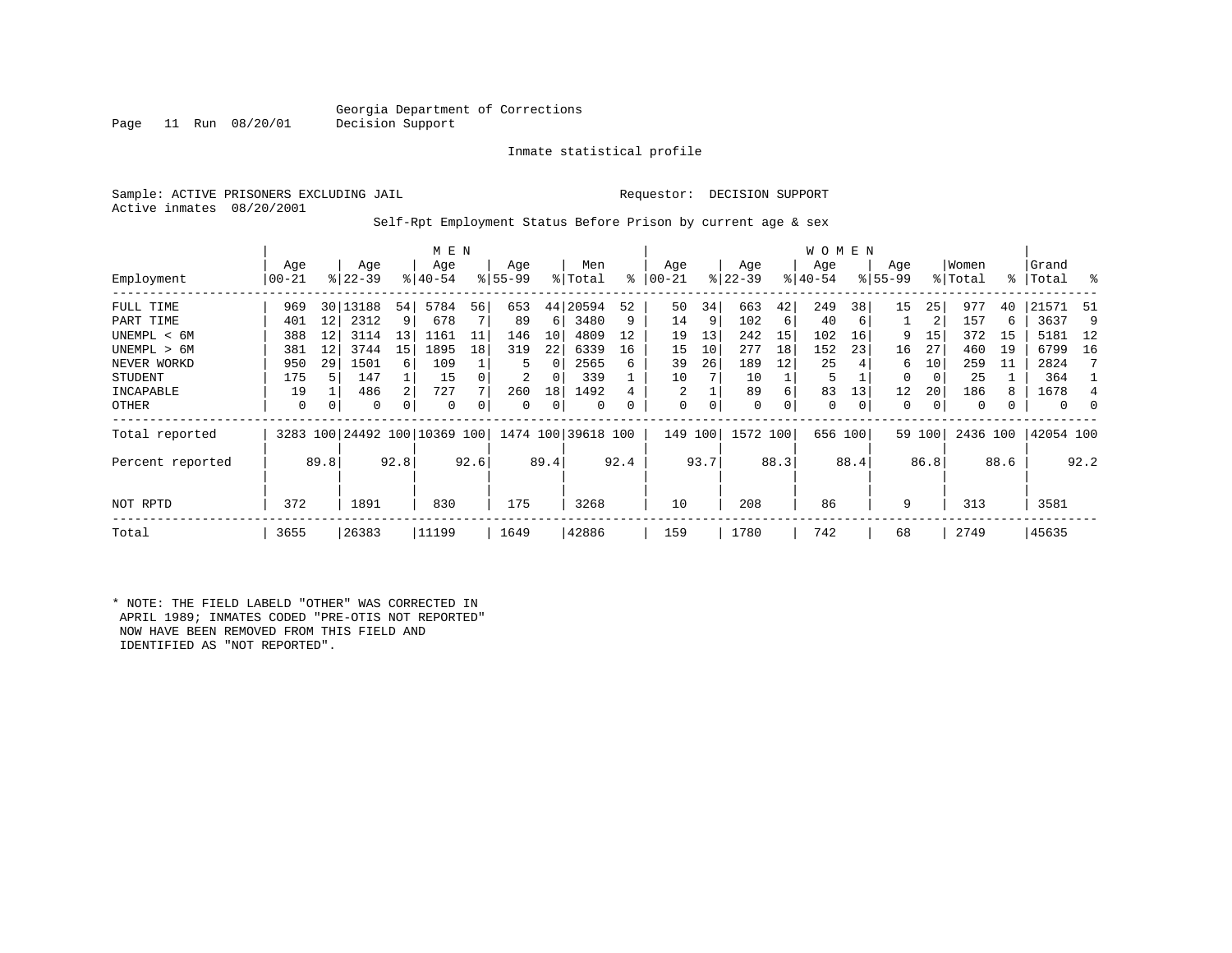Georgia Department of Corrections
Decision Support

Inmate statistical profile

Sample: ACTIVE PRISONERS EXCLUDING JAIL

Requestor: DECISION SUPPORT

Active inmates 08/20/2001

Self-Rpt Employment Status Before Prison by current age & sex

| Employment | MEN Age 00-21 | % | Age 22-39 | % | Age 40-54 | % | Age 55-99 | % | Men Total | % | WOMEN Age 00-21 | % | Age 22-39 | % | Age 40-54 | % | Age 55-99 | % | Women Total | % | Grand Total | % |
|---|---|---|---|---|---|---|---|---|---|---|---|---|---|---|---|---|---|---|---|---|---|---|
| FULL TIME | 969 | 30 | 13188 | 54 | 5784 | 56 | 653 | 44 | 20594 | 52 | 50 | 34 | 663 | 42 | 249 | 38 | 15 | 25 | 977 | 40 | 21571 | 51 |
| PART TIME | 401 | 12 | 2312 | 9 | 678 | 7 | 89 | 6 | 3480 | 9 | 14 | 9 | 102 | 6 | 40 | 6 | 1 | 2 | 157 | 6 | 3637 | 9 |
| UNEMPL < 6M | 388 | 12 | 3114 | 13 | 1161 | 11 | 146 | 10 | 4809 | 12 | 19 | 13 | 242 | 15 | 102 | 16 | 9 | 15 | 372 | 15 | 5181 | 12 |
| UNEMPL > 6M | 381 | 12 | 3744 | 15 | 1895 | 18 | 319 | 22 | 6339 | 16 | 15 | 10 | 277 | 18 | 152 | 23 | 16 | 27 | 460 | 19 | 6799 | 16 |
| NEVER WORKD | 950 | 29 | 1501 | 6 | 109 | 1 | 5 | 0 | 2565 | 6 | 39 | 26 | 189 | 12 | 25 | 4 | 6 | 10 | 259 | 11 | 2824 | 7 |
| STUDENT | 175 | 5 | 147 | 1 | 15 | 0 | 2 | 0 | 339 | 1 | 10 | 7 | 10 | 1 | 5 | 1 | 0 | 0 | 25 | 1 | 364 | 1 |
| INCAPABLE | 19 | 1 | 486 | 2 | 727 | 7 | 260 | 18 | 1492 | 4 | 2 | 1 | 89 | 6 | 83 | 13 | 12 | 20 | 186 | 8 | 1678 | 4 |
| OTHER | 0 | 0 | 0 | 0 | 0 | 0 | 0 | 0 | 0 | 0 | 0 | 0 | 0 | 0 | 0 | 0 | 0 | 0 | 0 | 0 | 0 | 0 |
| Total reported | 3283 | 100 | 24492 | 100 | 10369 | 100 | 1474 | 100 | 39618 | 100 | 149 | 100 | 1572 | 100 | 656 | 100 | 59 | 100 | 2436 | 100 | 42054 | 100 |
| Percent reported | | 89.8 | | 92.8 | | 92.6 | | 89.4 | | 92.4 | | 93.7 | | 88.3 | | 88.4 | | 86.8 | | 88.6 | | 92.2 |
| NOT RPTD | 372 | | 1891 | | 830 | | 175 | | 3268 | | 10 | | 208 | | 86 | | 9 | | 313 | | 3581 | |
| Total | 3655 | | 26383 | | 11199 | | 1649 | | 42886 | | 159 | | 1780 | | 742 | | 68 | | 2749 | | 45635 | |

* NOTE: THE FIELD LABELD "OTHER" WAS CORRECTED IN APRIL 1989; INMATES CODED "PRE-OTIS NOT REPORTED" NOW HAVE BEEN REMOVED FROM THIS FIELD AND IDENTIFIED AS "NOT REPORTED".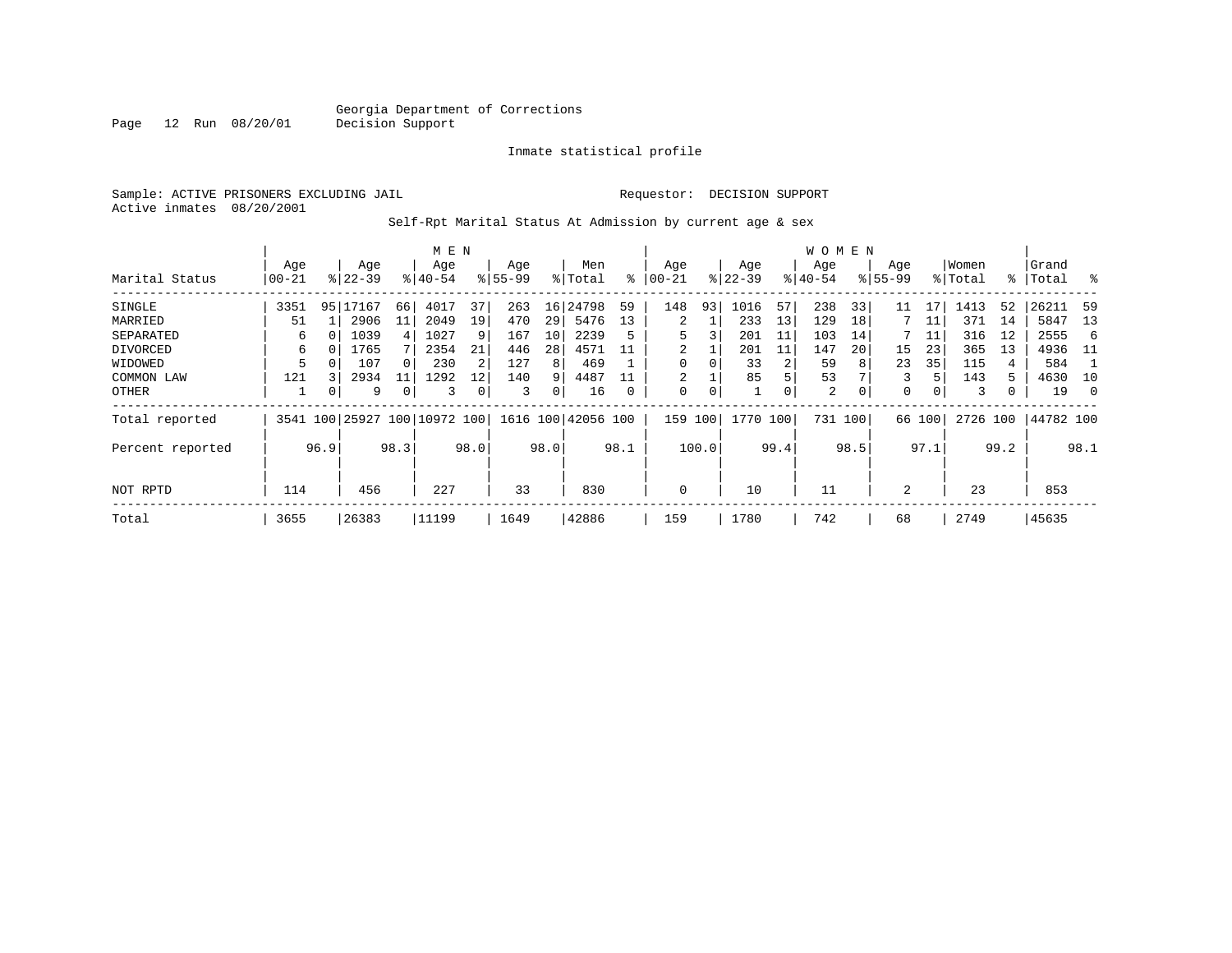Georgia Department of Corrections
Decision Support

Inmate statistical profile

Sample: ACTIVE PRISONERS EXCLUDING JAIL

Requestor: DECISION SUPPORT

Active inmates 08/20/2001

Self-Rpt Marital Status At Admission by current age & sex

| Marital Status | MEN Age 00-21 | % | Age 22-39 | % | Age 40-54 | % | Age 55-99 | % | Men Total | % | WOMEN Age 00-21 | % | Age 22-39 | % | Age 40-54 | % | Age 55-99 | % | Women Total | % | Grand Total | % |
|---|---|---|---|---|---|---|---|---|---|---|---|---|---|---|---|---|---|---|---|---|---|---|
| SINGLE | 3351 | 95 | 17167 | 66 | 4017 | 37 | 263 | 16 | 24798 | 59 | 148 | 93 | 1016 | 57 | 238 | 33 | 11 | 17 | 1413 | 52 | 26211 | 59 |
| MARRIED | 51 | 1 | 2906 | 11 | 2049 | 19 | 470 | 29 | 5476 | 13 | 2 | 1 | 233 | 13 | 129 | 18 | 7 | 11 | 371 | 14 | 5847 | 13 |
| SEPARATED | 6 | 0 | 1039 | 4 | 1027 | 9 | 167 | 10 | 2239 | 5 | 5 | 3 | 201 | 11 | 103 | 14 | 7 | 11 | 316 | 12 | 2555 | 6 |
| DIVORCED | 6 | 0 | 1765 | 7 | 2354 | 21 | 446 | 28 | 4571 | 11 | 2 | 1 | 201 | 11 | 147 | 20 | 15 | 23 | 365 | 13 | 4936 | 11 |
| WIDOWED | 5 | 0 | 107 | 0 | 230 | 2 | 127 | 8 | 469 | 1 | 0 | 0 | 33 | 2 | 59 | 8 | 23 | 35 | 115 | 4 | 584 | 1 |
| COMMON LAW | 121 | 3 | 2934 | 11 | 1292 | 12 | 140 | 9 | 4487 | 11 | 2 | 1 | 85 | 5 | 53 | 7 | 3 | 5 | 143 | 5 | 4630 | 10 |
| OTHER | 1 | 0 | 9 | 0 | 3 | 0 | 3 | 0 | 16 | 0 | 0 | 0 | 1 | 0 | 2 | 0 | 0 | 0 | 3 | 0 | 19 | 0 |
| Total reported | 3541 | 100 | 25927 | 100 | 10972 | 100 | 1616 | 100 | 42056 | 100 | 159 | 100 | 1770 | 100 | 731 | 100 | 66 | 100 | 2726 | 100 | 44782 | 100 |
| Percent reported | | 96.9 | | 98.3 | | 98.0 | | 98.0 | | 98.1 | | 100.0 | | 99.4 | | 98.5 | | 97.1 | | 99.2 | | 98.1 |
| NOT RPTD | 114 | | 456 | | 227 | | 33 | | 830 | | 0 | | 10 | | 11 | | 2 | | 23 | | 853 | |
| Total | 3655 | | 26383 | | 11199 | | 1649 | | 42886 | | 159 | | 1780 | | 742 | | 68 | | 2749 | | 45635 | |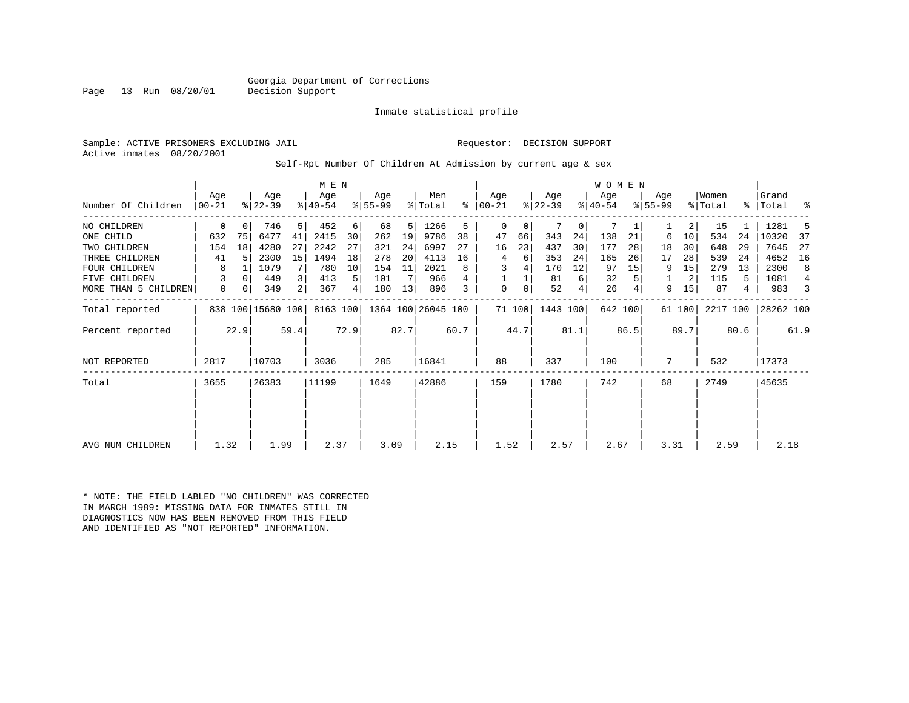Georgia Department of Corrections
Decision Support

Inmate statistical profile

Sample: ACTIVE PRISONERS EXCLUDING JAIL　　　　Requestor: DECISION SUPPORT
Active inmates 08/20/2001

Self-Rpt Number Of Children At Admission by current age & sex

| Number Of Children | MEN Age 00-21 | % | Age 22-39 | % | Age 40-54 | % | Age 55-99 | % | Men Total | % | WOMEN Age 00-21 | % | Age 22-39 | % | Age 40-54 | % | Age 55-99 | % | Women Total | % | Grand Total | % |
|---|---|---|---|---|---|---|---|---|---|---|---|---|---|---|---|---|---|---|---|---|---|---|
| NO CHILDREN | 0 | 0 | 746 | 5 | 452 | 6 | 68 | 5 | 1266 | 5 | 0 | 0 | 7 | 0 | 7 | 1 | 1 | 2 | 15 | 1 | 1281 | 5 |
| ONE CHILD | 632 | 75 | 6477 | 41 | 2415 | 30 | 262 | 19 | 9786 | 38 | 47 | 66 | 343 | 24 | 138 | 21 | 6 | 10 | 534 | 24 | 10320 | 37 |
| TWO CHILDREN | 154 | 18 | 4280 | 27 | 2242 | 27 | 321 | 24 | 6997 | 27 | 16 | 23 | 437 | 30 | 177 | 28 | 18 | 30 | 648 | 29 | 7645 | 27 |
| THREE CHILDREN | 41 | 5 | 2300 | 15 | 1494 | 18 | 278 | 20 | 4113 | 16 | 4 | 6 | 353 | 24 | 165 | 26 | 17 | 28 | 539 | 24 | 4652 | 16 |
| FOUR CHILDREN | 8 | 1 | 1079 | 7 | 780 | 10 | 154 | 11 | 2021 | 8 | 3 | 4 | 170 | 12 | 97 | 15 | 9 | 15 | 279 | 13 | 2300 | 8 |
| FIVE CHILDREN | 3 | 0 | 449 | 3 | 413 | 5 | 101 | 7 | 966 | 4 | 1 | 1 | 81 | 6 | 32 | 5 | 1 | 2 | 115 | 5 | 1081 | 4 |
| MORE THAN 5 CHILDREN | 0 | 0 | 349 | 2 | 367 | 4 | 180 | 13 | 896 | 3 | 0 | 0 | 52 | 4 | 26 | 4 | 9 | 15 | 87 | 4 | 983 | 3 |
| Total reported | 838 | 100 | 15680 | 100 | 8163 | 100 | 1364 | 100 | 26045 | 100 | 71 | 100 | 1443 | 100 | 642 | 100 | 61 | 100 | 2217 | 100 | 28262 | 100 |
| Percent reported | | 22.9 | | 59.4 | | 72.9 | | 82.7 | | 60.7 | | 44.7 | | 81.1 | | 86.5 | | 89.7 | | 80.6 | | 61.9 |
| NOT REPORTED | 2817 | | 10703 | | 3036 | | 285 | | 16841 | | 88 | | 337 | | 100 | | 7 | | 532 | | 17373 | |
| Total | 3655 | | 26383 | | 11199 | | 1649 | | 42886 | | 159 | | 1780 | | 742 | | 68 | | 2749 | | 45635 | |
| AVG NUM CHILDREN | 1.32 | | 1.99 | | 2.37 | | 3.09 | | 2.15 | | 1.52 | | 2.57 | | 2.67 | | 3.31 | | 2.59 | | 2.18 | |

* NOTE: THE FIELD LABLED "NO CHILDREN" WAS CORRECTED
IN MARCH 1989: MISSING DATA FOR INMATES STILL IN
DIAGNOSTICS NOW HAS BEEN REMOVED FROM THIS FIELD
AND IDENTIFIED AS "NOT REPORTED" INFORMATION.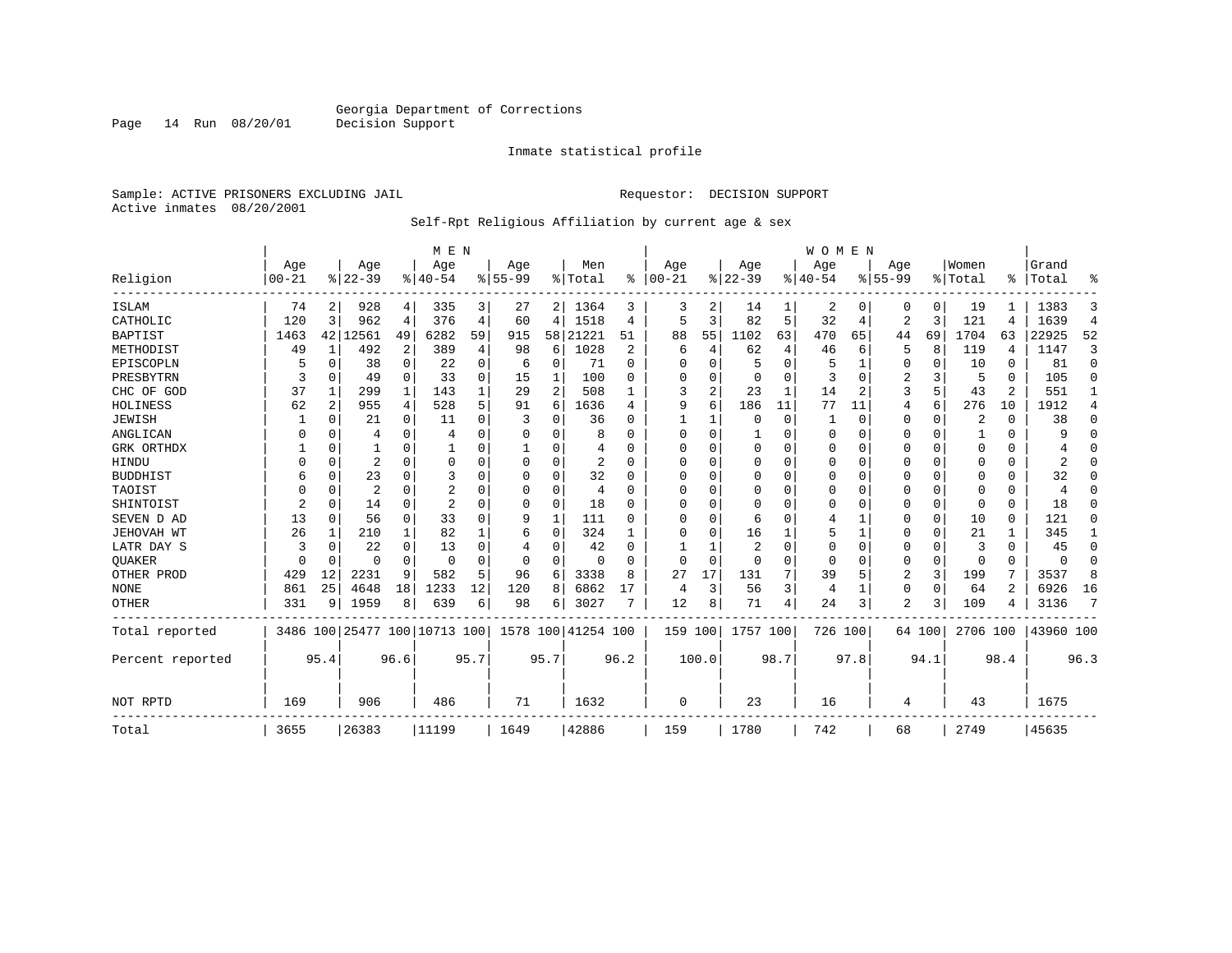Georgia Department of Corrections
Decision Support

Inmate statistical profile

Sample: ACTIVE PRISONERS EXCLUDING JAIL

Requestor: DECISION SUPPORT

Active inmates 08/20/2001

Self-Rpt Religious Affiliation by current age & sex

| Religion | MEN Age 00-21 | % | Age 22-39 | % | Age 40-54 | % | Age 55-99 | % | Men Total | % | WOMEN Age 00-21 | % | Age 22-39 | % | Age 40-54 | % | Age 55-99 | % | Women Total | % | Grand Total | % |
|---|---|---|---|---|---|---|---|---|---|---|---|---|---|---|---|---|---|---|---|---|---|---|
| ISLAM | 74 | 2 | 928 | 4 | 335 | 3 | 27 | 2 | 1364 | 3 | 3 | 2 | 14 | 1 | 2 | 0 | 0 | 0 | 19 | 1 | 1383 | 3 |
| CATHOLIC | 120 | 3 | 962 | 4 | 376 | 4 | 60 | 4 | 1518 | 4 | 5 | 3 | 82 | 5 | 32 | 4 | 2 | 3 | 121 | 4 | 1639 | 4 |
| BAPTIST | 1463 | 42 | 12561 | 49 | 6282 | 59 | 915 | 58 | 21221 | 51 | 88 | 55 | 1102 | 63 | 470 | 65 | 44 | 69 | 1704 | 63 | 22925 | 52 |
| METHODIST | 49 | 1 | 492 | 2 | 389 | 4 | 98 | 6 | 1028 | 2 | 6 | 4 | 62 | 4 | 46 | 6 | 5 | 8 | 119 | 4 | 1147 | 3 |
| EPISCOPLN | 5 | 0 | 38 | 0 | 22 | 0 | 6 | 0 | 71 | 0 | 0 | 0 | 5 | 0 | 5 | 1 | 0 | 0 | 10 | 0 | 81 | 0 |
| PRESBYTRN | 3 | 0 | 49 | 0 | 33 | 0 | 15 | 1 | 100 | 0 | 0 | 0 | 0 | 0 | 3 | 0 | 2 | 3 | 5 | 0 | 105 | 0 |
| CHC OF GOD | 37 | 1 | 299 | 1 | 143 | 1 | 29 | 2 | 508 | 1 | 3 | 2 | 23 | 1 | 14 | 2 | 3 | 5 | 43 | 2 | 551 | 1 |
| HOLINESS | 62 | 2 | 955 | 4 | 528 | 5 | 91 | 6 | 1636 | 4 | 9 | 6 | 186 | 11 | 77 | 11 | 4 | 6 | 276 | 10 | 1912 | 4 |
| JEWISH | 1 | 0 | 21 | 0 | 11 | 0 | 3 | 0 | 36 | 0 | 1 | 1 | 0 | 0 | 1 | 0 | 0 | 0 | 2 | 0 | 38 | 0 |
| ANGLICAN | 0 | 0 | 4 | 0 | 4 | 0 | 0 | 0 | 8 | 0 | 0 | 0 | 1 | 0 | 0 | 0 | 0 | 0 | 1 | 0 | 9 | 0 |
| GRK ORTHDX | 1 | 0 | 1 | 0 | 1 | 0 | 1 | 0 | 4 | 0 | 0 | 0 | 0 | 0 | 0 | 0 | 0 | 0 | 0 | 0 | 4 | 0 |
| HINDU | 0 | 0 | 2 | 0 | 0 | 0 | 0 | 0 | 2 | 0 | 0 | 0 | 0 | 0 | 0 | 0 | 0 | 0 | 0 | 0 | 2 | 0 |
| BUDDHIST | 6 | 0 | 23 | 0 | 3 | 0 | 0 | 0 | 32 | 0 | 0 | 0 | 0 | 0 | 0 | 0 | 0 | 0 | 0 | 0 | 32 | 0 |
| TAOIST | 0 | 0 | 2 | 0 | 2 | 0 | 0 | 0 | 4 | 0 | 0 | 0 | 0 | 0 | 0 | 0 | 0 | 0 | 0 | 0 | 4 | 0 |
| SHINTOIST | 2 | 0 | 14 | 0 | 2 | 0 | 0 | 0 | 18 | 0 | 0 | 0 | 0 | 0 | 0 | 0 | 0 | 0 | 0 | 0 | 18 | 0 |
| SEVEN D AD | 13 | 0 | 56 | 0 | 33 | 0 | 9 | 1 | 111 | 0 | 0 | 0 | 6 | 0 | 4 | 1 | 0 | 0 | 10 | 0 | 121 | 0 |
| JEHOVAH WT | 26 | 1 | 210 | 1 | 82 | 1 | 6 | 0 | 324 | 1 | 0 | 0 | 16 | 1 | 5 | 1 | 0 | 0 | 21 | 1 | 345 | 1 |
| LATR DAY S | 3 | 0 | 22 | 0 | 13 | 0 | 4 | 0 | 42 | 0 | 1 | 1 | 2 | 0 | 0 | 0 | 0 | 0 | 3 | 0 | 45 | 0 |
| QUAKER | 0 | 0 | 0 | 0 | 0 | 0 | 0 | 0 | 0 | 0 | 0 | 0 | 0 | 0 | 0 | 0 | 0 | 0 | 0 | 0 | 0 | 0 |
| OTHER PROD | 429 | 12 | 2231 | 9 | 582 | 5 | 96 | 6 | 3338 | 8 | 27 | 17 | 131 | 7 | 39 | 5 | 2 | 3 | 199 | 7 | 3537 | 8 |
| NONE | 861 | 25 | 4648 | 18 | 1233 | 12 | 120 | 8 | 6862 | 17 | 4 | 3 | 56 | 3 | 4 | 1 | 0 | 0 | 64 | 2 | 6926 | 16 |
| OTHER | 331 | 9 | 1959 | 8 | 639 | 6 | 98 | 6 | 3027 | 7 | 12 | 8 | 71 | 4 | 24 | 3 | 2 | 3 | 109 | 4 | 3136 | 7 |
| Total reported | 3486 | 100 | 25477 | 100 | 10713 | 100 | 1578 | 100 | 41254 | 100 | 159 | 100 | 1757 | 100 | 726 | 100 | 64 | 100 | 2706 | 100 | 43960 | 100 |
| Percent reported | | 95.4 | | 96.6 | | 95.7 | | 95.7 | | 96.2 | | 100.0 | | 98.7 | | 97.8 | | 94.1 | | 98.4 | | 96.3 |
| NOT RPTD | 169 | | 906 | | 486 | | 71 | | 1632 | | 0 | | 23 | | 16 | | 4 | | 43 | | 1675 | |
| Total | 3655 | | 26383 | | 11199 | | 1649 | | 42886 | | 159 | | 1780 | | 742 | | 68 | | 2749 | | 45635 | |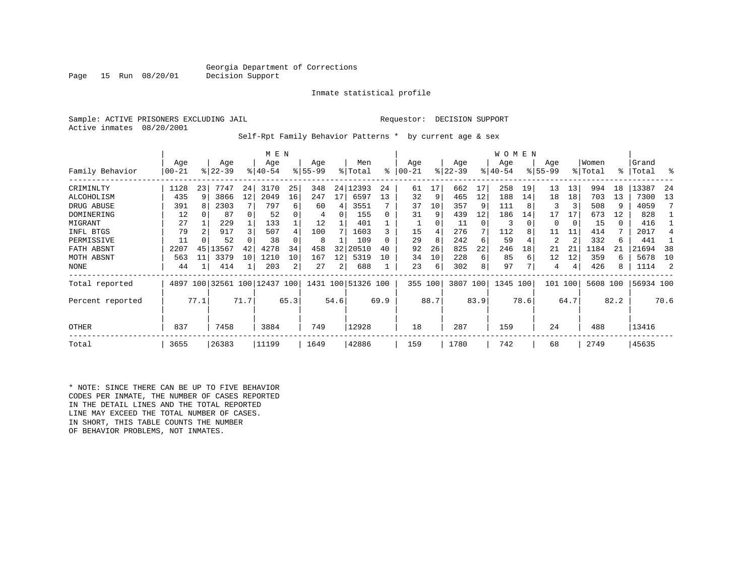Georgia Department of Corrections
Decision Support

Inmate statistical profile

Sample: ACTIVE PRISONERS EXCLUDING JAIL          Requestor: DECISION SUPPORT
Active inmates 08/20/2001

Self-Rpt Family Behavior Patterns * by current age & sex

| Family Behavior | MEN Age 00-21 | % | Age 22-39 | % | Age 40-54 | % | Age 55-99 | % | Men Total | % | WOMEN Age 00-21 | % | Age 22-39 | % | Age 40-54 | % | Age 55-99 | % | Women Total | % | Grand Total | % |
|---|---|---|---|---|---|---|---|---|---|---|---|---|---|---|---|---|---|---|---|---|---|---|
| CRIMINLTY | 1128 | 23 | 7747 | 24 | 3170 | 25 | 348 | 24 | 12393 | 24 | 61 | 17 | 662 | 17 | 258 | 19 | 13 | 13 | 994 | 18 | 13387 | 24 |
| ALCOHOLISM | 435 | 9 | 3866 | 12 | 2049 | 16 | 247 | 17 | 6597 | 13 | 32 | 9 | 465 | 12 | 188 | 14 | 18 | 18 | 703 | 13 | 7300 | 13 |
| DRUG ABUSE | 391 | 8 | 2303 | 7 | 797 | 6 | 60 | 4 | 3551 | 7 | 37 | 10 | 357 | 9 | 111 | 8 | 3 | 3 | 508 | 9 | 4059 | 7 |
| DOMINERING | 12 | 0 | 87 | 0 | 52 | 0 | 4 | 0 | 155 | 0 | 31 | 9 | 439 | 12 | 186 | 14 | 17 | 17 | 673 | 12 | 828 | 1 |
| MIGRANT | 27 | 1 | 229 | 1 | 133 | 1 | 12 | 1 | 401 | 1 | 1 | 0 | 11 | 0 | 3 | 0 | 0 | 0 | 15 | 0 | 416 | 1 |
| INFL BTGS | 79 | 2 | 917 | 3 | 507 | 4 | 100 | 7 | 1603 | 3 | 15 | 4 | 276 | 7 | 112 | 8 | 11 | 11 | 414 | 7 | 2017 | 4 |
| PERMISSIVE | 11 | 0 | 52 | 0 | 38 | 0 | 8 | 1 | 109 | 0 | 29 | 8 | 242 | 6 | 59 | 4 | 2 | 2 | 332 | 6 | 441 | 1 |
| FATH ABSNT | 2207 | 45 | 13567 | 42 | 4278 | 34 | 458 | 32 | 20510 | 40 | 92 | 26 | 825 | 22 | 246 | 18 | 21 | 21 | 1184 | 21 | 21694 | 38 |
| MOTH ABSNT | 563 | 11 | 3379 | 10 | 1210 | 10 | 167 | 12 | 5319 | 10 | 34 | 10 | 228 | 6 | 85 | 6 | 12 | 12 | 359 | 6 | 5678 | 10 |
| NONE | 44 | 1 | 414 | 1 | 203 | 2 | 27 | 2 | 688 | 1 | 23 | 6 | 302 | 8 | 97 | 7 | 4 | 4 | 426 | 8 | 1114 | 2 |
| Total reported | 4897 | 100 | 32561 | 100 | 12437 | 100 | 1431 | 100 | 51326 | 100 | 355 | 100 | 3807 | 100 | 1345 | 100 | 101 | 100 | 5608 | 100 | 56934 | 100 |
| Percent reported | | 77.1 | | 71.7 | | 65.3 | | 54.6 | | 69.9 | | 88.7 | | 83.9 | | 78.6 | | 64.7 | | 82.2 | | 70.6 |
| OTHER | 837 | | 7458 | | 3884 | | 749 | | 12928 | | 18 | | 287 | | 159 | | 24 | | 488 | | 13416 | |
| Total | 3655 | | 26383 | | 11199 | | 1649 | | 42886 | | 159 | | 1780 | | 742 | | 68 | | 2749 | | 45635 | |

* NOTE: SINCE THERE CAN BE UP TO FIVE BEHAVIOR CODES PER INMATE, THE NUMBER OF CASES REPORTED IN THE DETAIL LINES AND THE TOTAL REPORTED LINE MAY EXCEED THE TOTAL NUMBER OF CASES. IN SHORT, THIS TABLE COUNTS THE NUMBER OF BEHAVIOR PROBLEMS, NOT INMATES.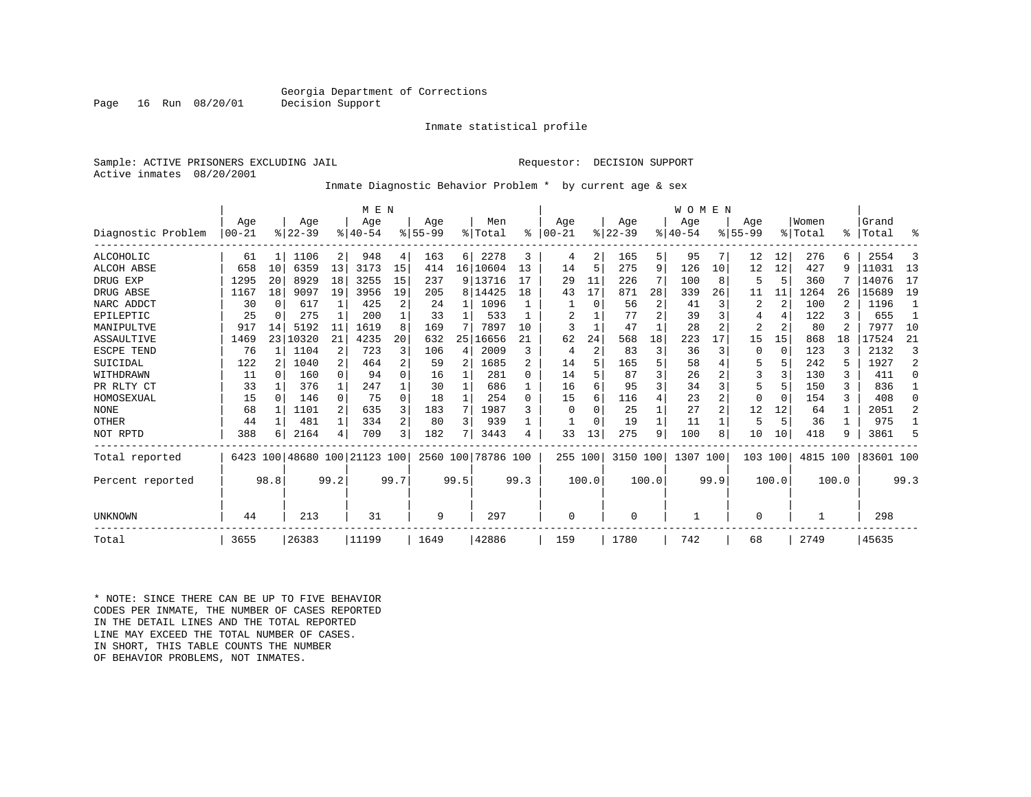Georgia Department of Corrections
Decision Support

Inmate statistical profile

Sample: ACTIVE PRISONERS EXCLUDING JAIL                                   Requestor: DECISION SUPPORT
Active inmates 08/20/2001

Inmate Diagnostic Behavior Problem * by current age & sex

| Diagnostic Problem | MEN Age 00-21 | % | Age 22-39 | % | Age 40-54 | % | Age 55-99 | % | Men Total | % | WOMEN Age 00-21 | % | Age 22-39 | % | Age 40-54 | % | Age 55-99 | % | Women Total | % | Grand Total | % |
|---|---|---|---|---|---|---|---|---|---|---|---|---|---|---|---|---|---|---|---|---|---|---|
| ALCOHOLIC | 61 | 1 | 1106 | 2 | 948 | 4 | 163 | 6 | 2278 | 3 | 4 | 2 | 165 | 5 | 95 | 7 | 12 | 12 | 276 | 6 | 2554 | 3 |
| ALCOH ABSE | 658 | 10 | 6359 | 13 | 3173 | 15 | 414 | 16 | 10604 | 13 | 14 | 5 | 275 | 9 | 126 | 10 | 12 | 12 | 427 | 9 | 11031 | 13 |
| DRUG EXP | 1295 | 20 | 8929 | 18 | 3255 | 15 | 237 | 9 | 13716 | 17 | 29 | 11 | 226 | 7 | 100 | 8 | 5 | 5 | 360 | 7 | 14076 | 17 |
| DRUG ABSE | 1167 | 18 | 9097 | 19 | 3956 | 19 | 205 | 8 | 14425 | 18 | 43 | 17 | 871 | 28 | 339 | 26 | 11 | 11 | 1264 | 26 | 15689 | 19 |
| NARC ADDCT | 30 | 0 | 617 | 1 | 425 | 2 | 24 | 1 | 1096 | 1 | 1 | 0 | 56 | 2 | 41 | 3 | 2 | 2 | 100 | 2 | 1196 | 1 |
| EPILEPTIC | 25 | 0 | 275 | 1 | 200 | 1 | 33 | 1 | 533 | 1 | 2 | 1 | 77 | 2 | 39 | 3 | 4 | 4 | 122 | 3 | 655 | 1 |
| MANIPULTVE | 917 | 14 | 5192 | 11 | 1619 | 8 | 169 | 7 | 7897 | 10 | 3 | 1 | 47 | 1 | 28 | 2 | 2 | 2 | 80 | 2 | 7977 | 10 |
| ASSAULTIVE | 1469 | 23 | 10320 | 21 | 4235 | 20 | 632 | 25 | 16656 | 21 | 62 | 24 | 568 | 18 | 223 | 17 | 15 | 15 | 868 | 18 | 17524 | 21 |
| ESCPE TEND | 76 | 1 | 1104 | 2 | 723 | 3 | 106 | 4 | 2009 | 3 | 4 | 2 | 83 | 3 | 36 | 3 | 0 | 0 | 123 | 3 | 2132 | 3 |
| SUICIDAL | 122 | 2 | 1040 | 2 | 464 | 2 | 59 | 2 | 1685 | 2 | 14 | 5 | 165 | 5 | 58 | 4 | 5 | 5 | 242 | 5 | 1927 | 2 |
| WITHDRAWN | 11 | 0 | 160 | 0 | 94 | 0 | 16 | 1 | 281 | 0 | 14 | 5 | 87 | 3 | 26 | 2 | 3 | 3 | 130 | 3 | 411 | 0 |
| PR RLTY CT | 33 | 1 | 376 | 1 | 247 | 1 | 30 | 1 | 686 | 1 | 16 | 6 | 95 | 3 | 34 | 3 | 5 | 5 | 150 | 3 | 836 | 1 |
| HOMOSEXUAL | 15 | 0 | 146 | 0 | 75 | 0 | 18 | 1 | 254 | 0 | 15 | 6 | 116 | 4 | 23 | 2 | 0 | 0 | 154 | 3 | 408 | 0 |
| NONE | 68 | 1 | 1101 | 2 | 635 | 3 | 183 | 7 | 1987 | 3 | 0 | 0 | 25 | 1 | 27 | 2 | 12 | 12 | 64 | 1 | 2051 | 2 |
| OTHER | 44 | 1 | 481 | 1 | 334 | 2 | 80 | 3 | 939 | 1 | 1 | 0 | 19 | 1 | 11 | 1 | 5 | 5 | 36 | 1 | 975 | 1 |
| NOT RPTD | 388 | 6 | 2164 | 4 | 709 | 3 | 182 | 7 | 3443 | 4 | 33 | 13 | 275 | 9 | 100 | 8 | 10 | 10 | 418 | 9 | 3861 | 5 |
| Total reported | 6423 | 100 | 48680 | 100 | 21123 | 100 | 2560 | 100 | 78786 | 100 | 255 | 100 | 3150 | 100 | 1307 | 100 | 103 | 100 | 4815 | 100 | 83601 | 100 |
| Percent reported | | 98.8 | | 99.2 | | 99.7 | | 99.5 | | 99.3 | | 100.0 | | 100.0 | | 99.9 | | 100.0 | | 100.0 | | 99.3 |
| UNKNOWN | 44 | | 213 | | 31 | | 9 | | 297 | | 0 | | 0 | | 1 | | 0 | | 1 | | 298 | |
| Total | 3655 | | 26383 | | 11199 | | 1649 | | 42886 | | 159 | | 1780 | | 742 | | 68 | | 2749 | | 45635 | |

* NOTE: SINCE THERE CAN BE UP TO FIVE BEHAVIOR
CODES PER INMATE, THE NUMBER OF CASES REPORTED
IN THE DETAIL LINES AND THE TOTAL REPORTED
LINE MAY EXCEED THE TOTAL NUMBER OF CASES.
IN SHORT, THIS TABLE COUNTS THE NUMBER
OF BEHAVIOR PROBLEMS, NOT INMATES.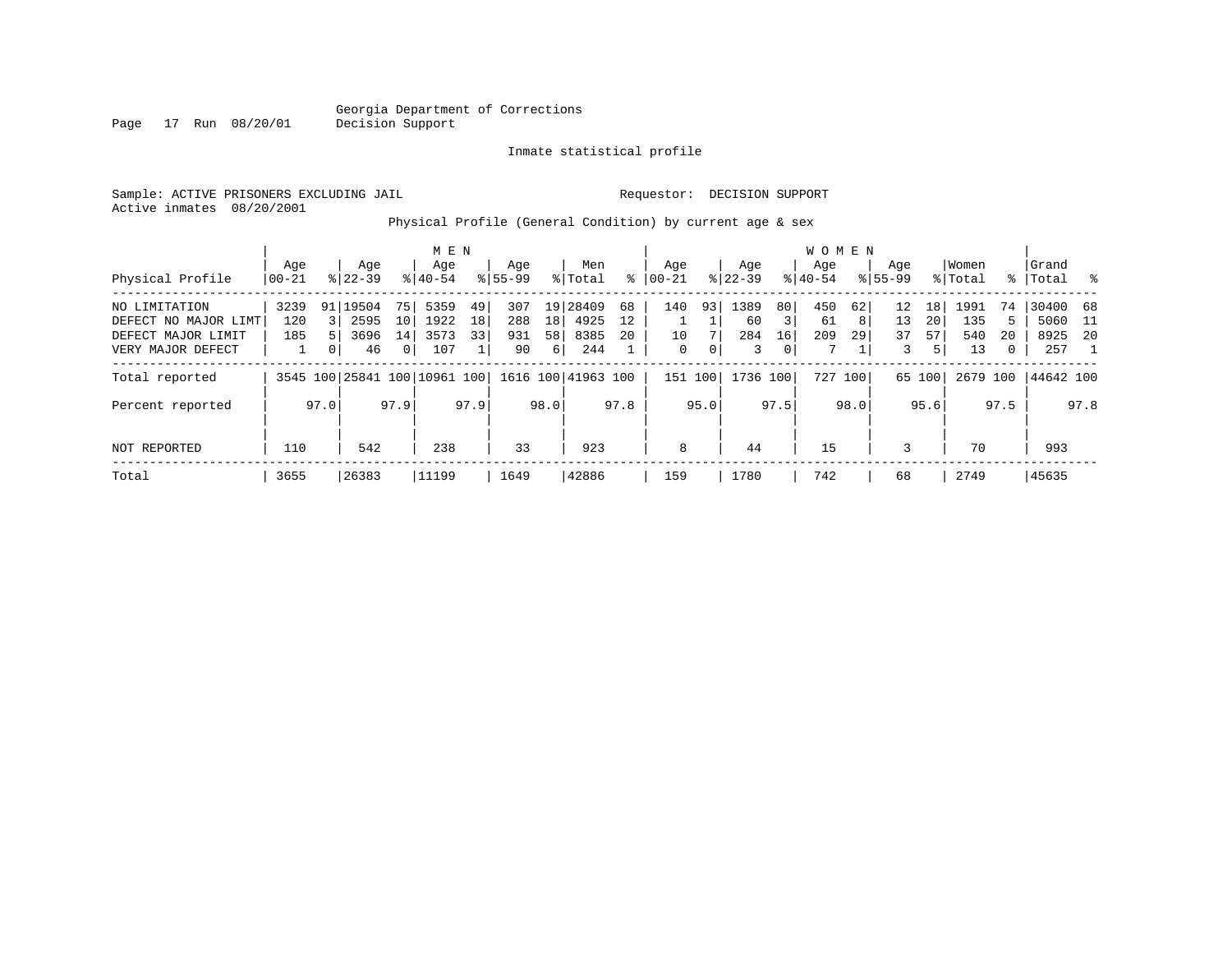Georgia Department of Corrections
Decision Support

Inmate statistical profile

Sample: ACTIVE PRISONERS EXCLUDING JAIL

Requestor: DECISION SUPPORT

Active inmates 08/20/2001

Physical Profile (General Condition) by current age & sex

| Physical Profile | MEN Age 00-21 | % | Age 22-39 | % | Age 40-54 | % | Age 55-99 | % | Men Total | % | WOMEN Age 00-21 | % | Age 22-39 | % | Age 40-54 | % | Age 55-99 | % | Women Total | % | Grand Total | % |
|---|---|---|---|---|---|---|---|---|---|---|---|---|---|---|---|---|---|---|---|---|---|---|
| NO LIMITATION | 3239 | 91 | 19504 | 75 | 5359 | 49 | 307 | 19 | 28409 | 68 | 140 | 93 | 1389 | 80 | 450 | 62 | 12 | 18 | 1991 | 74 | 30400 | 68 |
| DEFECT NO MAJOR LIMT | 120 | 3 | 2595 | 10 | 1922 | 18 | 288 | 18 | 4925 | 12 | 1 | 1 | 60 | 3 | 61 | 8 | 13 | 20 | 135 | 5 | 5060 | 11 |
| DEFECT MAJOR LIMIT | 185 | 5 | 3696 | 14 | 3573 | 33 | 931 | 58 | 8385 | 20 | 10 | 7 | 284 | 16 | 209 | 29 | 37 | 57 | 540 | 20 | 8925 | 20 |
| VERY MAJOR DEFECT | 1 | 0 | 46 | 0 | 107 | 1 | 90 | 6 | 244 | 1 | 0 | 0 | 3 | 0 | 7 | 1 | 3 | 5 | 13 | 0 | 257 | 1 |
| Total reported | 3545 | 100 | 25841 | 100 | 10961 | 100 | 1616 | 100 | 41963 | 100 | 151 | 100 | 1736 | 100 | 727 | 100 | 65 | 100 | 2679 | 100 | 44642 | 100 |
| Percent reported | | 97.0 | | 97.9 | | 97.9 | | 98.0 | | 97.8 | | 95.0 | | 97.5 | | 98.0 | | 95.6 | | 97.5 | | 97.8 |
| NOT REPORTED | 110 | | 542 | | 238 | | 33 | | 923 | | 8 | | 44 | | 15 | | 3 | | 70 | | 993 | |
| Total | 3655 | | 26383 | | 11199 | | 1649 | | 42886 | | 159 | | 1780 | | 742 | | 68 | | 2749 | | 45635 | |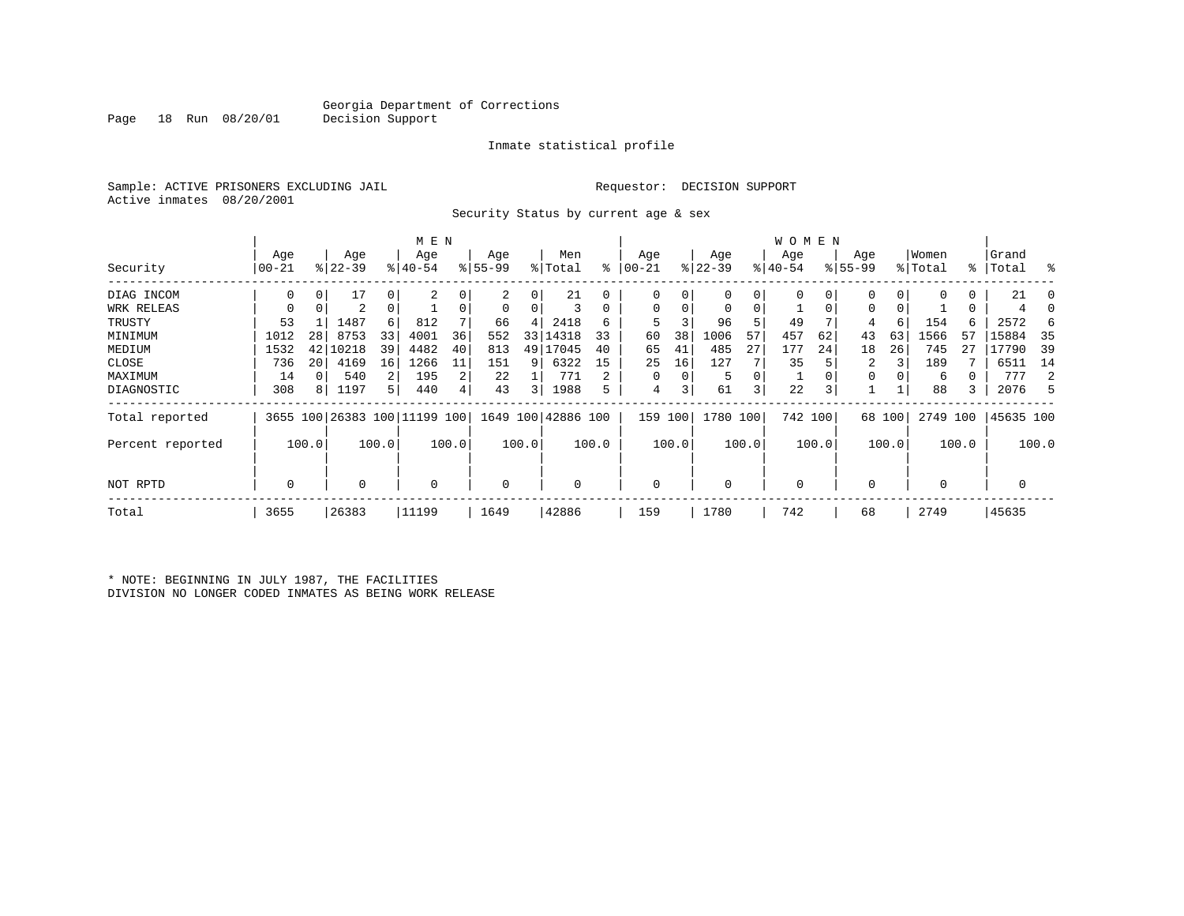Georgia Department of Corrections
Decision Support

Inmate statistical profile

Sample: ACTIVE PRISONERS EXCLUDING JAIL                    Requestor: DECISION SUPPORT
Active inmates 08/20/2001

Security Status by current age & sex

| Security | MEN Age 00-21 | % | Age 22-39 | % | Age 40-54 | % | Age 55-99 | % | Men Total | % | WOMEN Age 00-21 | % | Age 22-39 | % | Age 40-54 | % | Age 55-99 | % | Women Total | % | Grand Total | % |
|---|---|---|---|---|---|---|---|---|---|---|---|---|---|---|---|---|---|---|---|---|---|---|
| DIAG INCOM | 0 | 0 | 17 | 0 | 2 | 0 | 2 | 0 | 21 | 0 | 0 | 0 | 0 | 0 | 0 | 0 | 0 | 0 | 0 | 0 | 21 | 0 |
| WRK RELEAS | 0 | 0 | 2 | 0 | 1 | 0 | 0 | 0 | 3 | 0 | 0 | 0 | 0 | 0 | 1 | 0 | 0 | 0 | 1 | 0 | 4 | 0 |
| TRUSTY | 53 | 1 | 1487 | 6 | 812 | 7 | 66 | 4 | 2418 | 6 | 5 | 3 | 96 | 5 | 49 | 7 | 4 | 6 | 154 | 6 | 2572 | 6 |
| MINIMUM | 1012 | 28 | 8753 | 33 | 4001 | 36 | 552 | 33 | 14318 | 33 | 60 | 38 | 1006 | 57 | 457 | 62 | 43 | 63 | 1566 | 57 | 15884 | 35 |
| MEDIUM | 1532 | 42 | 10218 | 39 | 4482 | 40 | 813 | 49 | 17045 | 40 | 65 | 41 | 485 | 27 | 177 | 24 | 18 | 26 | 745 | 27 | 17790 | 39 |
| CLOSE | 736 | 20 | 4169 | 16 | 1266 | 11 | 151 | 9 | 6322 | 15 | 25 | 16 | 127 | 7 | 35 | 5 | 2 | 3 | 189 | 7 | 6511 | 14 |
| MAXIMUM | 14 | 0 | 540 | 2 | 195 | 2 | 22 | 1 | 771 | 2 | 0 | 0 | 5 | 0 | 1 | 0 | 0 | 0 | 6 | 0 | 777 | 2 |
| DIAGNOSTIC | 308 | 8 | 1197 | 5 | 440 | 4 | 43 | 3 | 1988 | 5 | 4 | 3 | 61 | 3 | 22 | 3 | 1 | 1 | 88 | 3 | 2076 | 5 |
| Total reported | 3655 | 100 | 26383 | 100 | 11199 | 100 | 1649 | 100 | 42886 | 100 | 159 | 100 | 1780 | 100 | 742 | 100 | 68 | 100 | 2749 | 100 | 45635 | 100 |
| Percent reported | | 100.0 | | 100.0 | | 100.0 | | 100.0 | | 100.0 | | 100.0 | | 100.0 | | 100.0 | | 100.0 | | 100.0 | | 100.0 |
| NOT RPTD | 0 | | 0 | | 0 | | 0 | | 0 | | 0 | | 0 | | 0 | | 0 | | 0 | | 0 | |
| Total | 3655 | | 26383 | | 11199 | | 1649 | | 42886 | | 159 | | 1780 | | 742 | | 68 | | 2749 | | 45635 | |

* NOTE: BEGINNING IN JULY 1987, THE FACILITIES DIVISION NO LONGER CODED INMATES AS BEING WORK RELEASE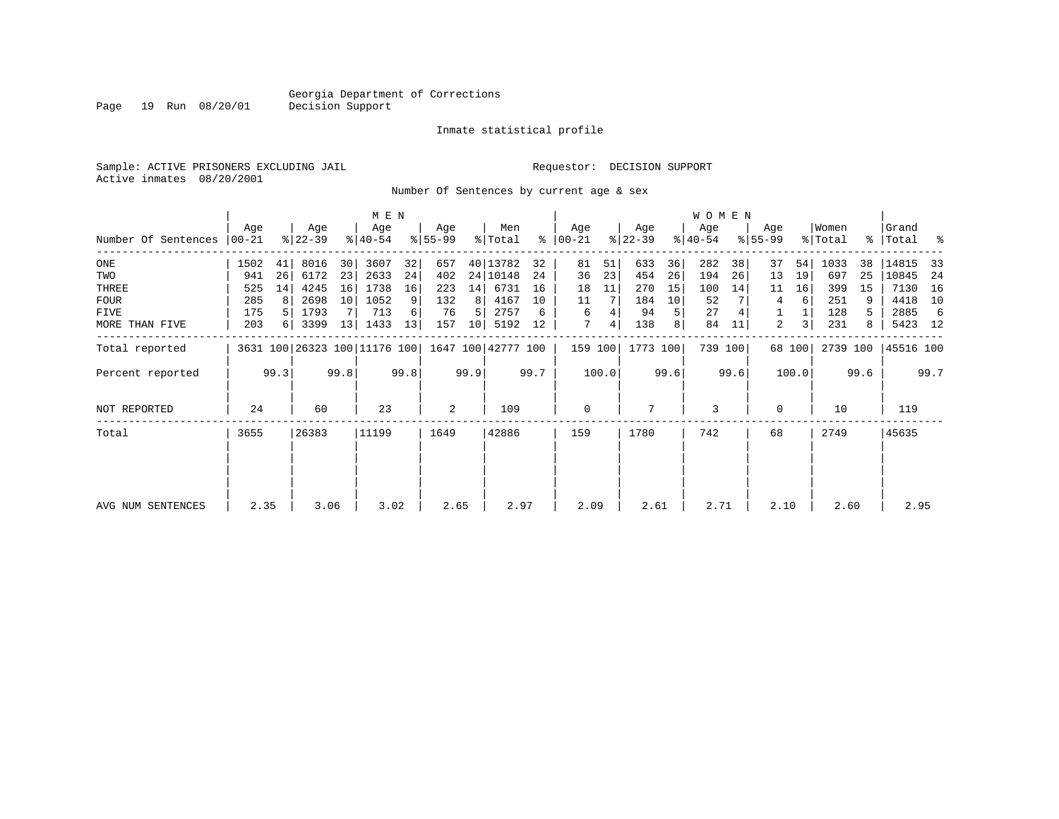Georgia Department of Corrections
Decision Support

Inmate statistical profile

Sample: ACTIVE PRISONERS EXCLUDING JAIL

Requestor: DECISION SUPPORT

Active inmates 08/20/2001

Number Of Sentences by current age & sex

| Number Of Sentences | MEN Age 00-21 | % | Age 22-39 | % | Age 40-54 | % | Age 55-99 | % | Men Total | % | WOMEN Age 00-21 | % | Age 22-39 | % | Age 40-54 | % | Age 55-99 | % | Women Total | % | Grand Total | % |
|---|---|---|---|---|---|---|---|---|---|---|---|---|---|---|---|---|---|---|---|---|---|---|
| ONE | 1502 | 41 | 8016 | 30 | 3607 | 32 | 657 | 40 | 13782 | 32 | 81 | 51 | 633 | 36 | 282 | 38 | 37 | 54 | 1033 | 38 | 14815 | 33 |
| TWO | 941 | 26 | 6172 | 23 | 2633 | 24 | 402 | 24 | 10148 | 24 | 36 | 23 | 454 | 26 | 194 | 26 | 13 | 19 | 697 | 25 | 10845 | 24 |
| THREE | 525 | 14 | 4245 | 16 | 1738 | 16 | 223 | 14 | 6731 | 16 | 18 | 11 | 270 | 15 | 100 | 14 | 11 | 16 | 399 | 15 | 7130 | 16 |
| FOUR | 285 | 8 | 2698 | 10 | 1052 | 9 | 132 | 8 | 4167 | 10 | 11 | 7 | 184 | 10 | 52 | 7 | 4 | 6 | 251 | 9 | 4418 | 10 |
| FIVE | 175 | 5 | 1793 | 7 | 713 | 6 | 76 | 5 | 2757 | 6 | 6 | 4 | 94 | 5 | 27 | 4 | 1 | 1 | 128 | 5 | 2885 | 6 |
| MORE THAN FIVE | 203 | 6 | 3399 | 13 | 1433 | 13 | 157 | 10 | 5192 | 12 | 7 | 4 | 138 | 8 | 84 | 11 | 2 | 3 | 231 | 8 | 5423 | 12 |
| Total reported | 3631 | 100 | 26323 | 100 | 11176 | 100 | 1647 | 100 | 42777 | 100 | 159 | 100 | 1773 | 100 | 739 | 100 | 68 | 100 | 2739 | 100 | 45516 | 100 |
| Percent reported | | 99.3 | | 99.8 | | 99.8 | | 99.9 | | 99.7 | | 100.0 | | 99.6 | | 99.6 | | 100.0 | | 99.6 | | 99.7 |
| NOT REPORTED | 24 | | 60 | | 23 | | 2 | | 109 | | 0 | | 7 | | 3 | | 0 | | 10 | | 119 | |
| Total | 3655 | | 26383 | | 11199 | | 1649 | | 42886 | | 159 | | 1780 | | 742 | | 68 | | 2749 | | 45635 | |
| AVG NUM SENTENCES | 2.35 | | 3.06 | | 3.02 | | 2.65 | | 2.97 | | 2.09 | | 2.61 | | 2.71 | | 2.10 | | 2.60 | | 2.95 | |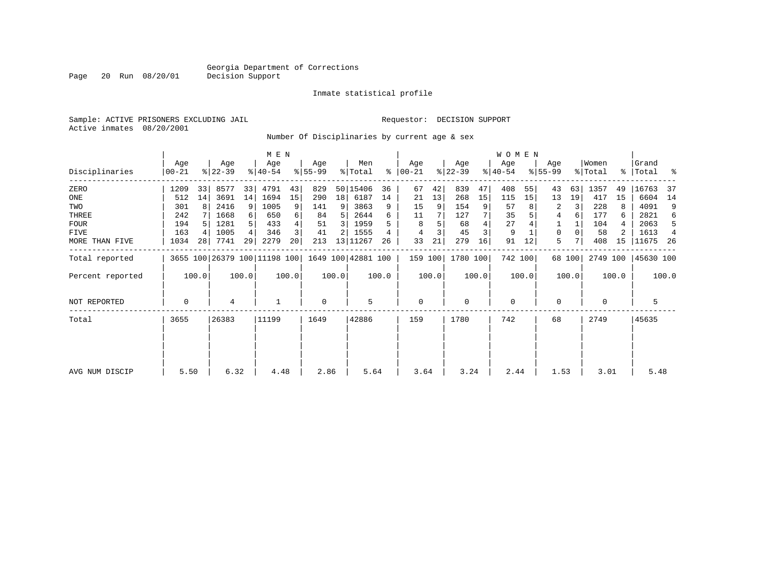Georgia Department of Corrections
Decision Support

Inmate statistical profile

Sample: ACTIVE PRISONERS EXCLUDING JAIL    Requestor: DECISION SUPPORT
Active inmates 08/20/2001

Number Of Disciplinaries by current age & sex

| Disciplinaries | MEN Age 00-21 | % | Age 22-39 | % | Age 40-54 | % | Age 55-99 | % | Men Total | % | WOMEN Age 00-21 | % | Age 22-39 | % | Age 40-54 | % | Age 55-99 | % | Women Total | % | Grand Total | % |
|---|---|---|---|---|---|---|---|---|---|---|---|---|---|---|---|---|---|---|---|---|---|---|
| ZERO | 1209 | 33 | 8577 | 33 | 4791 | 43 | 829 | 50 | 15406 | 36 | 67 | 42 | 839 | 47 | 408 | 55 | 43 | 63 | 1357 | 49 | 16763 | 37 |
| ONE | 512 | 14 | 3691 | 14 | 1694 | 15 | 290 | 18 | 6187 | 14 | 21 | 13 | 268 | 15 | 115 | 15 | 13 | 19 | 417 | 15 | 6604 | 14 |
| TWO | 301 | 8 | 2416 | 9 | 1005 | 9 | 141 | 9 | 3863 | 9 | 15 | 9 | 154 | 9 | 57 | 8 | 2 | 3 | 228 | 8 | 4091 | 9 |
| THREE | 242 | 7 | 1668 | 6 | 650 | 6 | 84 | 5 | 2644 | 6 | 11 | 7 | 127 | 7 | 35 | 5 | 4 | 6 | 177 | 6 | 2821 | 6 |
| FOUR | 194 | 5 | 1281 | 5 | 433 | 4 | 51 | 3 | 1959 | 5 | 8 | 5 | 68 | 4 | 27 | 4 | 1 | 1 | 104 | 4 | 2063 | 5 |
| FIVE | 163 | 4 | 1005 | 4 | 346 | 3 | 41 | 2 | 1555 | 4 | 4 | 3 | 45 | 3 | 9 | 1 | 0 | 0 | 58 | 2 | 1613 | 4 |
| MORE THAN FIVE | 1034 | 28 | 7741 | 29 | 2279 | 20 | 213 | 13 | 11267 | 26 | 33 | 21 | 279 | 16 | 91 | 12 | 5 | 7 | 408 | 15 | 11675 | 26 |
| Total reported | 3655 | 100 | 26379 | 100 | 11198 | 100 | 1649 | 100 | 42881 | 100 | 159 | 100 | 1780 | 100 | 742 | 100 | 68 | 100 | 2749 | 100 | 45630 | 100 |
| Percent reported | | 100.0 | | 100.0 | | 100.0 | | 100.0 | | 100.0 | | 100.0 | | 100.0 | | 100.0 | | 100.0 | | 100.0 | | 100.0 |
| NOT REPORTED | 0 | | 4 | | 1 | | 0 | | 5 | | 0 | | 0 | | 0 | | 0 | | 0 | | 5 | |
| Total | 3655 | | 26383 | | 11199 | | 1649 | | 42886 | | 159 | | 1780 | | 742 | | 68 | | 2749 | | 45635 | |
| AVG NUM DISCIP | 5.50 | | 6.32 | | 4.48 | | 2.86 | | 5.64 | | 3.64 | | 3.24 | | 2.44 | | 1.53 | | 3.01 | | 5.48 | |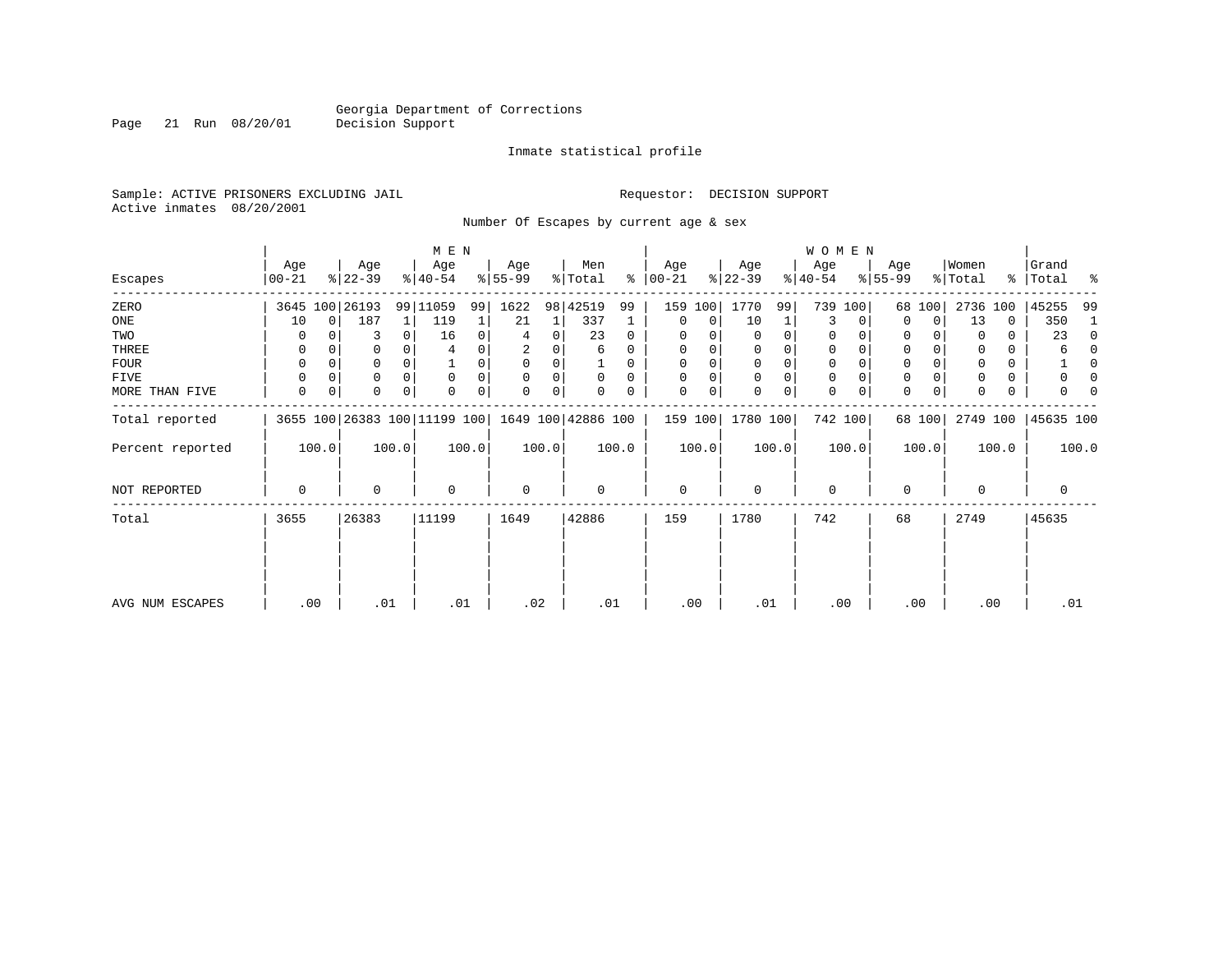Georgia Department of Corrections
Decision Support

Inmate statistical profile

Sample: ACTIVE PRISONERS EXCLUDING JAIL

Requestor: DECISION SUPPORT

Active inmates 08/20/2001

Number Of Escapes by current age & sex

| Escapes | MEN Age 00-21 | % | Age 22-39 | % | Age 40-54 | % | Age 55-99 | % | Men Total | % | WOMEN Age 00-21 | % | Age 22-39 | % | Age 40-54 | % | Age 55-99 | % | Women Total | % | Grand Total | % |
|---|---|---|---|---|---|---|---|---|---|---|---|---|---|---|---|---|---|---|---|---|---|---|
| ZERO | 3645 | 100 | 26193 | 99 | 11059 | 99 | 1622 | 98 | 42519 | 99 | 159 | 100 | 1770 | 99 | 739 | 100 | 68 | 100 | 2736 | 100 | 45255 | 99 |
| ONE | 10 | 0 | 187 | 1 | 119 | 1 | 21 | 1 | 337 | 1 | 0 | 0 | 10 | 1 | 3 | 0 | 0 | 0 | 13 | 0 | 350 | 1 |
| TWO | 0 | 0 | 3 | 0 | 16 | 0 | 4 | 0 | 23 | 0 | 0 | 0 | 0 | 0 | 0 | 0 | 0 | 0 | 0 | 0 | 23 | 0 |
| THREE | 0 | 0 | 0 | 0 | 4 | 0 | 2 | 0 | 6 | 0 | 0 | 0 | 0 | 0 | 0 | 0 | 0 | 0 | 0 | 0 | 6 | 0 |
| FOUR | 0 | 0 | 0 | 0 | 1 | 0 | 0 | 0 | 1 | 0 | 0 | 0 | 0 | 0 | 0 | 0 | 0 | 0 | 0 | 0 | 1 | 0 |
| FIVE | 0 | 0 | 0 | 0 | 0 | 0 | 0 | 0 | 0 | 0 | 0 | 0 | 0 | 0 | 0 | 0 | 0 | 0 | 0 | 0 | 0 | 0 |
| MORE THAN FIVE | 0 | 0 | 0 | 0 | 0 | 0 | 0 | 0 | 0 | 0 | 0 | 0 | 0 | 0 | 0 | 0 | 0 | 0 | 0 | 0 | 0 | 0 |
| Total reported | 3655 | 100 | 26383 | 100 | 11199 | 100 | 1649 | 100 | 42886 | 100 | 159 | 100 | 1780 | 100 | 742 | 100 | 68 | 100 | 2749 | 100 | 45635 | 100 |
| Percent reported | | 100.0 | | 100.0 | | 100.0 | | 100.0 | | 100.0 | | 100.0 | | 100.0 | | 100.0 | | 100.0 | | 100.0 | | 100.0 |
| NOT REPORTED | 0 | | 0 | | 0 | | 0 | | 0 | | 0 | | 0 | | 0 | | 0 | | 0 | | 0 | |
| Total | 3655 | | 26383 | | 11199 | | 1649 | | 42886 | | 159 | | 1780 | | 742 | | 68 | | 2749 | | 45635 | |
| AVG NUM ESCAPES | .00 | | .01 | | .01 | | .02 | | .01 | | .00 | | .01 | | .00 | | .00 | | .00 | | .01 | |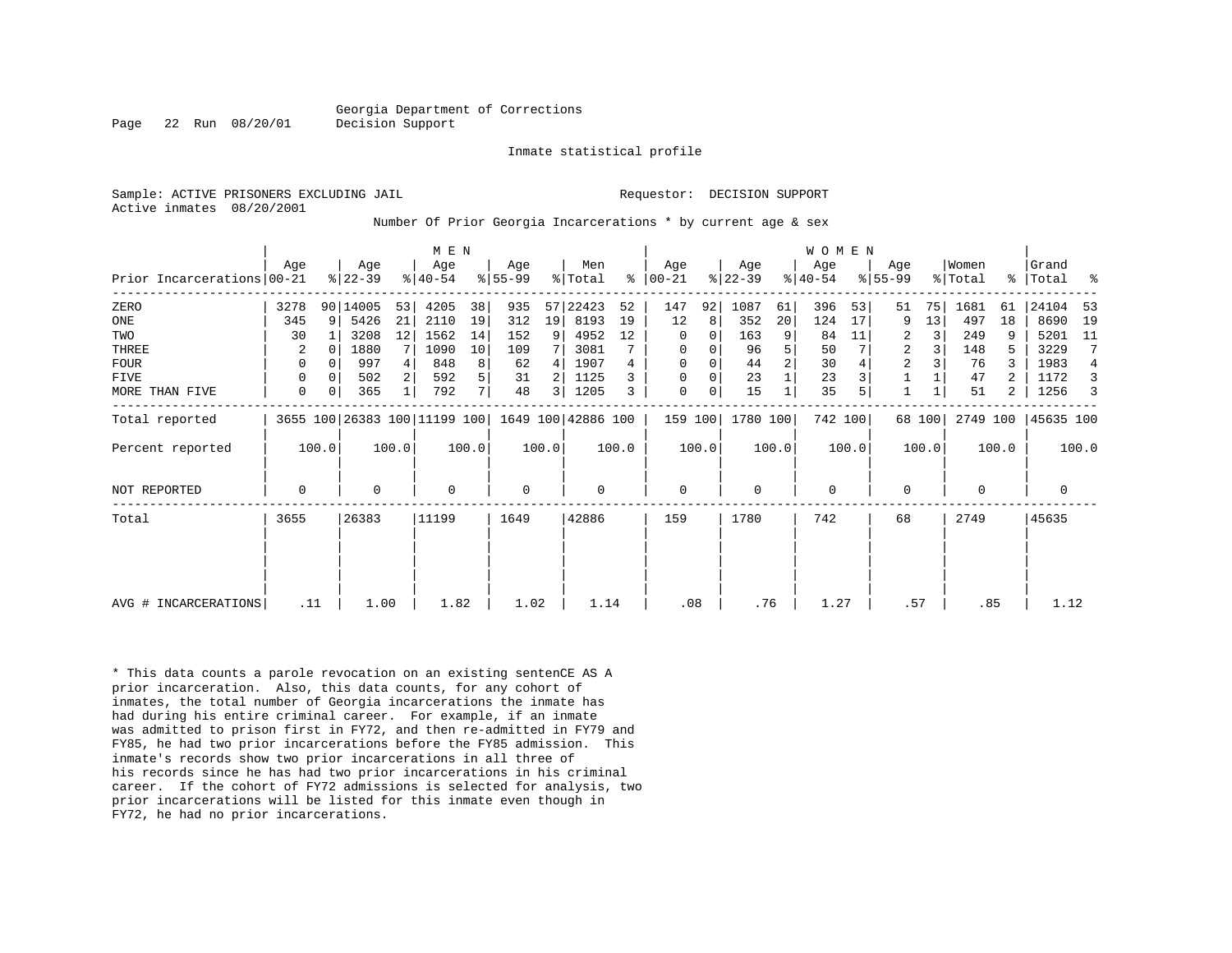Georgia Department of Corrections
Decision Support

Inmate statistical profile

Sample: ACTIVE PRISONERS EXCLUDING JAIL

Requestor: DECISION SUPPORT

Active inmates 08/20/2001

Number Of Prior Georgia Incarcerations * by current age & sex

| | MEN | | | | | | | | | | WOMEN | | | | | | | | | | | |
|---|---|---|---|---|---|---|---|---|---|---|---|---|---|---|---|---|---|---|---|---|---|---|
| Prior Incarcerations | Age 00-21 | % | Age 22-39 | % | Age 40-54 | % | Age 55-99 | % | Men Total | % | Age 00-21 | % | Age 22-39 | % | Age 40-54 | % | Age 55-99 | % | Women Total | % | Grand Total | % |
| ZERO | 3278 | 90 | 14005 | 53 | 4205 | 38 | 935 | 57 | 22423 | 52 | 147 | 92 | 1087 | 61 | 396 | 53 | 51 | 75 | 1681 | 61 | 24104 | 53 |
| ONE | 345 | 9 | 5426 | 21 | 2110 | 19 | 312 | 19 | 8193 | 19 | 12 | 8 | 352 | 20 | 124 | 17 | 9 | 13 | 497 | 18 | 8690 | 19 |
| TWO | 30 | 1 | 3208 | 12 | 1562 | 14 | 152 | 9 | 4952 | 12 | 0 | 0 | 163 | 9 | 84 | 11 | 2 | 3 | 249 | 9 | 5201 | 11 |
| THREE | 2 | 0 | 1880 | 7 | 1090 | 10 | 109 | 7 | 3081 | 7 | 0 | 0 | 96 | 5 | 50 | 7 | 2 | 3 | 148 | 5 | 3229 | 7 |
| FOUR | 0 | 0 | 997 | 4 | 848 | 8 | 62 | 4 | 1907 | 4 | 0 | 0 | 44 | 2 | 30 | 4 | 2 | 3 | 76 | 3 | 1983 | 4 |
| FIVE | 0 | 0 | 502 | 2 | 592 | 5 | 31 | 2 | 1125 | 3 | 0 | 0 | 23 | 1 | 23 | 3 | 1 | 1 | 47 | 2 | 1172 | 3 |
| MORE THAN FIVE | 0 | 0 | 365 | 1 | 792 | 7 | 48 | 3 | 1205 | 3 | 0 | 0 | 15 | 1 | 35 | 5 | 1 | 1 | 51 | 2 | 1256 | 3 |
| Total reported | 3655 | 100 | 26383 | 100 | 11199 | 100 | 1649 | 100 | 42886 | 100 | 159 | 100 | 1780 | 100 | 742 | 100 | 68 | 100 | 2749 | 100 | 45635 | 100 |
| Percent reported | | 100.0 | | 100.0 | | 100.0 | | 100.0 | | 100.0 | | 100.0 | | 100.0 | | 100.0 | | 100.0 | | 100.0 | | 100.0 |
| NOT REPORTED | 0 | | 0 | | 0 | | 0 | | 0 | | 0 | | 0 | | 0 | | 0 | | 0 | | 0 | |
| Total | 3655 | | 26383 | | 11199 | | 1649 | | 42886 | | 159 | | 1780 | | 742 | | 68 | | 2749 | | 45635 | |
| AVG # INCARCERATIONS | .11 | | 1.00 | | 1.82 | | 1.02 | | 1.14 | | .08 | | .76 | | 1.27 | | .57 | | .85 | | 1.12 | |

* This data counts a parole revocation on an existing sentenCE AS A prior incarceration. Also, this data counts, for any cohort of inmates, the total number of Georgia incarcerations the inmate has had during his entire criminal career. For example, if an inmate was admitted to prison first in FY72, and then re-admitted in FY79 and FY85, he had two prior incarcerations before the FY85 admission. This inmate's records show two prior incarcerations in all three of his records since he has had two prior incarcerations in his criminal career. If the cohort of FY72 admissions is selected for analysis, two prior incarcerations will be listed for this inmate even though in FY72, he had no prior incarcerations.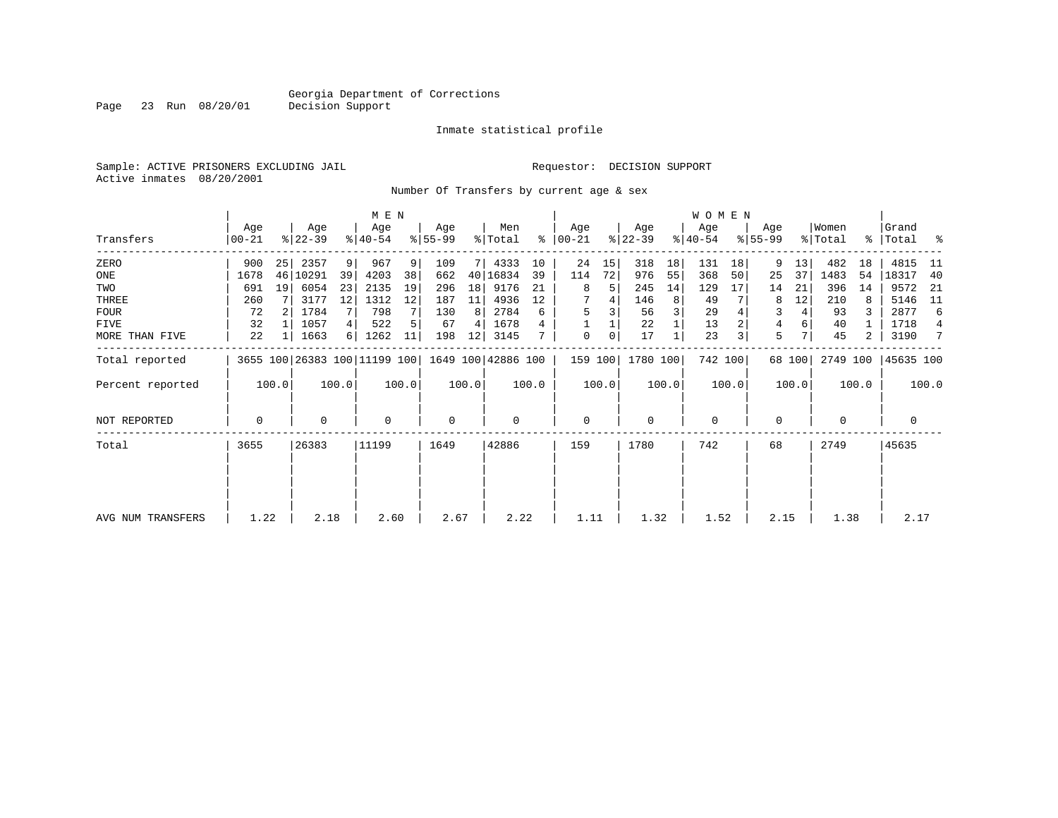Georgia Department of Corrections
Decision Support

Inmate statistical profile

Sample: ACTIVE PRISONERS EXCLUDING JAIL
Active inmates 08/20/2001

Requestor: DECISION SUPPORT

Number Of Transfers by current age & sex

| | MEN | | | | | | | | | | WOMEN | | | | | | | | | | | |
|---|---|---|---|---|---|---|---|---|---|---|---|---|---|---|---|---|---|---|---|---|---|---|
| Transfers | Age 00-21 | % | Age 22-39 | % | Age 40-54 | % | Age 55-99 | % | Men Total | % | Age 00-21 | % | Age 22-39 | % | Age 40-54 | % | Age 55-99 | % | Women Total | % | Grand Total | % |
| ZERO | 900 | 25 | 2357 | 9 | 967 | 9 | 109 | 7 | 4333 | 10 | 24 | 15 | 318 | 18 | 131 | 18 | 9 | 13 | 482 | 18 | 4815 | 11 |
| ONE | 1678 | 46 | 10291 | 39 | 4203 | 38 | 662 | 40 | 16834 | 39 | 114 | 72 | 976 | 55 | 368 | 50 | 25 | 37 | 1483 | 54 | 18317 | 40 |
| TWO | 691 | 19 | 6054 | 23 | 2135 | 19 | 296 | 18 | 9176 | 21 | 8 | 5 | 245 | 14 | 129 | 17 | 14 | 21 | 396 | 14 | 9572 | 21 |
| THREE | 260 | 7 | 3177 | 12 | 1312 | 12 | 187 | 11 | 4936 | 12 | 7 | 4 | 146 | 8 | 49 | 7 | 8 | 12 | 210 | 8 | 5146 | 11 |
| FOUR | 72 | 2 | 1784 | 7 | 798 | 7 | 130 | 8 | 2784 | 6 | 5 | 3 | 56 | 3 | 29 | 4 | 3 | 4 | 93 | 3 | 2877 | 6 |
| FIVE | 32 | 1 | 1057 | 4 | 522 | 5 | 67 | 4 | 1678 | 4 | 1 | 1 | 22 | 1 | 13 | 2 | 4 | 6 | 40 | 1 | 1718 | 4 |
| MORE THAN FIVE | 22 | 1 | 1663 | 6 | 1262 | 11 | 198 | 12 | 3145 | 7 | 0 | 0 | 17 | 1 | 23 | 3 | 5 | 7 | 45 | 2 | 3190 | 7 |
| Total reported | 3655 | 100 | 26383 | 100 | 11199 | 100 | 1649 | 100 | 42886 | 100 | 159 | 100 | 1780 | 100 | 742 | 100 | 68 | 100 | 2749 | 100 | 45635 | 100 |
| Percent reported | | 100.0 | | 100.0 | | 100.0 | | 100.0 | | 100.0 | | 100.0 | | 100.0 | | 100.0 | | 100.0 | | 100.0 | | 100.0 |
| NOT REPORTED | 0 | | 0 | | 0 | | 0 | | 0 | | 0 | | 0 | | 0 | | 0 | | 0 | | 0 | |
| Total | 3655 | | 26383 | | 11199 | | 1649 | | 42886 | | 159 | | 1780 | | 742 | | 68 | | 2749 | | 45635 | |
| AVG NUM TRANSFERS | 1.22 | | 2.18 | | 2.60 | | 2.67 | | 2.22 | | 1.11 | | 1.32 | | 1.52 | | 2.15 | | 1.38 | | 2.17 | |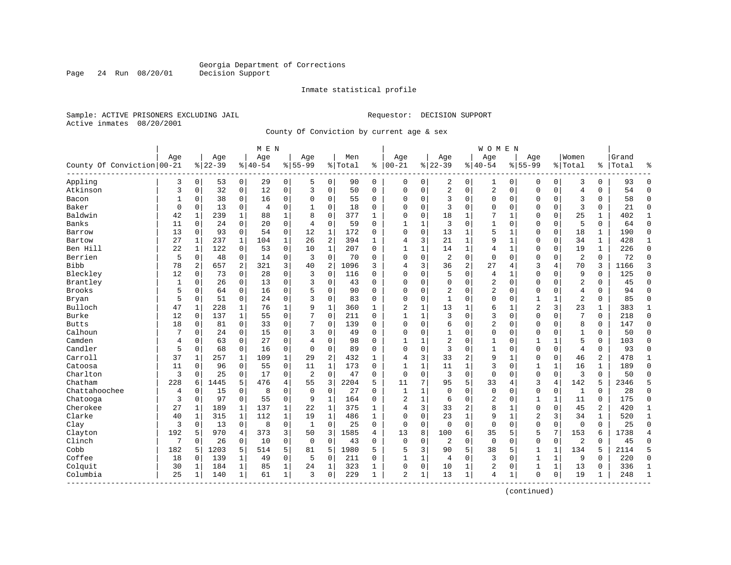Georgia Department of Corrections
Decision Support

Inmate statistical profile

Sample: ACTIVE PRISONERS EXCLUDING JAIL

Requestor: DECISION SUPPORT

Active inmates 08/20/2001

County Of Conviction by current age & sex

| County Of Conviction | MEN Age 00-21 | % | Age 22-39 | % | Age 40-54 | % | Age 55-99 | % | Men Total | % | WOMEN Age 00-21 | % | Age 22-39 | % | Age 40-54 | % | Age 55-99 | % | Women Total | % | Grand Total | % |
|---|---|---|---|---|---|---|---|---|---|---|---|---|---|---|---|---|---|---|---|---|---|---|
| Appling | 3 | 0 | 53 | 0 | 29 | 0 | 5 | 0 | 90 | 0 | 0 | 0 | 2 | 0 | 1 | 0 | 0 | 0 | 3 | 0 | 93 | 0 |
| Atkinson | 3 | 0 | 32 | 0 | 12 | 0 | 3 | 0 | 50 | 0 | 0 | 0 | 2 | 0 | 2 | 0 | 0 | 0 | 4 | 0 | 54 | 0 |
| Bacon | 1 | 0 | 38 | 0 | 16 | 0 | 0 | 0 | 55 | 0 | 0 | 0 | 3 | 0 | 0 | 0 | 0 | 0 | 3 | 0 | 58 | 0 |
| Baker | 0 | 0 | 13 | 0 | 4 | 0 | 1 | 0 | 18 | 0 | 0 | 0 | 3 | 0 | 0 | 0 | 0 | 0 | 3 | 0 | 21 | 0 |
| Baldwin | 42 | 1 | 239 | 1 | 88 | 1 | 8 | 0 | 377 | 1 | 0 | 0 | 18 | 1 | 7 | 1 | 0 | 0 | 25 | 1 | 402 | 1 |
| Banks | 11 | 0 | 24 | 0 | 20 | 0 | 4 | 0 | 59 | 0 | 1 | 1 | 3 | 0 | 1 | 0 | 0 | 0 | 5 | 0 | 64 | 0 |
| Barrow | 13 | 0 | 93 | 0 | 54 | 0 | 12 | 1 | 172 | 0 | 0 | 0 | 13 | 1 | 5 | 1 | 0 | 0 | 18 | 1 | 190 | 0 |
| Bartow | 27 | 1 | 237 | 1 | 104 | 1 | 26 | 2 | 394 | 1 | 4 | 3 | 21 | 1 | 9 | 1 | 0 | 0 | 34 | 1 | 428 | 1 |
| Ben Hill | 22 | 1 | 122 | 0 | 53 | 0 | 10 | 1 | 207 | 0 | 1 | 1 | 14 | 1 | 4 | 1 | 0 | 0 | 19 | 1 | 226 | 0 |
| Berrien | 5 | 0 | 48 | 0 | 14 | 0 | 3 | 0 | 70 | 0 | 0 | 0 | 2 | 0 | 0 | 0 | 0 | 0 | 2 | 0 | 72 | 0 |
| Bibb | 78 | 2 | 657 | 2 | 321 | 3 | 40 | 2 | 1096 | 3 | 4 | 3 | 36 | 2 | 27 | 4 | 3 | 4 | 70 | 3 | 1166 | 3 |
| Bleckley | 12 | 0 | 73 | 0 | 28 | 0 | 3 | 0 | 116 | 0 | 0 | 0 | 5 | 0 | 4 | 1 | 0 | 0 | 9 | 0 | 125 | 0 |
| Brantley | 1 | 0 | 26 | 0 | 13 | 0 | 3 | 0 | 43 | 0 | 0 | 0 | 0 | 0 | 2 | 0 | 0 | 0 | 2 | 0 | 45 | 0 |
| Brooks | 5 | 0 | 64 | 0 | 16 | 0 | 5 | 0 | 90 | 0 | 0 | 0 | 2 | 0 | 2 | 0 | 0 | 0 | 4 | 0 | 94 | 0 |
| Bryan | 5 | 0 | 51 | 0 | 24 | 0 | 3 | 0 | 83 | 0 | 0 | 0 | 1 | 0 | 0 | 0 | 1 | 1 | 2 | 0 | 85 | 0 |
| Bulloch | 47 | 1 | 228 | 1 | 76 | 1 | 9 | 1 | 360 | 1 | 2 | 1 | 13 | 1 | 6 | 1 | 2 | 3 | 23 | 1 | 383 | 1 |
| Burke | 12 | 0 | 137 | 1 | 55 | 0 | 7 | 0 | 211 | 0 | 1 | 1 | 3 | 0 | 3 | 0 | 0 | 0 | 7 | 0 | 218 | 0 |
| Butts | 18 | 0 | 81 | 0 | 33 | 0 | 7 | 0 | 139 | 0 | 0 | 0 | 6 | 0 | 2 | 0 | 0 | 0 | 8 | 0 | 147 | 0 |
| Calhoun | 7 | 0 | 24 | 0 | 15 | 0 | 3 | 0 | 49 | 0 | 0 | 0 | 1 | 0 | 0 | 0 | 0 | 0 | 1 | 0 | 50 | 0 |
| Camden | 4 | 0 | 63 | 0 | 27 | 0 | 4 | 0 | 98 | 0 | 1 | 1 | 2 | 0 | 1 | 0 | 1 | 1 | 5 | 0 | 103 | 0 |
| Candler | 5 | 0 | 68 | 0 | 16 | 0 | 0 | 0 | 89 | 0 | 0 | 0 | 3 | 0 | 1 | 0 | 0 | 0 | 4 | 0 | 93 | 0 |
| Carroll | 37 | 1 | 257 | 1 | 109 | 1 | 29 | 2 | 432 | 1 | 4 | 3 | 33 | 2 | 9 | 1 | 0 | 0 | 46 | 2 | 478 | 1 |
| Catoosa | 11 | 0 | 96 | 0 | 55 | 0 | 11 | 1 | 173 | 0 | 1 | 1 | 11 | 1 | 3 | 0 | 1 | 1 | 16 | 1 | 189 | 0 |
| Charlton | 3 | 0 | 25 | 0 | 17 | 0 | 2 | 0 | 47 | 0 | 0 | 0 | 3 | 0 | 0 | 0 | 0 | 0 | 3 | 0 | 50 | 0 |
| Chatham | 228 | 6 | 1445 | 5 | 476 | 4 | 55 | 3 | 2204 | 5 | 11 | 7 | 95 | 5 | 33 | 4 | 3 | 4 | 142 | 5 | 2346 | 5 |
| Chattahoochee | 4 | 0 | 15 | 0 | 8 | 0 | 0 | 0 | 27 | 0 | 1 | 1 | 0 | 0 | 0 | 0 | 0 | 0 | 1 | 0 | 28 | 0 |
| Chatooga | 3 | 0 | 97 | 0 | 55 | 0 | 9 | 1 | 164 | 0 | 2 | 1 | 6 | 0 | 2 | 0 | 1 | 1 | 11 | 0 | 175 | 0 |
| Cherokee | 27 | 1 | 189 | 1 | 137 | 1 | 22 | 1 | 375 | 1 | 4 | 3 | 33 | 2 | 8 | 1 | 0 | 0 | 45 | 2 | 420 | 1 |
| Clarke | 40 | 1 | 315 | 1 | 112 | 1 | 19 | 1 | 486 | 1 | 0 | 0 | 23 | 1 | 9 | 1 | 2 | 3 | 34 | 1 | 520 | 1 |
| Clay | 3 | 0 | 13 | 0 | 8 | 0 | 1 | 0 | 25 | 0 | 0 | 0 | 0 | 0 | 0 | 0 | 0 | 0 | 0 | 0 | 25 | 0 |
| Clayton | 192 | 5 | 970 | 4 | 373 | 3 | 50 | 3 | 1585 | 4 | 13 | 8 | 100 | 6 | 35 | 5 | 5 | 7 | 153 | 6 | 1738 | 4 |
| Clinch | 7 | 0 | 26 | 0 | 10 | 0 | 0 | 0 | 43 | 0 | 0 | 0 | 2 | 0 | 0 | 0 | 0 | 0 | 2 | 0 | 45 | 0 |
| Cobb | 182 | 5 | 1203 | 5 | 514 | 5 | 81 | 5 | 1980 | 5 | 5 | 3 | 90 | 5 | 38 | 5 | 1 | 1 | 134 | 5 | 2114 | 5 |
| Coffee | 18 | 0 | 139 | 1 | 49 | 0 | 5 | 0 | 211 | 0 | 1 | 1 | 4 | 0 | 3 | 0 | 1 | 1 | 9 | 0 | 220 | 0 |
| Colquit | 30 | 1 | 184 | 1 | 85 | 1 | 24 | 1 | 323 | 1 | 0 | 0 | 10 | 1 | 2 | 0 | 1 | 1 | 13 | 0 | 336 | 1 |
| Columbia | 25 | 1 | 140 | 1 | 61 | 1 | 3 | 0 | 229 | 1 | 2 | 1 | 13 | 1 | 4 | 1 | 0 | 0 | 19 | 1 | 248 | 1 |

(continued)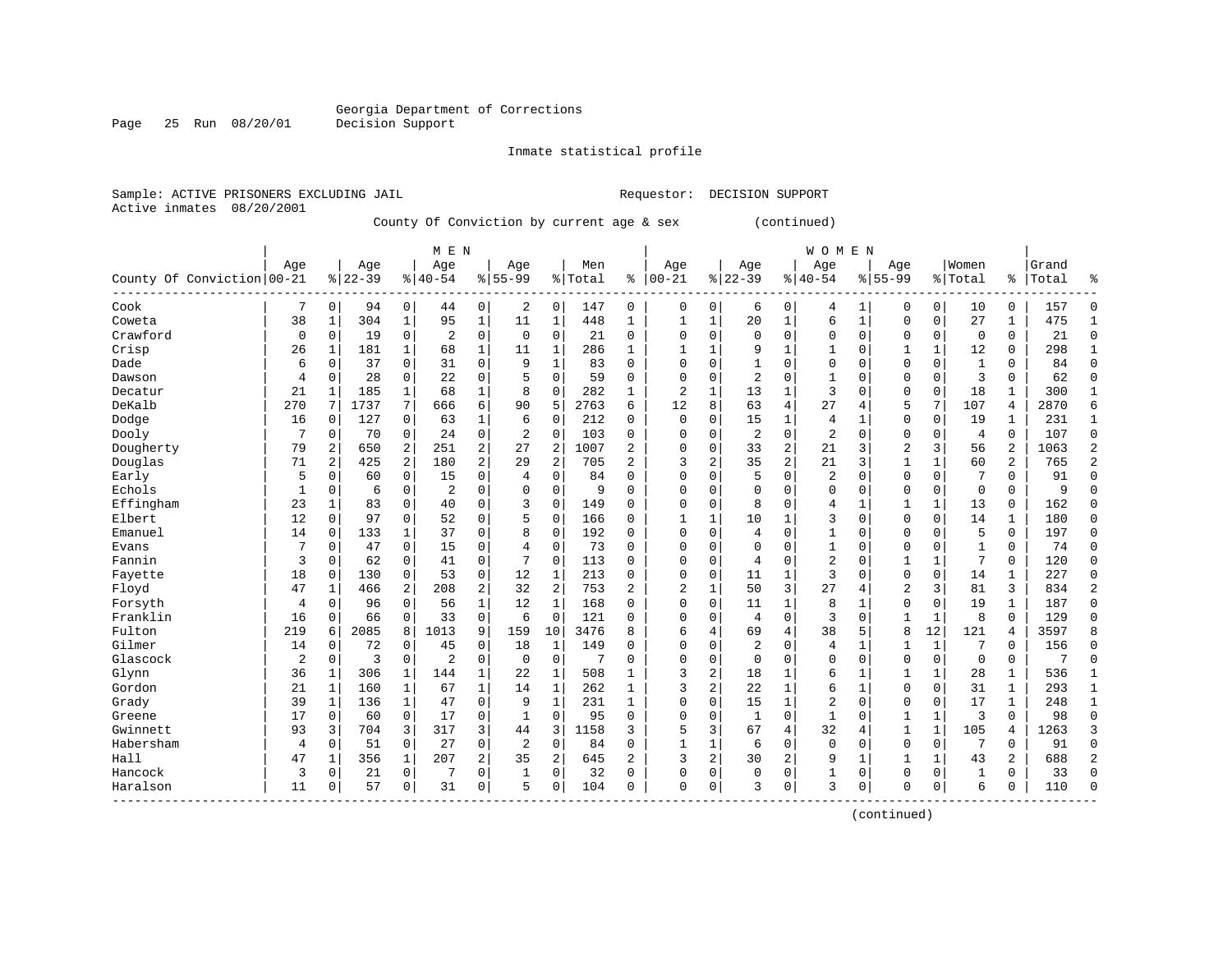Georgia Department of Corrections
Decision Support

Inmate statistical profile

Sample: ACTIVE PRISONERS EXCLUDING JAIL                                    Requestor: DECISION SUPPORT
Active inmates 08/20/2001

County Of Conviction by current age & sex (continued)

| County Of Conviction | MEN Age 00-21 | % | Age 22-39 | % | Age 40-54 | % | Age 55-99 | % | Men Total | % | WOMEN Age 00-21 | % | Age 22-39 | % | Age 40-54 | % | Age 55-99 | % | Women Total | % | Grand Total | % |
|---|---|---|---|---|---|---|---|---|---|---|---|---|---|---|---|---|---|---|---|---|---|---|
| Cook | 7 | 0 | 94 | 0 | 44 | 0 | 2 | 0 | 147 | 0 | 0 | 0 | 6 | 0 | 4 | 1 | 0 | 0 | 10 | 0 | 157 | 0 |
| Coweta | 38 | 1 | 304 | 1 | 95 | 1 | 11 | 1 | 448 | 1 | 1 | 1 | 20 | 1 | 6 | 1 | 0 | 0 | 27 | 1 | 475 | 1 |
| Crawford | 0 | 0 | 19 | 0 | 2 | 0 | 0 | 0 | 21 | 0 | 0 | 0 | 0 | 0 | 0 | 0 | 0 | 0 | 0 | 0 | 21 | 0 |
| Crisp | 26 | 1 | 181 | 1 | 68 | 1 | 11 | 1 | 286 | 1 | 1 | 1 | 9 | 1 | 1 | 0 | 1 | 1 | 12 | 0 | 298 | 1 |
| Dade | 6 | 0 | 37 | 0 | 31 | 0 | 9 | 1 | 83 | 0 | 0 | 0 | 1 | 0 | 0 | 0 | 0 | 0 | 1 | 0 | 84 | 0 |
| Dawson | 4 | 0 | 28 | 0 | 22 | 0 | 5 | 0 | 59 | 0 | 0 | 0 | 2 | 0 | 1 | 0 | 0 | 0 | 3 | 0 | 62 | 0 |
| Decatur | 21 | 1 | 185 | 1 | 68 | 1 | 8 | 0 | 282 | 1 | 2 | 1 | 13 | 1 | 3 | 0 | 0 | 0 | 18 | 1 | 300 | 1 |
| DeKalb | 270 | 7 | 1737 | 7 | 666 | 6 | 90 | 5 | 2763 | 6 | 12 | 8 | 63 | 4 | 27 | 4 | 5 | 7 | 107 | 4 | 2870 | 6 |
| Dodge | 16 | 0 | 127 | 0 | 63 | 1 | 6 | 0 | 212 | 0 | 0 | 0 | 15 | 1 | 4 | 1 | 0 | 0 | 19 | 1 | 231 | 1 |
| Dooly | 7 | 0 | 70 | 0 | 24 | 0 | 2 | 0 | 103 | 0 | 0 | 0 | 2 | 0 | 2 | 0 | 0 | 0 | 4 | 0 | 107 | 0 |
| Dougherty | 79 | 2 | 650 | 2 | 251 | 2 | 27 | 2 | 1007 | 2 | 0 | 0 | 33 | 2 | 21 | 3 | 2 | 3 | 56 | 2 | 1063 | 2 |
| Douglas | 71 | 2 | 425 | 2 | 180 | 2 | 29 | 2 | 705 | 2 | 3 | 2 | 35 | 2 | 21 | 3 | 1 | 1 | 60 | 2 | 765 | 2 |
| Early | 5 | 0 | 60 | 0 | 15 | 0 | 4 | 0 | 84 | 0 | 0 | 0 | 5 | 0 | 2 | 0 | 0 | 0 | 7 | 0 | 91 | 0 |
| Echols | 1 | 0 | 6 | 0 | 2 | 0 | 0 | 0 | 9 | 0 | 0 | 0 | 0 | 0 | 0 | 0 | 0 | 0 | 0 | 0 | 9 | 0 |
| Effingham | 23 | 1 | 83 | 0 | 40 | 0 | 3 | 0 | 149 | 0 | 0 | 0 | 8 | 0 | 4 | 1 | 1 | 1 | 13 | 0 | 162 | 0 |
| Elbert | 12 | 0 | 97 | 0 | 52 | 0 | 5 | 0 | 166 | 0 | 1 | 1 | 10 | 1 | 3 | 0 | 0 | 0 | 14 | 1 | 180 | 0 |
| Emanuel | 14 | 0 | 133 | 1 | 37 | 0 | 8 | 0 | 192 | 0 | 0 | 0 | 4 | 0 | 1 | 0 | 0 | 0 | 5 | 0 | 197 | 0 |
| Evans | 7 | 0 | 47 | 0 | 15 | 0 | 4 | 0 | 73 | 0 | 0 | 0 | 0 | 0 | 1 | 0 | 0 | 0 | 1 | 0 | 74 | 0 |
| Fannin | 3 | 0 | 62 | 0 | 41 | 0 | 7 | 0 | 113 | 0 | 0 | 0 | 4 | 0 | 2 | 0 | 1 | 1 | 7 | 0 | 120 | 0 |
| Fayette | 18 | 0 | 130 | 0 | 53 | 0 | 12 | 1 | 213 | 0 | 0 | 0 | 11 | 1 | 3 | 0 | 0 | 0 | 14 | 1 | 227 | 0 |
| Floyd | 47 | 1 | 466 | 2 | 208 | 2 | 32 | 2 | 753 | 2 | 2 | 1 | 50 | 3 | 27 | 4 | 2 | 3 | 81 | 3 | 834 | 2 |
| Forsyth | 4 | 0 | 96 | 0 | 56 | 1 | 12 | 1 | 168 | 0 | 0 | 0 | 11 | 1 | 8 | 1 | 0 | 0 | 19 | 1 | 187 | 0 |
| Franklin | 16 | 0 | 66 | 0 | 33 | 0 | 6 | 0 | 121 | 0 | 0 | 0 | 4 | 0 | 3 | 0 | 1 | 1 | 8 | 0 | 129 | 0 |
| Fulton | 219 | 6 | 2085 | 8 | 1013 | 9 | 159 | 10 | 3476 | 8 | 6 | 4 | 69 | 4 | 38 | 5 | 8 | 12 | 121 | 4 | 3597 | 8 |
| Gilmer | 14 | 0 | 72 | 0 | 45 | 0 | 18 | 1 | 149 | 0 | 0 | 0 | 2 | 0 | 4 | 1 | 1 | 1 | 7 | 0 | 156 | 0 |
| Glascock | 2 | 0 | 3 | 0 | 2 | 0 | 0 | 0 | 7 | 0 | 0 | 0 | 0 | 0 | 0 | 0 | 0 | 0 | 0 | 0 | 7 | 0 |
| Glynn | 36 | 1 | 306 | 1 | 144 | 1 | 22 | 1 | 508 | 1 | 3 | 2 | 18 | 1 | 6 | 1 | 1 | 1 | 28 | 1 | 536 | 1 |
| Gordon | 21 | 1 | 160 | 1 | 67 | 1 | 14 | 1 | 262 | 1 | 3 | 2 | 22 | 1 | 6 | 1 | 0 | 0 | 31 | 1 | 293 | 1 |
| Grady | 39 | 1 | 136 | 1 | 47 | 0 | 9 | 1 | 231 | 1 | 0 | 0 | 15 | 1 | 2 | 0 | 0 | 0 | 17 | 1 | 248 | 1 |
| Greene | 17 | 0 | 60 | 0 | 17 | 0 | 1 | 0 | 95 | 0 | 0 | 0 | 1 | 0 | 1 | 0 | 1 | 1 | 3 | 0 | 98 | 0 |
| Gwinnett | 93 | 3 | 704 | 3 | 317 | 3 | 44 | 3 | 1158 | 3 | 5 | 3 | 67 | 4 | 32 | 4 | 1 | 1 | 105 | 4 | 1263 | 3 |
| Habersham | 4 | 0 | 51 | 0 | 27 | 0 | 2 | 0 | 84 | 0 | 1 | 1 | 6 | 0 | 0 | 0 | 0 | 0 | 7 | 0 | 91 | 0 |
| Hall | 47 | 1 | 356 | 1 | 207 | 2 | 35 | 2 | 645 | 2 | 3 | 2 | 30 | 2 | 9 | 1 | 1 | 1 | 43 | 2 | 688 | 2 |
| Hancock | 3 | 0 | 21 | 0 | 7 | 0 | 1 | 0 | 32 | 0 | 0 | 0 | 0 | 0 | 1 | 0 | 0 | 0 | 1 | 0 | 33 | 0 |
| Haralson | 11 | 0 | 57 | 0 | 31 | 0 | 5 | 0 | 104 | 0 | 0 | 0 | 3 | 0 | 3 | 0 | 0 | 0 | 6 | 0 | 110 | 0 |

(continued)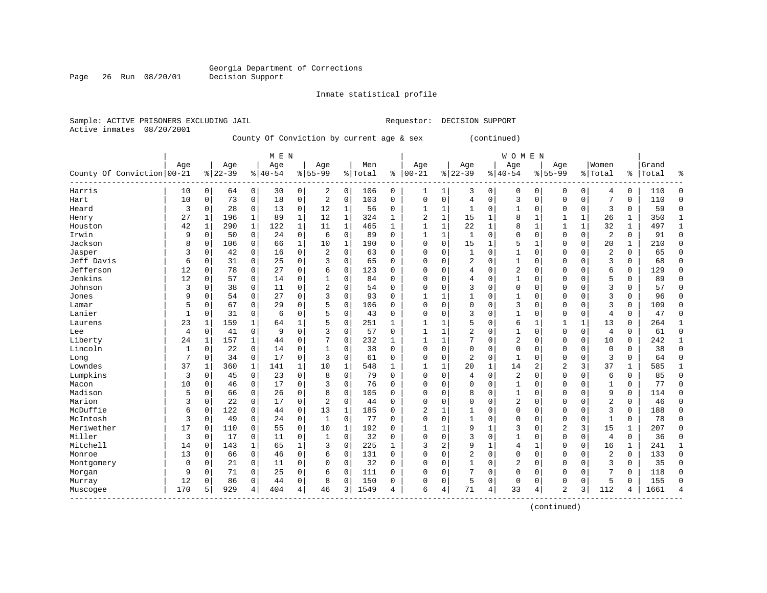Georgia Department of Corrections
Decision Support

Inmate statistical profile

Sample: ACTIVE PRISONERS EXCLUDING JAIL　　　　Requestor: DECISION SUPPORT
Active inmates 08/20/2001

County Of Conviction by current age & sex (continued)

| County Of Conviction | MEN Age 00-21 | % | Age 22-39 | % | Age 40-54 | % | Age 55-99 | % | Men Total | % | WOMEN Age 00-21 | % | Age 22-39 | % | Age 40-54 | % | Age 55-99 | % | Women Total | % | Grand Total | % |
|---|---|---|---|---|---|---|---|---|---|---|---|---|---|---|---|---|---|---|---|---|---|---|
| Harris | 10 | 0 | 64 | 0 | 30 | 0 | 2 | 0 | 106 | 0 | 1 | 1 | 3 | 0 | 0 | 0 | 0 | 0 | 4 | 0 | 110 | 0 |
| Hart | 10 | 0 | 73 | 0 | 18 | 0 | 2 | 0 | 103 | 0 | 0 | 0 | 4 | 0 | 3 | 0 | 0 | 0 | 7 | 0 | 110 | 0 |
| Heard | 3 | 0 | 28 | 0 | 13 | 0 | 12 | 1 | 56 | 0 | 1 | 1 | 1 | 0 | 1 | 0 | 0 | 0 | 3 | 0 | 59 | 0 |
| Henry | 27 | 1 | 196 | 1 | 89 | 1 | 12 | 1 | 324 | 1 | 2 | 1 | 15 | 1 | 8 | 1 | 1 | 1 | 26 | 1 | 350 | 1 |
| Houston | 42 | 1 | 290 | 1 | 122 | 1 | 11 | 1 | 465 | 1 | 1 | 1 | 22 | 1 | 8 | 1 | 1 | 1 | 32 | 1 | 497 | 1 |
| Irwin | 9 | 0 | 50 | 0 | 24 | 0 | 6 | 0 | 89 | 0 | 1 | 1 | 1 | 0 | 0 | 0 | 0 | 0 | 2 | 0 | 91 | 0 |
| Jackson | 8 | 0 | 106 | 0 | 66 | 1 | 10 | 1 | 190 | 0 | 0 | 0 | 15 | 1 | 5 | 1 | 0 | 0 | 20 | 1 | 210 | 0 |
| Jasper | 3 | 0 | 42 | 0 | 16 | 0 | 2 | 0 | 63 | 0 | 0 | 0 | 1 | 0 | 1 | 0 | 0 | 0 | 2 | 0 | 65 | 0 |
| Jeff Davis | 6 | 0 | 31 | 0 | 25 | 0 | 3 | 0 | 65 | 0 | 0 | 0 | 2 | 0 | 1 | 0 | 0 | 0 | 3 | 0 | 68 | 0 |
| Jefferson | 12 | 0 | 78 | 0 | 27 | 0 | 6 | 0 | 123 | 0 | 0 | 0 | 4 | 0 | 2 | 0 | 0 | 0 | 6 | 0 | 129 | 0 |
| Jenkins | 12 | 0 | 57 | 0 | 14 | 0 | 1 | 0 | 84 | 0 | 0 | 0 | 4 | 0 | 1 | 0 | 0 | 0 | 5 | 0 | 89 | 0 |
| Johnson | 3 | 0 | 38 | 0 | 11 | 0 | 2 | 0 | 54 | 0 | 0 | 0 | 3 | 0 | 0 | 0 | 0 | 0 | 3 | 0 | 57 | 0 |
| Jones | 9 | 0 | 54 | 0 | 27 | 0 | 3 | 0 | 93 | 0 | 1 | 1 | 1 | 0 | 1 | 0 | 0 | 0 | 3 | 0 | 96 | 0 |
| Lamar | 5 | 0 | 67 | 0 | 29 | 0 | 5 | 0 | 106 | 0 | 0 | 0 | 0 | 0 | 3 | 0 | 0 | 0 | 3 | 0 | 109 | 0 |
| Lanier | 1 | 0 | 31 | 0 | 6 | 0 | 5 | 0 | 43 | 0 | 0 | 0 | 3 | 0 | 1 | 0 | 0 | 0 | 4 | 0 | 47 | 0 |
| Laurens | 23 | 1 | 159 | 1 | 64 | 1 | 5 | 0 | 251 | 1 | 1 | 1 | 5 | 0 | 6 | 1 | 1 | 1 | 13 | 0 | 264 | 1 |
| Lee | 4 | 0 | 41 | 0 | 9 | 0 | 3 | 0 | 57 | 0 | 1 | 1 | 2 | 0 | 1 | 0 | 0 | 0 | 4 | 0 | 61 | 0 |
| Liberty | 24 | 1 | 157 | 1 | 44 | 0 | 7 | 0 | 232 | 1 | 1 | 1 | 7 | 0 | 2 | 0 | 0 | 0 | 10 | 0 | 242 | 1 |
| Lincoln | 1 | 0 | 22 | 0 | 14 | 0 | 1 | 0 | 38 | 0 | 0 | 0 | 0 | 0 | 0 | 0 | 0 | 0 | 0 | 0 | 38 | 0 |
| Long | 7 | 0 | 34 | 0 | 17 | 0 | 3 | 0 | 61 | 0 | 0 | 0 | 2 | 0 | 1 | 0 | 0 | 0 | 3 | 0 | 64 | 0 |
| Lowndes | 37 | 1 | 360 | 1 | 141 | 1 | 10 | 1 | 548 | 1 | 1 | 1 | 20 | 1 | 14 | 2 | 2 | 3 | 37 | 1 | 585 | 1 |
| Lumpkins | 3 | 0 | 45 | 0 | 23 | 0 | 8 | 0 | 79 | 0 | 0 | 0 | 4 | 0 | 2 | 0 | 0 | 0 | 6 | 0 | 85 | 0 |
| Macon | 10 | 0 | 46 | 0 | 17 | 0 | 3 | 0 | 76 | 0 | 0 | 0 | 0 | 0 | 1 | 0 | 0 | 0 | 1 | 0 | 77 | 0 |
| Madison | 5 | 0 | 66 | 0 | 26 | 0 | 8 | 0 | 105 | 0 | 0 | 0 | 8 | 0 | 1 | 0 | 0 | 0 | 9 | 0 | 114 | 0 |
| Marion | 3 | 0 | 22 | 0 | 17 | 0 | 2 | 0 | 44 | 0 | 0 | 0 | 0 | 0 | 2 | 0 | 0 | 0 | 2 | 0 | 46 | 0 |
| McDuffie | 6 | 0 | 122 | 0 | 44 | 0 | 13 | 1 | 185 | 0 | 2 | 1 | 1 | 0 | 0 | 0 | 0 | 0 | 3 | 0 | 188 | 0 |
| McIntosh | 3 | 0 | 49 | 0 | 24 | 0 | 1 | 0 | 77 | 0 | 0 | 0 | 1 | 0 | 0 | 0 | 0 | 0 | 1 | 0 | 78 | 0 |
| Meriwether | 17 | 0 | 110 | 0 | 55 | 0 | 10 | 1 | 192 | 0 | 1 | 1 | 9 | 1 | 3 | 0 | 2 | 3 | 15 | 1 | 207 | 0 |
| Miller | 3 | 0 | 17 | 0 | 11 | 0 | 1 | 0 | 32 | 0 | 0 | 0 | 3 | 0 | 1 | 0 | 0 | 0 | 4 | 0 | 36 | 0 |
| Mitchell | 14 | 0 | 143 | 1 | 65 | 1 | 3 | 0 | 225 | 1 | 3 | 2 | 9 | 1 | 4 | 1 | 0 | 0 | 16 | 1 | 241 | 1 |
| Monroe | 13 | 0 | 66 | 0 | 46 | 0 | 6 | 0 | 131 | 0 | 0 | 0 | 2 | 0 | 0 | 0 | 0 | 0 | 2 | 0 | 133 | 0 |
| Montgomery | 0 | 0 | 21 | 0 | 11 | 0 | 0 | 0 | 32 | 0 | 0 | 0 | 1 | 0 | 2 | 0 | 0 | 0 | 3 | 0 | 35 | 0 |
| Morgan | 9 | 0 | 71 | 0 | 25 | 0 | 6 | 0 | 111 | 0 | 0 | 0 | 7 | 0 | 0 | 0 | 0 | 0 | 7 | 0 | 118 | 0 |
| Murray | 12 | 0 | 86 | 0 | 44 | 0 | 8 | 0 | 150 | 0 | 0 | 0 | 5 | 0 | 0 | 0 | 0 | 0 | 5 | 0 | 155 | 0 |
| Muscogee | 170 | 5 | 929 | 4 | 404 | 4 | 46 | 3 | 1549 | 4 | 6 | 4 | 71 | 4 | 33 | 4 | 2 | 3 | 112 | 4 | 1661 | 4 |

(continued)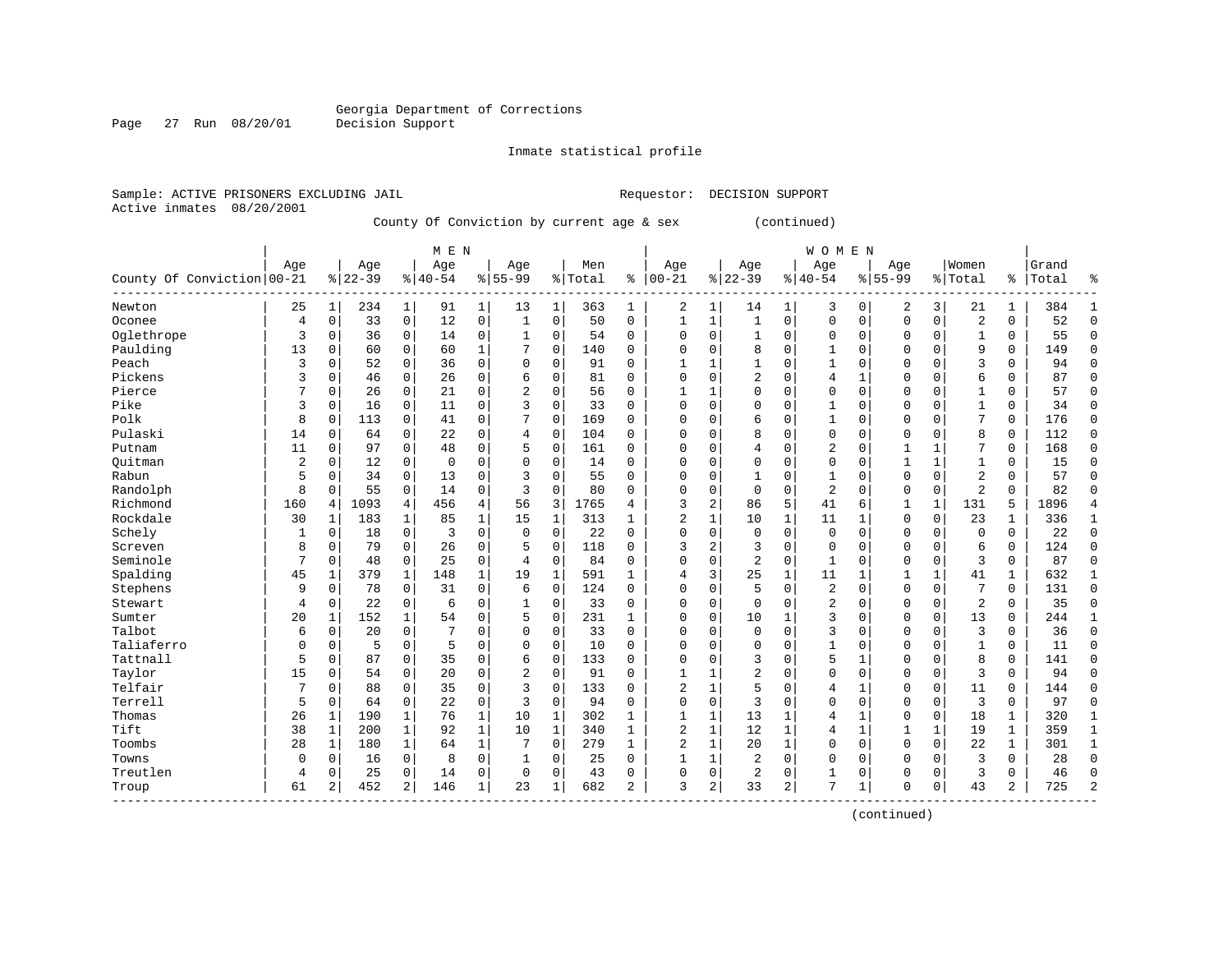Georgia Department of Corrections
Decision Support

Inmate statistical profile

Sample: ACTIVE PRISONERS EXCLUDING JAIL    Requestor: DECISION SUPPORT
Active inmates 08/20/2001

County Of Conviction by current age & sex (continued)

| County Of Conviction | MEN Age 00-21 | % | Age 22-39 | % | Age 40-54 | % | Age 55-99 | % | Men Total | % | WOMEN Age 00-21 | % | Age 22-39 | % | Age 40-54 | % | Age 55-99 | % | Women Total | % | Grand Total | % |
|---|---|---|---|---|---|---|---|---|---|---|---|---|---|---|---|---|---|---|---|---|---|---|
| Newton | 25 | 1 | 234 | 1 | 91 | 1 | 13 | 1 | 363 | 1 | 2 | 1 | 14 | 1 | 3 | 0 | 2 | 3 | 21 | 1 | 384 | 1 |
| Oconee | 4 | 0 | 33 | 0 | 12 | 0 | 1 | 0 | 50 | 0 | 1 | 1 | 1 | 0 | 0 | 0 | 0 | 0 | 2 | 0 | 52 | 0 |
| Oglethrope | 3 | 0 | 36 | 0 | 14 | 0 | 1 | 0 | 54 | 0 | 0 | 0 | 1 | 0 | 0 | 0 | 0 | 0 | 1 | 0 | 55 | 0 |
| Paulding | 13 | 0 | 60 | 0 | 60 | 1 | 7 | 0 | 140 | 0 | 0 | 0 | 8 | 0 | 1 | 0 | 0 | 0 | 9 | 0 | 149 | 0 |
| Peach | 3 | 0 | 52 | 0 | 36 | 0 | 0 | 0 | 91 | 0 | 1 | 1 | 1 | 0 | 1 | 0 | 0 | 0 | 3 | 0 | 94 | 0 |
| Pickens | 3 | 0 | 46 | 0 | 26 | 0 | 6 | 0 | 81 | 0 | 0 | 0 | 2 | 0 | 4 | 1 | 0 | 0 | 6 | 0 | 87 | 0 |
| Pierce | 7 | 0 | 26 | 0 | 21 | 0 | 2 | 0 | 56 | 0 | 1 | 1 | 0 | 0 | 0 | 0 | 0 | 0 | 1 | 0 | 57 | 0 |
| Pike | 3 | 0 | 16 | 0 | 11 | 0 | 3 | 0 | 33 | 0 | 0 | 0 | 0 | 0 | 1 | 0 | 0 | 0 | 1 | 0 | 34 | 0 |
| Polk | 8 | 0 | 113 | 0 | 41 | 0 | 7 | 0 | 169 | 0 | 0 | 0 | 6 | 0 | 1 | 0 | 0 | 0 | 7 | 0 | 176 | 0 |
| Pulaski | 14 | 0 | 64 | 0 | 22 | 0 | 4 | 0 | 104 | 0 | 0 | 0 | 8 | 0 | 0 | 0 | 0 | 0 | 8 | 0 | 112 | 0 |
| Putnam | 11 | 0 | 97 | 0 | 48 | 0 | 5 | 0 | 161 | 0 | 0 | 0 | 4 | 0 | 2 | 0 | 1 | 1 | 7 | 0 | 168 | 0 |
| Quitman | 2 | 0 | 12 | 0 | 0 | 0 | 0 | 0 | 14 | 0 | 0 | 0 | 0 | 0 | 0 | 0 | 1 | 1 | 1 | 0 | 15 | 0 |
| Rabun | 5 | 0 | 34 | 0 | 13 | 0 | 3 | 0 | 55 | 0 | 0 | 0 | 1 | 0 | 1 | 0 | 0 | 0 | 2 | 0 | 57 | 0 |
| Randolph | 8 | 0 | 55 | 0 | 14 | 0 | 3 | 0 | 80 | 0 | 0 | 0 | 0 | 0 | 2 | 0 | 0 | 0 | 2 | 0 | 82 | 0 |
| Richmond | 160 | 4 | 1093 | 4 | 456 | 4 | 56 | 3 | 1765 | 4 | 3 | 2 | 86 | 5 | 41 | 6 | 1 | 1 | 131 | 5 | 1896 | 4 |
| Rockdale | 30 | 1 | 183 | 1 | 85 | 1 | 15 | 1 | 313 | 1 | 2 | 1 | 10 | 1 | 11 | 1 | 0 | 0 | 23 | 1 | 336 | 1 |
| Schely | 1 | 0 | 18 | 0 | 3 | 0 | 0 | 0 | 22 | 0 | 0 | 0 | 0 | 0 | 0 | 0 | 0 | 0 | 0 | 0 | 22 | 0 |
| Screven | 8 | 0 | 79 | 0 | 26 | 0 | 5 | 0 | 118 | 0 | 3 | 2 | 3 | 0 | 0 | 0 | 0 | 0 | 6 | 0 | 124 | 0 |
| Seminole | 7 | 0 | 48 | 0 | 25 | 0 | 4 | 0 | 84 | 0 | 0 | 0 | 2 | 0 | 1 | 0 | 0 | 0 | 3 | 0 | 87 | 0 |
| Spalding | 45 | 1 | 379 | 1 | 148 | 1 | 19 | 1 | 591 | 1 | 4 | 3 | 25 | 1 | 11 | 1 | 1 | 1 | 41 | 1 | 632 | 1 |
| Stephens | 9 | 0 | 78 | 0 | 31 | 0 | 6 | 0 | 124 | 0 | 0 | 0 | 5 | 0 | 2 | 0 | 0 | 0 | 7 | 0 | 131 | 0 |
| Stewart | 4 | 0 | 22 | 0 | 6 | 0 | 1 | 0 | 33 | 0 | 0 | 0 | 0 | 0 | 2 | 0 | 0 | 0 | 2 | 0 | 35 | 0 |
| Sumter | 20 | 1 | 152 | 1 | 54 | 0 | 5 | 0 | 231 | 1 | 0 | 0 | 10 | 1 | 3 | 0 | 0 | 0 | 13 | 0 | 244 | 1 |
| Talbot | 6 | 0 | 20 | 0 | 7 | 0 | 0 | 0 | 33 | 0 | 0 | 0 | 0 | 0 | 3 | 0 | 0 | 0 | 3 | 0 | 36 | 0 |
| Taliaferro | 0 | 0 | 5 | 0 | 5 | 0 | 0 | 0 | 10 | 0 | 0 | 0 | 0 | 0 | 1 | 0 | 0 | 0 | 1 | 0 | 11 | 0 |
| Tattnall | 5 | 0 | 87 | 0 | 35 | 0 | 6 | 0 | 133 | 0 | 0 | 0 | 3 | 0 | 5 | 1 | 0 | 0 | 8 | 0 | 141 | 0 |
| Taylor | 15 | 0 | 54 | 0 | 20 | 0 | 2 | 0 | 91 | 0 | 1 | 1 | 2 | 0 | 0 | 0 | 0 | 0 | 3 | 0 | 94 | 0 |
| Telfair | 7 | 0 | 88 | 0 | 35 | 0 | 3 | 0 | 133 | 0 | 2 | 1 | 5 | 0 | 4 | 1 | 0 | 0 | 11 | 0 | 144 | 0 |
| Terrell | 5 | 0 | 64 | 0 | 22 | 0 | 3 | 0 | 94 | 0 | 0 | 0 | 3 | 0 | 0 | 0 | 0 | 0 | 3 | 0 | 97 | 0 |
| Thomas | 26 | 1 | 190 | 1 | 76 | 1 | 10 | 1 | 302 | 1 | 1 | 1 | 13 | 1 | 4 | 1 | 0 | 0 | 18 | 1 | 320 | 1 |
| Tift | 38 | 1 | 200 | 1 | 92 | 1 | 10 | 1 | 340 | 1 | 2 | 1 | 12 | 1 | 4 | 1 | 1 | 1 | 19 | 1 | 359 | 1 |
| Toombs | 28 | 1 | 180 | 1 | 64 | 1 | 7 | 0 | 279 | 1 | 2 | 1 | 20 | 1 | 0 | 0 | 0 | 0 | 22 | 1 | 301 | 1 |
| Towns | 0 | 0 | 16 | 0 | 8 | 0 | 1 | 0 | 25 | 0 | 1 | 1 | 2 | 0 | 0 | 0 | 0 | 0 | 3 | 0 | 28 | 0 |
| Treutlen | 4 | 0 | 25 | 0 | 14 | 0 | 0 | 0 | 43 | 0 | 0 | 0 | 2 | 0 | 1 | 0 | 0 | 0 | 3 | 0 | 46 | 0 |
| Troup | 61 | 2 | 452 | 2 | 146 | 1 | 23 | 1 | 682 | 2 | 3 | 2 | 33 | 2 | 7 | 1 | 0 | 0 | 43 | 2 | 725 | 2 |

(continued)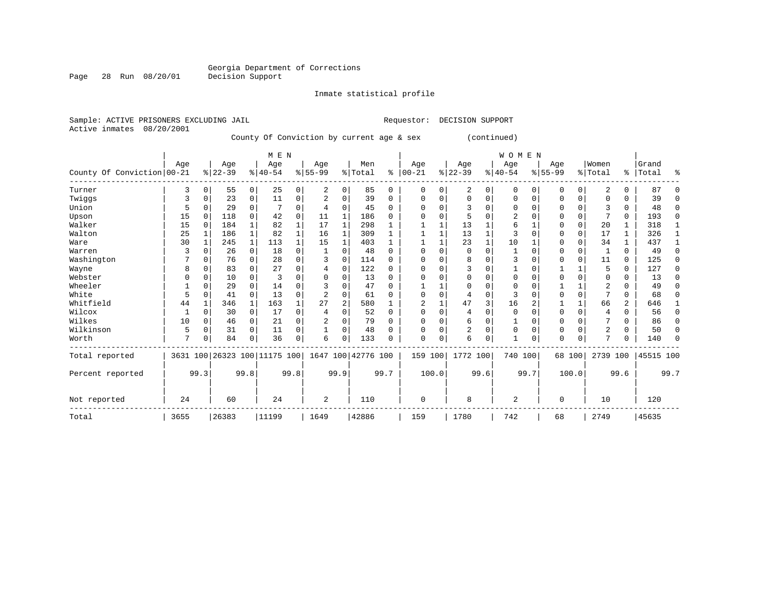Georgia Department of Corrections
Decision Support

Inmate statistical profile

Sample: ACTIVE PRISONERS EXCLUDING JAIL | Requestor: DECISION SUPPORT
Active inmates 08/20/2001

County Of Conviction by current age & sex (continued)

| County Of Conviction | MEN Age 00-21 | % | Age 22-39 | % | Age 40-54 | % | Age 55-99 | % | Men Total | % | WOMEN Age 00-21 | % | Age 22-39 | % | Age 40-54 | % | Age 55-99 | % | Women Total | % | Grand Total | % |
|---|---|---|---|---|---|---|---|---|---|---|---|---|---|---|---|---|---|---|---|---|---|---|
| Turner | 3 | 0 | 55 | 0 | 25 | 0 | 2 | 0 | 85 | 0 | 0 | 0 | 2 | 0 | 0 | 0 | 0 | 0 | 2 | 0 | 87 | 0 |
| Twiggs | 3 | 0 | 23 | 0 | 11 | 0 | 2 | 0 | 39 | 0 | 0 | 0 | 0 | 0 | 0 | 0 | 0 | 0 | 0 | 0 | 39 | 0 |
| Union | 5 | 0 | 29 | 0 | 7 | 0 | 4 | 0 | 45 | 0 | 0 | 0 | 3 | 0 | 0 | 0 | 0 | 0 | 3 | 0 | 48 | 0 |
| Upson | 15 | 0 | 118 | 0 | 42 | 0 | 11 | 1 | 186 | 0 | 0 | 0 | 5 | 0 | 2 | 0 | 0 | 0 | 7 | 0 | 193 | 0 |
| Walker | 15 | 0 | 184 | 1 | 82 | 1 | 17 | 1 | 298 | 1 | 1 | 1 | 13 | 1 | 6 | 1 | 0 | 0 | 20 | 1 | 318 | 1 |
| Walton | 25 | 1 | 186 | 1 | 82 | 1 | 16 | 1 | 309 | 1 | 1 | 1 | 13 | 1 | 3 | 0 | 0 | 0 | 17 | 1 | 326 | 1 |
| Ware | 30 | 1 | 245 | 1 | 113 | 1 | 15 | 1 | 403 | 1 | 1 | 1 | 23 | 1 | 10 | 1 | 0 | 0 | 34 | 1 | 437 | 1 |
| Warren | 3 | 0 | 26 | 0 | 18 | 0 | 1 | 0 | 48 | 0 | 0 | 0 | 0 | 0 | 1 | 0 | 0 | 0 | 1 | 0 | 49 | 0 |
| Washington | 7 | 0 | 76 | 0 | 28 | 0 | 3 | 0 | 114 | 0 | 0 | 0 | 8 | 0 | 3 | 0 | 0 | 0 | 11 | 0 | 125 | 0 |
| Wayne | 8 | 0 | 83 | 0 | 27 | 0 | 4 | 0 | 122 | 0 | 0 | 0 | 3 | 0 | 1 | 0 | 1 | 1 | 5 | 0 | 127 | 0 |
| Webster | 0 | 0 | 10 | 0 | 3 | 0 | 0 | 0 | 13 | 0 | 0 | 0 | 0 | 0 | 0 | 0 | 0 | 0 | 0 | 0 | 13 | 0 |
| Wheeler | 1 | 0 | 29 | 0 | 14 | 0 | 3 | 0 | 47 | 0 | 1 | 1 | 0 | 0 | 0 | 0 | 1 | 1 | 2 | 0 | 49 | 0 |
| White | 5 | 0 | 41 | 0 | 13 | 0 | 2 | 0 | 61 | 0 | 0 | 0 | 4 | 0 | 3 | 0 | 0 | 0 | 7 | 0 | 68 | 0 |
| Whitfield | 44 | 1 | 346 | 1 | 163 | 1 | 27 | 2 | 580 | 1 | 2 | 1 | 47 | 3 | 16 | 2 | 1 | 1 | 66 | 2 | 646 | 1 |
| Wilcox | 1 | 0 | 30 | 0 | 17 | 0 | 4 | 0 | 52 | 0 | 0 | 0 | 4 | 0 | 0 | 0 | 0 | 0 | 4 | 0 | 56 | 0 |
| Wilkes | 10 | 0 | 46 | 0 | 21 | 0 | 2 | 0 | 79 | 0 | 0 | 0 | 6 | 0 | 1 | 0 | 0 | 0 | 7 | 0 | 86 | 0 |
| Wilkinson | 5 | 0 | 31 | 0 | 11 | 0 | 1 | 0 | 48 | 0 | 0 | 0 | 2 | 0 | 0 | 0 | 0 | 0 | 2 | 0 | 50 | 0 |
| Worth | 7 | 0 | 84 | 0 | 36 | 0 | 6 | 0 | 133 | 0 | 0 | 0 | 6 | 0 | 1 | 0 | 0 | 0 | 7 | 0 | 140 | 0 |
| Total reported | 3631 | 100 | 26323 | 100 | 11175 | 100 | 1647 | 100 | 42776 | 100 | 159 | 100 | 1772 | 100 | 740 | 100 | 68 | 100 | 2739 | 100 | 45515 | 100 |
| Percent reported | | 99.3 | | 99.8 | | 99.8 | | 99.9 | | 99.7 | | 100.0 | | 99.6 | | 99.7 | | 100.0 | | 99.6 | | 99.7 |
| Not reported | 24 | | 60 | | 24 | | 2 | | 110 | | 0 | | 8 | | 2 | | 0 | | 10 | | 120 | |
| Total | 3655 | | 26383 | | 11199 | | 1649 | | 42886 | | 159 | | 1780 | | 742 | | 68 | | 2749 | | 45635 | |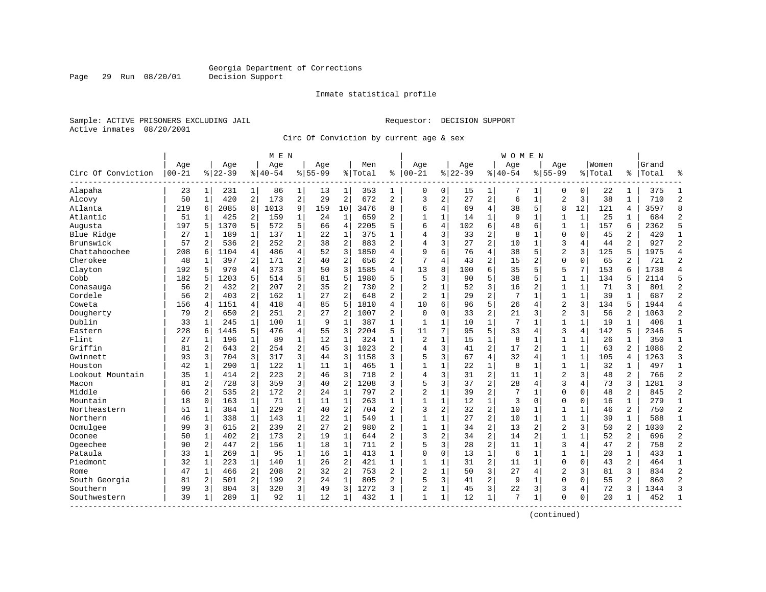Georgia Department of Corrections
Decision Support

Inmate statistical profile

Sample: ACTIVE PRISONERS EXCLUDING JAIL
Active inmates 08/20/2001

Requestor: DECISION SUPPORT

Circ Of Conviction by current age & sex

| Circ Of Conviction | MEN Age 00-21 | % | Age 22-39 | % | Age 40-54 | % | Age 55-99 | % | Men Total | % | WOMEN Age 00-21 | % | Age 22-39 | % | Age 40-54 | % | Age 55-99 | % | Women Total | % | Grand Total | % |
|---|---|---|---|---|---|---|---|---|---|---|---|---|---|---|---|---|---|---|---|---|---|---|
| Alapaha | 23 | 1 | 231 | 1 | 86 | 1 | 13 | 1 | 353 | 1 | 0 | 0 | 15 | 1 | 7 | 1 | 0 | 0 | 22 | 1 | 375 | 1 |
| Alcovy | 50 | 1 | 420 | 2 | 173 | 2 | 29 | 2 | 672 | 2 | 3 | 2 | 27 | 2 | 6 | 1 | 2 | 3 | 38 | 1 | 710 | 2 |
| Atlanta | 219 | 6 | 2085 | 8 | 1013 | 9 | 159 | 10 | 3476 | 8 | 6 | 4 | 69 | 4 | 38 | 5 | 8 | 12 | 121 | 4 | 3597 | 8 |
| Atlantic | 51 | 1 | 425 | 2 | 159 | 1 | 24 | 1 | 659 | 2 | 1 | 1 | 14 | 1 | 9 | 1 | 1 | 1 | 25 | 1 | 684 | 2 |
| Augusta | 197 | 5 | 1370 | 5 | 572 | 5 | 66 | 4 | 2205 | 5 | 6 | 4 | 102 | 6 | 48 | 6 | 1 | 1 | 157 | 6 | 2362 | 5 |
| Blue Ridge | 27 | 1 | 189 | 1 | 137 | 1 | 22 | 1 | 375 | 1 | 4 | 3 | 33 | 2 | 8 | 1 | 0 | 0 | 45 | 2 | 420 | 1 |
| Brunswick | 57 | 2 | 536 | 2 | 252 | 2 | 38 | 2 | 883 | 2 | 4 | 3 | 27 | 2 | 10 | 1 | 3 | 4 | 44 | 2 | 927 | 2 |
| Chattahoochee | 208 | 6 | 1104 | 4 | 486 | 4 | 52 | 3 | 1850 | 4 | 9 | 6 | 76 | 4 | 38 | 5 | 2 | 3 | 125 | 5 | 1975 | 4 |
| Cherokee | 48 | 1 | 397 | 2 | 171 | 2 | 40 | 2 | 656 | 2 | 7 | 4 | 43 | 2 | 15 | 2 | 0 | 0 | 65 | 2 | 721 | 2 |
| Clayton | 192 | 5 | 970 | 4 | 373 | 3 | 50 | 3 | 1585 | 4 | 13 | 8 | 100 | 6 | 35 | 5 | 5 | 7 | 153 | 6 | 1738 | 4 |
| Cobb | 182 | 5 | 1203 | 5 | 514 | 5 | 81 | 5 | 1980 | 5 | 5 | 3 | 90 | 5 | 38 | 5 | 1 | 1 | 134 | 5 | 2114 | 5 |
| Conasauga | 56 | 2 | 432 | 2 | 207 | 2 | 35 | 2 | 730 | 2 | 2 | 1 | 52 | 3 | 16 | 2 | 1 | 1 | 71 | 3 | 801 | 2 |
| Cordele | 56 | 2 | 403 | 2 | 162 | 1 | 27 | 2 | 648 | 2 | 2 | 1 | 29 | 2 | 7 | 1 | 1 | 1 | 39 | 1 | 687 | 2 |
| Coweta | 156 | 4 | 1151 | 4 | 418 | 4 | 85 | 5 | 1810 | 4 | 10 | 6 | 96 | 5 | 26 | 4 | 2 | 3 | 134 | 5 | 1944 | 4 |
| Dougherty | 79 | 2 | 650 | 2 | 251 | 2 | 27 | 2 | 1007 | 2 | 0 | 0 | 33 | 2 | 21 | 3 | 2 | 3 | 56 | 2 | 1063 | 2 |
| Dublin | 33 | 1 | 245 | 1 | 100 | 1 | 9 | 1 | 387 | 1 | 1 | 1 | 10 | 1 | 7 | 1 | 1 | 1 | 19 | 1 | 406 | 1 |
| Eastern | 228 | 6 | 1445 | 5 | 476 | 4 | 55 | 3 | 2204 | 5 | 11 | 7 | 95 | 5 | 33 | 4 | 3 | 4 | 142 | 5 | 2346 | 5 |
| Flint | 27 | 1 | 196 | 1 | 89 | 1 | 12 | 1 | 324 | 1 | 2 | 1 | 15 | 1 | 8 | 1 | 1 | 1 | 26 | 1 | 350 | 1 |
| Griffin | 81 | 2 | 643 | 2 | 254 | 2 | 45 | 3 | 1023 | 2 | 4 | 3 | 41 | 2 | 17 | 2 | 1 | 1 | 63 | 2 | 1086 | 2 |
| Gwinnett | 93 | 3 | 704 | 3 | 317 | 3 | 44 | 3 | 1158 | 3 | 5 | 3 | 67 | 4 | 32 | 4 | 1 | 1 | 105 | 4 | 1263 | 3 |
| Houston | 42 | 1 | 290 | 1 | 122 | 1 | 11 | 1 | 465 | 1 | 1 | 1 | 22 | 1 | 8 | 1 | 1 | 1 | 32 | 1 | 497 | 1 |
| Lookout Mountain | 35 | 1 | 414 | 2 | 223 | 2 | 46 | 3 | 718 | 2 | 4 | 3 | 31 | 2 | 11 | 1 | 2 | 3 | 48 | 2 | 766 | 2 |
| Macon | 81 | 2 | 728 | 3 | 359 | 3 | 40 | 2 | 1208 | 3 | 5 | 3 | 37 | 2 | 28 | 4 | 3 | 4 | 73 | 3 | 1281 | 3 |
| Middle | 66 | 2 | 535 | 2 | 172 | 2 | 24 | 1 | 797 | 2 | 2 | 1 | 39 | 2 | 7 | 1 | 0 | 0 | 48 | 2 | 845 | 2 |
| Mountain | 18 | 0 | 163 | 1 | 71 | 1 | 11 | 1 | 263 | 1 | 1 | 1 | 12 | 1 | 3 | 0 | 0 | 0 | 16 | 1 | 279 | 1 |
| Northeastern | 51 | 1 | 384 | 1 | 229 | 2 | 40 | 2 | 704 | 2 | 3 | 2 | 32 | 2 | 10 | 1 | 1 | 1 | 46 | 2 | 750 | 2 |
| Northern | 46 | 1 | 338 | 1 | 143 | 1 | 22 | 1 | 549 | 1 | 1 | 1 | 27 | 2 | 10 | 1 | 1 | 1 | 39 | 1 | 588 | 1 |
| Ocmulgee | 99 | 3 | 615 | 2 | 239 | 2 | 27 | 2 | 980 | 2 | 1 | 1 | 34 | 2 | 13 | 2 | 2 | 3 | 50 | 2 | 1030 | 2 |
| Oconee | 50 | 1 | 402 | 2 | 173 | 2 | 19 | 1 | 644 | 2 | 3 | 2 | 34 | 2 | 14 | 2 | 1 | 1 | 52 | 2 | 696 | 2 |
| Ogeechee | 90 | 2 | 447 | 2 | 156 | 1 | 18 | 1 | 711 | 2 | 5 | 3 | 28 | 2 | 11 | 1 | 3 | 4 | 47 | 2 | 758 | 2 |
| Pataula | 33 | 1 | 269 | 1 | 95 | 1 | 16 | 1 | 413 | 1 | 0 | 0 | 13 | 1 | 6 | 1 | 1 | 1 | 20 | 1 | 433 | 1 |
| Piedmont | 32 | 1 | 223 | 1 | 140 | 1 | 26 | 2 | 421 | 1 | 1 | 1 | 31 | 2 | 11 | 1 | 0 | 0 | 43 | 2 | 464 | 1 |
| Rome | 47 | 1 | 466 | 2 | 208 | 2 | 32 | 2 | 753 | 2 | 2 | 1 | 50 | 3 | 27 | 4 | 2 | 3 | 81 | 3 | 834 | 2 |
| South Georgia | 81 | 2 | 501 | 2 | 199 | 2 | 24 | 1 | 805 | 2 | 5 | 3 | 41 | 2 | 9 | 1 | 0 | 0 | 55 | 2 | 860 | 2 |
| Southern | 99 | 3 | 804 | 3 | 320 | 3 | 49 | 3 | 1272 | 3 | 2 | 1 | 45 | 3 | 22 | 3 | 3 | 4 | 72 | 3 | 1344 | 3 |
| Southwestern | 39 | 1 | 289 | 1 | 92 | 1 | 12 | 1 | 432 | 1 | 1 | 1 | 12 | 1 | 7 | 1 | 0 | 0 | 20 | 1 | 452 | 1 |

(continued)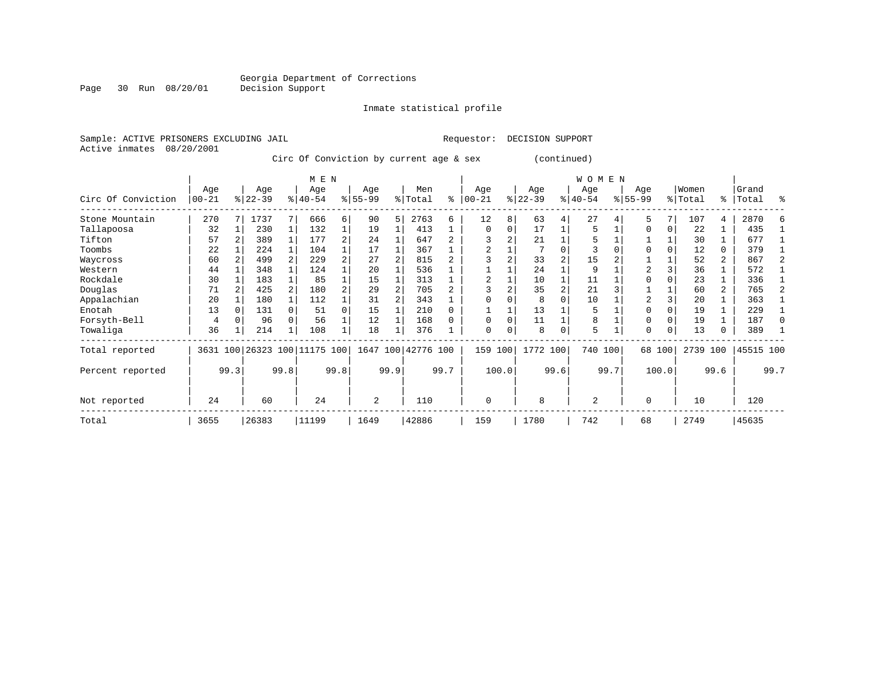Georgia Department of Corrections
Decision Support

Inmate statistical profile

Sample: ACTIVE PRISONERS EXCLUDING JAIL
Active inmates 08/20/2001

Requestor: DECISION SUPPORT

Circ Of Conviction by current age & sex (continued)

| Circ Of Conviction | MEN Age 00-21 | % | Age 22-39 | % | Age 40-54 | % | Age 55-99 | % | Men Total | % | WOMEN Age 00-21 | % | Age 22-39 | % | Age 40-54 | % | Age 55-99 | % | Women Total | % | Grand Total | % |
|---|---|---|---|---|---|---|---|---|---|---|---|---|---|---|---|---|---|---|---|---|---|---|
| Stone Mountain | 270 | 7 | 1737 | 7 | 666 | 6 | 90 | 5 | 2763 | 6 | 12 | 8 | 63 | 4 | 27 | 4 | 5 | 7 | 107 | 4 | 2870 | 6 |
| Tallapoosa | 32 | 1 | 230 | 1 | 132 | 1 | 19 | 1 | 413 | 1 | 0 | 0 | 17 | 1 | 5 | 1 | 0 | 0 | 22 | 1 | 435 | 1 |
| Tifton | 57 | 2 | 389 | 1 | 177 | 2 | 24 | 1 | 647 | 2 | 3 | 2 | 21 | 1 | 5 | 1 | 1 | 1 | 30 | 1 | 677 | 1 |
| Toombs | 22 | 1 | 224 | 1 | 104 | 1 | 17 | 1 | 367 | 1 | 2 | 1 | 7 | 0 | 3 | 0 | 0 | 0 | 12 | 0 | 379 | 1 |
| Waycross | 60 | 2 | 499 | 2 | 229 | 2 | 27 | 2 | 815 | 2 | 3 | 2 | 33 | 2 | 15 | 2 | 1 | 1 | 52 | 2 | 867 | 2 |
| Western | 44 | 1 | 348 | 1 | 124 | 1 | 20 | 1 | 536 | 1 | 1 | 1 | 24 | 1 | 9 | 1 | 2 | 3 | 36 | 1 | 572 | 1 |
| Rockdale | 30 | 1 | 183 | 1 | 85 | 1 | 15 | 1 | 313 | 1 | 2 | 1 | 10 | 1 | 11 | 1 | 0 | 0 | 23 | 1 | 336 | 1 |
| Douglas | 71 | 2 | 425 | 2 | 180 | 2 | 29 | 2 | 705 | 2 | 3 | 2 | 35 | 2 | 21 | 3 | 1 | 1 | 60 | 2 | 765 | 2 |
| Appalachian | 20 | 1 | 180 | 1 | 112 | 1 | 31 | 2 | 343 | 1 | 0 | 0 | 8 | 0 | 10 | 1 | 2 | 3 | 20 | 1 | 363 | 1 |
| Enotah | 13 | 0 | 131 | 0 | 51 | 0 | 15 | 1 | 210 | 0 | 1 | 1 | 13 | 1 | 5 | 1 | 0 | 0 | 19 | 1 | 229 | 1 |
| Forsyth-Bell | 4 | 0 | 96 | 0 | 56 | 1 | 12 | 1 | 168 | 0 | 0 | 0 | 11 | 1 | 8 | 1 | 0 | 0 | 19 | 1 | 187 | 0 |
| Towaliga | 36 | 1 | 214 | 1 | 108 | 1 | 18 | 1 | 376 | 1 | 0 | 0 | 8 | 0 | 5 | 1 | 0 | 0 | 13 | 0 | 389 | 1 |
| Total reported | 3631 | 100 | 26323 | 100 | 11175 | 100 | 1647 | 100 | 42776 | 100 | 159 | 100 | 1772 | 100 | 740 | 100 | 68 | 100 | 2739 | 100 | 45515 | 100 |
| Percent reported | | 99.3 | | 99.8 | | 99.8 | | 99.9 | | 99.7 | | 100.0 | | 99.6 | | 99.7 | | 100.0 | | 99.6 | | 99.7 |
| Not reported | 24 | | 60 | | 24 | | 2 | | 110 | | 0 | | 8 | | 2 | | 0 | | 10 | | 120 | |
| Total | 3655 | | 26383 | | 11199 | | 1649 | | 42886 | | 159 | | 1780 | | 742 | | 68 | | 2749 | | 45635 | |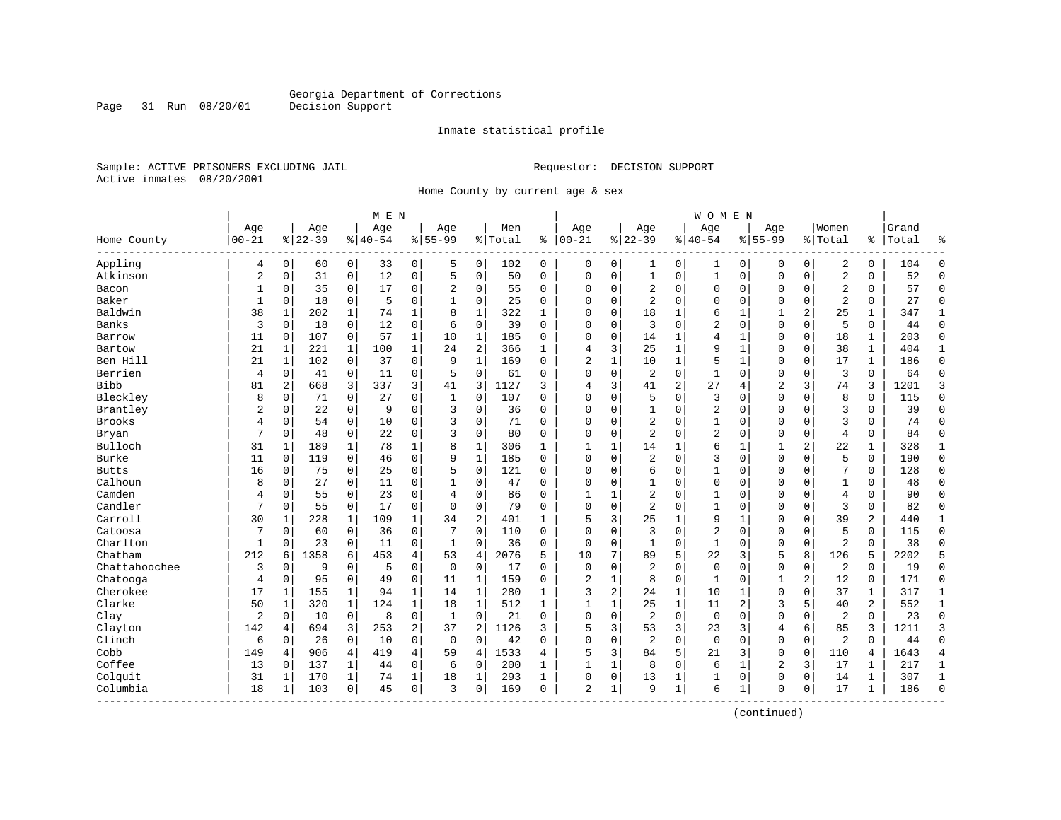Georgia Department of Corrections
Decision Support

Inmate statistical profile

Sample: ACTIVE PRISONERS EXCLUDING JAIL    Requestor: DECISION SUPPORT
Active inmates 08/20/2001

Home County by current age & sex

| Home County | MEN Age 00-21 | % | Age 22-39 | % | Age 40-54 | % | Age 55-99 | % | Men Total | % | WOMEN Age 00-21 | % | Age 22-39 | % | Age 40-54 | % | Age 55-99 | % | Women Total | % | Grand Total | % |
|---|---|---|---|---|---|---|---|---|---|---|---|---|---|---|---|---|---|---|---|---|---|---|
| Appling | 4 | 0 | 60 | 0 | 33 | 0 | 5 | 0 | 102 | 0 | 0 | 0 | 1 | 0 | 1 | 0 | 0 | 0 | 2 | 0 | 104 | 0 |
| Atkinson | 2 | 0 | 31 | 0 | 12 | 0 | 5 | 0 | 50 | 0 | 0 | 0 | 1 | 0 | 1 | 0 | 0 | 0 | 2 | 0 | 52 | 0 |
| Bacon | 1 | 0 | 35 | 0 | 17 | 0 | 2 | 0 | 55 | 0 | 0 | 0 | 2 | 0 | 0 | 0 | 0 | 0 | 2 | 0 | 57 | 0 |
| Baker | 1 | 0 | 18 | 0 | 5 | 0 | 1 | 0 | 25 | 0 | 0 | 0 | 2 | 0 | 0 | 0 | 0 | 0 | 2 | 0 | 27 | 0 |
| Baldwin | 38 | 1 | 202 | 1 | 74 | 1 | 8 | 1 | 322 | 1 | 0 | 0 | 18 | 1 | 6 | 1 | 1 | 2 | 25 | 1 | 347 | 1 |
| Banks | 3 | 0 | 18 | 0 | 12 | 0 | 6 | 0 | 39 | 0 | 0 | 0 | 3 | 0 | 2 | 0 | 0 | 0 | 5 | 0 | 44 | 0 |
| Barrow | 11 | 0 | 107 | 0 | 57 | 1 | 10 | 1 | 185 | 0 | 0 | 0 | 14 | 1 | 4 | 1 | 0 | 0 | 18 | 1 | 203 | 0 |
| Bartow | 21 | 1 | 221 | 1 | 100 | 1 | 24 | 2 | 366 | 1 | 4 | 3 | 25 | 1 | 9 | 1 | 0 | 0 | 38 | 1 | 404 | 1 |
| Ben Hill | 21 | 1 | 102 | 0 | 37 | 0 | 9 | 1 | 169 | 0 | 2 | 1 | 10 | 1 | 5 | 1 | 0 | 0 | 17 | 1 | 186 | 0 |
| Berrien | 4 | 0 | 41 | 0 | 11 | 0 | 5 | 0 | 61 | 0 | 0 | 0 | 2 | 0 | 1 | 0 | 0 | 0 | 3 | 0 | 64 | 0 |
| Bibb | 81 | 2 | 668 | 3 | 337 | 3 | 41 | 3 | 1127 | 3 | 4 | 3 | 41 | 2 | 27 | 4 | 2 | 3 | 74 | 3 | 1201 | 3 |
| Bleckley | 8 | 0 | 71 | 0 | 27 | 0 | 1 | 0 | 107 | 0 | 0 | 0 | 5 | 0 | 3 | 0 | 0 | 0 | 8 | 0 | 115 | 0 |
| Brantley | 2 | 0 | 22 | 0 | 9 | 0 | 3 | 0 | 36 | 0 | 0 | 0 | 1 | 0 | 2 | 0 | 0 | 0 | 3 | 0 | 39 | 0 |
| Brooks | 4 | 0 | 54 | 0 | 10 | 0 | 3 | 0 | 71 | 0 | 0 | 0 | 2 | 0 | 1 | 0 | 0 | 0 | 3 | 0 | 74 | 0 |
| Bryan | 7 | 0 | 48 | 0 | 22 | 0 | 3 | 0 | 80 | 0 | 0 | 0 | 2 | 0 | 2 | 0 | 0 | 0 | 4 | 0 | 84 | 0 |
| Bulloch | 31 | 1 | 189 | 1 | 78 | 1 | 8 | 1 | 306 | 1 | 1 | 1 | 14 | 1 | 6 | 1 | 1 | 2 | 22 | 1 | 328 | 1 |
| Burke | 11 | 0 | 119 | 0 | 46 | 0 | 9 | 1 | 185 | 0 | 0 | 0 | 2 | 0 | 3 | 0 | 0 | 0 | 5 | 0 | 190 | 0 |
| Butts | 16 | 0 | 75 | 0 | 25 | 0 | 5 | 0 | 121 | 0 | 0 | 0 | 6 | 0 | 1 | 0 | 0 | 0 | 7 | 0 | 128 | 0 |
| Calhoun | 8 | 0 | 27 | 0 | 11 | 0 | 1 | 0 | 47 | 0 | 0 | 0 | 1 | 0 | 0 | 0 | 0 | 0 | 1 | 0 | 48 | 0 |
| Camden | 4 | 0 | 55 | 0 | 23 | 0 | 4 | 0 | 86 | 0 | 1 | 1 | 2 | 0 | 1 | 0 | 0 | 0 | 4 | 0 | 90 | 0 |
| Candler | 7 | 0 | 55 | 0 | 17 | 0 | 0 | 0 | 79 | 0 | 0 | 0 | 2 | 0 | 1 | 0 | 0 | 0 | 3 | 0 | 82 | 0 |
| Carroll | 30 | 1 | 228 | 1 | 109 | 1 | 34 | 2 | 401 | 1 | 5 | 3 | 25 | 1 | 9 | 1 | 0 | 0 | 39 | 2 | 440 | 1 |
| Catoosa | 7 | 0 | 60 | 0 | 36 | 0 | 7 | 0 | 110 | 0 | 0 | 0 | 3 | 0 | 2 | 0 | 0 | 0 | 5 | 0 | 115 | 0 |
| Charlton | 1 | 0 | 23 | 0 | 11 | 0 | 1 | 0 | 36 | 0 | 0 | 0 | 1 | 0 | 1 | 0 | 0 | 0 | 2 | 0 | 38 | 0 |
| Chatham | 212 | 6 | 1358 | 6 | 453 | 4 | 53 | 4 | 2076 | 5 | 10 | 7 | 89 | 5 | 22 | 3 | 5 | 8 | 126 | 5 | 2202 | 5 |
| Chattahoochee | 3 | 0 | 9 | 0 | 5 | 0 | 0 | 0 | 17 | 0 | 0 | 0 | 2 | 0 | 0 | 0 | 0 | 0 | 2 | 0 | 19 | 0 |
| Chatooga | 4 | 0 | 95 | 0 | 49 | 0 | 11 | 1 | 159 | 0 | 2 | 1 | 8 | 0 | 1 | 0 | 1 | 2 | 12 | 0 | 171 | 0 |
| Cherokee | 17 | 1 | 155 | 1 | 94 | 1 | 14 | 1 | 280 | 1 | 3 | 2 | 24 | 1 | 10 | 1 | 0 | 0 | 37 | 1 | 317 | 1 |
| Clarke | 50 | 1 | 320 | 1 | 124 | 1 | 18 | 1 | 512 | 1 | 1 | 1 | 25 | 1 | 11 | 2 | 3 | 5 | 40 | 2 | 552 | 1 |
| Clay | 2 | 0 | 10 | 0 | 8 | 0 | 1 | 0 | 21 | 0 | 0 | 0 | 2 | 0 | 0 | 0 | 0 | 0 | 2 | 0 | 23 | 0 |
| Clayton | 142 | 4 | 694 | 3 | 253 | 2 | 37 | 2 | 1126 | 3 | 5 | 3 | 53 | 3 | 23 | 3 | 4 | 6 | 85 | 3 | 1211 | 3 |
| Clinch | 6 | 0 | 26 | 0 | 10 | 0 | 0 | 0 | 42 | 0 | 0 | 0 | 2 | 0 | 0 | 0 | 0 | 0 | 2 | 0 | 44 | 0 |
| Cobb | 149 | 4 | 906 | 4 | 419 | 4 | 59 | 4 | 1533 | 4 | 5 | 3 | 84 | 5 | 21 | 3 | 0 | 0 | 110 | 4 | 1643 | 4 |
| Coffee | 13 | 0 | 137 | 1 | 44 | 0 | 6 | 0 | 200 | 1 | 1 | 1 | 8 | 0 | 6 | 1 | 2 | 3 | 17 | 1 | 217 | 1 |
| Colquit | 31 | 1 | 170 | 1 | 74 | 1 | 18 | 1 | 293 | 1 | 0 | 0 | 13 | 1 | 1 | 0 | 0 | 0 | 14 | 1 | 307 | 1 |
| Columbia | 18 | 1 | 103 | 0 | 45 | 0 | 3 | 0 | 169 | 0 | 2 | 1 | 9 | 1 | 6 | 1 | 0 | 0 | 17 | 1 | 186 | 0 |

(continued)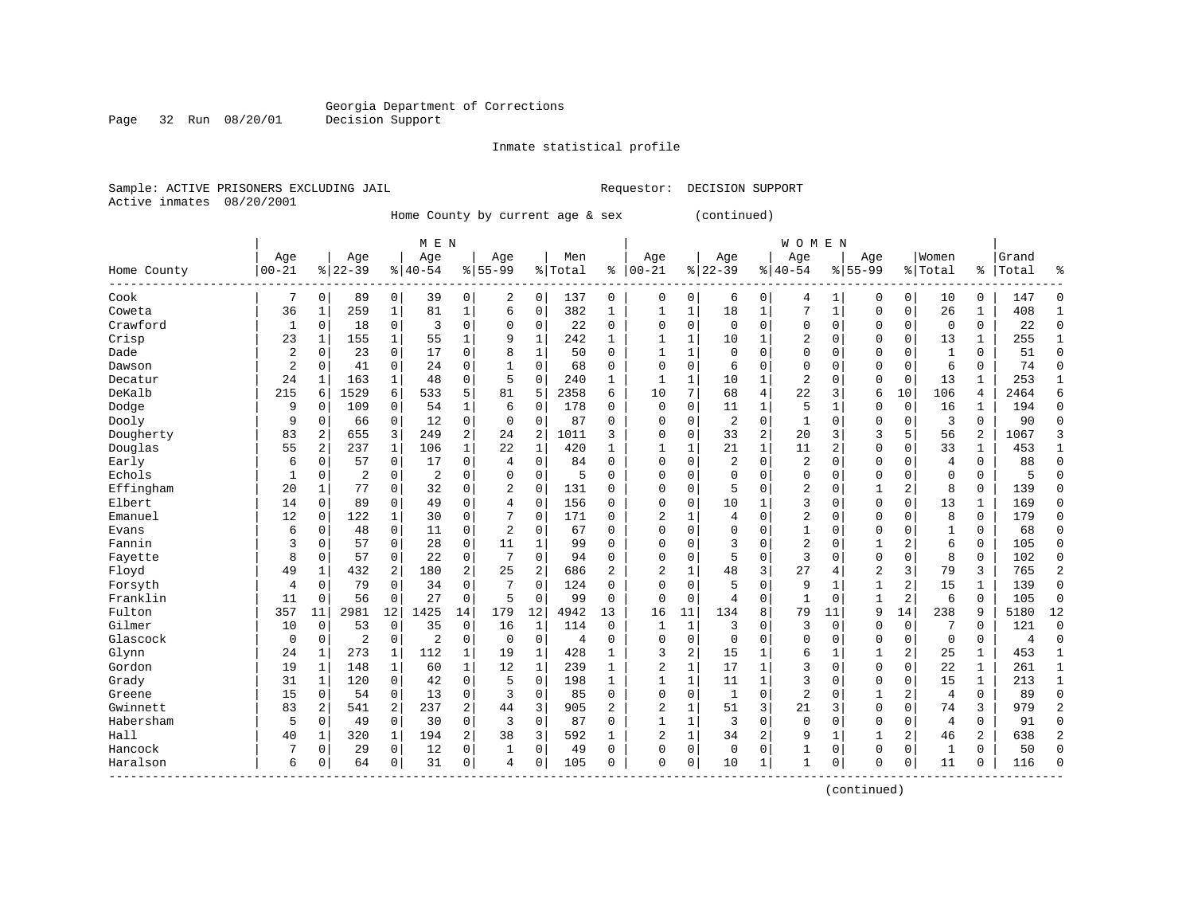Georgia Department of Corrections
Decision Support

Inmate statistical profile

Sample: ACTIVE PRISONERS EXCLUDING JAIL    Requestor: DECISION SUPPORT
Active inmates 08/20/2001

Home County by current age & sex (continued)

| Home County | MEN Age 00-21 | % | Age 22-39 | % | Age 40-54 | % | Age 55-99 | % | Men Total | % | WOMEN Age 00-21 | % | Age 22-39 | % | Age 40-54 | % | Age 55-99 | % | Women Total | % | Grand Total | % |
|---|---|---|---|---|---|---|---|---|---|---|---|---|---|---|---|---|---|---|---|---|---|---|
| Cook | 7 | 0 | 89 | 0 | 39 | 0 | 2 | 0 | 137 | 0 | 0 | 0 | 6 | 0 | 4 | 1 | 0 | 0 | 10 | 0 | 147 | 0 |
| Coweta | 36 | 1 | 259 | 1 | 81 | 1 | 6 | 0 | 382 | 1 | 1 | 1 | 18 | 1 | 7 | 1 | 0 | 0 | 26 | 1 | 408 | 1 |
| Crawford | 1 | 0 | 18 | 0 | 3 | 0 | 0 | 0 | 22 | 0 | 0 | 0 | 0 | 0 | 0 | 0 | 0 | 0 | 0 | 0 | 22 | 0 |
| Crisp | 23 | 1 | 155 | 1 | 55 | 1 | 9 | 1 | 242 | 1 | 1 | 1 | 10 | 1 | 2 | 0 | 0 | 0 | 13 | 1 | 255 | 1 |
| Dade | 2 | 0 | 23 | 0 | 17 | 0 | 8 | 1 | 50 | 0 | 1 | 1 | 0 | 0 | 0 | 0 | 0 | 0 | 1 | 0 | 51 | 0 |
| Dawson | 2 | 0 | 41 | 0 | 24 | 0 | 1 | 0 | 68 | 0 | 0 | 0 | 6 | 0 | 0 | 0 | 0 | 0 | 6 | 0 | 74 | 0 |
| Decatur | 24 | 1 | 163 | 1 | 48 | 0 | 5 | 0 | 240 | 1 | 1 | 1 | 10 | 1 | 2 | 0 | 0 | 0 | 13 | 1 | 253 | 1 |
| DeKalb | 215 | 6 | 1529 | 6 | 533 | 5 | 81 | 5 | 2358 | 6 | 10 | 7 | 68 | 4 | 22 | 3 | 6 | 10 | 106 | 4 | 2464 | 6 |
| Dodge | 9 | 0 | 109 | 0 | 54 | 1 | 6 | 0 | 178 | 0 | 0 | 0 | 11 | 1 | 5 | 1 | 0 | 0 | 16 | 1 | 194 | 0 |
| Dooly | 9 | 0 | 66 | 0 | 12 | 0 | 0 | 0 | 87 | 0 | 0 | 0 | 2 | 0 | 1 | 0 | 0 | 0 | 3 | 0 | 90 | 0 |
| Dougherty | 83 | 2 | 655 | 3 | 249 | 2 | 24 | 2 | 1011 | 3 | 0 | 0 | 33 | 2 | 20 | 3 | 3 | 5 | 56 | 2 | 1067 | 3 |
| Douglas | 55 | 2 | 237 | 1 | 106 | 1 | 22 | 1 | 420 | 1 | 1 | 1 | 21 | 1 | 11 | 2 | 0 | 0 | 33 | 1 | 453 | 1 |
| Early | 6 | 0 | 57 | 0 | 17 | 0 | 4 | 0 | 84 | 0 | 0 | 0 | 2 | 0 | 2 | 0 | 0 | 0 | 4 | 0 | 88 | 0 |
| Echols | 1 | 0 | 2 | 0 | 2 | 0 | 0 | 0 | 5 | 0 | 0 | 0 | 0 | 0 | 0 | 0 | 0 | 0 | 0 | 0 | 5 | 0 |
| Effingham | 20 | 1 | 77 | 0 | 32 | 0 | 2 | 0 | 131 | 0 | 0 | 0 | 5 | 0 | 2 | 0 | 1 | 2 | 8 | 0 | 139 | 0 |
| Elbert | 14 | 0 | 89 | 0 | 49 | 0 | 4 | 0 | 156 | 0 | 0 | 0 | 10 | 1 | 3 | 0 | 0 | 0 | 13 | 1 | 169 | 0 |
| Emanuel | 12 | 0 | 122 | 1 | 30 | 0 | 7 | 0 | 171 | 0 | 2 | 1 | 4 | 0 | 2 | 0 | 0 | 0 | 8 | 0 | 179 | 0 |
| Evans | 6 | 0 | 48 | 0 | 11 | 0 | 2 | 0 | 67 | 0 | 0 | 0 | 0 | 0 | 1 | 0 | 0 | 0 | 1 | 0 | 68 | 0 |
| Fannin | 3 | 0 | 57 | 0 | 28 | 0 | 11 | 1 | 99 | 0 | 0 | 0 | 3 | 0 | 2 | 0 | 1 | 2 | 6 | 0 | 105 | 0 |
| Fayette | 8 | 0 | 57 | 0 | 22 | 0 | 7 | 0 | 94 | 0 | 0 | 0 | 5 | 0 | 3 | 0 | 0 | 0 | 8 | 0 | 102 | 0 |
| Floyd | 49 | 1 | 432 | 2 | 180 | 2 | 25 | 2 | 686 | 2 | 2 | 1 | 48 | 3 | 27 | 4 | 2 | 3 | 79 | 3 | 765 | 2 |
| Forsyth | 4 | 0 | 79 | 0 | 34 | 0 | 7 | 0 | 124 | 0 | 0 | 0 | 5 | 0 | 9 | 1 | 1 | 2 | 15 | 1 | 139 | 0 |
| Franklin | 11 | 0 | 56 | 0 | 27 | 0 | 5 | 0 | 99 | 0 | 0 | 0 | 4 | 0 | 1 | 0 | 1 | 2 | 6 | 0 | 105 | 0 |
| Fulton | 357 | 11 | 2981 | 12 | 1425 | 14 | 179 | 12 | 4942 | 13 | 16 | 11 | 134 | 8 | 79 | 11 | 9 | 14 | 238 | 9 | 5180 | 12 |
| Gilmer | 10 | 0 | 53 | 0 | 35 | 0 | 16 | 1 | 114 | 0 | 1 | 1 | 3 | 0 | 3 | 0 | 0 | 0 | 7 | 0 | 121 | 0 |
| Glascock | 0 | 0 | 2 | 0 | 2 | 0 | 0 | 0 | 4 | 0 | 0 | 0 | 0 | 0 | 0 | 0 | 0 | 0 | 0 | 0 | 4 | 0 |
| Glynn | 24 | 1 | 273 | 1 | 112 | 1 | 19 | 1 | 428 | 1 | 3 | 2 | 15 | 1 | 6 | 1 | 1 | 2 | 25 | 1 | 453 | 1 |
| Gordon | 19 | 1 | 148 | 1 | 60 | 1 | 12 | 1 | 239 | 1 | 2 | 1 | 17 | 1 | 3 | 0 | 0 | 0 | 22 | 1 | 261 | 1 |
| Grady | 31 | 1 | 120 | 0 | 42 | 0 | 5 | 0 | 198 | 1 | 1 | 1 | 11 | 1 | 3 | 0 | 0 | 0 | 15 | 1 | 213 | 1 |
| Greene | 15 | 0 | 54 | 0 | 13 | 0 | 3 | 0 | 85 | 0 | 0 | 0 | 1 | 0 | 2 | 0 | 1 | 2 | 4 | 0 | 89 | 0 |
| Gwinnett | 83 | 2 | 541 | 2 | 237 | 2 | 44 | 3 | 905 | 2 | 2 | 1 | 51 | 3 | 21 | 3 | 0 | 0 | 74 | 3 | 979 | 2 |
| Habersham | 5 | 0 | 49 | 0 | 30 | 0 | 3 | 0 | 87 | 0 | 1 | 1 | 3 | 0 | 0 | 0 | 0 | 0 | 4 | 0 | 91 | 0 |
| Hall | 40 | 1 | 320 | 1 | 194 | 2 | 38 | 3 | 592 | 1 | 2 | 1 | 34 | 2 | 9 | 1 | 1 | 2 | 46 | 2 | 638 | 2 |
| Hancock | 7 | 0 | 29 | 0 | 12 | 0 | 1 | 0 | 49 | 0 | 0 | 0 | 0 | 0 | 1 | 0 | 0 | 0 | 1 | 0 | 50 | 0 |
| Haralson | 6 | 0 | 64 | 0 | 31 | 0 | 4 | 0 | 105 | 0 | 0 | 0 | 10 | 1 | 1 | 0 | 0 | 0 | 11 | 0 | 116 | 0 |

(continued)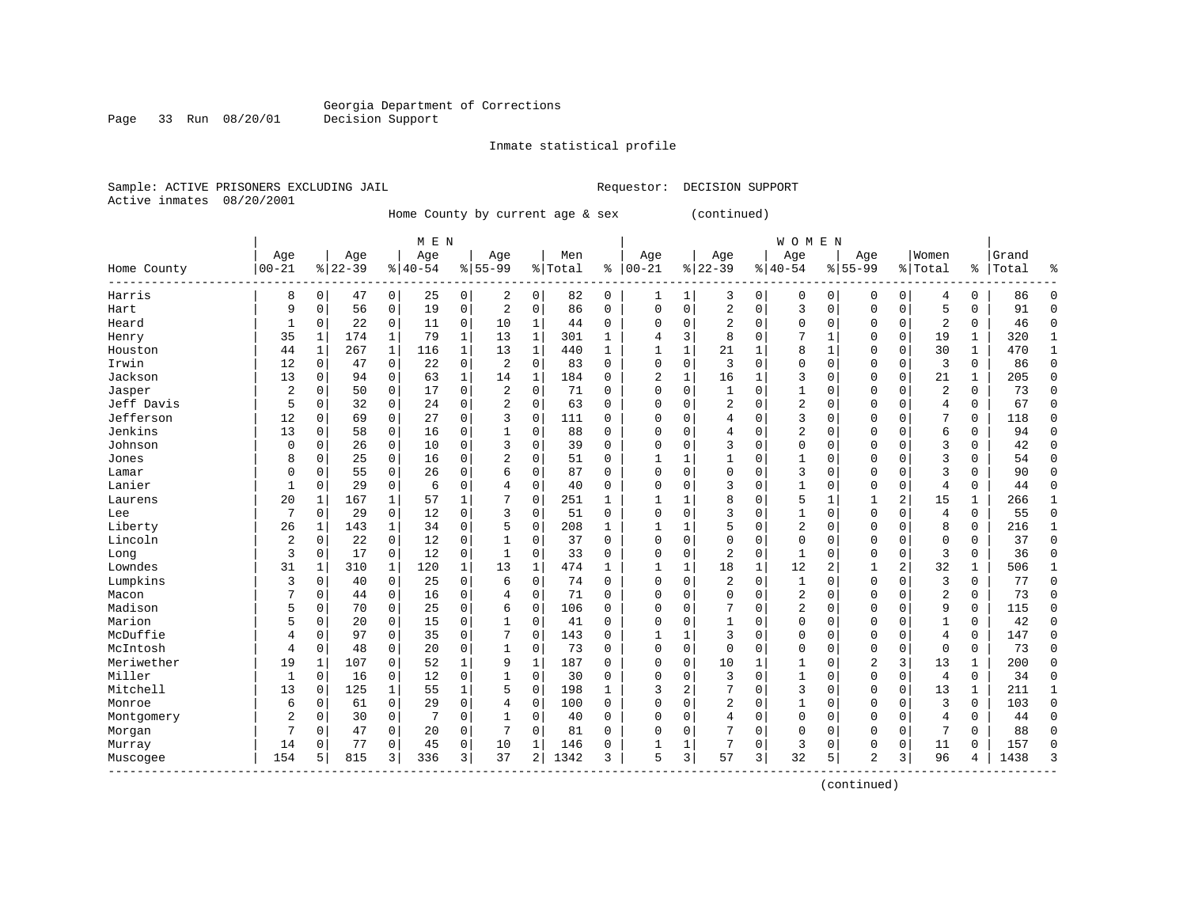Georgia Department of Corrections
Decision Support

Inmate statistical profile

Sample: ACTIVE PRISONERS EXCLUDING JAIL                          Requestor: DECISION SUPPORT
Active inmates 08/20/2001

Home County by current age & sex (continued)

| Home County | MEN Age 00-21 | % | Age 22-39 | % | Age 40-54 | % | Age 55-99 | % | Men Total | % | WOMEN Age 00-21 | % | Age 22-39 | % | Age 40-54 | % | Age 55-99 | % | Women Total | % | Grand Total | % |
|---|---|---|---|---|---|---|---|---|---|---|---|---|---|---|---|---|---|---|---|---|---|---|
| Harris | 8 | 0 | 47 | 0 | 25 | 0 | 2 | 0 | 82 | 0 | 1 | 1 | 3 | 0 | 0 | 0 | 0 | 0 | 4 | 0 | 86 | 0 |
| Hart | 9 | 0 | 56 | 0 | 19 | 0 | 2 | 0 | 86 | 0 | 0 | 0 | 2 | 0 | 3 | 0 | 0 | 0 | 5 | 0 | 91 | 0 |
| Heard | 1 | 0 | 22 | 0 | 11 | 0 | 10 | 1 | 44 | 0 | 0 | 0 | 2 | 0 | 0 | 0 | 0 | 0 | 2 | 0 | 46 | 0 |
| Henry | 35 | 1 | 174 | 1 | 79 | 1 | 13 | 1 | 301 | 1 | 4 | 3 | 8 | 0 | 7 | 1 | 0 | 0 | 19 | 1 | 320 | 1 |
| Houston | 44 | 1 | 267 | 1 | 116 | 1 | 13 | 1 | 440 | 1 | 1 | 1 | 21 | 1 | 8 | 1 | 0 | 0 | 30 | 1 | 470 | 1 |
| Irwin | 12 | 0 | 47 | 0 | 22 | 0 | 2 | 0 | 83 | 0 | 0 | 0 | 3 | 0 | 0 | 0 | 0 | 0 | 3 | 0 | 86 | 0 |
| Jackson | 13 | 0 | 94 | 0 | 63 | 1 | 14 | 1 | 184 | 0 | 2 | 1 | 16 | 1 | 3 | 0 | 0 | 0 | 21 | 1 | 205 | 0 |
| Jasper | 2 | 0 | 50 | 0 | 17 | 0 | 2 | 0 | 71 | 0 | 0 | 0 | 1 | 0 | 1 | 0 | 0 | 0 | 2 | 0 | 73 | 0 |
| Jeff Davis | 5 | 0 | 32 | 0 | 24 | 0 | 2 | 0 | 63 | 0 | 0 | 0 | 2 | 0 | 2 | 0 | 0 | 0 | 4 | 0 | 67 | 0 |
| Jefferson | 12 | 0 | 69 | 0 | 27 | 0 | 3 | 0 | 111 | 0 | 0 | 0 | 4 | 0 | 3 | 0 | 0 | 0 | 7 | 0 | 118 | 0 |
| Jenkins | 13 | 0 | 58 | 0 | 16 | 0 | 1 | 0 | 88 | 0 | 0 | 0 | 4 | 0 | 2 | 0 | 0 | 0 | 6 | 0 | 94 | 0 |
| Johnson | 0 | 0 | 26 | 0 | 10 | 0 | 3 | 0 | 39 | 0 | 0 | 0 | 3 | 0 | 0 | 0 | 0 | 0 | 3 | 0 | 42 | 0 |
| Jones | 8 | 0 | 25 | 0 | 16 | 0 | 2 | 0 | 51 | 0 | 1 | 1 | 1 | 0 | 1 | 0 | 0 | 0 | 3 | 0 | 54 | 0 |
| Lamar | 0 | 0 | 55 | 0 | 26 | 0 | 6 | 0 | 87 | 0 | 0 | 0 | 0 | 0 | 3 | 0 | 0 | 0 | 3 | 0 | 90 | 0 |
| Lanier | 1 | 0 | 29 | 0 | 6 | 0 | 4 | 0 | 40 | 0 | 0 | 0 | 3 | 0 | 1 | 0 | 0 | 0 | 4 | 0 | 44 | 0 |
| Laurens | 20 | 1 | 167 | 1 | 57 | 1 | 7 | 0 | 251 | 1 | 1 | 1 | 8 | 0 | 5 | 1 | 1 | 2 | 15 | 1 | 266 | 1 |
| Lee | 7 | 0 | 29 | 0 | 12 | 0 | 3 | 0 | 51 | 0 | 0 | 0 | 3 | 0 | 1 | 0 | 0 | 0 | 4 | 0 | 55 | 0 |
| Liberty | 26 | 1 | 143 | 1 | 34 | 0 | 5 | 0 | 208 | 1 | 1 | 1 | 5 | 0 | 2 | 0 | 0 | 0 | 8 | 0 | 216 | 1 |
| Lincoln | 2 | 0 | 22 | 0 | 12 | 0 | 1 | 0 | 37 | 0 | 0 | 0 | 0 | 0 | 0 | 0 | 0 | 0 | 0 | 0 | 37 | 0 |
| Long | 3 | 0 | 17 | 0 | 12 | 0 | 1 | 0 | 33 | 0 | 0 | 0 | 2 | 0 | 1 | 0 | 0 | 0 | 3 | 0 | 36 | 0 |
| Lowndes | 31 | 1 | 310 | 1 | 120 | 1 | 13 | 1 | 474 | 1 | 1 | 1 | 18 | 1 | 12 | 2 | 1 | 2 | 32 | 1 | 506 | 1 |
| Lumpkins | 3 | 0 | 40 | 0 | 25 | 0 | 6 | 0 | 74 | 0 | 0 | 0 | 2 | 0 | 1 | 0 | 0 | 0 | 3 | 0 | 77 | 0 |
| Macon | 7 | 0 | 44 | 0 | 16 | 0 | 4 | 0 | 71 | 0 | 0 | 0 | 0 | 0 | 2 | 0 | 0 | 0 | 2 | 0 | 73 | 0 |
| Madison | 5 | 0 | 70 | 0 | 25 | 0 | 6 | 0 | 106 | 0 | 0 | 0 | 7 | 0 | 2 | 0 | 0 | 0 | 9 | 0 | 115 | 0 |
| Marion | 5 | 0 | 20 | 0 | 15 | 0 | 1 | 0 | 41 | 0 | 0 | 0 | 1 | 0 | 0 | 0 | 0 | 0 | 1 | 0 | 42 | 0 |
| McDuffie | 4 | 0 | 97 | 0 | 35 | 0 | 7 | 0 | 143 | 0 | 1 | 1 | 3 | 0 | 0 | 0 | 0 | 0 | 4 | 0 | 147 | 0 |
| McIntosh | 4 | 0 | 48 | 0 | 20 | 0 | 1 | 0 | 73 | 0 | 0 | 0 | 0 | 0 | 0 | 0 | 0 | 0 | 0 | 0 | 73 | 0 |
| Meriwether | 19 | 1 | 107 | 0 | 52 | 1 | 9 | 1 | 187 | 0 | 0 | 0 | 10 | 1 | 1 | 0 | 2 | 3 | 13 | 1 | 200 | 0 |
| Miller | 1 | 0 | 16 | 0 | 12 | 0 | 1 | 0 | 30 | 0 | 0 | 0 | 3 | 0 | 1 | 0 | 0 | 0 | 4 | 0 | 34 | 0 |
| Mitchell | 13 | 0 | 125 | 1 | 55 | 1 | 5 | 0 | 198 | 1 | 3 | 2 | 7 | 0 | 3 | 0 | 0 | 0 | 13 | 1 | 211 | 1 |
| Monroe | 6 | 0 | 61 | 0 | 29 | 0 | 4 | 0 | 100 | 0 | 0 | 0 | 2 | 0 | 1 | 0 | 0 | 0 | 3 | 0 | 103 | 0 |
| Montgomery | 2 | 0 | 30 | 0 | 7 | 0 | 1 | 0 | 40 | 0 | 0 | 0 | 4 | 0 | 0 | 0 | 0 | 0 | 4 | 0 | 44 | 0 |
| Morgan | 7 | 0 | 47 | 0 | 20 | 0 | 7 | 0 | 81 | 0 | 0 | 0 | 7 | 0 | 0 | 0 | 0 | 0 | 7 | 0 | 88 | 0 |
| Murray | 14 | 0 | 77 | 0 | 45 | 0 | 10 | 1 | 146 | 0 | 1 | 1 | 7 | 0 | 3 | 0 | 0 | 0 | 11 | 0 | 157 | 0 |
| Muscogee | 154 | 5 | 815 | 3 | 336 | 3 | 37 | 2 | 1342 | 3 | 5 | 3 | 57 | 3 | 32 | 5 | 2 | 3 | 96 | 4 | 1438 | 3 |

(continued)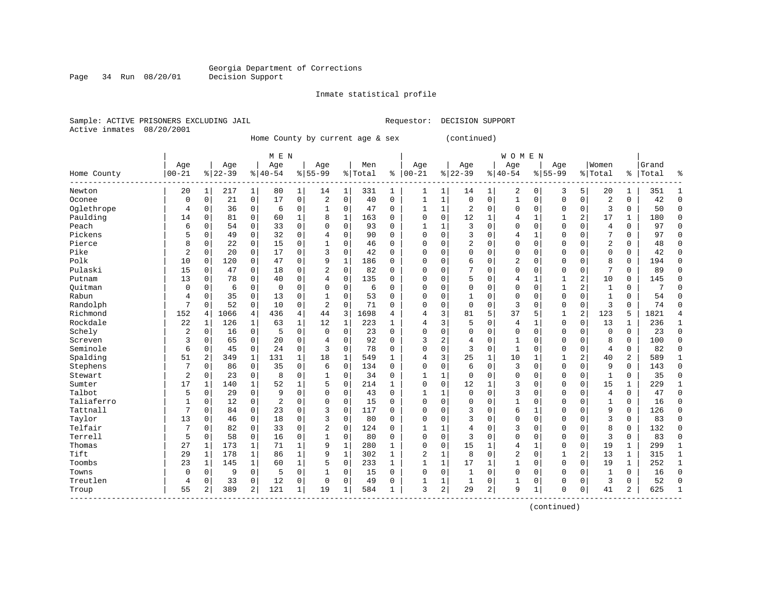Georgia Department of Corrections
Decision Support

Inmate statistical profile

Sample: ACTIVE PRISONERS EXCLUDING JAIL                                   Requestor: DECISION SUPPORT
Active inmates 08/20/2001

Home County by current age & sex (continued)

| Home County | MEN Age 00-21 | % | Age 22-39 | % | Age 40-54 | % | Age 55-99 | % | Men Total | % | WOMEN Age 00-21 | % | Age 22-39 | % | Age 40-54 | % | Age 55-99 | % | Women Total | % | Grand Total | % |
|---|---|---|---|---|---|---|---|---|---|---|---|---|---|---|---|---|---|---|---|---|---|---|
| Newton | 20 | 1 | 217 | 1 | 80 | 1 | 14 | 1 | 331 | 1 | 1 | 1 | 14 | 1 | 2 | 0 | 3 | 5 | 20 | 1 | 351 | 1 |
| Oconee | 0 | 0 | 21 | 0 | 17 | 0 | 2 | 0 | 40 | 0 | 1 | 1 | 0 | 0 | 1 | 0 | 0 | 0 | 2 | 0 | 42 | 0 |
| Oglethrope | 4 | 0 | 36 | 0 | 6 | 0 | 1 | 0 | 47 | 0 | 1 | 1 | 2 | 0 | 0 | 0 | 0 | 0 | 3 | 0 | 50 | 0 |
| Paulding | 14 | 0 | 81 | 0 | 60 | 1 | 8 | 1 | 163 | 0 | 0 | 0 | 12 | 1 | 4 | 1 | 1 | 2 | 17 | 1 | 180 | 0 |
| Peach | 6 | 0 | 54 | 0 | 33 | 0 | 0 | 0 | 93 | 0 | 1 | 1 | 3 | 0 | 0 | 0 | 0 | 0 | 4 | 0 | 97 | 0 |
| Pickens | 5 | 0 | 49 | 0 | 32 | 0 | 4 | 0 | 90 | 0 | 0 | 0 | 3 | 0 | 4 | 1 | 0 | 0 | 7 | 0 | 97 | 0 |
| Pierce | 8 | 0 | 22 | 0 | 15 | 0 | 1 | 0 | 46 | 0 | 0 | 0 | 2 | 0 | 0 | 0 | 0 | 0 | 2 | 0 | 48 | 0 |
| Pike | 2 | 0 | 20 | 0 | 17 | 0 | 3 | 0 | 42 | 0 | 0 | 0 | 0 | 0 | 0 | 0 | 0 | 0 | 0 | 0 | 42 | 0 |
| Polk | 10 | 0 | 120 | 0 | 47 | 0 | 9 | 1 | 186 | 0 | 0 | 0 | 6 | 0 | 2 | 0 | 0 | 0 | 8 | 0 | 194 | 0 |
| Pulaski | 15 | 0 | 47 | 0 | 18 | 0 | 2 | 0 | 82 | 0 | 0 | 0 | 7 | 0 | 0 | 0 | 0 | 0 | 7 | 0 | 89 | 0 |
| Putnam | 13 | 0 | 78 | 0 | 40 | 0 | 4 | 0 | 135 | 0 | 0 | 0 | 5 | 0 | 4 | 1 | 1 | 2 | 10 | 0 | 145 | 0 |
| Quitman | 0 | 0 | 6 | 0 | 0 | 0 | 0 | 0 | 6 | 0 | 0 | 0 | 0 | 0 | 0 | 0 | 1 | 2 | 1 | 0 | 7 | 0 |
| Rabun | 4 | 0 | 35 | 0 | 13 | 0 | 1 | 0 | 53 | 0 | 0 | 0 | 1 | 0 | 0 | 0 | 0 | 0 | 1 | 0 | 54 | 0 |
| Randolph | 7 | 0 | 52 | 0 | 10 | 0 | 2 | 0 | 71 | 0 | 0 | 0 | 0 | 0 | 3 | 0 | 0 | 0 | 3 | 0 | 74 | 0 |
| Richmond | 152 | 4 | 1066 | 4 | 436 | 4 | 44 | 3 | 1698 | 4 | 4 | 3 | 81 | 5 | 37 | 5 | 1 | 2 | 123 | 5 | 1821 | 4 |
| Rockdale | 22 | 1 | 126 | 1 | 63 | 1 | 12 | 1 | 223 | 1 | 4 | 3 | 5 | 0 | 4 | 1 | 0 | 0 | 13 | 1 | 236 | 1 |
| Schely | 2 | 0 | 16 | 0 | 5 | 0 | 0 | 0 | 23 | 0 | 0 | 0 | 0 | 0 | 0 | 0 | 0 | 0 | 0 | 0 | 23 | 0 |
| Screven | 3 | 0 | 65 | 0 | 20 | 0 | 4 | 0 | 92 | 0 | 3 | 2 | 4 | 0 | 1 | 0 | 0 | 0 | 8 | 0 | 100 | 0 |
| Seminole | 6 | 0 | 45 | 0 | 24 | 0 | 3 | 0 | 78 | 0 | 0 | 0 | 3 | 0 | 1 | 0 | 0 | 0 | 4 | 0 | 82 | 0 |
| Spalding | 51 | 2 | 349 | 1 | 131 | 1 | 18 | 1 | 549 | 1 | 4 | 3 | 25 | 1 | 10 | 1 | 1 | 2 | 40 | 2 | 589 | 1 |
| Stephens | 7 | 0 | 86 | 0 | 35 | 0 | 6 | 0 | 134 | 0 | 0 | 0 | 6 | 0 | 3 | 0 | 0 | 0 | 9 | 0 | 143 | 0 |
| Stewart | 2 | 0 | 23 | 0 | 8 | 0 | 1 | 0 | 34 | 0 | 1 | 1 | 0 | 0 | 0 | 0 | 0 | 0 | 1 | 0 | 35 | 0 |
| Sumter | 17 | 1 | 140 | 1 | 52 | 1 | 5 | 0 | 214 | 1 | 0 | 0 | 12 | 1 | 3 | 0 | 0 | 0 | 15 | 1 | 229 | 1 |
| Talbot | 5 | 0 | 29 | 0 | 9 | 0 | 0 | 0 | 43 | 0 | 1 | 1 | 0 | 0 | 3 | 0 | 0 | 0 | 4 | 0 | 47 | 0 |
| Taliaferro | 1 | 0 | 12 | 0 | 2 | 0 | 0 | 0 | 15 | 0 | 0 | 0 | 0 | 0 | 1 | 0 | 0 | 0 | 1 | 0 | 16 | 0 |
| Tattnall | 7 | 0 | 84 | 0 | 23 | 0 | 3 | 0 | 117 | 0 | 0 | 0 | 3 | 0 | 6 | 1 | 0 | 0 | 9 | 0 | 126 | 0 |
| Taylor | 13 | 0 | 46 | 0 | 18 | 0 | 3 | 0 | 80 | 0 | 0 | 0 | 3 | 0 | 0 | 0 | 0 | 0 | 3 | 0 | 83 | 0 |
| Telfair | 7 | 0 | 82 | 0 | 33 | 0 | 2 | 0 | 124 | 0 | 1 | 1 | 4 | 0 | 3 | 0 | 0 | 0 | 8 | 0 | 132 | 0 |
| Terrell | 5 | 0 | 58 | 0 | 16 | 0 | 1 | 0 | 80 | 0 | 0 | 0 | 3 | 0 | 0 | 0 | 0 | 0 | 3 | 0 | 83 | 0 |
| Thomas | 27 | 1 | 173 | 1 | 71 | 1 | 9 | 1 | 280 | 1 | 0 | 0 | 15 | 1 | 4 | 1 | 0 | 0 | 19 | 1 | 299 | 1 |
| Tift | 29 | 1 | 178 | 1 | 86 | 1 | 9 | 1 | 302 | 1 | 2 | 1 | 8 | 0 | 2 | 0 | 1 | 2 | 13 | 1 | 315 | 1 |
| Toombs | 23 | 1 | 145 | 1 | 60 | 1 | 5 | 0 | 233 | 1 | 1 | 1 | 17 | 1 | 1 | 0 | 0 | 0 | 19 | 1 | 252 | 1 |
| Towns | 0 | 0 | 9 | 0 | 5 | 0 | 1 | 0 | 15 | 0 | 0 | 0 | 1 | 0 | 0 | 0 | 0 | 0 | 1 | 0 | 16 | 0 |
| Treutlen | 4 | 0 | 33 | 0 | 12 | 0 | 0 | 0 | 49 | 0 | 1 | 1 | 1 | 0 | 1 | 0 | 0 | 0 | 3 | 0 | 52 | 0 |
| Troup | 55 | 2 | 389 | 2 | 121 | 1 | 19 | 1 | 584 | 1 | 3 | 2 | 29 | 2 | 9 | 1 | 0 | 0 | 41 | 2 | 625 | 1 |

(continued)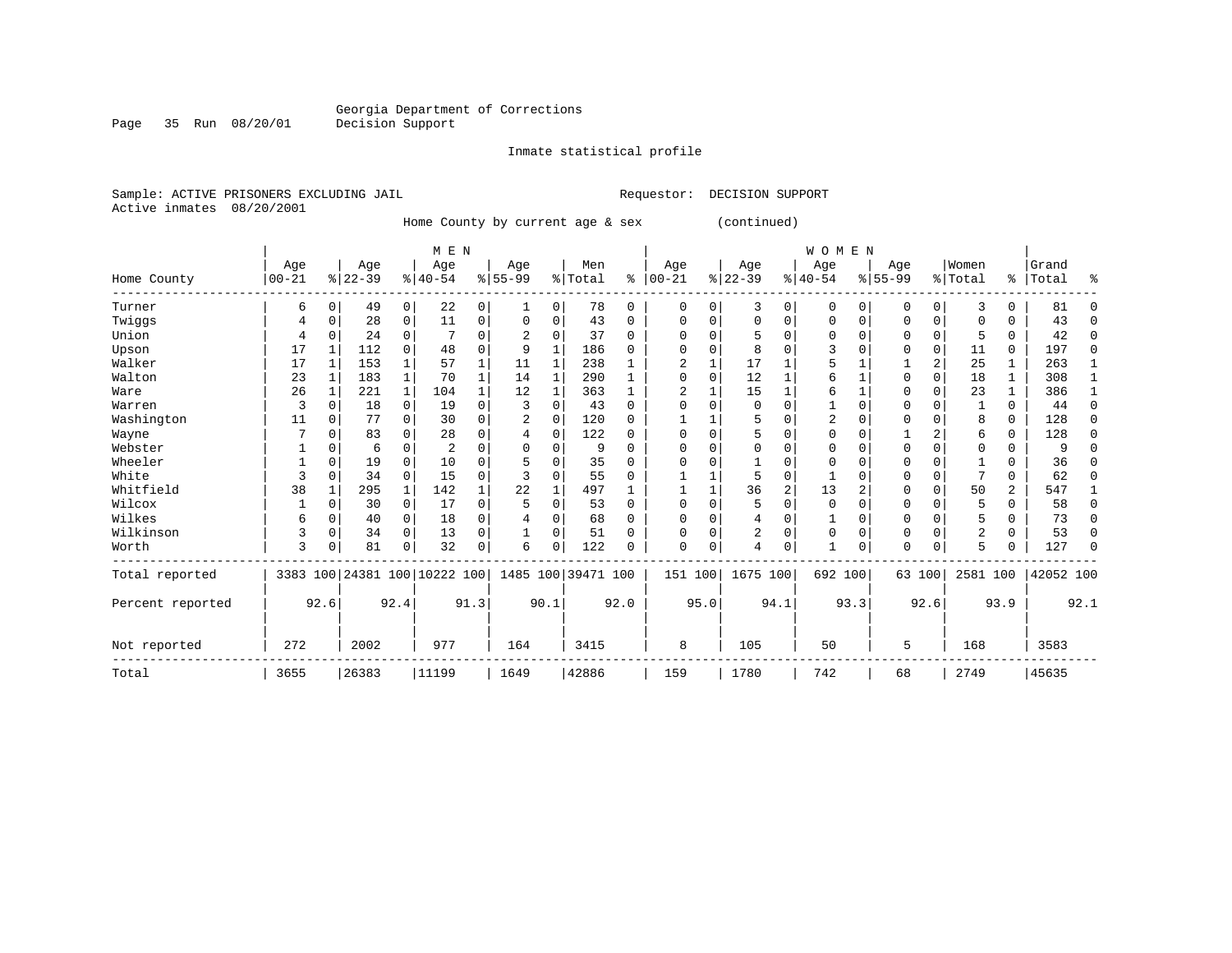Georgia Department of Corrections
Decision Support

Inmate statistical profile

Sample: ACTIVE PRISONERS EXCLUDING JAIL    Requestor: DECISION SUPPORT
Active inmates 08/20/2001

Home County by current age & sex (continued)

| Home County | MEN Age 00-21 | % | Age 22-39 | % | Age 40-54 | % | Age 55-99 | % | Men Total | % | WOMEN Age 00-21 | % | Age 22-39 | % | Age 40-54 | % | Age 55-99 | % | Women Total | % | Grand Total | % |
|---|---|---|---|---|---|---|---|---|---|---|---|---|---|---|---|---|---|---|---|---|---|---|
| Turner | 6 | 0 | 49 | 0 | 22 | 0 | 1 | 0 | 78 | 0 | 0 | 0 | 3 | 0 | 0 | 0 | 0 | 0 | 3 | 0 | 81 | 0 |
| Twiggs | 4 | 0 | 28 | 0 | 11 | 0 | 0 | 0 | 43 | 0 | 0 | 0 | 0 | 0 | 0 | 0 | 0 | 0 | 0 | 0 | 43 | 0 |
| Union | 4 | 0 | 24 | 0 | 7 | 0 | 2 | 0 | 37 | 0 | 0 | 0 | 5 | 0 | 0 | 0 | 0 | 0 | 5 | 0 | 42 | 0 |
| Upson | 17 | 1 | 112 | 0 | 48 | 0 | 9 | 1 | 186 | 0 | 0 | 0 | 8 | 0 | 3 | 0 | 0 | 0 | 11 | 0 | 197 | 0 |
| Walker | 17 | 1 | 153 | 1 | 57 | 1 | 11 | 1 | 238 | 1 | 2 | 1 | 17 | 1 | 5 | 1 | 1 | 2 | 25 | 1 | 263 | 1 |
| Walton | 23 | 1 | 183 | 1 | 70 | 1 | 14 | 1 | 290 | 1 | 0 | 0 | 12 | 1 | 6 | 1 | 0 | 0 | 18 | 1 | 308 | 1 |
| Ware | 26 | 1 | 221 | 1 | 104 | 1 | 12 | 1 | 363 | 1 | 2 | 1 | 15 | 1 | 6 | 1 | 0 | 0 | 23 | 1 | 386 | 1 |
| Warren | 3 | 0 | 18 | 0 | 19 | 0 | 3 | 0 | 43 | 0 | 0 | 0 | 0 | 0 | 1 | 0 | 0 | 0 | 1 | 0 | 44 | 0 |
| Washington | 11 | 0 | 77 | 0 | 30 | 0 | 2 | 0 | 120 | 0 | 1 | 1 | 5 | 0 | 2 | 0 | 0 | 0 | 8 | 0 | 128 | 0 |
| Wayne | 7 | 0 | 83 | 0 | 28 | 0 | 4 | 0 | 122 | 0 | 0 | 0 | 5 | 0 | 0 | 0 | 1 | 2 | 6 | 0 | 128 | 0 |
| Webster | 1 | 0 | 6 | 0 | 2 | 0 | 0 | 0 | 9 | 0 | 0 | 0 | 0 | 0 | 0 | 0 | 0 | 0 | 0 | 0 | 9 | 0 |
| Wheeler | 1 | 0 | 19 | 0 | 10 | 0 | 5 | 0 | 35 | 0 | 0 | 0 | 1 | 0 | 0 | 0 | 0 | 0 | 1 | 0 | 36 | 0 |
| White | 3 | 0 | 34 | 0 | 15 | 0 | 3 | 0 | 55 | 0 | 1 | 1 | 5 | 0 | 1 | 0 | 0 | 0 | 7 | 0 | 62 | 0 |
| Whitfield | 38 | 1 | 295 | 1 | 142 | 1 | 22 | 1 | 497 | 1 | 1 | 1 | 36 | 2 | 13 | 2 | 0 | 0 | 50 | 2 | 547 | 1 |
| Wilcox | 1 | 0 | 30 | 0 | 17 | 0 | 5 | 0 | 53 | 0 | 0 | 0 | 5 | 0 | 0 | 0 | 0 | 0 | 5 | 0 | 58 | 0 |
| Wilkes | 6 | 0 | 40 | 0 | 18 | 0 | 4 | 0 | 68 | 0 | 0 | 0 | 4 | 0 | 1 | 0 | 0 | 0 | 5 | 0 | 73 | 0 |
| Wilkinson | 3 | 0 | 34 | 0 | 13 | 0 | 1 | 0 | 51 | 0 | 0 | 0 | 2 | 0 | 0 | 0 | 0 | 0 | 2 | 0 | 53 | 0 |
| Worth | 3 | 0 | 81 | 0 | 32 | 0 | 6 | 0 | 122 | 0 | 0 | 0 | 4 | 0 | 1 | 0 | 0 | 0 | 5 | 0 | 127 | 0 |
| Total reported | 3383 | 100 | 24381 | 100 | 10222 | 100 | 1485 | 100 | 39471 | 100 | 151 | 100 | 1675 | 100 | 692 | 100 | 63 | 100 | 2581 | 100 | 42052 | 100 |
| Percent reported | | 92.6 | | 92.4 | | 91.3 | | 90.1 | | 92.0 | | 95.0 | | 94.1 | | 93.3 | | 92.6 | | 93.9 | | 92.1 |
| Not reported | 272 | | 2002 | | 977 | | 164 | | 3415 | | 8 | | 105 | | 50 | | 5 | | 168 | | 3583 | |
| Total | 3655 | | 26383 | | 11199 | | 1649 | | 42886 | | 159 | | 1780 | | 742 | | 68 | | 2749 | | 45635 | |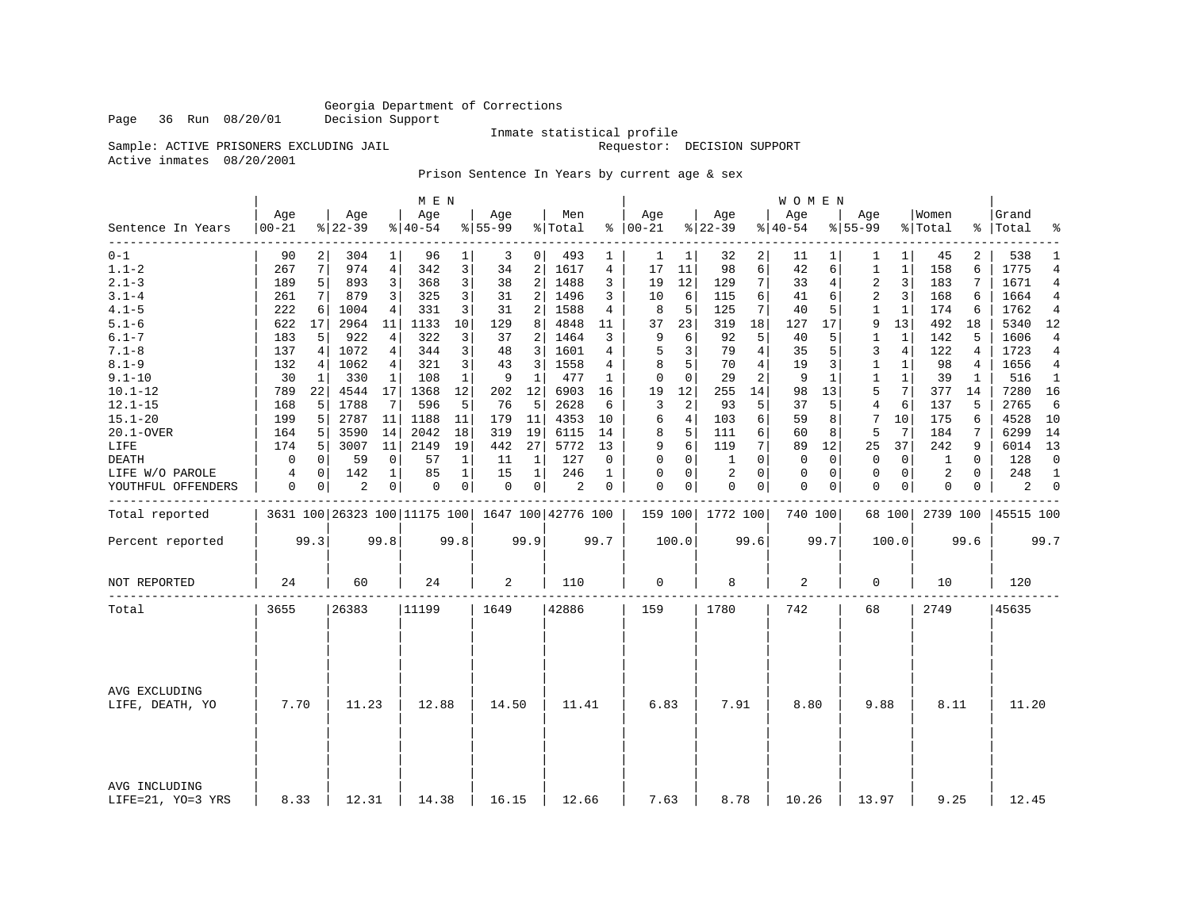Georgia Department of Corrections
Decision Support

Inmate statistical profile

Sample: ACTIVE PRISONERS EXCLUDING JAIL    Requestor: DECISION SUPPORT
Active inmates 08/20/2001

Prison Sentence In Years by current age & sex

| Sentence In Years | MEN Age 00-21 | % | Age 22-39 | % | Age 40-54 | % | Age 55-99 | % | Men Total | % | WOMEN Age 00-21 | % | Age 22-39 | % | Age 40-54 | % | Age 55-99 | % | Women Total | % | Grand Total | % |
|---|---|---|---|---|---|---|---|---|---|---|---|---|---|---|---|---|---|---|---|---|---|---|
| 0-1 | 90 | 2 | 304 | 1 | 96 | 1 | 3 | 0 | 493 | 1 | 1 | 1 | 32 | 2 | 11 | 1 | 1 | 1 | 45 | 2 | 538 | 1 |
| 1.1-2 | 267 | 7 | 974 | 4 | 342 | 3 | 34 | 2 | 1617 | 4 | 17 | 11 | 98 | 6 | 42 | 6 | 1 | 1 | 158 | 6 | 1775 | 4 |
| 2.1-3 | 189 | 5 | 893 | 3 | 368 | 3 | 38 | 2 | 1488 | 3 | 19 | 12 | 129 | 7 | 33 | 4 | 2 | 3 | 183 | 7 | 1671 | 4 |
| 3.1-4 | 261 | 7 | 879 | 3 | 325 | 3 | 31 | 2 | 1496 | 3 | 10 | 6 | 115 | 6 | 41 | 6 | 2 | 3 | 168 | 6 | 1664 | 4 |
| 4.1-5 | 222 | 6 | 1004 | 4 | 331 | 3 | 31 | 2 | 1588 | 4 | 8 | 5 | 125 | 7 | 40 | 5 | 1 | 1 | 174 | 6 | 1762 | 4 |
| 5.1-6 | 622 | 17 | 2964 | 11 | 1133 | 10 | 129 | 8 | 4848 | 11 | 37 | 23 | 319 | 18 | 127 | 17 | 9 | 13 | 492 | 18 | 5340 | 12 |
| 6.1-7 | 183 | 5 | 922 | 4 | 322 | 3 | 37 | 2 | 1464 | 3 | 9 | 6 | 92 | 5 | 40 | 5 | 1 | 1 | 142 | 5 | 1606 | 4 |
| 7.1-8 | 137 | 4 | 1072 | 4 | 344 | 3 | 48 | 3 | 1601 | 4 | 5 | 3 | 79 | 4 | 35 | 5 | 3 | 4 | 122 | 4 | 1723 | 4 |
| 8.1-9 | 132 | 4 | 1062 | 4 | 321 | 3 | 43 | 3 | 1558 | 4 | 8 | 5 | 70 | 4 | 19 | 3 | 1 | 1 | 98 | 4 | 1656 | 4 |
| 9.1-10 | 30 | 1 | 330 | 1 | 108 | 1 | 9 | 1 | 477 | 1 | 0 | 0 | 29 | 2 | 9 | 1 | 1 | 1 | 39 | 1 | 516 | 1 |
| 10.1-12 | 789 | 22 | 4544 | 17 | 1368 | 12 | 202 | 12 | 6903 | 16 | 19 | 12 | 255 | 14 | 98 | 13 | 5 | 7 | 377 | 14 | 7280 | 16 |
| 12.1-15 | 168 | 5 | 1788 | 7 | 596 | 5 | 76 | 5 | 2628 | 6 | 3 | 2 | 93 | 5 | 37 | 5 | 4 | 6 | 137 | 5 | 2765 | 6 |
| 15.1-20 | 199 | 5 | 2787 | 11 | 1188 | 11 | 179 | 11 | 4353 | 10 | 6 | 4 | 103 | 6 | 59 | 8 | 7 | 10 | 175 | 6 | 4528 | 10 |
| 20.1-OVER | 164 | 5 | 3590 | 14 | 2042 | 18 | 319 | 19 | 6115 | 14 | 8 | 5 | 111 | 6 | 60 | 8 | 5 | 7 | 184 | 7 | 6299 | 14 |
| LIFE | 174 | 5 | 3007 | 11 | 2149 | 19 | 442 | 27 | 5772 | 13 | 9 | 6 | 119 | 7 | 89 | 12 | 25 | 37 | 242 | 9 | 6014 | 13 |
| DEATH | 0 | 0 | 59 | 0 | 57 | 1 | 11 | 1 | 127 | 0 | 0 | 0 | 1 | 0 | 0 | 0 | 0 | 0 | 1 | 0 | 128 | 0 |
| LIFE W/O PAROLE | 4 | 0 | 142 | 1 | 85 | 1 | 15 | 1 | 246 | 1 | 0 | 0 | 2 | 0 | 0 | 0 | 0 | 0 | 2 | 0 | 248 | 1 |
| YOUTHFUL OFFENDERS | 0 | 0 | 2 | 0 | 0 | 0 | 0 | 0 | 2 | 0 | 0 | 0 | 0 | 0 | 0 | 0 | 0 | 0 | 0 | 0 | 2 | 0 |
| Total reported | 3631 | 100 | 26323 | 100 | 11175 | 100 | 1647 | 100 | 42776 | 100 | 159 | 100 | 1772 | 100 | 740 | 100 | 68 | 100 | 2739 | 100 | 45515 | 100 |
| Percent reported | | 99.3 | | 99.8 | | 99.8 | | 99.9 | | 99.7 | | 100.0 | | 99.6 | | 99.7 | | 100.0 | | 99.6 | | 99.7 |
| NOT REPORTED | 24 | | 60 | | 24 | | 2 | | 110 | | 0 | | 8 | | 2 | | 0 | | 10 | | 120 | |
| Total | 3655 | | 26383 | | 11199 | | 1649 | | 42886 | | 159 | | 1780 | | 742 | | 68 | | 2749 | | 45635 | |
| AVG EXCLUDING LIFE, DEATH, YO | 7.70 | | 11.23 | | 12.88 | | 14.50 | | 11.41 | | 6.83 | | 7.91 | | 8.80 | | 9.88 | | 8.11 | | 11.20 | |
| AVG INCLUDING LIFE=21, YO=3 YRS | 8.33 | | 12.31 | | 14.38 | | 16.15 | | 12.66 | | 7.63 | | 8.78 | | 10.26 | | 13.97 | | 9.25 | | 12.45 | |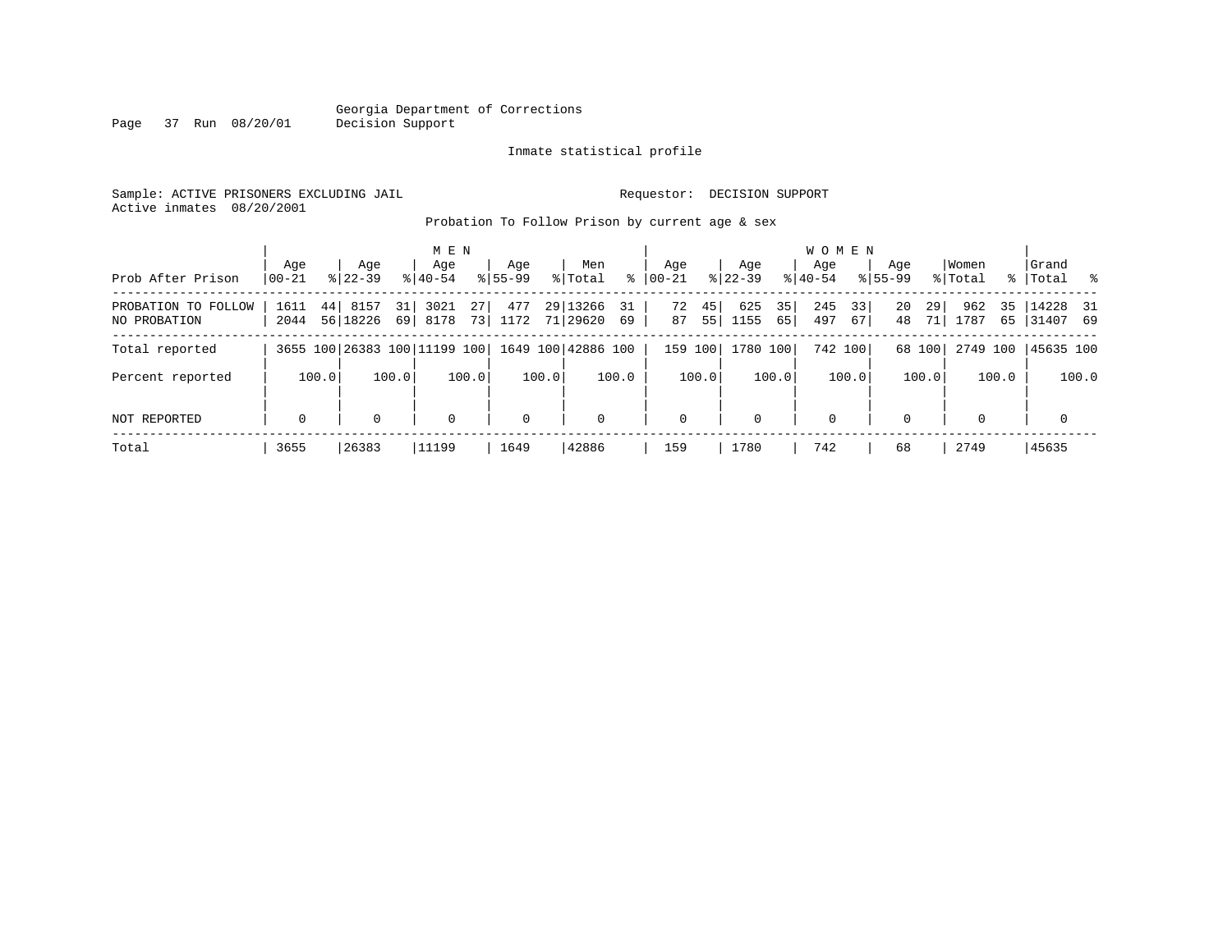Georgia Department of Corrections
Decision Support

Inmate statistical profile

Sample: ACTIVE PRISONERS EXCLUDING JAIL

Requestor: DECISION SUPPORT

Active inmates 08/20/2001

Probation To Follow Prison by current age & sex

| Prob After Prison | MEN Age 00-21 | % | MEN Age 22-39 | % | MEN Age 40-54 | % | MEN Age 55-99 | % | Men Total | % | WOMEN Age 00-21 | % | WOMEN Age 22-39 | % | WOMEN Age 40-54 | % | WOMEN Age 55-99 | % | Women Total | % | Grand Total | % |
|---|---|---|---|---|---|---|---|---|---|---|---|---|---|---|---|---|---|---|---|---|---|---|
| PROBATION TO FOLLOW | 1611 | 44 | 8157 | 31 | 3021 | 27 | 477 | 29 | 13266 | 31 | 72 | 45 | 625 | 35 | 245 | 33 | 20 | 29 | 962 | 35 | 14228 | 31 |
| NO PROBATION | 2044 | 56 | 18226 | 69 | 8178 | 73 | 1172 | 71 | 29620 | 69 | 87 | 55 | 1155 | 65 | 497 | 67 | 48 | 71 | 1787 | 65 | 31407 | 69 |
| Total reported | 3655 | 100 | 26383 | 100 | 11199 | 100 | 1649 | 100 | 42886 | 100 | 159 | 100 | 1780 | 100 | 742 | 100 | 68 | 100 | 2749 | 100 | 45635 | 100 |
| Percent reported | | 100.0 | | 100.0 | | 100.0 | | 100.0 | | 100.0 | | 100.0 | | 100.0 | | 100.0 | | 100.0 | | 100.0 | | 100.0 |
| NOT REPORTED | 0 | | 0 | | 0 | | 0 | | 0 | | 0 | | 0 | | 0 | | 0 | | 0 | | 0 | |
| Total | 3655 | | 26383 | | 11199 | | 1649 | | 42886 | | 159 | | 1780 | | 742 | | 68 | | 2749 | | 45635 | |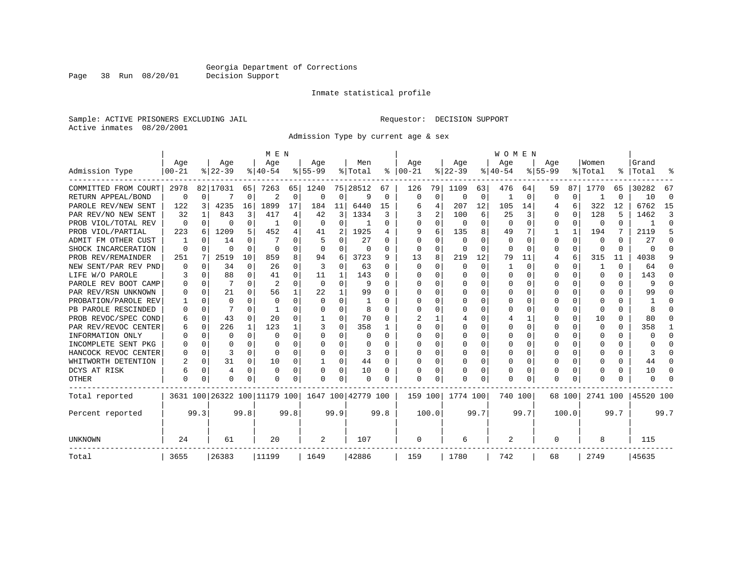Georgia Department of Corrections
Decision Support

Inmate statistical profile

Sample: ACTIVE PRISONERS EXCLUDING JAIL

Requestor: DECISION SUPPORT

Active inmates 08/20/2001

Admission Type by current age & sex

| Admission Type | MEN Age 00-21 | % | Age 22-39 | % | Age 40-54 | % | Age 55-99 | % | Men Total | % | WOMEN Age 00-21 | % | Age 22-39 | % | Age 40-54 | % | Age 55-99 | % | Women Total | % | Grand Total | % |
|---|---|---|---|---|---|---|---|---|---|---|---|---|---|---|---|---|---|---|---|---|---|---|
| COMMITTED FROM COURT | 2978 | 82 | 17031 | 65 | 7263 | 65 | 1240 | 75 | 28512 | 67 | 126 | 79 | 1109 | 63 | 476 | 64 | 59 | 87 | 1770 | 65 | 30282 | 67 |
| RETURN APPEAL/BOND | 0 | 0 | 7 | 0 | 2 | 0 | 0 | 0 | 9 | 0 | 0 | 0 | 0 | 0 | 1 | 0 | 0 | 0 | 1 | 0 | 10 | 0 |
| PAROLE REV/NEW SENT | 122 | 3 | 4235 | 16 | 1899 | 17 | 184 | 11 | 6440 | 15 | 6 | 4 | 207 | 12 | 105 | 14 | 4 | 6 | 322 | 12 | 6762 | 15 |
| PAR REV/NO NEW SENT | 32 | 1 | 843 | 3 | 417 | 4 | 42 | 3 | 1334 | 3 | 3 | 2 | 100 | 6 | 25 | 3 | 0 | 0 | 128 | 5 | 1462 | 3 |
| PROB VIOL/TOTAL REV | 0 | 0 | 0 | 0 | 1 | 0 | 0 | 0 | 1 | 0 | 0 | 0 | 0 | 0 | 0 | 0 | 0 | 0 | 0 | 0 | 1 | 0 |
| PROB VIOL/PARTIAL | 223 | 6 | 1209 | 5 | 452 | 4 | 41 | 2 | 1925 | 4 | 9 | 6 | 135 | 8 | 49 | 7 | 1 | 1 | 194 | 7 | 2119 | 5 |
| ADMIT FM OTHER CUST | 1 | 0 | 14 | 0 | 7 | 0 | 5 | 0 | 27 | 0 | 0 | 0 | 0 | 0 | 0 | 0 | 0 | 0 | 0 | 0 | 27 | 0 |
| SHOCK INCARCERATION | 0 | 0 | 0 | 0 | 0 | 0 | 0 | 0 | 0 | 0 | 0 | 0 | 0 | 0 | 0 | 0 | 0 | 0 | 0 | 0 | 0 | 0 |
| PROB REV/REMAINDER | 251 | 7 | 2519 | 10 | 859 | 8 | 94 | 6 | 3723 | 9 | 13 | 8 | 219 | 12 | 79 | 11 | 4 | 6 | 315 | 11 | 4038 | 9 |
| NEW SENT/PAR REV PND | 0 | 0 | 34 | 0 | 26 | 0 | 3 | 0 | 63 | 0 | 0 | 0 | 0 | 0 | 1 | 0 | 0 | 0 | 1 | 0 | 64 | 0 |
| LIFE W/O PAROLE | 3 | 0 | 88 | 0 | 41 | 0 | 11 | 1 | 143 | 0 | 0 | 0 | 0 | 0 | 0 | 0 | 0 | 0 | 0 | 0 | 143 | 0 |
| PAROLE REV BOOT CAMP | 0 | 0 | 7 | 0 | 2 | 0 | 0 | 0 | 9 | 0 | 0 | 0 | 0 | 0 | 0 | 0 | 0 | 0 | 0 | 0 | 9 | 0 |
| PAR REV/RSN UNKNOWN | 0 | 0 | 21 | 0 | 56 | 1 | 22 | 1 | 99 | 0 | 0 | 0 | 0 | 0 | 0 | 0 | 0 | 0 | 0 | 0 | 99 | 0 |
| PROBATION/PAROLE REV | 1 | 0 | 0 | 0 | 0 | 0 | 0 | 0 | 1 | 0 | 0 | 0 | 0 | 0 | 0 | 0 | 0 | 0 | 0 | 0 | 1 | 0 |
| PB PAROLE RESCINDED | 0 | 0 | 7 | 0 | 1 | 0 | 0 | 0 | 8 | 0 | 0 | 0 | 0 | 0 | 0 | 0 | 0 | 0 | 0 | 0 | 8 | 0 |
| PROB REVOC/SPEC COND | 6 | 0 | 43 | 0 | 20 | 0 | 1 | 0 | 70 | 0 | 2 | 1 | 4 | 0 | 4 | 1 | 0 | 0 | 10 | 0 | 80 | 0 |
| PAR REV/REVOC CENTER | 6 | 0 | 226 | 1 | 123 | 1 | 3 | 0 | 358 | 1 | 0 | 0 | 0 | 0 | 0 | 0 | 0 | 0 | 0 | 0 | 358 | 1 |
| INFORMATION ONLY | 0 | 0 | 0 | 0 | 0 | 0 | 0 | 0 | 0 | 0 | 0 | 0 | 0 | 0 | 0 | 0 | 0 | 0 | 0 | 0 | 0 | 0 |
| INCOMPLETE SENT PKG | 0 | 0 | 0 | 0 | 0 | 0 | 0 | 0 | 0 | 0 | 0 | 0 | 0 | 0 | 0 | 0 | 0 | 0 | 0 | 0 | 0 | 0 |
| HANCOCK REVOC CENTER | 0 | 0 | 3 | 0 | 0 | 0 | 0 | 0 | 3 | 0 | 0 | 0 | 0 | 0 | 0 | 0 | 0 | 0 | 0 | 0 | 3 | 0 |
| WHITWORTH DETENTION | 2 | 0 | 31 | 0 | 10 | 0 | 1 | 0 | 44 | 0 | 0 | 0 | 0 | 0 | 0 | 0 | 0 | 0 | 0 | 0 | 44 | 0 |
| DCYS AT RISK | 6 | 0 | 4 | 0 | 0 | 0 | 0 | 0 | 10 | 0 | 0 | 0 | 0 | 0 | 0 | 0 | 0 | 0 | 0 | 0 | 10 | 0 |
| OTHER | 0 | 0 | 0 | 0 | 0 | 0 | 0 | 0 | 0 | 0 | 0 | 0 | 0 | 0 | 0 | 0 | 0 | 0 | 0 | 0 | 0 | 0 |
| Total reported | 3631 | 100 | 26322 | 100 | 11179 | 100 | 1647 | 100 | 42779 | 100 | 159 | 100 | 1774 | 100 | 740 | 100 | 68 | 100 | 2741 | 100 | 45520 | 100 |
| Percent reported | | 99.3 | | 99.8 | | 99.8 | | 99.9 | | 99.8 | | 100.0 | | 99.7 | | 99.7 | | 100.0 | | 99.7 | | 99.7 |
| UNKNOWN | 24 | | 61 | | 20 | | 2 | | 107 | | 0 | | 6 | | 2 | | 0 | | 8 | | 115 | |
| Total | 3655 | | 26383 | | 11199 | | 1649 | | 42886 | | 159 | | 1780 | | 742 | | 68 | | 2749 | | 45635 | |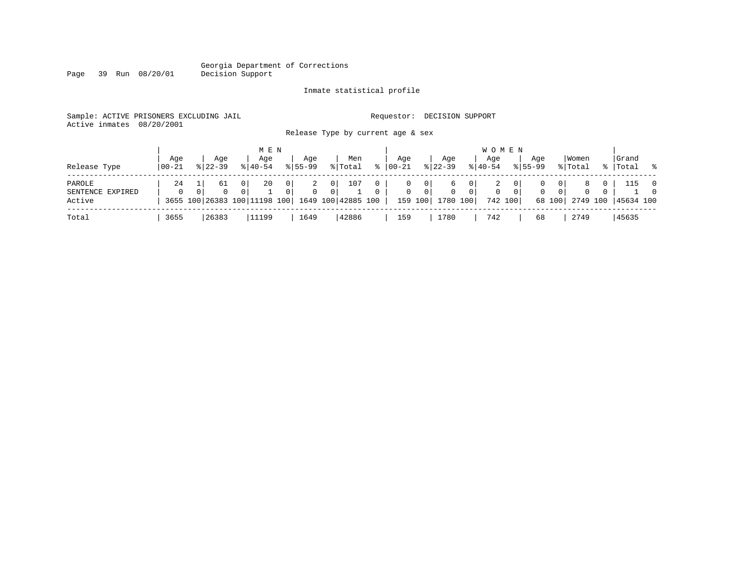Georgia Department of Corrections
Decision Support

Inmate statistical profile

Sample: ACTIVE PRISONERS EXCLUDING JAIL Requestor: DECISION SUPPORT
Active inmates 08/20/2001

Release Type by current age & sex

| Release Type | MEN Age 00-21 | % | Age 22-39 | % | Age 40-54 | % | Age 55-99 | % | Men Total | % | WOMEN Age 00-21 | % | Age 22-39 | % | Age 40-54 | % | Age 55-99 | % | Women Total | % | Grand Total | % |
|---|---|---|---|---|---|---|---|---|---|---|---|---|---|---|---|---|---|---|---|---|---|---|
| PAROLE | 24 | 1 | 61 | 0 | 20 | 0 | 2 | 0 | 107 | 0 | 0 | 0 | 6 | 0 | 2 | 0 | 0 | 0 | 8 | 0 | 115 | 0 |
| SENTENCE EXPIRED | 0 | 0 | 0 | 0 | 1 | 0 | 0 | 0 | 1 | 0 | 0 | 0 | 0 | 0 | 0 | 0 | 0 | 0 | 0 | 0 | 1 | 0 |
| Active | 3655 | 100 | 26383 | 100 | 11198 | 100 | 1649 | 100 | 42885 | 100 | 159 | 100 | 1780 | 100 | 742 | 100 | 68 | 100 | 2749 | 100 | 45634 | 100 |
| Total | 3655 | | 26383 | | 11199 | | 1649 | | 42886 | | 159 | | 1780 | | 742 | | 68 | | 2749 | | 45635 | |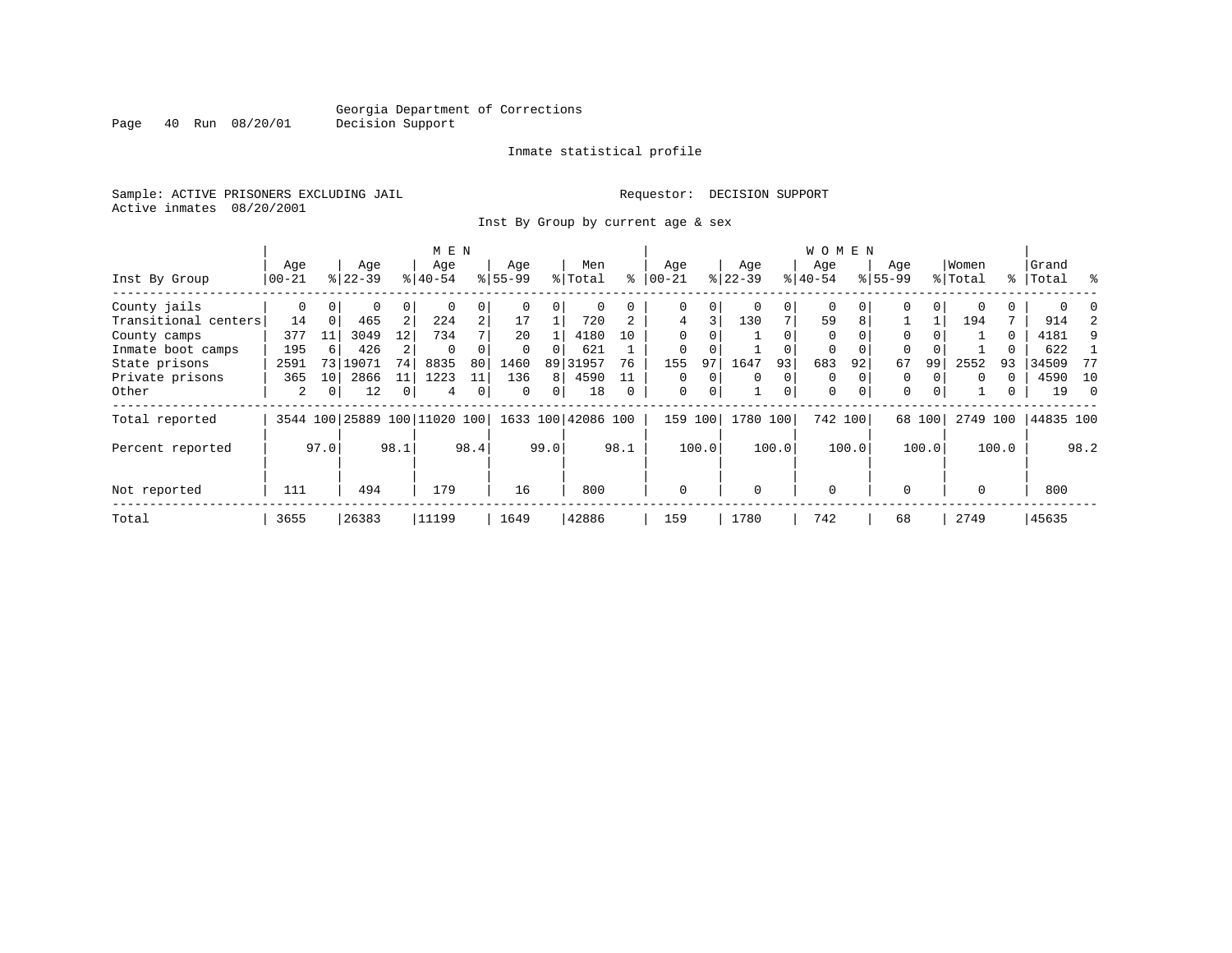Georgia Department of Corrections
Decision Support

Inmate statistical profile

Sample: ACTIVE PRISONERS EXCLUDING JAIL

Requestor: DECISION SUPPORT

Active inmates 08/20/2001

Inst By Group by current age & sex

| Inst By Group | MEN Age 00-21 | % | Age 22-39 | % | Age 40-54 | % | Age 55-99 | % | Men Total | % | WOMEN Age 00-21 | % | Age 22-39 | % | Age 40-54 | % | Age 55-99 | % | Women Total | % | Grand Total | % |
|---|---|---|---|---|---|---|---|---|---|---|---|---|---|---|---|---|---|---|---|---|---|---|
| County jails | 0 | 0 | 0 | 0 | 0 | 0 | 0 | 0 | 0 | 0 | 0 | 0 | 0 | 0 | 0 | 0 | 0 | 0 | 0 | 0 | 0 | 0 |
| Transitional centers | 14 | 0 | 465 | 2 | 224 | 2 | 17 | 1 | 720 | 2 | 4 | 3 | 130 | 7 | 59 | 8 | 1 | 1 | 194 | 7 | 914 | 2 |
| County camps | 377 | 11 | 3049 | 12 | 734 | 7 | 20 | 1 | 4180 | 10 | 0 | 0 | 1 | 0 | 0 | 0 | 0 | 0 | 1 | 0 | 4181 | 9 |
| Inmate boot camps | 195 | 6 | 426 | 2 | 0 | 0 | 0 | 0 | 621 | 1 | 0 | 0 | 1 | 0 | 0 | 0 | 0 | 0 | 1 | 0 | 622 | 1 |
| State prisons | 2591 | 73 | 19071 | 74 | 8835 | 80 | 1460 | 89 | 31957 | 76 | 155 | 97 | 1647 | 93 | 683 | 92 | 67 | 99 | 2552 | 93 | 34509 | 77 |
| Private prisons | 365 | 10 | 2866 | 11 | 1223 | 11 | 136 | 8 | 4590 | 11 | 0 | 0 | 0 | 0 | 0 | 0 | 0 | 0 | 0 | 0 | 4590 | 10 |
| Other | 2 | 0 | 12 | 0 | 4 | 0 | 0 | 0 | 18 | 0 | 0 | 0 | 1 | 0 | 0 | 0 | 0 | 0 | 1 | 0 | 19 | 0 |
| Total reported | 3544 | 100 | 25889 | 100 | 11020 | 100 | 1633 | 100 | 42086 | 100 | 159 | 100 | 1780 | 100 | 742 | 100 | 68 | 100 | 2749 | 100 | 44835 | 100 |
| Percent reported | | 97.0 | | 98.1 | | 98.4 | | 99.0 | | 98.1 | | 100.0 | | 100.0 | | 100.0 | | 100.0 | | 100.0 | | 98.2 |
| Not reported | 111 | | 494 | | 179 | | 16 | | 800 | | 0 | | 0 | | 0 | | 0 | | 0 | | 800 | |
| Total | 3655 | | 26383 | | 11199 | | 1649 | | 42886 | | 159 | | 1780 | | 742 | | 68 | | 2749 | | 45635 | |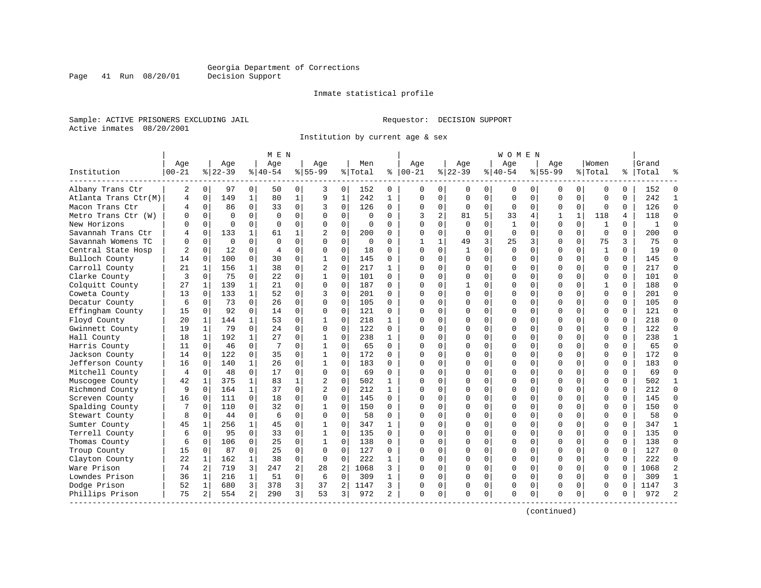Georgia Department of Corrections
Decision Support

Inmate statistical profile

Sample: ACTIVE PRISONERS EXCLUDING JAIL

Requestor: DECISION SUPPORT

Active inmates 08/20/2001

Institution by current age & sex

| Institution | MEN Age 00-21 | % | Age 22-39 | % | Age 40-54 | % | Age 55-99 | % | Men Total | % | WOMEN Age 00-21 | % | Age 22-39 | % | Age 40-54 | % | Age 55-99 | % | Women Total | % | Grand Total | % |
|---|---|---|---|---|---|---|---|---|---|---|---|---|---|---|---|---|---|---|---|---|---|---|
| Albany Trans Ctr | 2 | 0 | 97 | 0 | 50 | 0 | 3 | 0 | 152 | 0 | 0 | 0 | 0 | 0 | 0 | 0 | 0 | 0 | 0 | 0 | 152 | 0 |
| Atlanta Trans Ctr(M) | 4 | 0 | 149 | 1 | 80 | 1 | 9 | 1 | 242 | 1 | 0 | 0 | 0 | 0 | 0 | 0 | 0 | 0 | 0 | 0 | 242 | 1 |
| Macon Trans Ctr | 4 | 0 | 86 | 0 | 33 | 0 | 3 | 0 | 126 | 0 | 0 | 0 | 0 | 0 | 0 | 0 | 0 | 0 | 0 | 0 | 126 | 0 |
| Metro Trans Ctr (W) | 0 | 0 | 0 | 0 | 0 | 0 | 0 | 0 | 0 | 0 | 3 | 2 | 81 | 5 | 33 | 4 | 1 | 1 | 118 | 4 | 118 | 0 |
| New Horizons | 0 | 0 | 0 | 0 | 0 | 0 | 0 | 0 | 0 | 0 | 0 | 0 | 0 | 0 | 1 | 0 | 0 | 0 | 1 | 0 | 1 | 0 |
| Savannah Trans Ctr | 4 | 0 | 133 | 1 | 61 | 1 | 2 | 0 | 200 | 0 | 0 | 0 | 0 | 0 | 0 | 0 | 0 | 0 | 0 | 0 | 200 | 0 |
| Savannah Womens TC | 0 | 0 | 0 | 0 | 0 | 0 | 0 | 0 | 0 | 0 | 1 | 1 | 49 | 3 | 25 | 3 | 0 | 0 | 75 | 3 | 75 | 0 |
| Central State Hosp | 2 | 0 | 12 | 0 | 4 | 0 | 0 | 0 | 18 | 0 | 0 | 0 | 1 | 0 | 0 | 0 | 0 | 0 | 1 | 0 | 19 | 0 |
| Bulloch County | 14 | 0 | 100 | 0 | 30 | 0 | 1 | 0 | 145 | 0 | 0 | 0 | 0 | 0 | 0 | 0 | 0 | 0 | 0 | 0 | 145 | 0 |
| Carroll County | 21 | 1 | 156 | 1 | 38 | 0 | 2 | 0 | 217 | 1 | 0 | 0 | 0 | 0 | 0 | 0 | 0 | 0 | 0 | 0 | 217 | 0 |
| Clarke County | 3 | 0 | 75 | 0 | 22 | 0 | 1 | 0 | 101 | 0 | 0 | 0 | 0 | 0 | 0 | 0 | 0 | 0 | 0 | 0 | 101 | 0 |
| Colquitt County | 27 | 1 | 139 | 1 | 21 | 0 | 0 | 0 | 187 | 0 | 0 | 0 | 1 | 0 | 0 | 0 | 0 | 0 | 1 | 0 | 188 | 0 |
| Coweta County | 13 | 0 | 133 | 1 | 52 | 0 | 3 | 0 | 201 | 0 | 0 | 0 | 0 | 0 | 0 | 0 | 0 | 0 | 0 | 0 | 201 | 0 |
| Decatur County | 6 | 0 | 73 | 0 | 26 | 0 | 0 | 0 | 105 | 0 | 0 | 0 | 0 | 0 | 0 | 0 | 0 | 0 | 0 | 0 | 105 | 0 |
| Effingham County | 15 | 0 | 92 | 0 | 14 | 0 | 0 | 0 | 121 | 0 | 0 | 0 | 0 | 0 | 0 | 0 | 0 | 0 | 0 | 0 | 121 | 0 |
| Floyd County | 20 | 1 | 144 | 1 | 53 | 0 | 1 | 0 | 218 | 1 | 0 | 0 | 0 | 0 | 0 | 0 | 0 | 0 | 0 | 0 | 218 | 0 |
| Gwinnett County | 19 | 1 | 79 | 0 | 24 | 0 | 0 | 0 | 122 | 0 | 0 | 0 | 0 | 0 | 0 | 0 | 0 | 0 | 0 | 0 | 122 | 0 |
| Hall County | 18 | 1 | 192 | 1 | 27 | 0 | 1 | 0 | 238 | 1 | 0 | 0 | 0 | 0 | 0 | 0 | 0 | 0 | 0 | 0 | 238 | 1 |
| Harris County | 11 | 0 | 46 | 0 | 7 | 0 | 1 | 0 | 65 | 0 | 0 | 0 | 0 | 0 | 0 | 0 | 0 | 0 | 0 | 0 | 65 | 0 |
| Jackson County | 14 | 0 | 122 | 0 | 35 | 0 | 1 | 0 | 172 | 0 | 0 | 0 | 0 | 0 | 0 | 0 | 0 | 0 | 0 | 0 | 172 | 0 |
| Jefferson County | 16 | 0 | 140 | 1 | 26 | 0 | 1 | 0 | 183 | 0 | 0 | 0 | 0 | 0 | 0 | 0 | 0 | 0 | 0 | 0 | 183 | 0 |
| Mitchell County | 4 | 0 | 48 | 0 | 17 | 0 | 0 | 0 | 69 | 0 | 0 | 0 | 0 | 0 | 0 | 0 | 0 | 0 | 0 | 0 | 69 | 0 |
| Muscogee County | 42 | 1 | 375 | 1 | 83 | 1 | 2 | 0 | 502 | 1 | 0 | 0 | 0 | 0 | 0 | 0 | 0 | 0 | 0 | 0 | 502 | 1 |
| Richmond County | 9 | 0 | 164 | 1 | 37 | 0 | 2 | 0 | 212 | 1 | 0 | 0 | 0 | 0 | 0 | 0 | 0 | 0 | 0 | 0 | 212 | 0 |
| Screven County | 16 | 0 | 111 | 0 | 18 | 0 | 0 | 0 | 145 | 0 | 0 | 0 | 0 | 0 | 0 | 0 | 0 | 0 | 0 | 0 | 145 | 0 |
| Spalding County | 7 | 0 | 110 | 0 | 32 | 0 | 1 | 0 | 150 | 0 | 0 | 0 | 0 | 0 | 0 | 0 | 0 | 0 | 0 | 0 | 150 | 0 |
| Stewart County | 8 | 0 | 44 | 0 | 6 | 0 | 0 | 0 | 58 | 0 | 0 | 0 | 0 | 0 | 0 | 0 | 0 | 0 | 0 | 0 | 58 | 0 |
| Sumter County | 45 | 1 | 256 | 1 | 45 | 0 | 1 | 0 | 347 | 1 | 0 | 0 | 0 | 0 | 0 | 0 | 0 | 0 | 0 | 0 | 347 | 1 |
| Terrell County | 6 | 0 | 95 | 0 | 33 | 0 | 1 | 0 | 135 | 0 | 0 | 0 | 0 | 0 | 0 | 0 | 0 | 0 | 0 | 0 | 135 | 0 |
| Thomas County | 6 | 0 | 106 | 0 | 25 | 0 | 1 | 0 | 138 | 0 | 0 | 0 | 0 | 0 | 0 | 0 | 0 | 0 | 0 | 0 | 138 | 0 |
| Troup County | 15 | 0 | 87 | 0 | 25 | 0 | 0 | 0 | 127 | 0 | 0 | 0 | 0 | 0 | 0 | 0 | 0 | 0 | 0 | 0 | 127 | 0 |
| Clayton County | 22 | 1 | 162 | 1 | 38 | 0 | 0 | 0 | 222 | 1 | 0 | 0 | 0 | 0 | 0 | 0 | 0 | 0 | 0 | 0 | 222 | 0 |
| Ware Prison | 74 | 2 | 719 | 3 | 247 | 2 | 28 | 2 | 1068 | 3 | 0 | 0 | 0 | 0 | 0 | 0 | 0 | 0 | 0 | 0 | 1068 | 2 |
| Lowndes Prison | 36 | 1 | 216 | 1 | 51 | 0 | 6 | 0 | 309 | 1 | 0 | 0 | 0 | 0 | 0 | 0 | 0 | 0 | 0 | 0 | 309 | 1 |
| Dodge Prison | 52 | 1 | 680 | 3 | 378 | 3 | 37 | 2 | 1147 | 3 | 0 | 0 | 0 | 0 | 0 | 0 | 0 | 0 | 0 | 0 | 1147 | 3 |
| Phillips Prison | 75 | 2 | 554 | 2 | 290 | 3 | 53 | 3 | 972 | 2 | 0 | 0 | 0 | 0 | 0 | 0 | 0 | 0 | 0 | 0 | 972 | 2 |

(continued)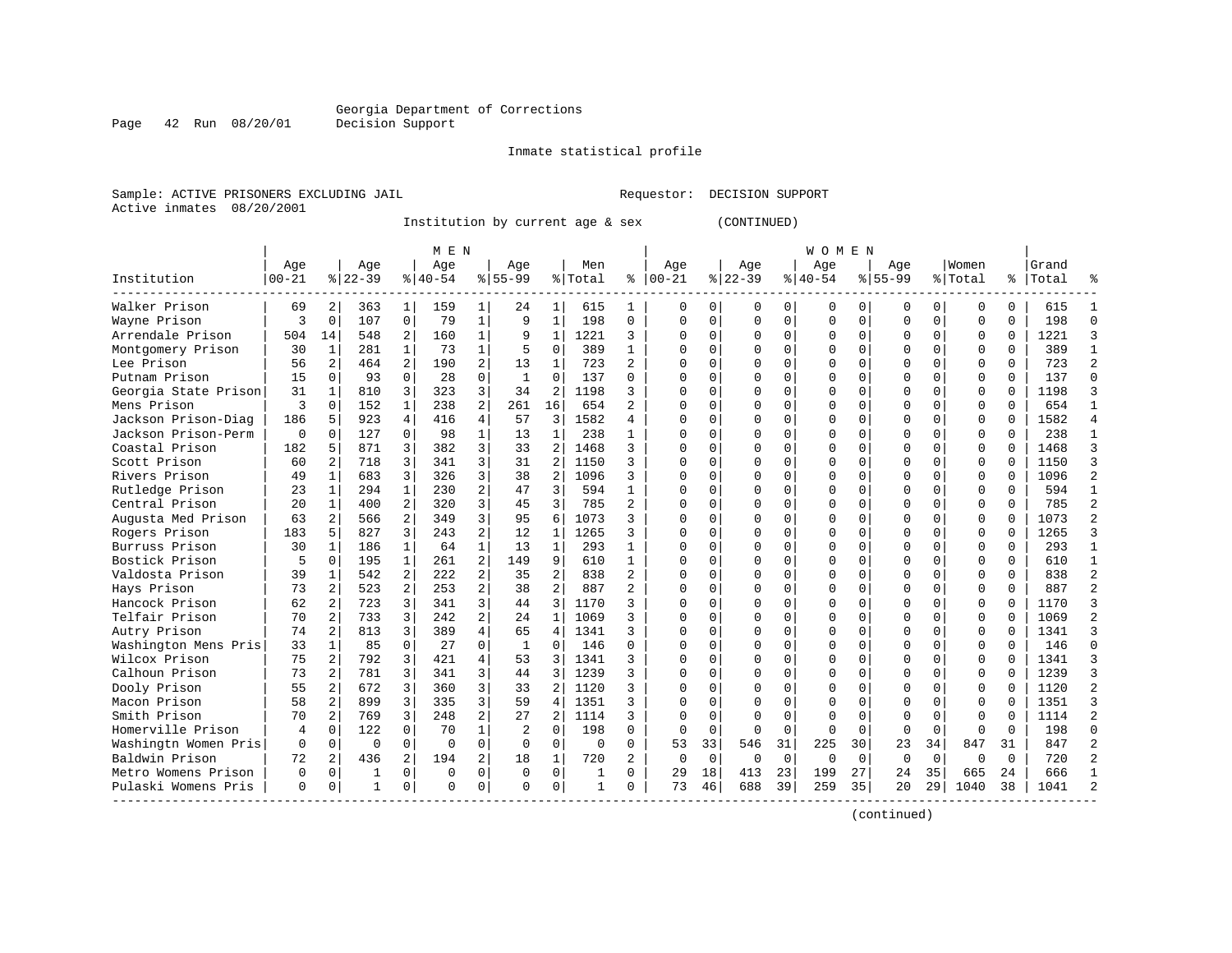Georgia Department of Corrections
Decision Support

Inmate statistical profile

Sample: ACTIVE PRISONERS EXCLUDING JAIL                    Requestor: DECISION SUPPORT
Active inmates 08/20/2001

Institution by current age & sex (CONTINUED)

| Institution | MEN Age 00-21 | % | Age 22-39 | % | Age 40-54 | % | Age 55-99 | % | Men Total | % | WOMEN Age 00-21 | % | Age 22-39 | % | Age 40-54 | % | Age 55-99 | % | Women Total | % | Grand Total | % |
|---|---|---|---|---|---|---|---|---|---|---|---|---|---|---|---|---|---|---|---|---|---|---|
| Walker Prison | 69 | 2 | 363 | 1 | 159 | 1 | 24 | 1 | 615 | 1 | 0 | 0 | 0 | 0 | 0 | 0 | 0 | 0 | 0 | 0 | 615 | 1 |
| Wayne Prison | 3 | 0 | 107 | 0 | 79 | 1 | 9 | 1 | 198 | 0 | 0 | 0 | 0 | 0 | 0 | 0 | 0 | 0 | 0 | 0 | 198 | 0 |
| Arrendale Prison | 504 | 14 | 548 | 2 | 160 | 1 | 9 | 1 | 1221 | 3 | 0 | 0 | 0 | 0 | 0 | 0 | 0 | 0 | 0 | 0 | 1221 | 3 |
| Montgomery Prison | 30 | 1 | 281 | 1 | 73 | 1 | 5 | 0 | 389 | 1 | 0 | 0 | 0 | 0 | 0 | 0 | 0 | 0 | 0 | 0 | 389 | 1 |
| Lee Prison | 56 | 2 | 464 | 2 | 190 | 2 | 13 | 1 | 723 | 2 | 0 | 0 | 0 | 0 | 0 | 0 | 0 | 0 | 0 | 0 | 723 | 2 |
| Putnam Prison | 15 | 0 | 93 | 0 | 28 | 0 | 1 | 0 | 137 | 0 | 0 | 0 | 0 | 0 | 0 | 0 | 0 | 0 | 0 | 0 | 137 | 0 |
| Georgia State Prison | 31 | 1 | 810 | 3 | 323 | 3 | 34 | 2 | 1198 | 3 | 0 | 0 | 0 | 0 | 0 | 0 | 0 | 0 | 0 | 0 | 1198 | 3 |
| Mens Prison | 3 | 0 | 152 | 1 | 238 | 2 | 261 | 16 | 654 | 2 | 0 | 0 | 0 | 0 | 0 | 0 | 0 | 0 | 0 | 0 | 654 | 1 |
| Jackson Prison-Diag | 186 | 5 | 923 | 4 | 416 | 4 | 57 | 3 | 1582 | 4 | 0 | 0 | 0 | 0 | 0 | 0 | 0 | 0 | 0 | 0 | 1582 | 4 |
| Jackson Prison-Perm | 0 | 0 | 127 | 0 | 98 | 1 | 13 | 1 | 238 | 1 | 0 | 0 | 0 | 0 | 0 | 0 | 0 | 0 | 0 | 0 | 238 | 1 |
| Coastal Prison | 182 | 5 | 871 | 3 | 382 | 3 | 33 | 2 | 1468 | 3 | 0 | 0 | 0 | 0 | 0 | 0 | 0 | 0 | 0 | 0 | 1468 | 3 |
| Scott Prison | 60 | 2 | 718 | 3 | 341 | 3 | 31 | 2 | 1150 | 3 | 0 | 0 | 0 | 0 | 0 | 0 | 0 | 0 | 0 | 0 | 1150 | 3 |
| Rivers Prison | 49 | 1 | 683 | 3 | 326 | 3 | 38 | 2 | 1096 | 3 | 0 | 0 | 0 | 0 | 0 | 0 | 0 | 0 | 0 | 0 | 1096 | 2 |
| Rutledge Prison | 23 | 1 | 294 | 1 | 230 | 2 | 47 | 3 | 594 | 1 | 0 | 0 | 0 | 0 | 0 | 0 | 0 | 0 | 0 | 0 | 594 | 1 |
| Central Prison | 20 | 1 | 400 | 2 | 320 | 3 | 45 | 3 | 785 | 2 | 0 | 0 | 0 | 0 | 0 | 0 | 0 | 0 | 0 | 0 | 785 | 2 |
| Augusta Med Prison | 63 | 2 | 566 | 2 | 349 | 3 | 95 | 6 | 1073 | 3 | 0 | 0 | 0 | 0 | 0 | 0 | 0 | 0 | 0 | 0 | 1073 | 2 |
| Rogers Prison | 183 | 5 | 827 | 3 | 243 | 2 | 12 | 1 | 1265 | 3 | 0 | 0 | 0 | 0 | 0 | 0 | 0 | 0 | 0 | 0 | 1265 | 3 |
| Burruss Prison | 30 | 1 | 186 | 1 | 64 | 1 | 13 | 1 | 293 | 1 | 0 | 0 | 0 | 0 | 0 | 0 | 0 | 0 | 0 | 0 | 293 | 1 |
| Bostick Prison | 5 | 0 | 195 | 1 | 261 | 2 | 149 | 9 | 610 | 1 | 0 | 0 | 0 | 0 | 0 | 0 | 0 | 0 | 0 | 0 | 610 | 1 |
| Valdosta Prison | 39 | 1 | 542 | 2 | 222 | 2 | 35 | 2 | 838 | 2 | 0 | 0 | 0 | 0 | 0 | 0 | 0 | 0 | 0 | 0 | 838 | 2 |
| Hays Prison | 73 | 2 | 523 | 2 | 253 | 2 | 38 | 2 | 887 | 2 | 0 | 0 | 0 | 0 | 0 | 0 | 0 | 0 | 0 | 0 | 887 | 2 |
| Hancock Prison | 62 | 2 | 723 | 3 | 341 | 3 | 44 | 3 | 1170 | 3 | 0 | 0 | 0 | 0 | 0 | 0 | 0 | 0 | 0 | 0 | 1170 | 3 |
| Telfair Prison | 70 | 2 | 733 | 3 | 242 | 2 | 24 | 1 | 1069 | 3 | 0 | 0 | 0 | 0 | 0 | 0 | 0 | 0 | 0 | 0 | 1069 | 2 |
| Autry Prison | 74 | 2 | 813 | 3 | 389 | 4 | 65 | 4 | 1341 | 3 | 0 | 0 | 0 | 0 | 0 | 0 | 0 | 0 | 0 | 0 | 1341 | 3 |
| Washington Mens Pris | 33 | 1 | 85 | 0 | 27 | 0 | 1 | 0 | 146 | 0 | 0 | 0 | 0 | 0 | 0 | 0 | 0 | 0 | 0 | 0 | 146 | 0 |
| Wilcox Prison | 75 | 2 | 792 | 3 | 421 | 4 | 53 | 3 | 1341 | 3 | 0 | 0 | 0 | 0 | 0 | 0 | 0 | 0 | 0 | 0 | 1341 | 3 |
| Calhoun Prison | 73 | 2 | 781 | 3 | 341 | 3 | 44 | 3 | 1239 | 3 | 0 | 0 | 0 | 0 | 0 | 0 | 0 | 0 | 0 | 0 | 1239 | 3 |
| Dooly Prison | 55 | 2 | 672 | 3 | 360 | 3 | 33 | 2 | 1120 | 3 | 0 | 0 | 0 | 0 | 0 | 0 | 0 | 0 | 0 | 0 | 1120 | 2 |
| Macon Prison | 58 | 2 | 899 | 3 | 335 | 3 | 59 | 4 | 1351 | 3 | 0 | 0 | 0 | 0 | 0 | 0 | 0 | 0 | 0 | 0 | 1351 | 3 |
| Smith Prison | 70 | 2 | 769 | 3 | 248 | 2 | 27 | 2 | 1114 | 3 | 0 | 0 | 0 | 0 | 0 | 0 | 0 | 0 | 0 | 0 | 1114 | 2 |
| Homerville Prison | 4 | 0 | 122 | 0 | 70 | 1 | 2 | 0 | 198 | 0 | 0 | 0 | 0 | 0 | 0 | 0 | 0 | 0 | 0 | 0 | 198 | 0 |
| Washingtn Women Pris | 0 | 0 | 0 | 0 | 0 | 0 | 0 | 0 | 0 | 0 | 53 | 33 | 546 | 31 | 225 | 30 | 23 | 34 | 847 | 31 | 847 | 2 |
| Baldwin Prison | 72 | 2 | 436 | 2 | 194 | 2 | 18 | 1 | 720 | 2 | 0 | 0 | 0 | 0 | 0 | 0 | 0 | 0 | 0 | 0 | 720 | 2 |
| Metro Womens Prison | 0 | 0 | 1 | 0 | 0 | 0 | 0 | 0 | 1 | 0 | 29 | 18 | 413 | 23 | 199 | 27 | 24 | 35 | 665 | 24 | 666 | 1 |
| Pulaski Womens Pris | 0 | 0 | 1 | 0 | 0 | 0 | 0 | 0 | 1 | 0 | 73 | 46 | 688 | 39 | 259 | 35 | 20 | 29 | 1040 | 38 | 1041 | 2 |

(continued)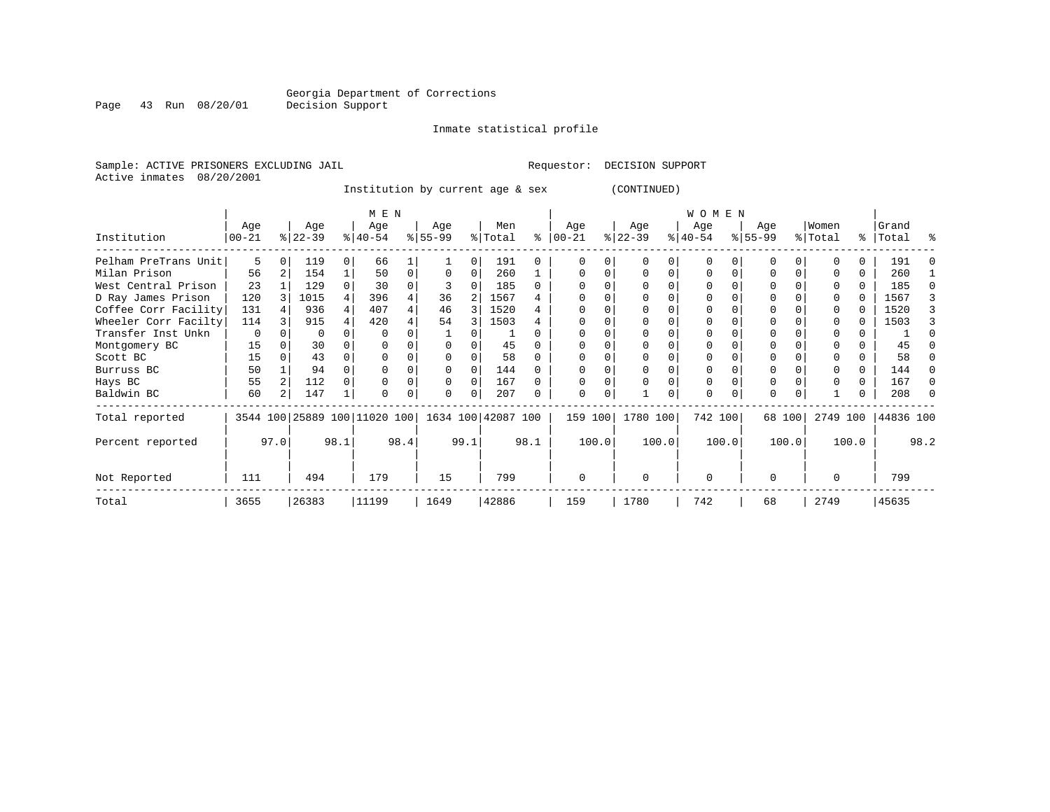Georgia Department of Corrections
Decision Support

Inmate statistical profile

Sample: ACTIVE PRISONERS EXCLUDING JAIL    Requestor: DECISION SUPPORT
Active inmates 08/20/2001

Institution by current age & sex (CONTINUED)

| Institution | MEN Age 00-21 | % | Age 22-39 | % | Age 40-54 | % | Age 55-99 | % | Men Total | % | WOMEN Age 00-21 | % | Age 22-39 | % | Age 40-54 | % | Age 55-99 | % | Women Total | % | Grand Total | % |
|---|---|---|---|---|---|---|---|---|---|---|---|---|---|---|---|---|---|---|---|---|---|---|
| Pelham PreTrans Unit | 5 | 0 | 119 | 0 | 66 | 1 | 1 | 0 | 191 | 0 | 0 | 0 | 0 | 0 | 0 | 0 | 0 | 0 | 0 | 0 | 191 | 0 |
| Milan Prison | 56 | 2 | 154 | 1 | 50 | 0 | 0 | 0 | 260 | 1 | 0 | 0 | 0 | 0 | 0 | 0 | 0 | 0 | 0 | 0 | 260 | 1 |
| West Central Prison | 23 | 1 | 129 | 0 | 30 | 0 | 3 | 0 | 185 | 0 | 0 | 0 | 0 | 0 | 0 | 0 | 0 | 0 | 0 | 0 | 185 | 0 |
| D Ray James Prison | 120 | 3 | 1015 | 4 | 396 | 4 | 36 | 2 | 1567 | 4 | 0 | 0 | 0 | 0 | 0 | 0 | 0 | 0 | 0 | 0 | 1567 | 3 |
| Coffee Corr Facility | 131 | 4 | 936 | 4 | 407 | 4 | 46 | 3 | 1520 | 4 | 0 | 0 | 0 | 0 | 0 | 0 | 0 | 0 | 0 | 0 | 1520 | 3 |
| Wheeler Corr Facilty | 114 | 3 | 915 | 4 | 420 | 4 | 54 | 3 | 1503 | 4 | 0 | 0 | 0 | 0 | 0 | 0 | 0 | 0 | 0 | 0 | 1503 | 3 |
| Transfer Inst Unkn | 0 | 0 | 0 | 0 | 0 | 0 | 1 | 0 | 1 | 0 | 0 | 0 | 0 | 0 | 0 | 0 | 0 | 0 | 0 | 0 | 1 | 0 |
| Montgomery BC | 15 | 0 | 30 | 0 | 0 | 0 | 0 | 0 | 45 | 0 | 0 | 0 | 0 | 0 | 0 | 0 | 0 | 0 | 0 | 0 | 45 | 0 |
| Scott BC | 15 | 0 | 43 | 0 | 0 | 0 | 0 | 0 | 58 | 0 | 0 | 0 | 0 | 0 | 0 | 0 | 0 | 0 | 0 | 0 | 58 | 0 |
| Burruss BC | 50 | 1 | 94 | 0 | 0 | 0 | 0 | 0 | 144 | 0 | 0 | 0 | 0 | 0 | 0 | 0 | 0 | 0 | 0 | 0 | 144 | 0 |
| Hays BC | 55 | 2 | 112 | 0 | 0 | 0 | 0 | 0 | 167 | 0 | 0 | 0 | 0 | 0 | 0 | 0 | 0 | 0 | 0 | 0 | 167 | 0 |
| Baldwin BC | 60 | 2 | 147 | 1 | 0 | 0 | 0 | 0 | 207 | 0 | 0 | 0 | 1 | 0 | 0 | 0 | 0 | 0 | 1 | 0 | 208 | 0 |
| Total reported | 3544 | 100 | 25889 | 100 | 11020 | 100 | 1634 | 100 | 42087 | 100 | 159 | 100 | 1780 | 100 | 742 | 100 | 68 | 100 | 2749 | 100 | 44836 | 100 |
| Percent reported | | 97.0 | | 98.1 | | 98.4 | | 99.1 | | 98.1 | | 100.0 | | 100.0 | | 100.0 | | 100.0 | | 100.0 | | 98.2 |
| Not Reported | 111 | | 494 | | 179 | | 15 | | 799 | | 0 | | 0 | | 0 | | 0 | | 0 | | 799 | |
| Total | 3655 | | 26383 | | 11199 | | 1649 | | 42886 | | 159 | | 1780 | | 742 | | 68 | | 2749 | | 45635 | |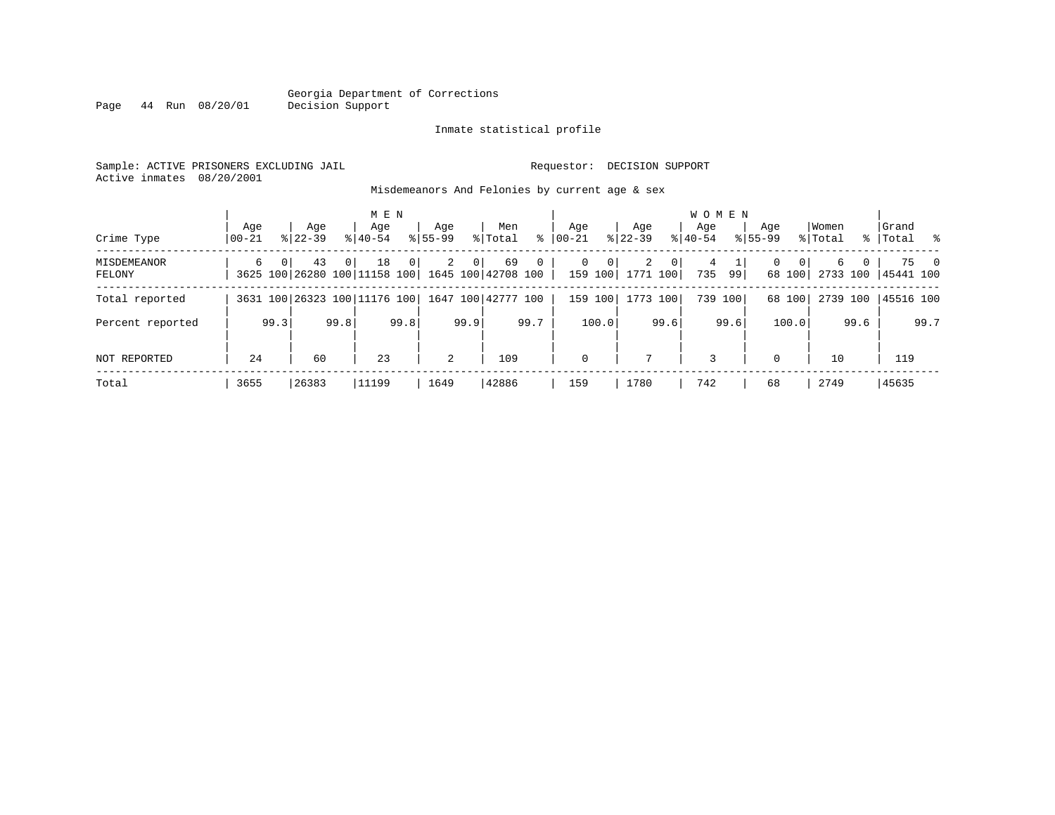Georgia Department of Corrections
Decision Support

Inmate statistical profile

Sample: ACTIVE PRISONERS EXCLUDING JAIL     Requestor: DECISION SUPPORT
Active inmates 08/20/2001

Misdemeanors And Felonies by current age & sex

| | MEN | | | | | | | | | | WOMEN | | | | | | | | | | | |
|---|---|---|---|---|---|---|---|---|---|---|---|---|---|---|---|---|---|---|---|---|---|---|
| Crime Type | Age 00-21 | % | Age 22-39 | % | Age 40-54 | % | Age 55-99 | % | Men Total | % | Age 00-21 | % | Age 22-39 | % | Age 40-54 | % | Age 55-99 | % | Women Total | % | Grand Total | % |
| MISDEMEANOR | 6 | 0 | 43 | 0 | 18 | 0 | 2 | 0 | 69 | 0 | 0 | 0 | 2 | 0 | 4 | 1 | 0 | 0 | 6 | 0 | 75 | 0 |
| FELONY | 3625 | 100 | 26280 | 100 | 11158 | 100 | 1645 | 100 | 42708 | 100 | 159 | 100 | 1771 | 100 | 735 | 99 | 68 | 100 | 2733 | 100 | 45441 | 100 |
| Total reported | 3631 | 100 | 26323 | 100 | 11176 | 100 | 1647 | 100 | 42777 | 100 | 159 | 100 | 1773 | 100 | 739 | 100 | 68 | 100 | 2739 | 100 | 45516 | 100 |
| Percent reported | | 99.3 | | 99.8 | | 99.8 | | 99.9 | | 99.7 | | 100.0 | | 99.6 | | 99.6 | | 100.0 | | 99.6 | | 99.7 |
| NOT REPORTED | 24 | | 60 | | 23 | | 2 | | 109 | | 0 | | 7 | | 3 | | 0 | | 10 | | 119 | |
| Total | 3655 | | 26383 | | 11199 | | 1649 | | 42886 | | 159 | | 1780 | | 742 | | 68 | | 2749 | | 45635 | |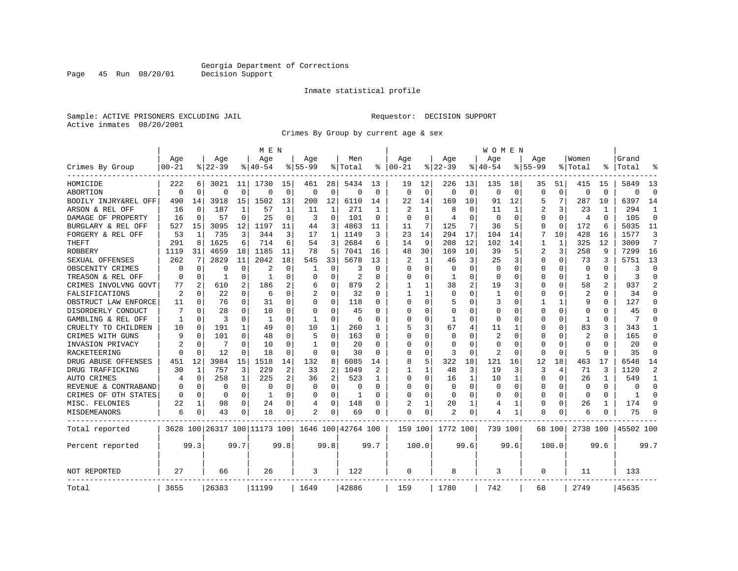Georgia Department of Corrections
Decision Support

Inmate statistical profile

Sample: ACTIVE PRISONERS EXCLUDING JAIL

Requestor: DECISION SUPPORT

Active inmates 08/20/2001

Crimes By Group by current age & sex

| Crimes By Group | MEN Age 00-21 | % | Age 22-39 | % | Age 40-54 | % | Age 55-99 | % | Men Total | % | WOMEN Age 00-21 | % | Age 22-39 | % | Age 40-54 | % | Age 55-99 | % | Women Total | % | Grand Total | % |
|---|---|---|---|---|---|---|---|---|---|---|---|---|---|---|---|---|---|---|---|---|---|---|
| HOMICIDE | 222 | 6 | 3021 | 11 | 1730 | 15 | 461 | 28 | 5434 | 13 | 19 | 12 | 226 | 13 | 135 | 18 | 35 | 51 | 415 | 15 | 5849 | 13 |
| ABORTION | 0 | 0 | 0 | 0 | 0 | 0 | 0 | 0 | 0 | 0 | 0 | 0 | 0 | 0 | 0 | 0 | 0 | 0 | 0 | 0 | 0 | 0 |
| BODILY INJRY&REL OFF | 490 | 14 | 3918 | 15 | 1502 | 13 | 200 | 12 | 6110 | 14 | 22 | 14 | 169 | 10 | 91 | 12 | 5 | 7 | 287 | 10 | 6397 | 14 |
| ARSON & REL OFF | 16 | 0 | 187 | 1 | 57 | 1 | 11 | 1 | 271 | 1 | 2 | 1 | 8 | 0 | 11 | 1 | 2 | 3 | 23 | 1 | 294 | 1 |
| DAMAGE OF PROPERTY | 16 | 0 | 57 | 0 | 25 | 0 | 3 | 0 | 101 | 0 | 0 | 0 | 4 | 0 | 0 | 0 | 0 | 0 | 4 | 0 | 105 | 0 |
| BURGLARY & REL OFF | 527 | 15 | 3095 | 12 | 1197 | 11 | 44 | 3 | 4863 | 11 | 11 | 7 | 125 | 7 | 36 | 5 | 0 | 0 | 172 | 6 | 5035 | 11 |
| FORGERY & REL OFF | 53 | 1 | 735 | 3 | 344 | 3 | 17 | 1 | 1149 | 3 | 23 | 14 | 294 | 17 | 104 | 14 | 7 | 10 | 428 | 16 | 1577 | 3 |
| THEFT | 291 | 8 | 1625 | 6 | 714 | 6 | 54 | 3 | 2684 | 6 | 14 | 9 | 208 | 12 | 102 | 14 | 1 | 1 | 325 | 12 | 3009 | 7 |
| ROBBERY | 1119 | 31 | 4659 | 18 | 1185 | 11 | 78 | 5 | 7041 | 16 | 48 | 30 | 169 | 10 | 39 | 5 | 2 | 3 | 258 | 9 | 7299 | 16 |
| SEXUAL OFFENSES | 262 | 7 | 2829 | 11 | 2042 | 18 | 545 | 33 | 5678 | 13 | 2 | 1 | 46 | 3 | 25 | 3 | 0 | 0 | 73 | 3 | 5751 | 13 |
| OBSCENITY CRIMES | 0 | 0 | 0 | 0 | 2 | 0 | 1 | 0 | 3 | 0 | 0 | 0 | 0 | 0 | 0 | 0 | 0 | 0 | 0 | 0 | 3 | 0 |
| TREASON & REL OFF | 0 | 0 | 1 | 0 | 1 | 0 | 0 | 0 | 2 | 0 | 0 | 0 | 1 | 0 | 0 | 0 | 0 | 0 | 1 | 0 | 3 | 0 |
| CRIMES INVOLVNG GOVT | 77 | 2 | 610 | 2 | 186 | 2 | 6 | 0 | 879 | 2 | 1 | 1 | 38 | 2 | 19 | 3 | 0 | 0 | 58 | 2 | 937 | 2 |
| FALSIFICATIONS | 2 | 0 | 22 | 0 | 6 | 0 | 2 | 0 | 32 | 0 | 1 | 1 | 0 | 0 | 1 | 0 | 0 | 0 | 2 | 0 | 34 | 0 |
| OBSTRUCT LAW ENFORCE | 11 | 0 | 76 | 0 | 31 | 0 | 0 | 0 | 118 | 0 | 0 | 0 | 5 | 0 | 3 | 0 | 1 | 1 | 9 | 0 | 127 | 0 |
| DISORDERLY CONDUCT | 7 | 0 | 28 | 0 | 10 | 0 | 0 | 0 | 45 | 0 | 0 | 0 | 0 | 0 | 0 | 0 | 0 | 0 | 0 | 0 | 45 | 0 |
| GAMBLING & REL OFF | 1 | 0 | 3 | 0 | 1 | 0 | 1 | 0 | 6 | 0 | 0 | 0 | 1 | 0 | 0 | 0 | 0 | 0 | 1 | 0 | 7 | 0 |
| CRUELTY TO CHILDREN | 10 | 0 | 191 | 1 | 49 | 0 | 10 | 1 | 260 | 1 | 5 | 3 | 67 | 4 | 11 | 1 | 0 | 0 | 83 | 3 | 343 | 1 |
| CRIMES WITH GUNS | 9 | 0 | 101 | 0 | 48 | 0 | 5 | 0 | 163 | 0 | 0 | 0 | 0 | 0 | 2 | 0 | 0 | 0 | 2 | 0 | 165 | 0 |
| INVASION PRIVACY | 2 | 0 | 7 | 0 | 10 | 0 | 1 | 0 | 20 | 0 | 0 | 0 | 0 | 0 | 0 | 0 | 0 | 0 | 0 | 0 | 20 | 0 |
| RACKETEERING | 0 | 0 | 12 | 0 | 18 | 0 | 0 | 0 | 30 | 0 | 0 | 0 | 3 | 0 | 2 | 0 | 0 | 0 | 5 | 0 | 35 | 0 |
| DRUG ABUSE OFFENSES | 451 | 12 | 3984 | 15 | 1518 | 14 | 132 | 8 | 6085 | 14 | 8 | 5 | 322 | 18 | 121 | 16 | 12 | 18 | 463 | 17 | 6548 | 14 |
| DRUG TRAFFICKING | 30 | 1 | 757 | 3 | 229 | 2 | 33 | 2 | 1049 | 2 | 1 | 1 | 48 | 3 | 19 | 3 | 3 | 4 | 71 | 3 | 1120 | 2 |
| AUTO CRIMES | 4 | 0 | 258 | 1 | 225 | 2 | 36 | 2 | 523 | 1 | 0 | 0 | 16 | 1 | 10 | 1 | 0 | 0 | 26 | 1 | 549 | 1 |
| REVENUE & CONTRABAND | 0 | 0 | 0 | 0 | 0 | 0 | 0 | 0 | 0 | 0 | 0 | 0 | 0 | 0 | 0 | 0 | 0 | 0 | 0 | 0 | 0 | 0 |
| CRIMES OF OTH STATES | 0 | 0 | 0 | 0 | 1 | 0 | 0 | 0 | 1 | 0 | 0 | 0 | 0 | 0 | 0 | 0 | 0 | 0 | 0 | 0 | 1 | 0 |
| MISC. FELONIES | 22 | 1 | 98 | 0 | 24 | 0 | 4 | 0 | 148 | 0 | 2 | 1 | 20 | 1 | 4 | 1 | 0 | 0 | 26 | 1 | 174 | 0 |
| MISDEMEANORS | 6 | 0 | 43 | 0 | 18 | 0 | 2 | 0 | 69 | 0 | 0 | 0 | 2 | 0 | 4 | 1 | 0 | 0 | 6 | 0 | 75 | 0 |
| Total reported | 3628 | 100 | 26317 | 100 | 11173 | 100 | 1646 | 100 | 42764 | 100 | 159 | 100 | 1772 | 100 | 739 | 100 | 68 | 100 | 2738 | 100 | 45502 | 100 |
| Percent reported | 99.3 | | 99.7 | | 99.8 | | 99.8 | | 99.7 | | 100.0 | | 99.6 | | 99.6 | | 100.0 | | 99.6 | | 99.7 | |
| NOT REPORTED | 27 | | 66 | | 26 | | 3 | | 122 | | 0 | | 8 | | 3 | | 0 | | 11 | | 133 | |
| Total | 3655 | | 26383 | | 11199 | | 1649 | | 42886 | | 159 | | 1780 | | 742 | | 68 | | 2749 | | 45635 | |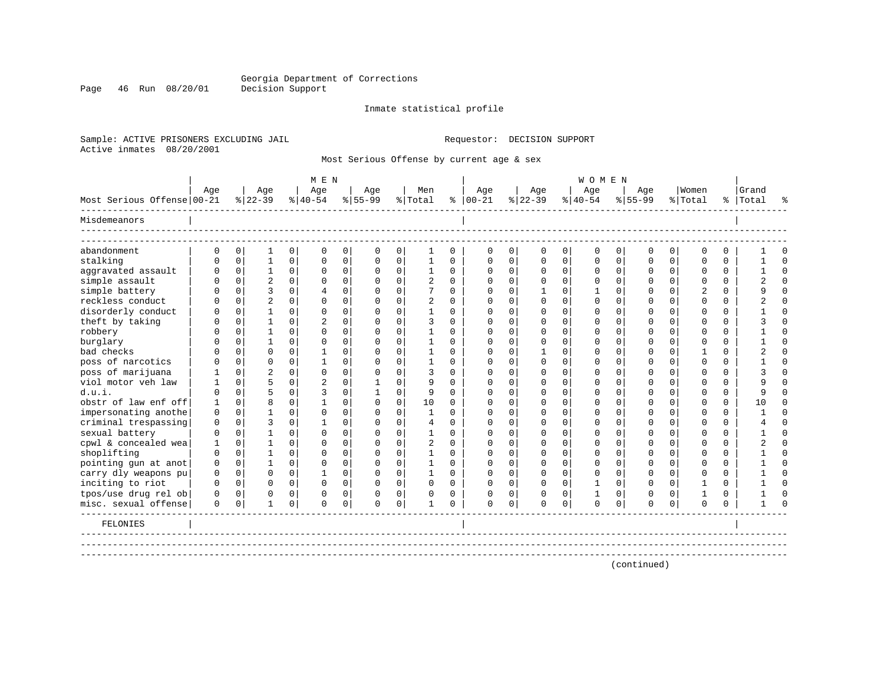Georgia Department of Corrections
Decision Support

Inmate statistical profile

Sample: ACTIVE PRISONERS EXCLUDING JAIL

Requestor: DECISION SUPPORT

Active inmates 08/20/2001

Most Serious Offense by current age & sex

| Most Serious Offense | MEN Age 00-21 | % | Age 22-39 | % | Age 40-54 | % | Age 55-99 | % | Men Total | % | WOMEN Age 00-21 | % | Age 22-39 | % | Age 40-54 | % | Age 55-99 | % | Women Total | % | Grand Total | % |
|---|---|---|---|---|---|---|---|---|---|---|---|---|---|---|---|---|---|---|---|---|---|---|
| **Misdemeanors** | | | | | | | | | | | | | | | | | | | | | | |
| abandonment | 0 | 0 | 1 | 0 | 0 | 0 | 0 | 0 | 1 | 0 | 0 | 0 | 0 | 0 | 0 | 0 | 0 | 0 | 0 | 0 | 1 | 0 |
| stalking | 0 | 0 | 1 | 0 | 0 | 0 | 0 | 0 | 1 | 0 | 0 | 0 | 0 | 0 | 0 | 0 | 0 | 0 | 0 | 0 | 1 | 0 |
| aggravated assault | 0 | 0 | 1 | 0 | 0 | 0 | 0 | 0 | 1 | 0 | 0 | 0 | 0 | 0 | 0 | 0 | 0 | 0 | 0 | 0 | 1 | 0 |
| simple assault | 0 | 0 | 2 | 0 | 0 | 0 | 0 | 0 | 2 | 0 | 0 | 0 | 0 | 0 | 0 | 0 | 0 | 0 | 0 | 0 | 2 | 0 |
| simple battery | 0 | 0 | 3 | 0 | 4 | 0 | 0 | 0 | 7 | 0 | 0 | 0 | 1 | 0 | 1 | 0 | 0 | 0 | 2 | 0 | 9 | 0 |
| reckless conduct | 0 | 0 | 2 | 0 | 0 | 0 | 0 | 0 | 2 | 0 | 0 | 0 | 0 | 0 | 0 | 0 | 0 | 0 | 0 | 0 | 2 | 0 |
| disorderly conduct | 0 | 0 | 1 | 0 | 0 | 0 | 0 | 0 | 1 | 0 | 0 | 0 | 0 | 0 | 0 | 0 | 0 | 0 | 0 | 0 | 1 | 0 |
| theft by taking | 0 | 0 | 1 | 0 | 2 | 0 | 0 | 0 | 3 | 0 | 0 | 0 | 0 | 0 | 0 | 0 | 0 | 0 | 0 | 0 | 3 | 0 |
| robbery | 0 | 0 | 1 | 0 | 0 | 0 | 0 | 0 | 1 | 0 | 0 | 0 | 0 | 0 | 0 | 0 | 0 | 0 | 0 | 0 | 1 | 0 |
| burglary | 0 | 0 | 1 | 0 | 0 | 0 | 0 | 0 | 1 | 0 | 0 | 0 | 0 | 0 | 0 | 0 | 0 | 0 | 0 | 0 | 1 | 0 |
| bad checks | 0 | 0 | 0 | 0 | 1 | 0 | 0 | 0 | 1 | 0 | 0 | 0 | 1 | 0 | 0 | 0 | 0 | 0 | 1 | 0 | 2 | 0 |
| poss of narcotics | 0 | 0 | 0 | 0 | 1 | 0 | 0 | 0 | 1 | 0 | 0 | 0 | 0 | 0 | 0 | 0 | 0 | 0 | 0 | 0 | 1 | 0 |
| poss of marijuana | 1 | 0 | 2 | 0 | 0 | 0 | 0 | 0 | 3 | 0 | 0 | 0 | 0 | 0 | 0 | 0 | 0 | 0 | 0 | 0 | 3 | 0 |
| viol motor veh law | 1 | 0 | 5 | 0 | 2 | 0 | 1 | 0 | 9 | 0 | 0 | 0 | 0 | 0 | 0 | 0 | 0 | 0 | 0 | 0 | 9 | 0 |
| d.u.i. | 0 | 0 | 5 | 0 | 3 | 0 | 1 | 0 | 9 | 0 | 0 | 0 | 0 | 0 | 0 | 0 | 0 | 0 | 0 | 0 | 9 | 0 |
| obstr of law enf off | 1 | 0 | 8 | 0 | 1 | 0 | 0 | 0 | 10 | 0 | 0 | 0 | 0 | 0 | 0 | 0 | 0 | 0 | 0 | 0 | 10 | 0 |
| impersonating anothe | 0 | 0 | 1 | 0 | 0 | 0 | 0 | 0 | 1 | 0 | 0 | 0 | 0 | 0 | 0 | 0 | 0 | 0 | 0 | 0 | 1 | 0 |
| criminal trespassing | 0 | 0 | 3 | 0 | 1 | 0 | 0 | 0 | 4 | 0 | 0 | 0 | 0 | 0 | 0 | 0 | 0 | 0 | 0 | 0 | 4 | 0 |
| sexual battery | 0 | 0 | 1 | 0 | 0 | 0 | 0 | 0 | 1 | 0 | 0 | 0 | 0 | 0 | 0 | 0 | 0 | 0 | 0 | 0 | 1 | 0 |
| cpwl & concealed wea | 1 | 0 | 1 | 0 | 0 | 0 | 0 | 0 | 2 | 0 | 0 | 0 | 0 | 0 | 0 | 0 | 0 | 0 | 0 | 0 | 2 | 0 |
| shoplifting | 0 | 0 | 1 | 0 | 0 | 0 | 0 | 0 | 1 | 0 | 0 | 0 | 0 | 0 | 0 | 0 | 0 | 0 | 0 | 0 | 1 | 0 |
| pointing gun at anot | 0 | 0 | 1 | 0 | 0 | 0 | 0 | 0 | 1 | 0 | 0 | 0 | 0 | 0 | 0 | 0 | 0 | 0 | 0 | 0 | 1 | 0 |
| carry dly weapons pu | 0 | 0 | 0 | 0 | 1 | 0 | 0 | 0 | 1 | 0 | 0 | 0 | 0 | 0 | 0 | 0 | 0 | 0 | 0 | 0 | 1 | 0 |
| inciting to riot | 0 | 0 | 0 | 0 | 0 | 0 | 0 | 0 | 0 | 0 | 0 | 0 | 0 | 0 | 1 | 0 | 0 | 0 | 1 | 0 | 1 | 0 |
| tpos/use drug rel ob | 0 | 0 | 0 | 0 | 0 | 0 | 0 | 0 | 0 | 0 | 0 | 0 | 0 | 0 | 1 | 0 | 0 | 0 | 1 | 0 | 1 | 0 |
| misc. sexual offense | 0 | 0 | 1 | 0 | 0 | 0 | 0 | 0 | 1 | 0 | 0 | 0 | 0 | 0 | 0 | 0 | 0 | 0 | 0 | 0 | 1 | 0 |
| **FELONIES** | | | | | | | | | | | | | | | | | | | | | | |

(continued)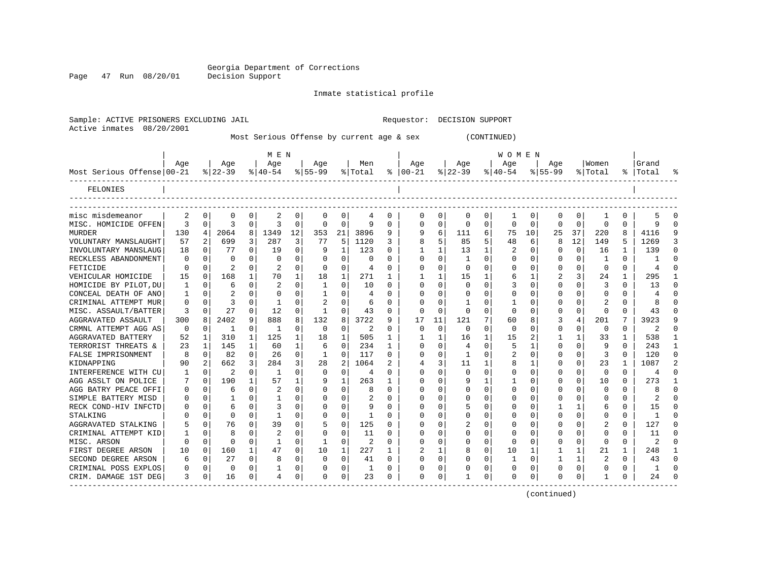Georgia Department of Corrections
Decision Support

Inmate statistical profile

Sample: ACTIVE PRISONERS EXCLUDING JAIL                Requestor: DECISION SUPPORT
Active inmates 08/20/2001

Most Serious Offense by current age & sex (CONTINUED)

| Most Serious Offense | MEN Age 00-21 | % | Age 22-39 | % | Age 40-54 | % | Age 55-99 | % | Men Total | % | WOMEN Age 00-21 | % | Age 22-39 | % | Age 40-54 | % | Age 55-99 | % | Women Total | % | Grand Total | % |
|---|---|---|---|---|---|---|---|---|---|---|---|---|---|---|---|---|---|---|---|---|---|---|
| FELONIES | | | | | | | | | | | | | | | | | | | | | | |
| misc misdemeanor | 2 | 0 | 0 | 0 | 2 | 0 | 0 | 0 | 4 | 0 | 0 | 0 | 0 | 0 | 1 | 0 | 0 | 0 | 1 | 0 | 5 | 0 |
| MISC. HOMICIDE OFFEN | 3 | 0 | 3 | 0 | 3 | 0 | 0 | 0 | 9 | 0 | 0 | 0 | 0 | 0 | 0 | 0 | 0 | 0 | 0 | 0 | 9 | 0 |
| MURDER | 130 | 4 | 2064 | 8 | 1349 | 12 | 353 | 21 | 3896 | 9 | 9 | 6 | 111 | 6 | 75 | 10 | 25 | 37 | 220 | 8 | 4116 | 9 |
| VOLUNTARY MANSLAUGHT | 57 | 2 | 699 | 3 | 287 | 3 | 77 | 5 | 1120 | 3 | 8 | 5 | 85 | 5 | 48 | 6 | 8 | 12 | 149 | 5 | 1269 | 3 |
| INVOLUNTARY MANSLAUG | 18 | 0 | 77 | 0 | 19 | 0 | 9 | 1 | 123 | 0 | 1 | 1 | 13 | 1 | 2 | 0 | 0 | 0 | 16 | 1 | 139 | 0 |
| RECKLESS ABANDONMENT | 0 | 0 | 0 | 0 | 0 | 0 | 0 | 0 | 0 | 0 | 0 | 0 | 1 | 0 | 0 | 0 | 0 | 0 | 1 | 0 | 1 | 0 |
| FETICIDE | 0 | 0 | 2 | 0 | 2 | 0 | 0 | 0 | 4 | 0 | 0 | 0 | 0 | 0 | 0 | 0 | 0 | 0 | 0 | 0 | 4 | 0 |
| VEHICULAR HOMICIDE | 15 | 0 | 168 | 1 | 70 | 1 | 18 | 1 | 271 | 1 | 1 | 1 | 15 | 1 | 6 | 1 | 2 | 3 | 24 | 1 | 295 | 1 |
| HOMICIDE BY PILOT,DU | 1 | 0 | 6 | 0 | 2 | 0 | 1 | 0 | 10 | 0 | 0 | 0 | 0 | 0 | 3 | 0 | 0 | 0 | 3 | 0 | 13 | 0 |
| CONCEAL DEATH OF ANO | 1 | 0 | 2 | 0 | 0 | 0 | 1 | 0 | 4 | 0 | 0 | 0 | 0 | 0 | 0 | 0 | 0 | 0 | 0 | 0 | 4 | 0 |
| CRIMINAL ATTEMPT MUR | 0 | 0 | 3 | 0 | 1 | 0 | 2 | 0 | 6 | 0 | 0 | 0 | 1 | 0 | 1 | 0 | 0 | 0 | 2 | 0 | 8 | 0 |
| MISC. ASSAULT/BATTER | 3 | 0 | 27 | 0 | 12 | 0 | 1 | 0 | 43 | 0 | 0 | 0 | 0 | 0 | 0 | 0 | 0 | 0 | 0 | 0 | 43 | 0 |
| AGGRAVATED ASSAULT | 300 | 8 | 2402 | 9 | 888 | 8 | 132 | 8 | 3722 | 9 | 17 | 11 | 121 | 7 | 60 | 8 | 3 | 4 | 201 | 7 | 3923 | 9 |
| CRMNL ATTEMPT AGG AS | 0 | 0 | 1 | 0 | 1 | 0 | 0 | 0 | 2 | 0 | 0 | 0 | 0 | 0 | 0 | 0 | 0 | 0 | 0 | 0 | 2 | 0 |
| AGGRAVATED BATTERY | 52 | 1 | 310 | 1 | 125 | 1 | 18 | 1 | 505 | 1 | 1 | 1 | 16 | 1 | 15 | 2 | 1 | 1 | 33 | 1 | 538 | 1 |
| TERRORIST THREATS & | 23 | 1 | 145 | 1 | 60 | 1 | 6 | 0 | 234 | 1 | 0 | 0 | 4 | 0 | 5 | 1 | 0 | 0 | 9 | 0 | 243 | 1 |
| FALSE IMPRISONMENT | 8 | 0 | 82 | 0 | 26 | 0 | 1 | 0 | 117 | 0 | 0 | 0 | 1 | 0 | 2 | 0 | 0 | 0 | 3 | 0 | 120 | 0 |
| KIDNAPPING | 90 | 2 | 662 | 3 | 284 | 3 | 28 | 2 | 1064 | 2 | 4 | 3 | 11 | 1 | 8 | 1 | 0 | 0 | 23 | 1 | 1087 | 2 |
| INTERFERENCE WITH CU | 1 | 0 | 2 | 0 | 1 | 0 | 0 | 0 | 4 | 0 | 0 | 0 | 0 | 0 | 0 | 0 | 0 | 0 | 0 | 0 | 4 | 0 |
| AGG ASSLT ON POLICE | 7 | 0 | 190 | 1 | 57 | 1 | 9 | 1 | 263 | 1 | 0 | 0 | 9 | 1 | 1 | 0 | 0 | 0 | 10 | 0 | 273 | 1 |
| AGG BATRY PEACE OFFI | 0 | 0 | 6 | 0 | 2 | 0 | 0 | 0 | 8 | 0 | 0 | 0 | 0 | 0 | 0 | 0 | 0 | 0 | 0 | 0 | 8 | 0 |
| SIMPLE BATTERY MISD | 0 | 0 | 1 | 0 | 1 | 0 | 0 | 0 | 2 | 0 | 0 | 0 | 0 | 0 | 0 | 0 | 0 | 0 | 0 | 0 | 2 | 0 |
| RECK COND-HIV INFCTD | 0 | 0 | 6 | 0 | 3 | 0 | 0 | 0 | 9 | 0 | 0 | 0 | 5 | 0 | 0 | 0 | 1 | 1 | 6 | 0 | 15 | 0 |
| STALKING | 0 | 0 | 0 | 0 | 1 | 0 | 0 | 0 | 1 | 0 | 0 | 0 | 0 | 0 | 0 | 0 | 0 | 0 | 0 | 0 | 1 | 0 |
| AGGRAVATED STALKING | 5 | 0 | 76 | 0 | 39 | 0 | 5 | 0 | 125 | 0 | 0 | 0 | 2 | 0 | 0 | 0 | 0 | 0 | 2 | 0 | 127 | 0 |
| CRIMINAL ATTEMPT KID | 1 | 0 | 8 | 0 | 2 | 0 | 0 | 0 | 11 | 0 | 0 | 0 | 0 | 0 | 0 | 0 | 0 | 0 | 0 | 0 | 11 | 0 |
| MISC. ARSON | 0 | 0 | 0 | 0 | 1 | 0 | 1 | 0 | 2 | 0 | 0 | 0 | 0 | 0 | 0 | 0 | 0 | 0 | 0 | 0 | 2 | 0 |
| FIRST DEGREE ARSON | 10 | 0 | 160 | 1 | 47 | 0 | 10 | 1 | 227 | 1 | 2 | 1 | 8 | 0 | 10 | 1 | 1 | 1 | 21 | 1 | 248 | 1 |
| SECOND DEGREE ARSON | 6 | 0 | 27 | 0 | 8 | 0 | 0 | 0 | 41 | 0 | 0 | 0 | 0 | 0 | 1 | 0 | 1 | 1 | 2 | 0 | 43 | 0 |
| CRIMINAL POSS EXPLOS | 0 | 0 | 0 | 0 | 1 | 0 | 0 | 0 | 1 | 0 | 0 | 0 | 0 | 0 | 0 | 0 | 0 | 0 | 0 | 0 | 1 | 0 |
| CRIM. DAMAGE 1ST DEG | 3 | 0 | 16 | 0 | 4 | 0 | 0 | 0 | 23 | 0 | 0 | 0 | 1 | 0 | 0 | 0 | 0 | 0 | 1 | 0 | 24 | 0 |

(continued)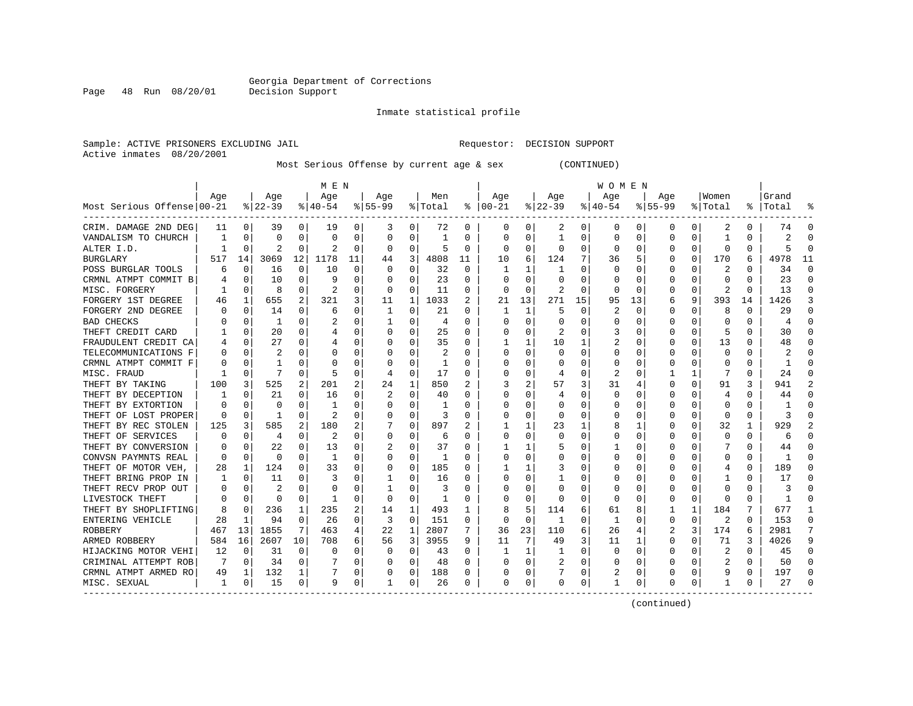Georgia Department of Corrections
Decision Support

Inmate statistical profile

Sample: ACTIVE PRISONERS EXCLUDING JAIL — Requestor: DECISION SUPPORT
Active inmates 08/20/2001

Most Serious Offense by current age & sex (CONTINUED)

| Most Serious Offense | MEN Age 00-21 | % | Age 22-39 | % | Age 40-54 | % | Age 55-99 | % | Men Total | % | WOMEN Age 00-21 | % | Age 22-39 | % | Age 40-54 | % | Age 55-99 | % | Women Total | % | Grand Total | % |
|---|---|---|---|---|---|---|---|---|---|---|---|---|---|---|---|---|---|---|---|---|---|---|
| CRIM. DAMAGE 2ND DEG | 11 | 0 | 39 | 0 | 19 | 0 | 3 | 0 | 72 | 0 | 0 | 0 | 2 | 0 | 0 | 0 | 0 | 0 | 2 | 0 | 74 | 0 |
| VANDALISM TO CHURCH | 1 | 0 | 0 | 0 | 0 | 0 | 0 | 0 | 1 | 0 | 0 | 0 | 1 | 0 | 0 | 0 | 0 | 0 | 1 | 0 | 2 | 0 |
| ALTER I.D. | 1 | 0 | 2 | 0 | 2 | 0 | 0 | 0 | 5 | 0 | 0 | 0 | 0 | 0 | 0 | 0 | 0 | 0 | 0 | 0 | 5 | 0 |
| BURGLARY | 517 | 14 | 3069 | 12 | 1178 | 11 | 44 | 3 | 4808 | 11 | 10 | 6 | 124 | 7 | 36 | 5 | 0 | 0 | 170 | 6 | 4978 | 11 |
| POSS BURGLAR TOOLS | 6 | 0 | 16 | 0 | 10 | 0 | 0 | 0 | 32 | 0 | 1 | 1 | 1 | 0 | 0 | 0 | 0 | 0 | 2 | 0 | 34 | 0 |
| CRMNL ATMPT COMMIT B | 4 | 0 | 10 | 0 | 9 | 0 | 0 | 0 | 23 | 0 | 0 | 0 | 0 | 0 | 0 | 0 | 0 | 0 | 0 | 0 | 23 | 0 |
| MISC. FORGERY | 1 | 0 | 8 | 0 | 2 | 0 | 0 | 0 | 11 | 0 | 0 | 0 | 2 | 0 | 0 | 0 | 0 | 0 | 2 | 0 | 13 | 0 |
| FORGERY 1ST DEGREE | 46 | 1 | 655 | 2 | 321 | 3 | 11 | 1 | 1033 | 2 | 21 | 13 | 271 | 15 | 95 | 13 | 6 | 9 | 393 | 14 | 1426 | 3 |
| FORGERY 2ND DEGREE | 0 | 0 | 14 | 0 | 6 | 0 | 1 | 0 | 21 | 0 | 1 | 1 | 5 | 0 | 2 | 0 | 0 | 0 | 8 | 0 | 29 | 0 |
| BAD CHECKS | 0 | 0 | 1 | 0 | 2 | 0 | 1 | 0 | 4 | 0 | 0 | 0 | 0 | 0 | 0 | 0 | 0 | 0 | 0 | 0 | 4 | 0 |
| THEFT CREDIT CARD | 1 | 0 | 20 | 0 | 4 | 0 | 0 | 0 | 25 | 0 | 0 | 0 | 2 | 0 | 3 | 0 | 0 | 0 | 5 | 0 | 30 | 0 |
| FRAUDULENT CREDIT CA | 4 | 0 | 27 | 0 | 4 | 0 | 0 | 0 | 35 | 0 | 1 | 1 | 10 | 1 | 2 | 0 | 0 | 0 | 13 | 0 | 48 | 0 |
| TELECOMMUNICATIONS F | 0 | 0 | 2 | 0 | 0 | 0 | 0 | 0 | 2 | 0 | 0 | 0 | 0 | 0 | 0 | 0 | 0 | 0 | 0 | 0 | 2 | 0 |
| CRMNL ATMPT COMMIT F | 0 | 0 | 1 | 0 | 0 | 0 | 0 | 0 | 1 | 0 | 0 | 0 | 0 | 0 | 0 | 0 | 0 | 0 | 0 | 0 | 1 | 0 |
| MISC. FRAUD | 1 | 0 | 7 | 0 | 5 | 0 | 4 | 0 | 17 | 0 | 0 | 0 | 4 | 0 | 2 | 0 | 1 | 1 | 7 | 0 | 24 | 0 |
| THEFT BY TAKING | 100 | 3 | 525 | 2 | 201 | 2 | 24 | 1 | 850 | 2 | 3 | 2 | 57 | 3 | 31 | 4 | 0 | 0 | 91 | 3 | 941 | 2 |
| THEFT BY DECEPTION | 1 | 0 | 21 | 0 | 16 | 0 | 2 | 0 | 40 | 0 | 0 | 0 | 4 | 0 | 0 | 0 | 0 | 0 | 4 | 0 | 44 | 0 |
| THEFT BY EXTORTION | 0 | 0 | 0 | 0 | 1 | 0 | 0 | 0 | 1 | 0 | 0 | 0 | 0 | 0 | 0 | 0 | 0 | 0 | 0 | 0 | 1 | 0 |
| THEFT OF LOST PROPER | 0 | 0 | 1 | 0 | 2 | 0 | 0 | 0 | 3 | 0 | 0 | 0 | 0 | 0 | 0 | 0 | 0 | 0 | 0 | 0 | 3 | 0 |
| THEFT BY REC STOLEN | 125 | 3 | 585 | 2 | 180 | 2 | 7 | 0 | 897 | 2 | 1 | 1 | 23 | 1 | 8 | 1 | 0 | 0 | 32 | 1 | 929 | 2 |
| THEFT OF SERVICES | 0 | 0 | 4 | 0 | 2 | 0 | 0 | 0 | 6 | 0 | 0 | 0 | 0 | 0 | 0 | 0 | 0 | 0 | 0 | 0 | 6 | 0 |
| THEFT BY CONVERSION | 0 | 0 | 22 | 0 | 13 | 0 | 2 | 0 | 37 | 0 | 1 | 1 | 5 | 0 | 1 | 0 | 0 | 0 | 7 | 0 | 44 | 0 |
| CONVSN PAYMNTS REAL | 0 | 0 | 0 | 0 | 1 | 0 | 0 | 0 | 1 | 0 | 0 | 0 | 0 | 0 | 0 | 0 | 0 | 0 | 0 | 0 | 1 | 0 |
| THEFT OF MOTOR VEH, | 28 | 1 | 124 | 0 | 33 | 0 | 0 | 0 | 185 | 0 | 1 | 1 | 3 | 0 | 0 | 0 | 0 | 0 | 4 | 0 | 189 | 0 |
| THEFT BRING PROP IN | 1 | 0 | 11 | 0 | 3 | 0 | 1 | 0 | 16 | 0 | 0 | 0 | 1 | 0 | 0 | 0 | 0 | 0 | 1 | 0 | 17 | 0 |
| THEFT RECV PROP OUT | 0 | 0 | 2 | 0 | 0 | 0 | 1 | 0 | 3 | 0 | 0 | 0 | 0 | 0 | 0 | 0 | 0 | 0 | 0 | 0 | 3 | 0 |
| LIVESTOCK THEFT | 0 | 0 | 0 | 0 | 1 | 0 | 0 | 0 | 1 | 0 | 0 | 0 | 0 | 0 | 0 | 0 | 0 | 0 | 0 | 0 | 1 | 0 |
| THEFT BY SHOPLIFTING | 8 | 0 | 236 | 1 | 235 | 2 | 14 | 1 | 493 | 1 | 8 | 5 | 114 | 6 | 61 | 8 | 1 | 1 | 184 | 7 | 677 | 1 |
| ENTERING VEHICLE | 28 | 1 | 94 | 0 | 26 | 0 | 3 | 0 | 151 | 0 | 0 | 0 | 1 | 0 | 1 | 0 | 0 | 0 | 2 | 0 | 153 | 0 |
| ROBBERY | 467 | 13 | 1855 | 7 | 463 | 4 | 22 | 1 | 2807 | 7 | 36 | 23 | 110 | 6 | 26 | 4 | 2 | 3 | 174 | 6 | 2981 | 7 |
| ARMED ROBBERY | 584 | 16 | 2607 | 10 | 708 | 6 | 56 | 3 | 3955 | 9 | 11 | 7 | 49 | 3 | 11 | 1 | 0 | 0 | 71 | 3 | 4026 | 9 |
| HIJACKING MOTOR VEHI | 12 | 0 | 31 | 0 | 0 | 0 | 0 | 0 | 43 | 0 | 1 | 1 | 1 | 0 | 0 | 0 | 0 | 0 | 2 | 0 | 45 | 0 |
| CRIMINAL ATTEMPT ROB | 7 | 0 | 34 | 0 | 7 | 0 | 0 | 0 | 48 | 0 | 0 | 0 | 2 | 0 | 0 | 0 | 0 | 0 | 2 | 0 | 50 | 0 |
| CRMNL ATMPT ARMED RO | 49 | 1 | 132 | 1 | 7 | 0 | 0 | 0 | 188 | 0 | 0 | 0 | 7 | 0 | 2 | 0 | 0 | 0 | 9 | 0 | 197 | 0 |
| MISC. SEXUAL | 1 | 0 | 15 | 0 | 9 | 0 | 1 | 0 | 26 | 0 | 0 | 0 | 0 | 0 | 1 | 0 | 0 | 0 | 1 | 0 | 27 | 0 |

(continued)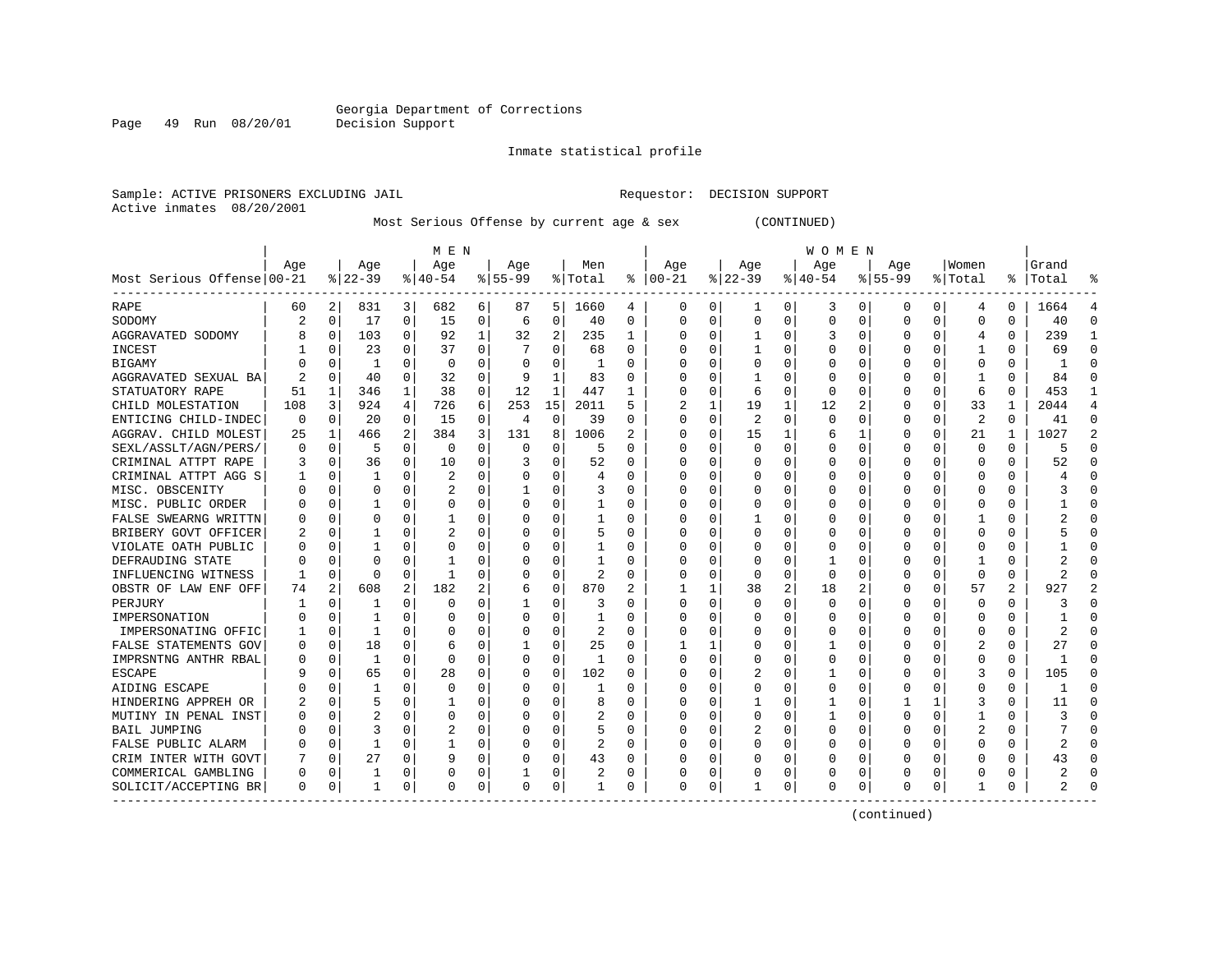Georgia Department of Corrections
Decision Support

Inmate statistical profile

Sample: ACTIVE PRISONERS EXCLUDING JAIL                    Requestor: DECISION SUPPORT
Active inmates 08/20/2001

Most Serious Offense by current age & sex (CONTINUED)

| Most Serious Offense | MEN Age 00-21 | % | Age 22-39 | % | Age 40-54 | % | Age 55-99 | % | Men Total | % | WOMEN Age 00-21 | % | Age 22-39 | % | Age 40-54 | % | Age 55-99 | % | Women Total | % | Grand Total | % |
|---|---|---|---|---|---|---|---|---|---|---|---|---|---|---|---|---|---|---|---|---|---|---|
| RAPE | 60 | 2 | 831 | 3 | 682 | 6 | 87 | 5 | 1660 | 4 | 0 | 0 | 1 | 0 | 3 | 0 | 0 | 0 | 4 | 0 | 1664 | 4 |
| SODOMY | 2 | 0 | 17 | 0 | 15 | 0 | 6 | 0 | 40 | 0 | 0 | 0 | 0 | 0 | 0 | 0 | 0 | 0 | 0 | 0 | 40 | 0 |
| AGGRAVATED SODOMY | 8 | 0 | 103 | 0 | 92 | 1 | 32 | 2 | 235 | 1 | 0 | 0 | 1 | 0 | 3 | 0 | 0 | 0 | 4 | 0 | 239 | 1 |
| INCEST | 1 | 0 | 23 | 0 | 37 | 0 | 7 | 0 | 68 | 0 | 0 | 0 | 1 | 0 | 0 | 0 | 0 | 0 | 1 | 0 | 69 | 0 |
| BIGAMY | 0 | 0 | 1 | 0 | 0 | 0 | 0 | 0 | 1 | 0 | 0 | 0 | 0 | 0 | 0 | 0 | 0 | 0 | 0 | 0 | 1 | 0 |
| AGGRAVATED SEXUAL BA | 2 | 0 | 40 | 0 | 32 | 0 | 9 | 1 | 83 | 0 | 0 | 0 | 1 | 0 | 0 | 0 | 0 | 0 | 1 | 0 | 84 | 0 |
| STATUTORY RAPE | 51 | 1 | 346 | 1 | 38 | 0 | 12 | 1 | 447 | 1 | 0 | 0 | 6 | 0 | 0 | 0 | 0 | 0 | 6 | 0 | 453 | 1 |
| CHILD MOLESTATION | 108 | 3 | 924 | 4 | 726 | 6 | 253 | 15 | 2011 | 5 | 2 | 1 | 19 | 1 | 12 | 2 | 0 | 0 | 33 | 1 | 2044 | 4 |
| ENTICING CHILD-INDEC | 0 | 0 | 20 | 0 | 15 | 0 | 4 | 0 | 39 | 0 | 0 | 0 | 2 | 0 | 0 | 0 | 0 | 0 | 2 | 0 | 41 | 0 |
| AGGRAV. CHILD MOLEST | 25 | 1 | 466 | 2 | 384 | 3 | 131 | 8 | 1006 | 2 | 0 | 0 | 15 | 1 | 6 | 1 | 0 | 0 | 21 | 1 | 1027 | 2 |
| SEXL/ASSLT/AGN/PERS/ | 0 | 0 | 5 | 0 | 0 | 0 | 0 | 0 | 5 | 0 | 0 | 0 | 0 | 0 | 0 | 0 | 0 | 0 | 0 | 0 | 5 | 0 |
| CRIMINAL ATTPT RAPE | 3 | 0 | 36 | 0 | 10 | 0 | 3 | 0 | 52 | 0 | 0 | 0 | 0 | 0 | 0 | 0 | 0 | 0 | 0 | 0 | 52 | 0 |
| CRIMINAL ATTPT AGG S | 1 | 0 | 1 | 0 | 2 | 0 | 0 | 0 | 4 | 0 | 0 | 0 | 0 | 0 | 0 | 0 | 0 | 0 | 0 | 0 | 4 | 0 |
| MISC. OBSCENITY | 0 | 0 | 0 | 0 | 2 | 0 | 1 | 0 | 3 | 0 | 0 | 0 | 0 | 0 | 0 | 0 | 0 | 0 | 0 | 0 | 3 | 0 |
| MISC. PUBLIC ORDER | 0 | 0 | 1 | 0 | 0 | 0 | 0 | 0 | 1 | 0 | 0 | 0 | 0 | 0 | 0 | 0 | 0 | 0 | 0 | 0 | 1 | 0 |
| FALSE SWEARNG WRITTN | 0 | 0 | 0 | 0 | 1 | 0 | 0 | 0 | 1 | 0 | 0 | 0 | 1 | 0 | 0 | 0 | 0 | 0 | 1 | 0 | 2 | 0 |
| BRIBERY GOVT OFFICER | 2 | 0 | 1 | 0 | 2 | 0 | 0 | 0 | 5 | 0 | 0 | 0 | 0 | 0 | 0 | 0 | 0 | 0 | 0 | 0 | 5 | 0 |
| VIOLATE OATH PUBLIC | 0 | 0 | 1 | 0 | 0 | 0 | 0 | 0 | 1 | 0 | 0 | 0 | 0 | 0 | 0 | 0 | 0 | 0 | 0 | 0 | 1 | 0 |
| DEFRAUDING STATE | 0 | 0 | 0 | 0 | 1 | 0 | 0 | 0 | 1 | 0 | 0 | 0 | 0 | 0 | 1 | 0 | 0 | 0 | 1 | 0 | 2 | 0 |
| INFLUENCING WITNESS | 1 | 0 | 0 | 0 | 1 | 0 | 0 | 0 | 2 | 0 | 0 | 0 | 0 | 0 | 0 | 0 | 0 | 0 | 0 | 0 | 2 | 0 |
| OBSTR OF LAW ENF OFF | 74 | 2 | 608 | 2 | 182 | 2 | 6 | 0 | 870 | 2 | 1 | 1 | 38 | 2 | 18 | 2 | 0 | 0 | 57 | 2 | 927 | 2 |
| PERJURY | 1 | 0 | 1 | 0 | 0 | 0 | 1 | 0 | 3 | 0 | 0 | 0 | 0 | 0 | 0 | 0 | 0 | 0 | 0 | 0 | 3 | 0 |
| IMPERSONATION | 0 | 0 | 1 | 0 | 0 | 0 | 0 | 0 | 1 | 0 | 0 | 0 | 0 | 0 | 0 | 0 | 0 | 0 | 0 | 0 | 1 | 0 |
| IMPERSONATING OFFIC | 1 | 0 | 1 | 0 | 0 | 0 | 0 | 0 | 2 | 0 | 0 | 0 | 0 | 0 | 0 | 0 | 0 | 0 | 0 | 0 | 2 | 0 |
| FALSE STATEMENTS GOV | 0 | 0 | 18 | 0 | 6 | 0 | 1 | 0 | 25 | 0 | 1 | 1 | 0 | 0 | 1 | 0 | 0 | 0 | 2 | 0 | 27 | 0 |
| IMPRSNTNG ANTHR RBAL | 0 | 0 | 1 | 0 | 0 | 0 | 0 | 0 | 1 | 0 | 0 | 0 | 0 | 0 | 0 | 0 | 0 | 0 | 0 | 0 | 1 | 0 |
| ESCAPE | 9 | 0 | 65 | 0 | 28 | 0 | 0 | 0 | 102 | 0 | 0 | 0 | 2 | 0 | 1 | 0 | 0 | 0 | 3 | 0 | 105 | 0 |
| AIDING ESCAPE | 0 | 0 | 1 | 0 | 0 | 0 | 0 | 0 | 1 | 0 | 0 | 0 | 0 | 0 | 0 | 0 | 0 | 0 | 0 | 0 | 1 | 0 |
| HINDERING APPREH OR | 2 | 0 | 5 | 0 | 1 | 0 | 0 | 0 | 8 | 0 | 0 | 0 | 1 | 0 | 1 | 0 | 1 | 1 | 3 | 0 | 11 | 0 |
| MUTINY IN PENAL INST | 0 | 0 | 2 | 0 | 0 | 0 | 0 | 0 | 2 | 0 | 0 | 0 | 0 | 0 | 1 | 0 | 0 | 0 | 1 | 0 | 3 | 0 |
| BAIL JUMPING | 0 | 0 | 3 | 0 | 2 | 0 | 0 | 0 | 5 | 0 | 0 | 0 | 2 | 0 | 0 | 0 | 0 | 0 | 2 | 0 | 7 | 0 |
| FALSE PUBLIC ALARM | 0 | 0 | 1 | 0 | 1 | 0 | 0 | 0 | 2 | 0 | 0 | 0 | 0 | 0 | 0 | 0 | 0 | 0 | 0 | 0 | 2 | 0 |
| CRIM INTER WITH GOVT | 7 | 0 | 27 | 0 | 9 | 0 | 0 | 0 | 43 | 0 | 0 | 0 | 0 | 0 | 0 | 0 | 0 | 0 | 0 | 0 | 43 | 0 |
| COMMERICAL GAMBLING | 0 | 0 | 1 | 0 | 0 | 0 | 1 | 0 | 2 | 0 | 0 | 0 | 0 | 0 | 0 | 0 | 0 | 0 | 0 | 0 | 2 | 0 |
| SOLICIT/ACCEPTING BR | 0 | 0 | 1 | 0 | 0 | 0 | 0 | 0 | 1 | 0 | 0 | 0 | 1 | 0 | 0 | 0 | 0 | 0 | 1 | 0 | 2 | 0 |

(continued)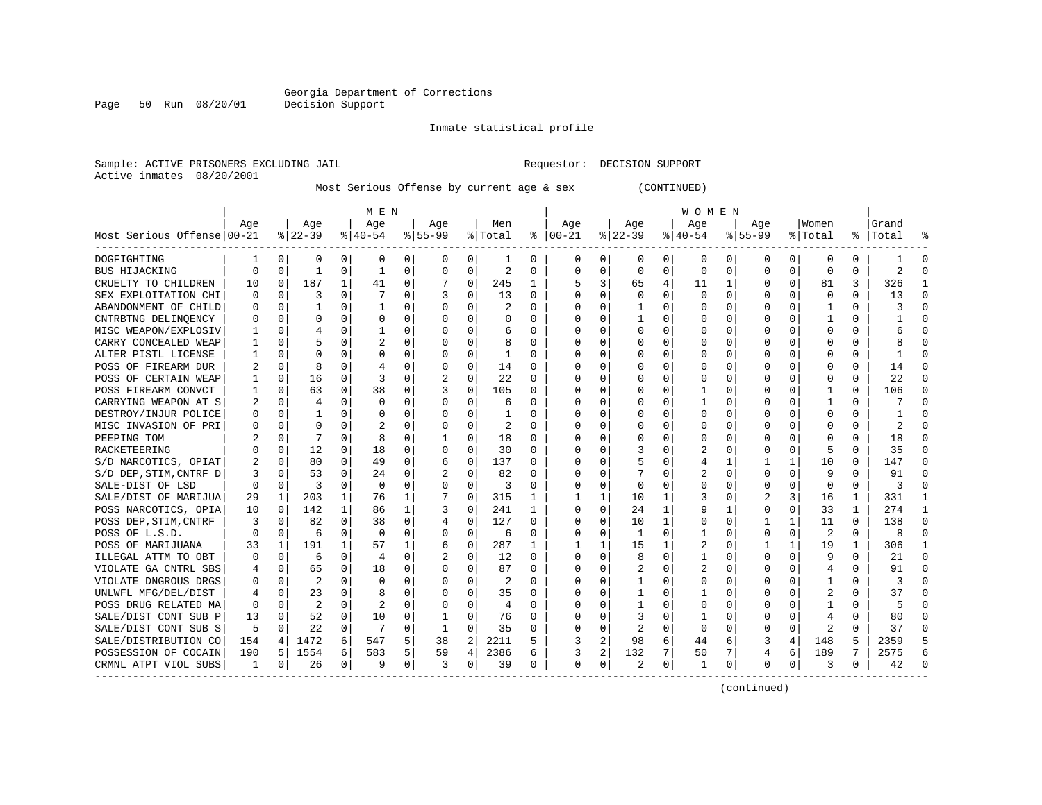Georgia Department of Corrections
Decision Support

Inmate statistical profile

Sample: ACTIVE PRISONERS EXCLUDING JAIL                    Requestor: DECISION SUPPORT
Active inmates 08/20/2001

Most Serious Offense by current age & sex (CONTINUED)

| Most Serious Offense | MEN Age 00-21 | % | Age 22-39 | % | Age 40-54 | % | Age 55-99 | % | Men Total | % | WOMEN Age 00-21 | % | Age 22-39 | % | Age 40-54 | % | Age 55-99 | % | Women Total | % | Grand Total | % |
|---|---|---|---|---|---|---|---|---|---|---|---|---|---|---|---|---|---|---|---|---|---|---|
| DOGFIGHTING | 1 | 0 | 0 | 0 | 0 | 0 | 0 | 0 | 1 | 0 | 0 | 0 | 0 | 0 | 0 | 0 | 0 | 0 | 0 | 0 | 1 | 0 |
| BUS HIJACKING | 0 | 0 | 1 | 0 | 1 | 0 | 0 | 0 | 2 | 0 | 0 | 0 | 0 | 0 | 0 | 0 | 0 | 0 | 0 | 0 | 2 | 0 |
| CRUELTY TO CHILDREN | 10 | 0 | 187 | 1 | 41 | 0 | 7 | 0 | 245 | 1 | 5 | 3 | 65 | 4 | 11 | 1 | 0 | 0 | 81 | 3 | 326 | 1 |
| SEX EXPLOITATION CHI | 0 | 0 | 3 | 0 | 7 | 0 | 3 | 0 | 13 | 0 | 0 | 0 | 0 | 0 | 0 | 0 | 0 | 0 | 0 | 0 | 13 | 0 |
| ABANDONMENT OF CHILD | 0 | 0 | 1 | 0 | 1 | 0 | 0 | 0 | 2 | 0 | 0 | 0 | 1 | 0 | 0 | 0 | 0 | 0 | 1 | 0 | 3 | 0 |
| CNTRBTNG DELINQENCY | 0 | 0 | 0 | 0 | 0 | 0 | 0 | 0 | 0 | 0 | 0 | 0 | 1 | 0 | 0 | 0 | 0 | 0 | 1 | 0 | 1 | 0 |
| MISC WEAPON/EXPLOSIV | 1 | 0 | 4 | 0 | 1 | 0 | 0 | 0 | 6 | 0 | 0 | 0 | 0 | 0 | 0 | 0 | 0 | 0 | 0 | 0 | 6 | 0 |
| CARRY CONCEALED WEAP | 1 | 0 | 5 | 0 | 2 | 0 | 0 | 0 | 8 | 0 | 0 | 0 | 0 | 0 | 0 | 0 | 0 | 0 | 0 | 0 | 8 | 0 |
| ALTER PISTL LICENSE | 1 | 0 | 0 | 0 | 0 | 0 | 0 | 0 | 1 | 0 | 0 | 0 | 0 | 0 | 0 | 0 | 0 | 0 | 0 | 0 | 1 | 0 |
| POSS OF FIREARM DUR | 2 | 0 | 8 | 0 | 4 | 0 | 0 | 0 | 14 | 0 | 0 | 0 | 0 | 0 | 0 | 0 | 0 | 0 | 0 | 0 | 14 | 0 |
| POSS OF CERTAIN WEAP | 1 | 0 | 16 | 0 | 3 | 0 | 2 | 0 | 22 | 0 | 0 | 0 | 0 | 0 | 0 | 0 | 0 | 0 | 0 | 0 | 22 | 0 |
| POSS FIREARM CONVCT | 1 | 0 | 63 | 0 | 38 | 0 | 3 | 0 | 105 | 0 | 0 | 0 | 0 | 0 | 1 | 0 | 0 | 0 | 1 | 0 | 106 | 0 |
| CARRYING WEAPON AT S | 2 | 0 | 4 | 0 | 0 | 0 | 0 | 0 | 6 | 0 | 0 | 0 | 0 | 0 | 1 | 0 | 0 | 0 | 1 | 0 | 7 | 0 |
| DESTROY/INJUR POLICE | 0 | 0 | 1 | 0 | 0 | 0 | 0 | 0 | 1 | 0 | 0 | 0 | 0 | 0 | 0 | 0 | 0 | 0 | 0 | 0 | 1 | 0 |
| MISC INVASION OF PRI | 0 | 0 | 0 | 0 | 2 | 0 | 0 | 0 | 2 | 0 | 0 | 0 | 0 | 0 | 0 | 0 | 0 | 0 | 0 | 0 | 2 | 0 |
| PEEPING TOM | 2 | 0 | 7 | 0 | 8 | 0 | 1 | 0 | 18 | 0 | 0 | 0 | 0 | 0 | 0 | 0 | 0 | 0 | 0 | 0 | 18 | 0 |
| RACKETEERING | 0 | 0 | 12 | 0 | 18 | 0 | 0 | 0 | 30 | 0 | 0 | 0 | 3 | 0 | 2 | 0 | 0 | 0 | 5 | 0 | 35 | 0 |
| S/D NARCOTICS, OPIAT | 2 | 0 | 80 | 0 | 49 | 0 | 6 | 0 | 137 | 0 | 0 | 0 | 5 | 0 | 4 | 1 | 1 | 1 | 10 | 0 | 147 | 0 |
| S/D DEP,STIM,CNTRF D | 3 | 0 | 53 | 0 | 24 | 0 | 2 | 0 | 82 | 0 | 0 | 0 | 7 | 0 | 2 | 0 | 0 | 0 | 9 | 0 | 91 | 0 |
| SALE-DIST OF LSD | 0 | 0 | 3 | 0 | 0 | 0 | 0 | 0 | 3 | 0 | 0 | 0 | 0 | 0 | 0 | 0 | 0 | 0 | 0 | 0 | 3 | 0 |
| SALE/DIST OF MARIJUA | 29 | 1 | 203 | 1 | 76 | 1 | 7 | 0 | 315 | 1 | 1 | 1 | 10 | 1 | 3 | 0 | 2 | 3 | 16 | 1 | 331 | 1 |
| POSS NARCOTICS, OPIA | 10 | 0 | 142 | 1 | 86 | 1 | 3 | 0 | 241 | 1 | 0 | 0 | 24 | 1 | 9 | 1 | 0 | 0 | 33 | 1 | 274 | 1 |
| POSS DEP,STIM,CNTRF | 3 | 0 | 82 | 0 | 38 | 0 | 4 | 0 | 127 | 0 | 0 | 0 | 10 | 1 | 0 | 0 | 1 | 1 | 11 | 0 | 138 | 0 |
| POSS OF L.S.D. | 0 | 0 | 6 | 0 | 0 | 0 | 0 | 0 | 6 | 0 | 0 | 0 | 1 | 0 | 1 | 0 | 0 | 0 | 2 | 0 | 8 | 0 |
| POSS OF MARIJUANA | 33 | 1 | 191 | 1 | 57 | 1 | 6 | 0 | 287 | 1 | 1 | 1 | 15 | 1 | 2 | 0 | 1 | 1 | 19 | 1 | 306 | 1 |
| ILLEGAL ATTM TO OBT | 0 | 0 | 6 | 0 | 4 | 0 | 2 | 0 | 12 | 0 | 0 | 0 | 8 | 0 | 1 | 0 | 0 | 0 | 9 | 0 | 21 | 0 |
| VIOLATE GA CNTRL SBS | 4 | 0 | 65 | 0 | 18 | 0 | 0 | 0 | 87 | 0 | 0 | 0 | 2 | 0 | 2 | 0 | 0 | 0 | 4 | 0 | 91 | 0 |
| VIOLATE DNGROUS DRGS | 0 | 0 | 2 | 0 | 0 | 0 | 0 | 0 | 2 | 0 | 0 | 0 | 1 | 0 | 0 | 0 | 0 | 0 | 1 | 0 | 3 | 0 |
| UNLWFL MFG/DEL/DIST | 4 | 0 | 23 | 0 | 8 | 0 | 0 | 0 | 35 | 0 | 0 | 0 | 1 | 0 | 1 | 0 | 0 | 0 | 2 | 0 | 37 | 0 |
| POSS DRUG RELATED MA | 0 | 0 | 2 | 0 | 2 | 0 | 0 | 0 | 4 | 0 | 0 | 0 | 1 | 0 | 0 | 0 | 0 | 0 | 1 | 0 | 5 | 0 |
| SALE/DIST CONT SUB P | 13 | 0 | 52 | 0 | 10 | 0 | 1 | 0 | 76 | 0 | 0 | 0 | 3 | 0 | 1 | 0 | 0 | 0 | 4 | 0 | 80 | 0 |
| SALE/DIST CONT SUB S | 5 | 0 | 22 | 0 | 7 | 0 | 1 | 0 | 35 | 0 | 0 | 0 | 2 | 0 | 0 | 0 | 0 | 0 | 2 | 0 | 37 | 0 |
| SALE/DISTRIBUTION CO | 154 | 4 | 1472 | 6 | 547 | 5 | 38 | 2 | 2211 | 5 | 3 | 2 | 98 | 6 | 44 | 6 | 3 | 4 | 148 | 5 | 2359 | 5 |
| POSSESSION OF COCAIN | 190 | 5 | 1554 | 6 | 583 | 5 | 59 | 4 | 2386 | 6 | 3 | 2 | 132 | 7 | 50 | 7 | 4 | 6 | 189 | 7 | 2575 | 6 |
| CRMNL ATPT VIOL SUBS | 1 | 0 | 26 | 0 | 9 | 0 | 3 | 0 | 39 | 0 | 0 | 0 | 2 | 0 | 1 | 0 | 0 | 0 | 3 | 0 | 42 | 0 |

(continued)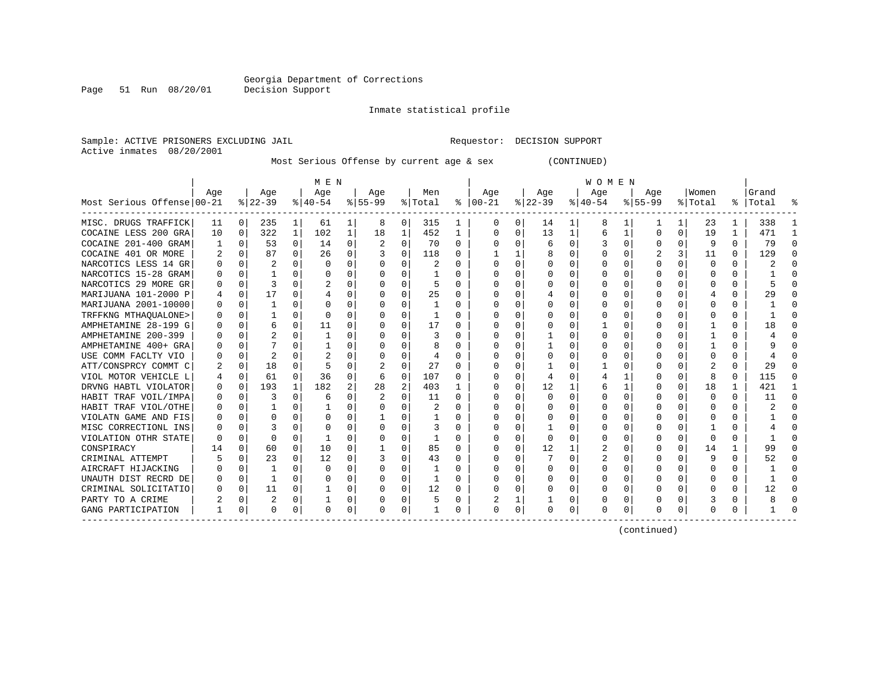Georgia Department of Corrections
Decision Support

Inmate statistical profile

Sample: ACTIVE PRISONERS EXCLUDING JAIL     Requestor: DECISION SUPPORT
Active inmates 08/20/2001

Most Serious Offense by current age & sex (CONTINUED)

| Most Serious Offense | MEN Age 00-21 | % | Age 22-39 | % | Age 40-54 | % | Age 55-99 | % | Men Total | % | WOMEN Age 00-21 | % | Age 22-39 | % | Age 40-54 | % | Age 55-99 | % | Women Total | % | Grand Total | % |
|---|---|---|---|---|---|---|---|---|---|---|---|---|---|---|---|---|---|---|---|---|---|---|
| MISC. DRUGS TRAFFICK | 11 | 0 | 235 | 1 | 61 | 1 | 8 | 0 | 315 | 1 | 0 | 0 | 14 | 1 | 8 | 1 | 1 | 1 | 23 | 1 | 338 | 1 |
| COCAINE LESS 200 GRA | 10 | 0 | 322 | 1 | 102 | 1 | 18 | 1 | 452 | 1 | 0 | 0 | 13 | 1 | 6 | 1 | 0 | 0 | 19 | 1 | 471 | 1 |
| COCAINE 201-400 GRAM | 1 | 0 | 53 | 0 | 14 | 0 | 2 | 0 | 70 | 0 | 0 | 0 | 6 | 0 | 3 | 0 | 0 | 0 | 9 | 0 | 79 | 0 |
| COCAINE 401 OR MORE | 2 | 0 | 87 | 0 | 26 | 0 | 3 | 0 | 118 | 0 | 1 | 1 | 8 | 0 | 0 | 0 | 2 | 3 | 11 | 0 | 129 | 0 |
| NARCOTICS LESS 14 GR | 0 | 0 | 2 | 0 | 0 | 0 | 0 | 0 | 2 | 0 | 0 | 0 | 0 | 0 | 0 | 0 | 0 | 0 | 0 | 0 | 2 | 0 |
| NARCOTICS 15-28 GRAM | 0 | 0 | 1 | 0 | 0 | 0 | 0 | 0 | 1 | 0 | 0 | 0 | 0 | 0 | 0 | 0 | 0 | 0 | 0 | 0 | 1 | 0 |
| NARCOTICS 29 MORE GR | 0 | 0 | 3 | 0 | 2 | 0 | 0 | 0 | 5 | 0 | 0 | 0 | 0 | 0 | 0 | 0 | 0 | 0 | 0 | 0 | 5 | 0 |
| MARIJUANA 101-2000 P | 4 | 0 | 17 | 0 | 4 | 0 | 0 | 0 | 25 | 0 | 0 | 0 | 4 | 0 | 0 | 0 | 0 | 0 | 4 | 0 | 29 | 0 |
| MARIJUANA 2001-10000 | 0 | 0 | 1 | 0 | 0 | 0 | 0 | 0 | 1 | 0 | 0 | 0 | 0 | 0 | 0 | 0 | 0 | 0 | 0 | 0 | 1 | 0 |
| TRFFKNG MTHAQUALONE> | 0 | 0 | 1 | 0 | 0 | 0 | 0 | 0 | 1 | 0 | 0 | 0 | 0 | 0 | 0 | 0 | 0 | 0 | 0 | 0 | 1 | 0 |
| AMPHETAMINE 28-199 G | 0 | 0 | 6 | 0 | 11 | 0 | 0 | 0 | 17 | 0 | 0 | 0 | 0 | 0 | 1 | 0 | 0 | 0 | 1 | 0 | 18 | 0 |
| AMPHETAMINE 200-399 | 0 | 0 | 2 | 0 | 1 | 0 | 0 | 0 | 3 | 0 | 0 | 0 | 1 | 0 | 0 | 0 | 0 | 0 | 1 | 0 | 4 | 0 |
| AMPHETAMINE 400+ GRA | 0 | 0 | 7 | 0 | 1 | 0 | 0 | 0 | 8 | 0 | 0 | 0 | 1 | 0 | 0 | 0 | 0 | 0 | 1 | 0 | 9 | 0 |
| USE COMM FACLTY VIO | 0 | 0 | 2 | 0 | 2 | 0 | 0 | 0 | 4 | 0 | 0 | 0 | 0 | 0 | 0 | 0 | 0 | 0 | 0 | 0 | 4 | 0 |
| ATT/CONSPRCY COMMT C | 2 | 0 | 18 | 0 | 5 | 0 | 2 | 0 | 27 | 0 | 0 | 0 | 1 | 0 | 1 | 0 | 0 | 0 | 2 | 0 | 29 | 0 |
| VIOL MOTOR VEHICLE L | 4 | 0 | 61 | 0 | 36 | 0 | 6 | 0 | 107 | 0 | 0 | 0 | 4 | 0 | 4 | 1 | 0 | 0 | 8 | 0 | 115 | 0 |
| DRVNG HABTL VIOLATOR | 0 | 0 | 193 | 1 | 182 | 2 | 28 | 2 | 403 | 1 | 0 | 0 | 12 | 1 | 6 | 1 | 0 | 0 | 18 | 1 | 421 | 1 |
| HABIT TRAF VOIL/IMPA | 0 | 0 | 3 | 0 | 6 | 0 | 2 | 0 | 11 | 0 | 0 | 0 | 0 | 0 | 0 | 0 | 0 | 0 | 0 | 0 | 11 | 0 |
| HABIT TRAF VIOL/OTHE | 0 | 0 | 1 | 0 | 1 | 0 | 0 | 0 | 2 | 0 | 0 | 0 | 0 | 0 | 0 | 0 | 0 | 0 | 0 | 0 | 2 | 0 |
| VIOLATN GAME AND FIS | 0 | 0 | 0 | 0 | 0 | 0 | 1 | 0 | 1 | 0 | 0 | 0 | 0 | 0 | 0 | 0 | 0 | 0 | 0 | 0 | 1 | 0 |
| MISC CORRECTIONL INS | 0 | 0 | 3 | 0 | 0 | 0 | 0 | 0 | 3 | 0 | 0 | 0 | 1 | 0 | 0 | 0 | 0 | 0 | 1 | 0 | 4 | 0 |
| VIOLATION OTHR STATE | 0 | 0 | 0 | 0 | 1 | 0 | 0 | 0 | 1 | 0 | 0 | 0 | 0 | 0 | 0 | 0 | 0 | 0 | 0 | 0 | 1 | 0 |
| CONSPIRACY | 14 | 0 | 60 | 0 | 10 | 0 | 1 | 0 | 85 | 0 | 0 | 0 | 12 | 1 | 2 | 0 | 0 | 0 | 14 | 1 | 99 | 0 |
| CRIMINAL ATTEMPT | 5 | 0 | 23 | 0 | 12 | 0 | 3 | 0 | 43 | 0 | 0 | 0 | 7 | 0 | 2 | 0 | 0 | 0 | 9 | 0 | 52 | 0 |
| AIRCRAFT HIJACKING | 0 | 0 | 1 | 0 | 0 | 0 | 0 | 0 | 1 | 0 | 0 | 0 | 0 | 0 | 0 | 0 | 0 | 0 | 0 | 0 | 1 | 0 |
| UNAUTH DIST RECRD DE | 0 | 0 | 1 | 0 | 0 | 0 | 0 | 0 | 1 | 0 | 0 | 0 | 0 | 0 | 0 | 0 | 0 | 0 | 0 | 0 | 1 | 0 |
| CRIMINAL SOLICITATIO | 0 | 0 | 11 | 0 | 1 | 0 | 0 | 0 | 12 | 0 | 0 | 0 | 0 | 0 | 0 | 0 | 0 | 0 | 0 | 0 | 12 | 0 |
| PARTY TO A CRIME | 2 | 0 | 2 | 0 | 1 | 0 | 0 | 0 | 5 | 0 | 2 | 1 | 1 | 0 | 0 | 0 | 0 | 0 | 3 | 0 | 8 | 0 |
| GANG PARTICIPATION | 1 | 0 | 0 | 0 | 0 | 0 | 0 | 0 | 1 | 0 | 0 | 0 | 0 | 0 | 0 | 0 | 0 | 0 | 0 | 0 | 1 | 0 |

(continued)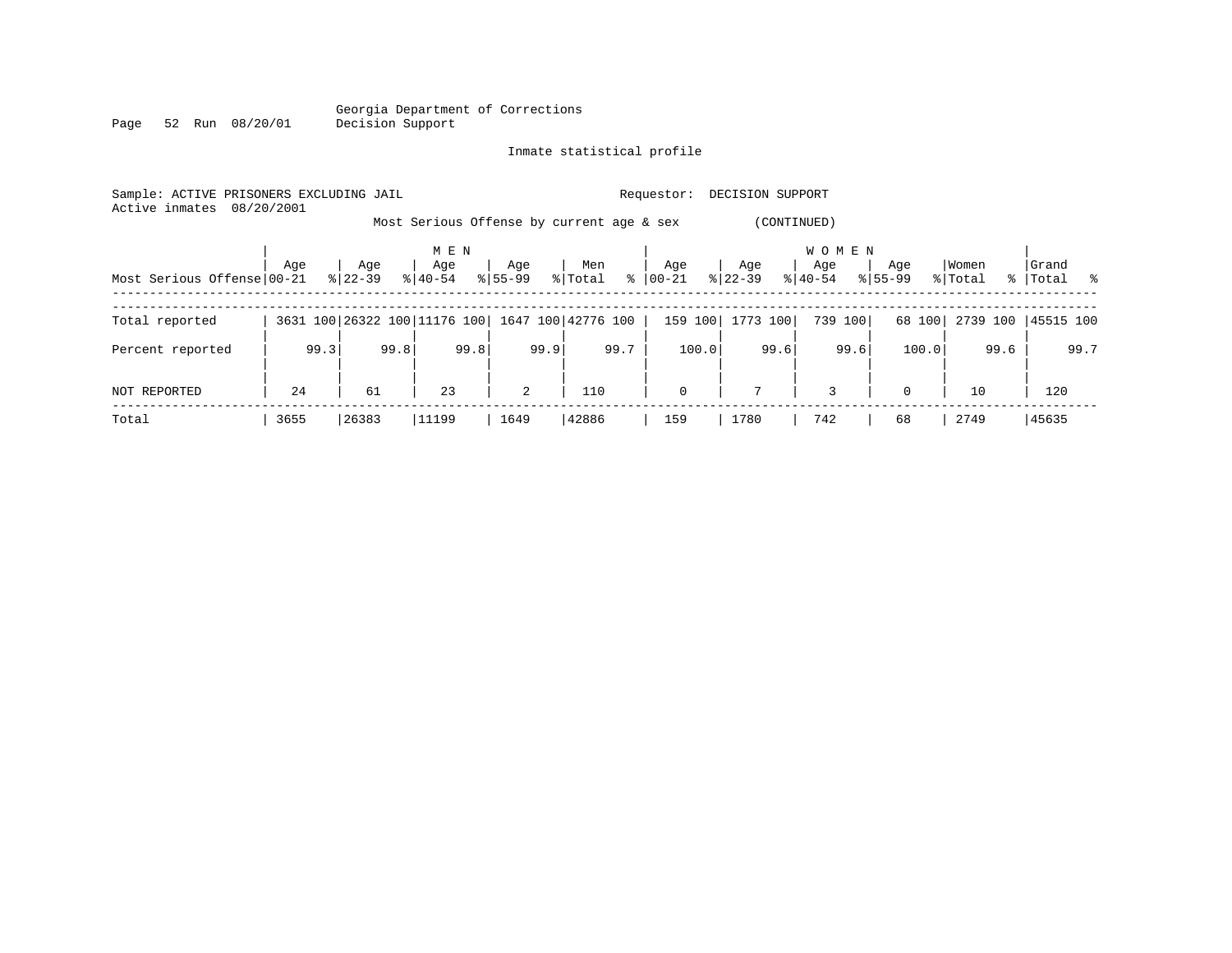Georgia Department of Corrections
Decision Support

Inmate statistical profile

Sample: ACTIVE PRISONERS EXCLUDING JAIL          Requestor: DECISION SUPPORT
Active inmates 08/20/2001

Most Serious Offense by current age & sex (CONTINUED)

| Most Serious Offense | MEN Age 00-21 | % | Age 22-39 | % | Age 40-54 | % | Age 55-99 | % | Men Total | % | WOMEN Age 00-21 | % | Age 22-39 | % | Age 40-54 | % | Age 55-99 | % | Women Total | % | Grand Total | % |
|---|---|---|---|---|---|---|---|---|---|---|---|---|---|---|---|---|---|---|---|---|---|---|
| Total reported | 3631 | 100 | 26322 | 100 | 11176 | 100 | 1647 | 100 | 42776 | 100 | 159 | 100 | 1773 | 100 | 739 | 100 | 68 | 100 | 2739 | 100 | 45515 | 100 |
| Percent reported | | 99.3 | | 99.8 | | 99.8 | | 99.9 | | 99.7 | | 100.0 | | 99.6 | | 99.6 | | 100.0 | | 99.6 | | 99.7 |
| NOT REPORTED | 24 | | 61 | | 23 | | 2 | | 110 | | 0 | | 7 | | 3 | | 0 | | 10 | | 120 | |
| Total | 3655 | | 26383 | | 11199 | | 1649 | | 42886 | | 159 | | 1780 | | 742 | | 68 | | 2749 | | 45635 | |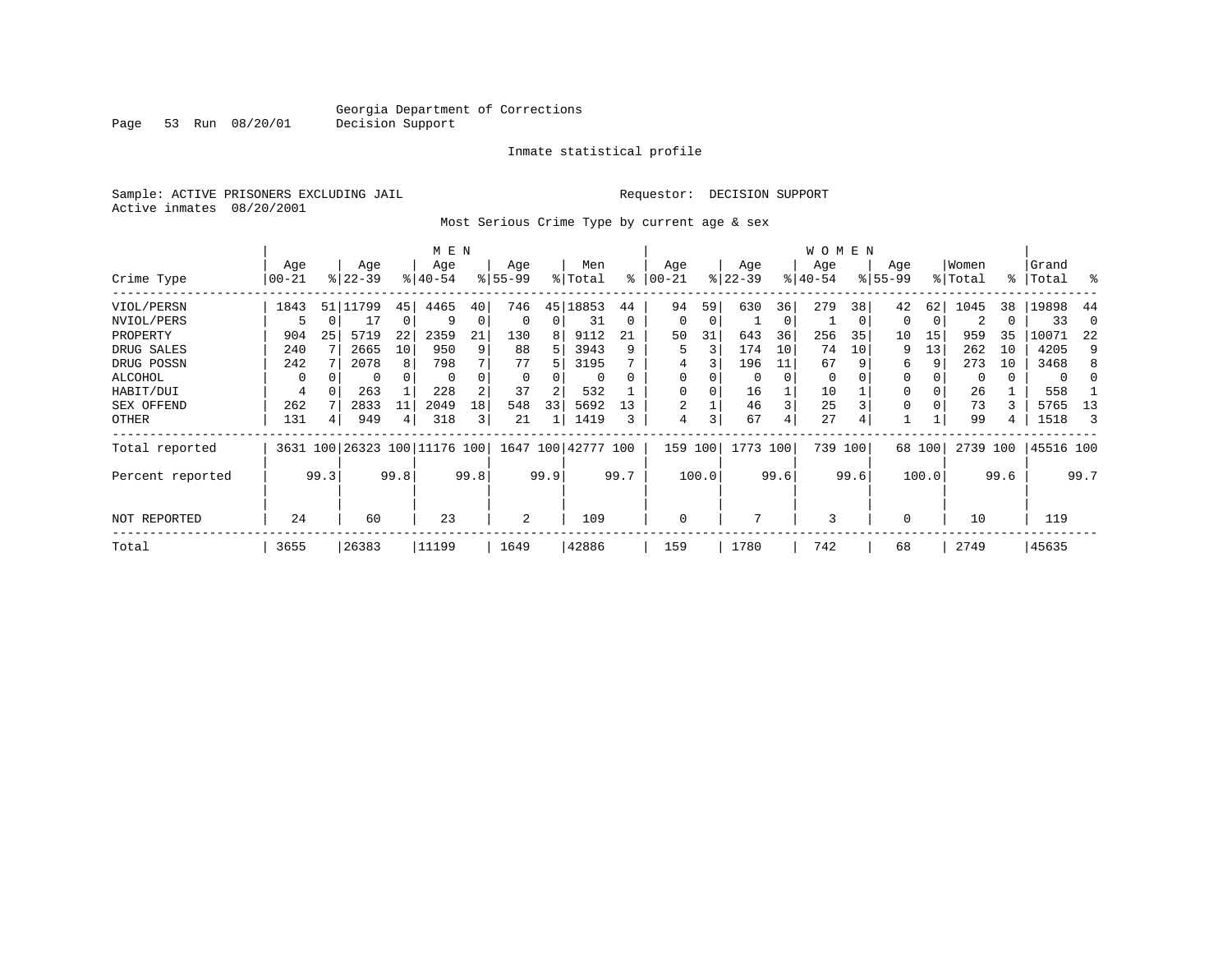Georgia Department of Corrections
Decision Support

Inmate statistical profile

Sample: ACTIVE PRISONERS EXCLUDING JAIL
Active inmates 08/20/2001

Requestor: DECISION SUPPORT

Most Serious Crime Type by current age & sex

| Crime Type | MEN Age 00-21 | % | Age 22-39 | % | Age 40-54 | % | Age 55-99 | % | Men Total | % | WOMEN Age 00-21 | % | Age 22-39 | % | Age 40-54 | % | Age 55-99 | % | Women Total | % | Grand Total | % |
|---|---|---|---|---|---|---|---|---|---|---|---|---|---|---|---|---|---|---|---|---|---|---|
| VIOL/PERSN | 1843 | 51 | 11799 | 45 | 4465 | 40 | 746 | 45 | 18853 | 44 | 94 | 59 | 630 | 36 | 279 | 38 | 42 | 62 | 1045 | 38 | 19898 | 44 |
| NVIOL/PERS | 5 | 0 | 17 | 0 | 9 | 0 | 0 | 0 | 31 | 0 | 0 | 0 | 1 | 0 | 1 | 0 | 0 | 0 | 2 | 0 | 33 | 0 |
| PROPERTY | 904 | 25 | 5719 | 22 | 2359 | 21 | 130 | 8 | 9112 | 21 | 50 | 31 | 643 | 36 | 256 | 35 | 10 | 15 | 959 | 35 | 10071 | 22 |
| DRUG SALES | 240 | 7 | 2665 | 10 | 950 | 9 | 88 | 5 | 3943 | 9 | 5 | 3 | 174 | 10 | 74 | 10 | 9 | 13 | 262 | 10 | 4205 | 9 |
| DRUG POSSN | 242 | 7 | 2078 | 8 | 798 | 7 | 77 | 5 | 3195 | 7 | 4 | 3 | 196 | 11 | 67 | 9 | 6 | 9 | 273 | 10 | 3468 | 8 |
| ALCOHOL | 0 | 0 | 0 | 0 | 0 | 0 | 0 | 0 | 0 | 0 | 0 | 0 | 0 | 0 | 0 | 0 | 0 | 0 | 0 | 0 | 0 | 0 |
| HABIT/DUI | 4 | 0 | 263 | 1 | 228 | 2 | 37 | 2 | 532 | 1 | 0 | 0 | 16 | 1 | 10 | 1 | 0 | 0 | 26 | 1 | 558 | 1 |
| SEX OFFEND | 262 | 7 | 2833 | 11 | 2049 | 18 | 548 | 33 | 5692 | 13 | 2 | 1 | 46 | 3 | 25 | 3 | 0 | 0 | 73 | 3 | 5765 | 13 |
| OTHER | 131 | 4 | 949 | 4 | 318 | 3 | 21 | 1 | 1419 | 3 | 4 | 3 | 67 | 4 | 27 | 4 | 1 | 1 | 99 | 4 | 1518 | 3 |
| Total reported | 3631 | 100 | 26323 | 100 | 11176 | 100 | 1647 | 100 | 42777 | 100 | 159 | 100 | 1773 | 100 | 739 | 100 | 68 | 100 | 2739 | 100 | 45516 | 100 |
| Percent reported | | 99.3 | | 99.8 | | 99.8 | | 99.9 | | 99.7 | | 100.0 | | 99.6 | | 99.6 | | 100.0 | | 99.6 | | 99.7 |
| NOT REPORTED | 24 | | 60 | | 23 | | 2 | | 109 | | 0 | | 7 | | 3 | | 0 | | 10 | | 119 | |
| Total | 3655 | | 26383 | | 11199 | | 1649 | | 42886 | | 159 | | 1780 | | 742 | | 68 | | 2749 | | 45635 | |